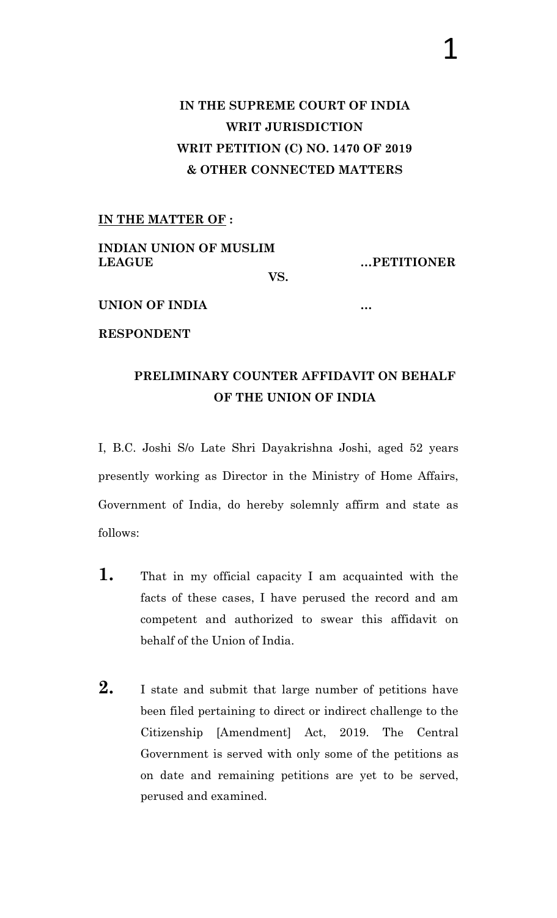**IN THE SUPREME COURT OF INDIA**
**WRIT JURISDICTION**
**WRIT PETITION (C) NO. 1470 OF 2019**
**& OTHER CONNECTED MATTERS**

**IN THE MATTER OF :**

**INDIAN UNION OF MUSLIM LEAGUE** **…PETITIONER**

**VS.**

**UNION OF INDIA** **…**

**RESPONDENT**

## PRELIMINARY COUNTER AFFIDAVIT ON BEHALF OF THE UNION OF INDIA

I, B.C. Joshi S/o Late Shri Dayakrishna Joshi, aged 52 years presently working as Director in the Ministry of Home Affairs, Government of India, do hereby solemnly affirm and state as follows:

**1.** That in my official capacity I am acquainted with the facts of these cases, I have perused the record and am competent and authorized to swear this affidavit on behalf of the Union of India.

**2.** I state and submit that large number of petitions have been filed pertaining to direct or indirect challenge to the Citizenship [Amendment] Act, 2019. The Central Government is served with only some of the petitions as on date and remaining petitions are yet to be served, perused and examined.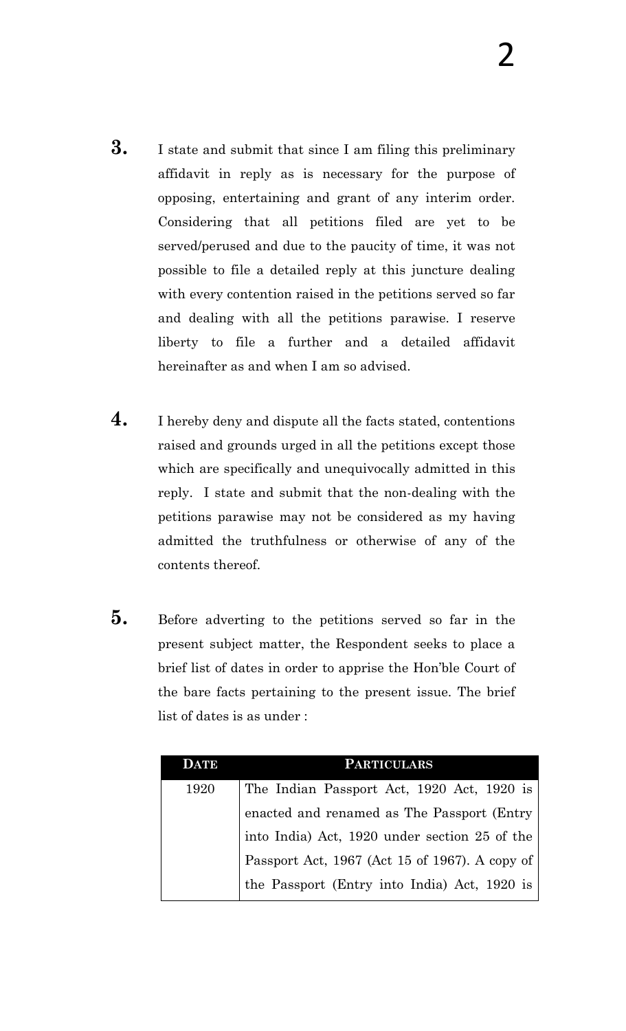**3.** I state and submit that since I am filing this preliminary affidavit in reply as is necessary for the purpose of opposing, entertaining and grant of any interim order. Considering that all petitions filed are yet to be served/perused and due to the paucity of time, it was not possible to file a detailed reply at this juncture dealing with every contention raised in the petitions served so far and dealing with all the petitions parawise. I reserve liberty to file a further and a detailed affidavit hereinafter as and when I am so advised.

**4.** I hereby deny and dispute all the facts stated, contentions raised and grounds urged in all the petitions except those which are specifically and unequivocally admitted in this reply. I state and submit that the non-dealing with the petitions parawise may not be considered as my having admitted the truthfulness or otherwise of any of the contents thereof.

**5.** Before adverting to the petitions served so far in the present subject matter, the Respondent seeks to place a brief list of dates in order to apprise the Hon'ble Court of the bare facts pertaining to the present issue. The brief list of dates is as under :

| DATE | PARTICULARS |
|---|---|
| 1920 | The Indian Passport Act, 1920 Act, 1920 is enacted and renamed as The Passport (Entry into India) Act, 1920 under section 25 of the Passport Act, 1967 (Act 15 of 1967). A copy of the Passport (Entry into India) Act, 1920 is |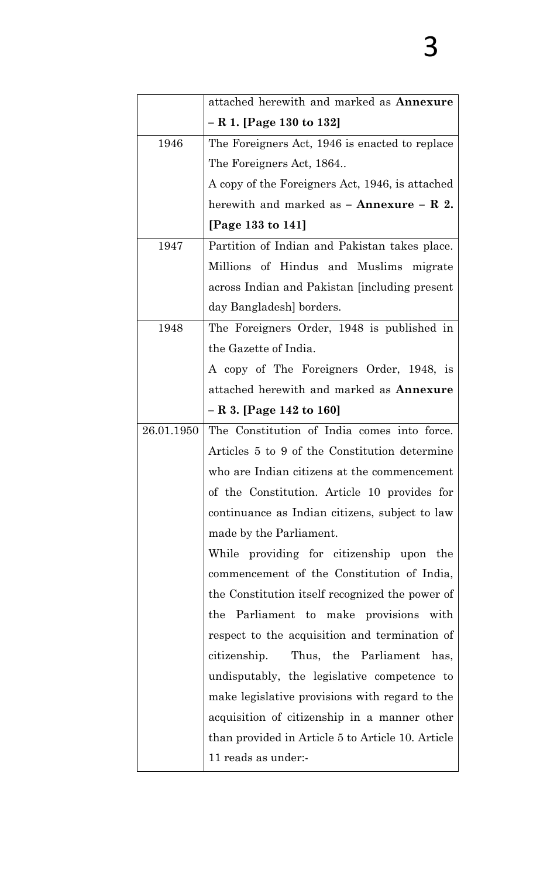| | |
|---|---|
| | attached herewith and marked as **Annexure – R 1. [Page 130 to 132]** |
| 1946 | The Foreigners Act, 1946 is enacted to replace The Foreigners Act, 1864.. <br> A copy of the Foreigners Act, 1946, is attached herewith and marked as – **Annexure – R 2. [Page 133 to 141]** |
| 1947 | Partition of Indian and Pakistan takes place. Millions of Hindus and Muslims migrate across Indian and Pakistan [including present day Bangladesh] borders. |
| 1948 | The Foreigners Order, 1948 is published in the Gazette of India. <br> A copy of The Foreigners Order, 1948, is attached herewith and marked as **Annexure – R 3. [Page 142 to 160]** |
| 26.01.1950 | The Constitution of India comes into force. Articles 5 to 9 of the Constitution determine who are Indian citizens at the commencement of the Constitution. Article 10 provides for continuance as Indian citizens, subject to law made by the Parliament. <br> While providing for citizenship upon the commencement of the Constitution of India, the Constitution itself recognized the power of the Parliament to make provisions with respect to the acquisition and termination of citizenship. Thus, the Parliament has, undisputably, the legislative competence to make legislative provisions with regard to the acquisition of citizenship in a manner other than provided in Article 5 to Article 10. Article 11 reads as under:- |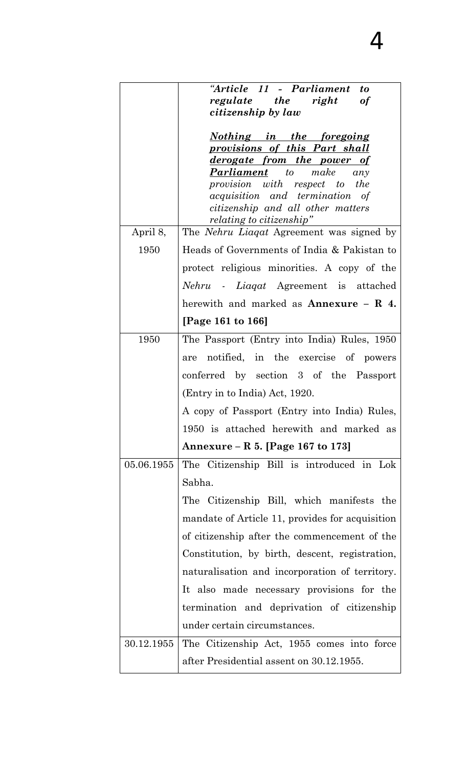| | |
|---|---|
| | *"Article 11 - Parliament to regulate the right of citizenship by law*<br><br>***<u>Nothing in the foregoing provisions of this Part shall derogate from the power of Parliament</u>*** *to make any provision with respect to the acquisition and termination of citizenship and all other matters relating to citizenship"* |
| April 8, 1950 | The *Nehru Liaqat* Agreement was signed by Heads of Governments of India & Pakistan to protect religious minorities. A copy of the *Nehru - Liaqat* Agreement is attached herewith and marked as **Annexure – R 4. [Page 161 to 166]** |
| 1950 | The Passport (Entry into India) Rules, 1950 are notified, in the exercise of powers conferred by section 3 of the Passport (Entry in to India) Act, 1920.<br>A copy of Passport (Entry into India) Rules, 1950 is attached herewith and marked as **Annexure – R 5. [Page 167 to 173]** |
| 05.06.1955 | The Citizenship Bill is introduced in Lok Sabha.<br>The Citizenship Bill, which manifests the mandate of Article 11, provides for acquisition of citizenship after the commencement of the Constitution, by birth, descent, registration, naturalisation and incorporation of territory. It also made necessary provisions for the termination and deprivation of citizenship under certain circumstances. |
| 30.12.1955 | The Citizenship Act, 1955 comes into force after Presidential assent on 30.12.1955. |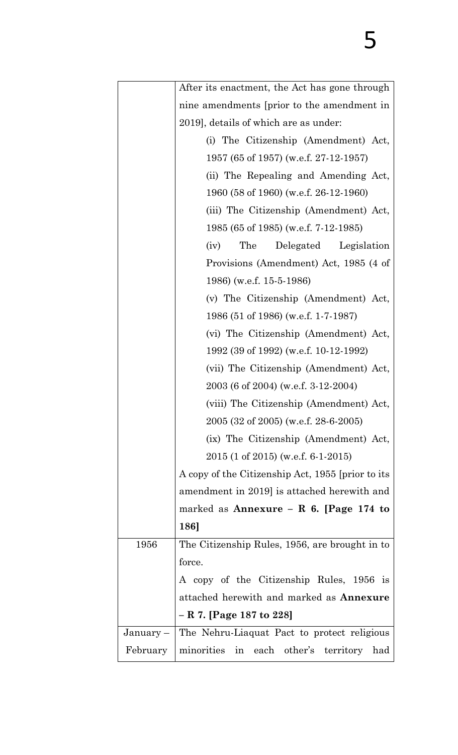| | |
|---|---|
| | After its enactment, the Act has gone through nine amendments [prior to the amendment in 2019], details of which are as under:<br>(i) The Citizenship (Amendment) Act, 1957 (65 of 1957) (w.e.f. 27-12-1957)<br>(ii) The Repealing and Amending Act, 1960 (58 of 1960) (w.e.f. 26-12-1960)<br>(iii) The Citizenship (Amendment) Act, 1985 (65 of 1985) (w.e.f. 7-12-1985)<br>(iv) The Delegated Legislation Provisions (Amendment) Act, 1985 (4 of 1986) (w.e.f. 15-5-1986)<br>(v) The Citizenship (Amendment) Act, 1986 (51 of 1986) (w.e.f. 1-7-1987)<br>(vi) The Citizenship (Amendment) Act, 1992 (39 of 1992) (w.e.f. 10-12-1992)<br>(vii) The Citizenship (Amendment) Act, 2003 (6 of 2004) (w.e.f. 3-12-2004)<br>(viii) The Citizenship (Amendment) Act, 2005 (32 of 2005) (w.e.f. 28-6-2005)<br>(ix) The Citizenship (Amendment) Act, 2015 (1 of 2015) (w.e.f. 6-1-2015)<br>A copy of the Citizenship Act, 1955 [prior to its amendment in 2019] is attached herewith and marked as **Annexure – R 6. [Page 174 to 186]** |
| 1956 | The Citizenship Rules, 1956, are brought in to force.<br>A copy of the Citizenship Rules, 1956 is attached herewith and marked as **Annexure – R 7. [Page 187 to 228]** |
| January – February | The Nehru-Liaquat Pact to protect religious minorities in each other's territory had |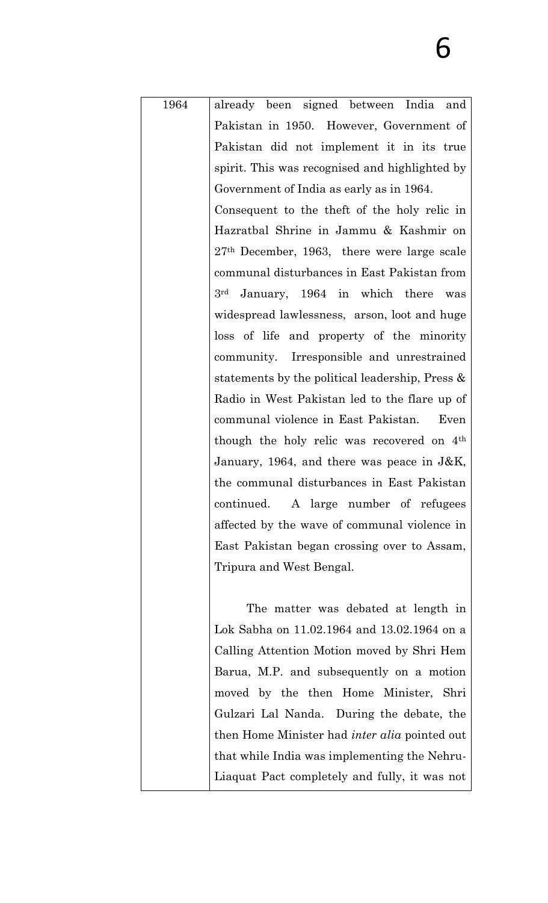| | |
|---|---|
| 1964 | already been signed between India and Pakistan in 1950. However, Government of Pakistan did not implement it in its true spirit. This was recognised and highlighted by Government of India as early as in 1964.<br>Consequent to the theft of the holy relic in Hazratbal Shrine in Jammu & Kashmir on 27th December, 1963, there were large scale communal disturbances in East Pakistan from 3rd January, 1964 in which there was widespread lawlessness, arson, loot and huge loss of life and property of the minority community. Irresponsible and unrestrained statements by the political leadership, Press & Radio in West Pakistan led to the flare up of communal violence in East Pakistan. Even though the holy relic was recovered on 4th January, 1964, and there was peace in J&K, the communal disturbances in East Pakistan continued. A large number of refugees affected by the wave of communal violence in East Pakistan began crossing over to Assam, Tripura and West Bengal.<br><br>The matter was debated at length in Lok Sabha on 11.02.1964 and 13.02.1964 on a Calling Attention Motion moved by Shri Hem Barua, M.P. and subsequently on a motion moved by the then Home Minister, Shri Gulzari Lal Nanda. During the debate, the then Home Minister had *inter alia* pointed out that while India was implementing the Nehru-Liaquat Pact completely and fully, it was not |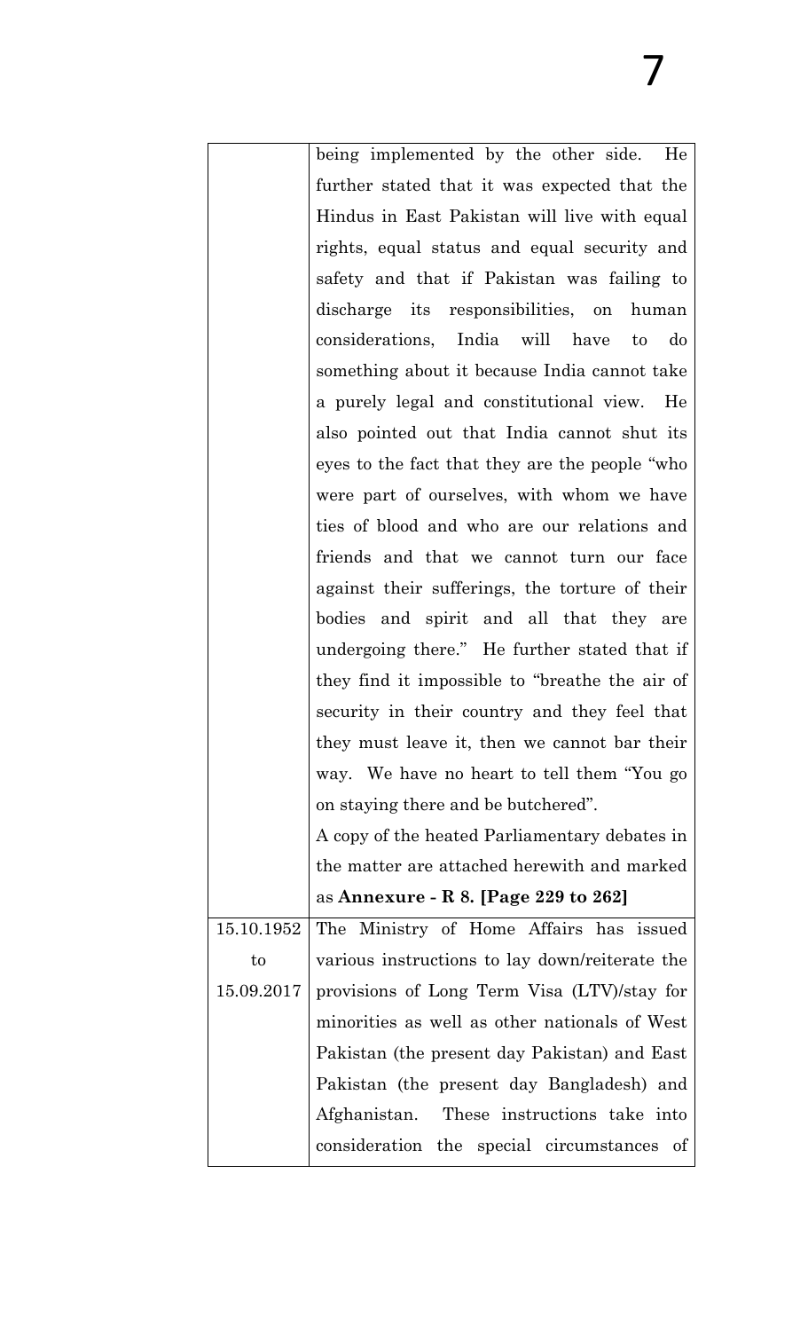| | |
|---|---|
| | being implemented by the other side. He further stated that it was expected that the Hindus in East Pakistan will live with equal rights, equal status and equal security and safety and that if Pakistan was failing to discharge its responsibilities, on human considerations, India will have to do something about it because India cannot take a purely legal and constitutional view. He also pointed out that India cannot shut its eyes to the fact that they are the people "who were part of ourselves, with whom we have ties of blood and who are our relations and friends and that we cannot turn our face against their sufferings, the torture of their bodies and spirit and all that they are undergoing there." He further stated that if they find it impossible to "breathe the air of security in their country and they feel that they must leave it, then we cannot bar their way. We have no heart to tell them "You go on staying there and be butchered". A copy of the heated Parliamentary debates in the matter are attached herewith and marked as **Annexure - R 8. [Page 229 to 262]** |
| 15.10.1952 to 15.09.2017 | The Ministry of Home Affairs has issued various instructions to lay down/reiterate the provisions of Long Term Visa (LTV)/stay for minorities as well as other nationals of West Pakistan (the present day Pakistan) and East Pakistan (the present day Bangladesh) and Afghanistan. These instructions take into consideration the special circumstances of |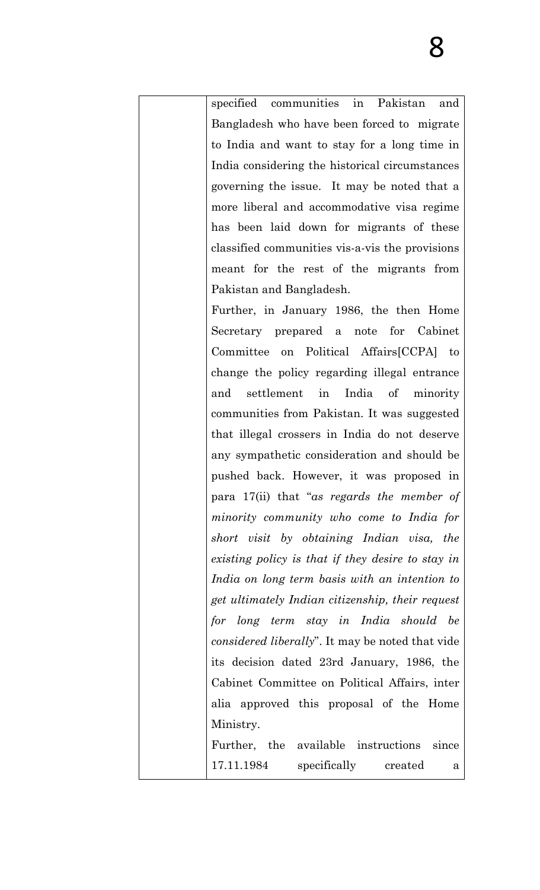| | |
|---|---|
| | specified communities in Pakistan and Bangladesh who have been forced to migrate to India and want to stay for a long time in India considering the historical circumstances governing the issue. It may be noted that a more liberal and accommodative visa regime has been laid down for migrants of these classified communities vis-a-vis the provisions meant for the rest of the migrants from Pakistan and Bangladesh.<br>Further, in January 1986, the then Home Secretary prepared a note for Cabinet Committee on Political Affairs[CCPA] to change the policy regarding illegal entrance and settlement in India of minority communities from Pakistan. It was suggested that illegal crossers in India do not deserve any sympathetic consideration and should be pushed back. However, it was proposed in para 17(ii) that "*as regards the member of minority community who come to India for short visit by obtaining Indian visa, the existing policy is that if they desire to stay in India on long term basis with an intention to get ultimately Indian citizenship, their request for long term stay in India should be considered liberally*". It may be noted that vide its decision dated 23rd January, 1986, the Cabinet Committee on Political Affairs, inter alia approved this proposal of the Home Ministry.<br>Further, the available instructions since 17.11.1984 specifically created a |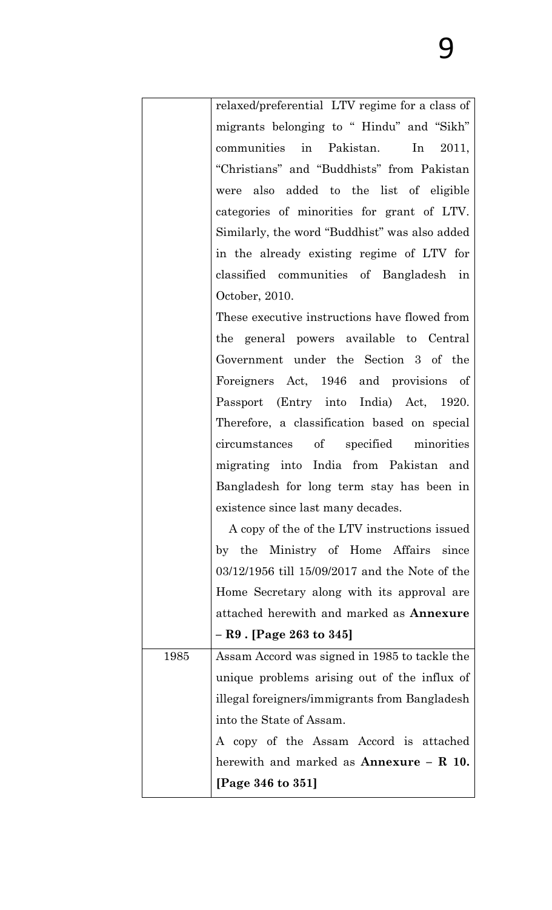|  |  |
|---|---|
|  | relaxed/preferential LTV regime for a class of migrants belonging to " Hindu" and "Sikh" communities in Pakistan. In 2011, "Christians" and "Buddhists" from Pakistan were also added to the list of eligible categories of minorities for grant of LTV. Similarly, the word "Buddhist" was also added in the already existing regime of LTV for classified communities of Bangladesh in October, 2010.<br>These executive instructions have flowed from the general powers available to Central Government under the Section 3 of the Foreigners Act, 1946 and provisions of Passport (Entry into India) Act, 1920. Therefore, a classification based on special circumstances of specified minorities migrating into India from Pakistan and Bangladesh for long term stay has been in existence since last many decades.<br>A copy of the of the LTV instructions issued by the Ministry of Home Affairs since 03/12/1956 till 15/09/2017 and the Note of the Home Secretary along with its approval are attached herewith and marked as **Annexure – R9 . [Page 263 to 345]** |
| 1985 | Assam Accord was signed in 1985 to tackle the unique problems arising out of the influx of illegal foreigners/immigrants from Bangladesh into the State of Assam.<br>A copy of the Assam Accord is attached herewith and marked as **Annexure – R 10. [Page 346 to 351]** |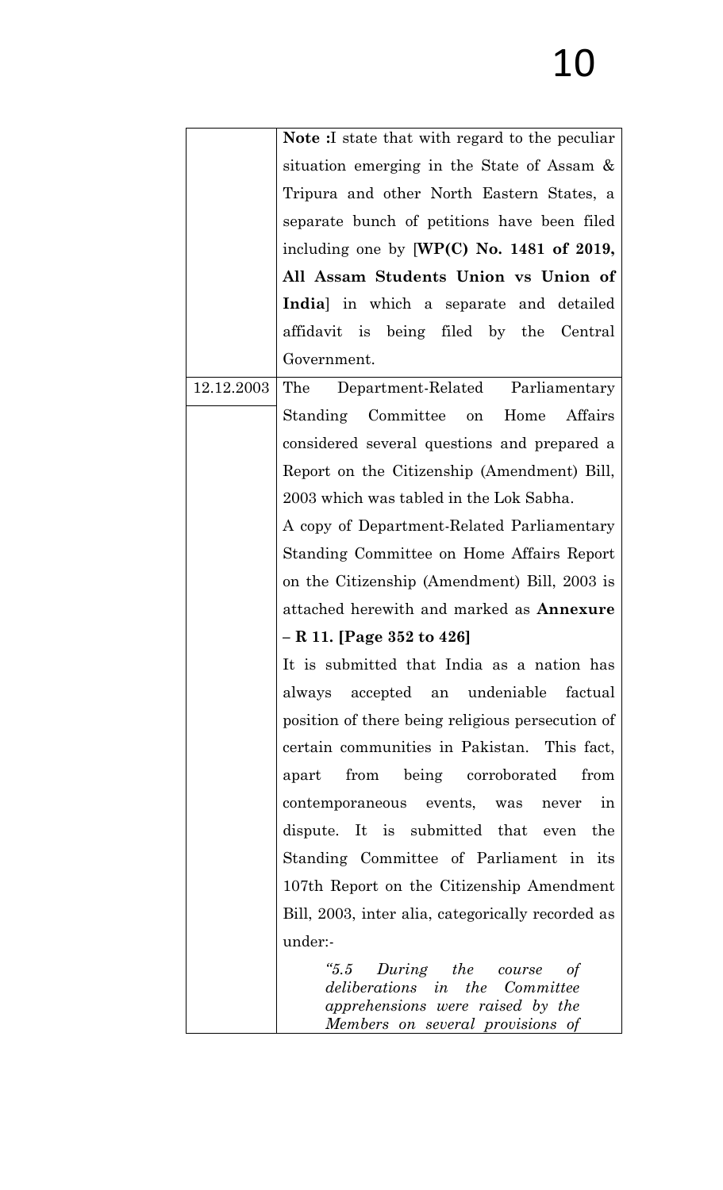| | |
|---|---|
| | **Note :**I state that with regard to the peculiar situation emerging in the State of Assam & Tripura and other North Eastern States, a separate bunch of petitions have been filed including one by [**WP(C) No. 1481 of 2019, All Assam Students Union vs Union of India**] in which a separate and detailed affidavit is being filed by the Central Government. |
| 12.12.2003 | The Department-Related Parliamentary Standing Committee on Home Affairs considered several questions and prepared a Report on the Citizenship (Amendment) Bill, 2003 which was tabled in the Lok Sabha.<br>A copy of Department-Related Parliamentary Standing Committee on Home Affairs Report on the Citizenship (Amendment) Bill, 2003 is attached herewith and marked as **Annexure – R 11. [Page 352 to 426]**<br>It is submitted that India as a nation has always accepted an undeniable factual position of there being religious persecution of certain communities in Pakistan. This fact, apart from being corroborated from contemporaneous events, was never in dispute. It is submitted that even the Standing Committee of Parliament in its 107th Report on the Citizenship Amendment Bill, 2003, inter alia, categorically recorded as under:-<br>*"5.5 During the course of deliberations in the Committee apprehensions were raised by the Members on several provisions of* |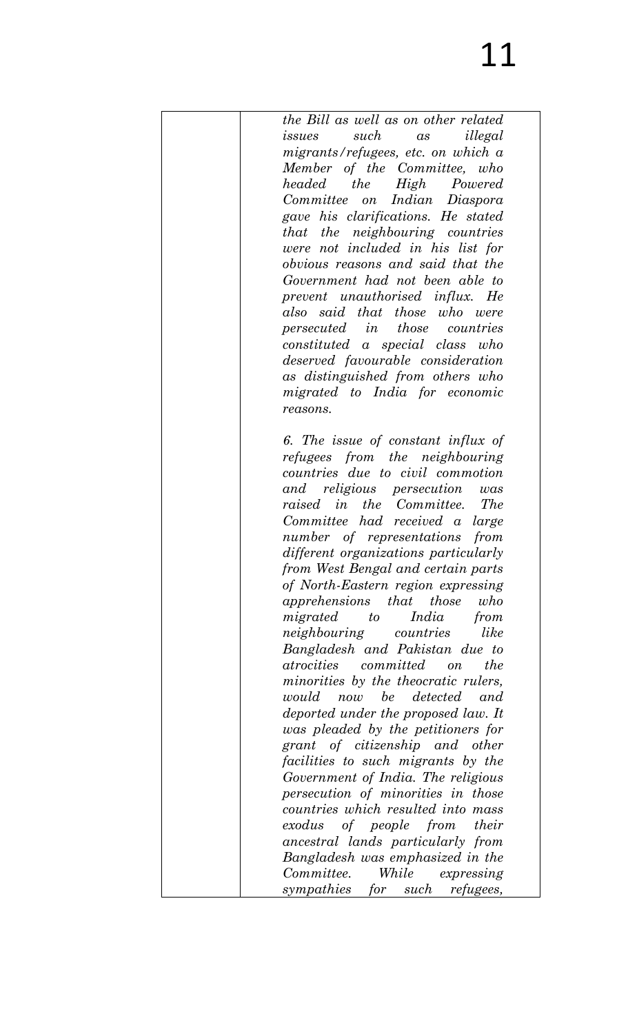| | |
|---|---|
| | *the Bill as well as on other related issues such as illegal migrants/refugees, etc. on which a Member of the Committee, who headed the High Powered Committee on Indian Diaspora gave his clarifications. He stated that the neighbouring countries were not included in his list for obvious reasons and said that the Government had not been able to prevent unauthorised influx. He also said that those who were persecuted in those countries constituted a special class who deserved favourable consideration as distinguished from others who migrated to India for economic reasons.*<br><br>*6. The issue of constant influx of refugees from the neighbouring countries due to civil commotion and religious persecution was raised in the Committee. The Committee had received a large number of representations from different organizations particularly from West Bengal and certain parts of North-Eastern region expressing apprehensions that those who migrated to India from neighbouring countries like Bangladesh and Pakistan due to atrocities committed on the minorities by the theocratic rulers, would now be detected and deported under the proposed law. It was pleaded by the petitioners for grant of citizenship and other facilities to such migrants by the Government of India. The religious persecution of minorities in those countries which resulted into mass exodus of people from their ancestral lands particularly from Bangladesh was emphasized in the Committee. While expressing sympathies for such refugees,* |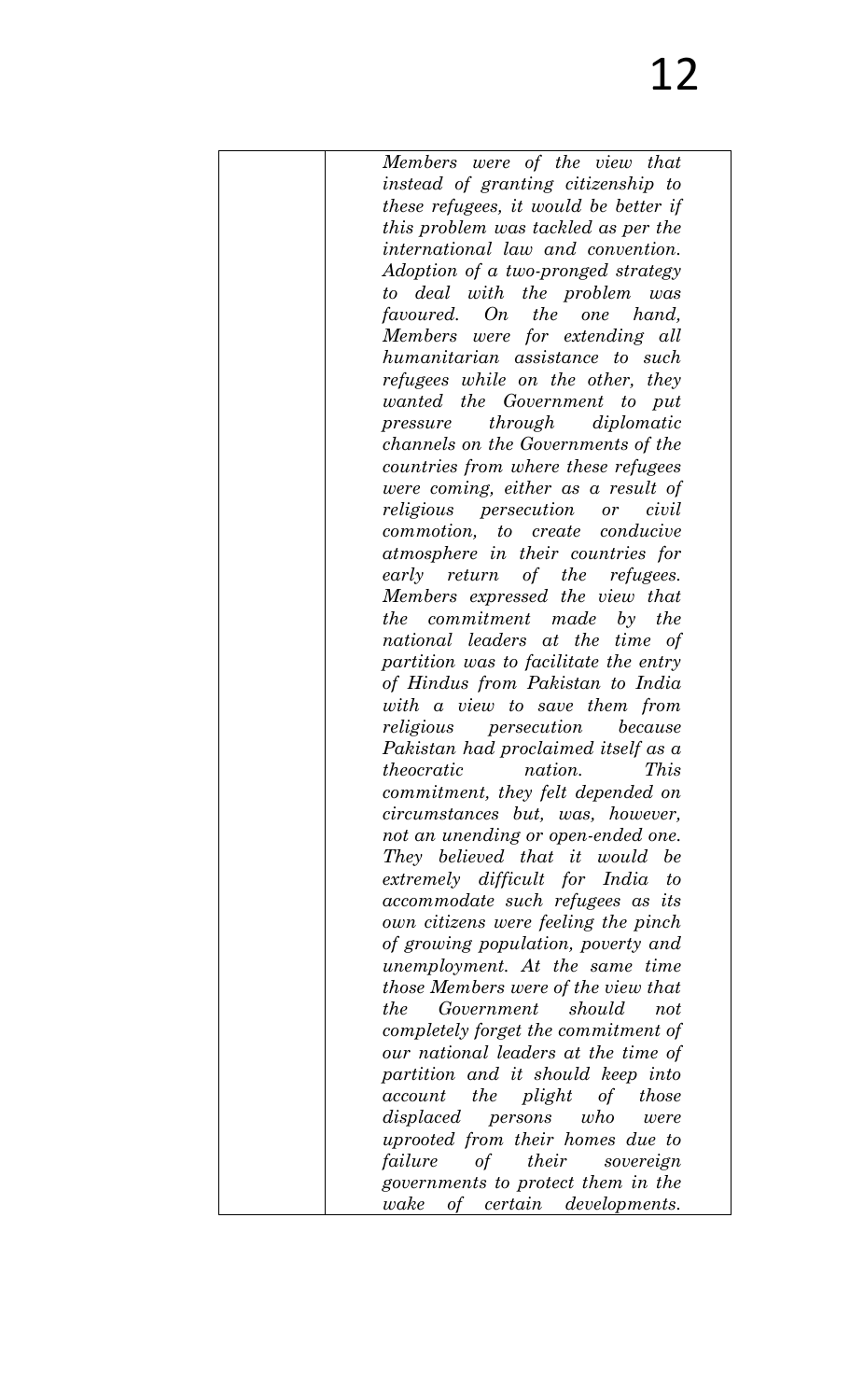| | *Members were of the view that instead of granting citizenship to these refugees, it would be better if this problem was tackled as per the international law and convention. Adoption of a two-pronged strategy to deal with the problem was favoured. On the one hand, Members were for extending all humanitarian assistance to such refugees while on the other, they wanted the Government to put pressure through diplomatic channels on the Governments of the countries from where these refugees were coming, either as a result of religious persecution or civil commotion, to create conducive atmosphere in their countries for early return of the refugees. Members expressed the view that the commitment made by the national leaders at the time of partition was to facilitate the entry of Hindus from Pakistan to India with a view to save them from religious persecution because Pakistan had proclaimed itself as a theocratic nation. This commitment, they felt depended on circumstances but, was, however, not an unending or open-ended one. They believed that it would be extremely difficult for India to accommodate such refugees as its own citizens were feeling the pinch of growing population, poverty and unemployment. At the same time those Members were of the view that the Government should not completely forget the commitment of our national leaders at the time of partition and it should keep into account the plight of those displaced persons who were uprooted from their homes due to failure of their sovereign governments to protect them in the wake of certain developments.* |
|---|---|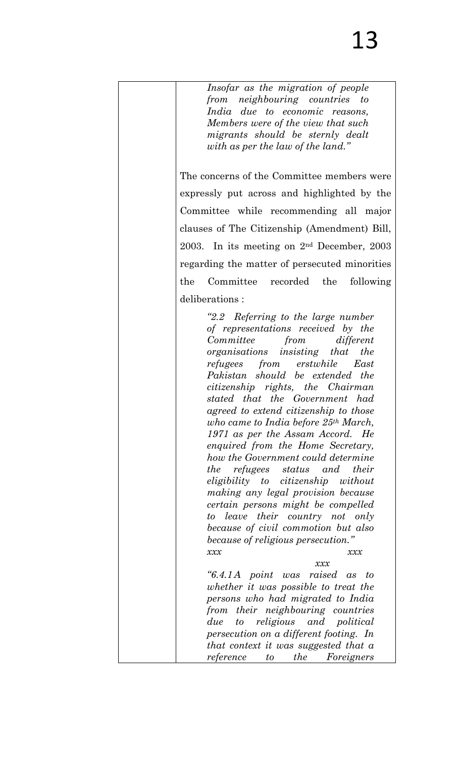|  | *Insofar as the migration of people from neighbouring countries to India due to economic reasons, Members were of the view that such migrants should be sternly dealt with as per the law of the land."*<br><br>The concerns of the Committee members were expressly put across and highlighted by the Committee while recommending all major clauses of The Citizenship (Amendment) Bill, 2003. In its meeting on 2nd December, 2003 regarding the matter of persecuted minorities the Committee recorded the following deliberations :<br><br>*"2.2 Referring to the large number of representations received by the Committee from different organisations insisting that the refugees from erstwhile East Pakistan should be extended the citizenship rights, the Chairman stated that the Government had agreed to extend citizenship to those who came to India before 25th March, 1971 as per the Assam Accord. He enquired from the Home Secretary, how the Government could determine the refugees status and their eligibility to citizenship without making any legal provision because certain persons might be compelled to leave their country not only because of civil commotion but also because of religious persecution."*<br>*xxx xxx xxx*<br>*"6.4.1A point was raised as to whether it was possible to treat the persons who had migrated to India from their neighbouring countries due to religious and political persecution on a different footing. In that context it was suggested that a reference to the Foreigners* |
|---|---|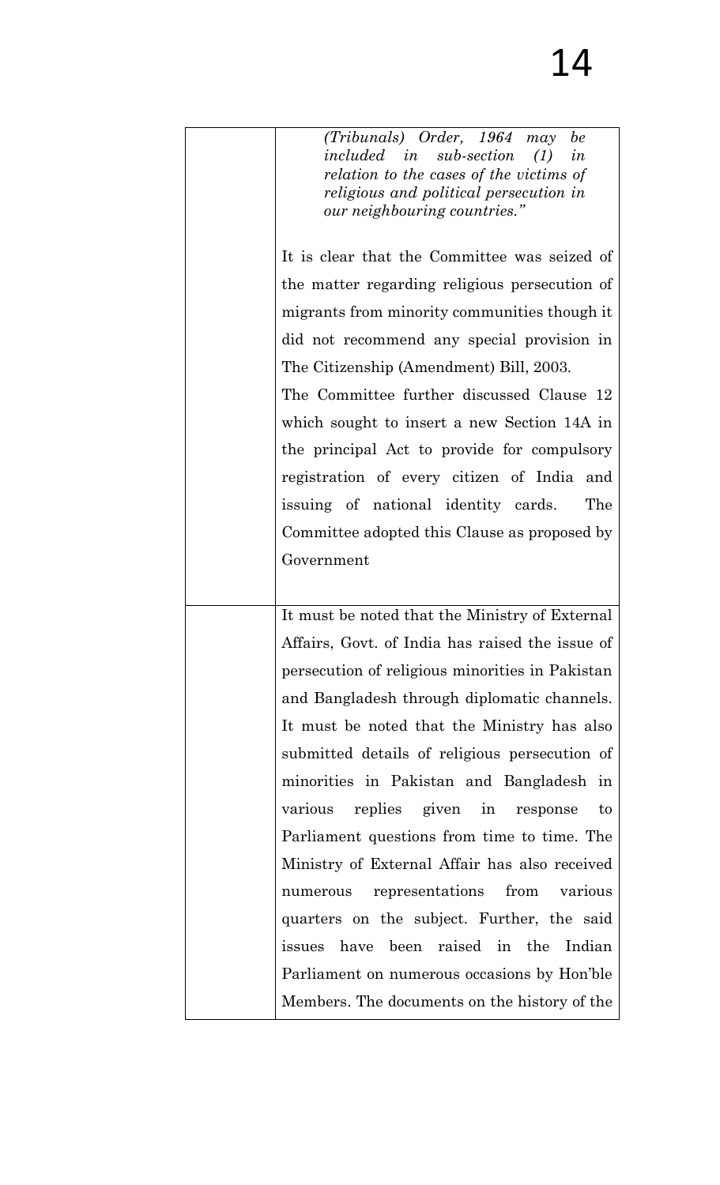| | |
|---|---|
| | *(Tribunals) Order, 1964 may be included in sub-section (1) in relation to the cases of the victims of religious and political persecution in our neighbouring countries."*<br><br>It is clear that the Committee was seized of the matter regarding religious persecution of migrants from minority communities though it did not recommend any special provision in The Citizenship (Amendment) Bill, 2003.<br>The Committee further discussed Clause 12 which sought to insert a new Section 14A in the principal Act to provide for compulsory registration of every citizen of India and issuing of national identity cards. The Committee adopted this Clause as proposed by Government |
| | It must be noted that the Ministry of External Affairs, Govt. of India has raised the issue of persecution of religious minorities in Pakistan and Bangladesh through diplomatic channels. It must be noted that the Ministry has also submitted details of religious persecution of minorities in Pakistan and Bangladesh in various replies given in response to Parliament questions from time to time. The Ministry of External Affair has also received numerous representations from various quarters on the subject. Further, the said issues have been raised in the Indian Parliament on numerous occasions by Hon'ble Members. The documents on the history of the |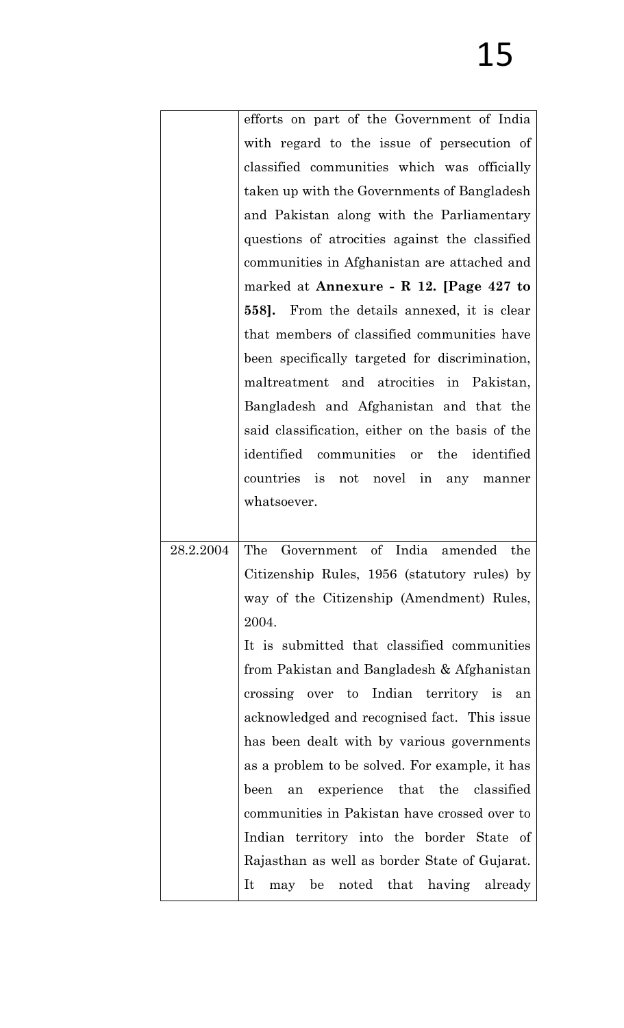| | |
|---|---|
| | efforts on part of the Government of India with regard to the issue of persecution of classified communities which was officially taken up with the Governments of Bangladesh and Pakistan along with the Parliamentary questions of atrocities against the classified communities in Afghanistan are attached and marked at **Annexure - R 12. [Page 427 to 558].** From the details annexed, it is clear that members of classified communities have been specifically targeted for discrimination, maltreatment and atrocities in Pakistan, Bangladesh and Afghanistan and that the said classification, either on the basis of the identified communities or the identified countries is not novel in any manner whatsoever. |
| 28.2.2004 | The Government of India amended the Citizenship Rules, 1956 (statutory rules) by way of the Citizenship (Amendment) Rules, 2004.<br>It is submitted that classified communities from Pakistan and Bangladesh & Afghanistan crossing over to Indian territory is an acknowledged and recognised fact. This issue has been dealt with by various governments as a problem to be solved. For example, it has been an experience that the classified communities in Pakistan have crossed over to Indian territory into the border State of Rajasthan as well as border State of Gujarat. It may be noted that having already |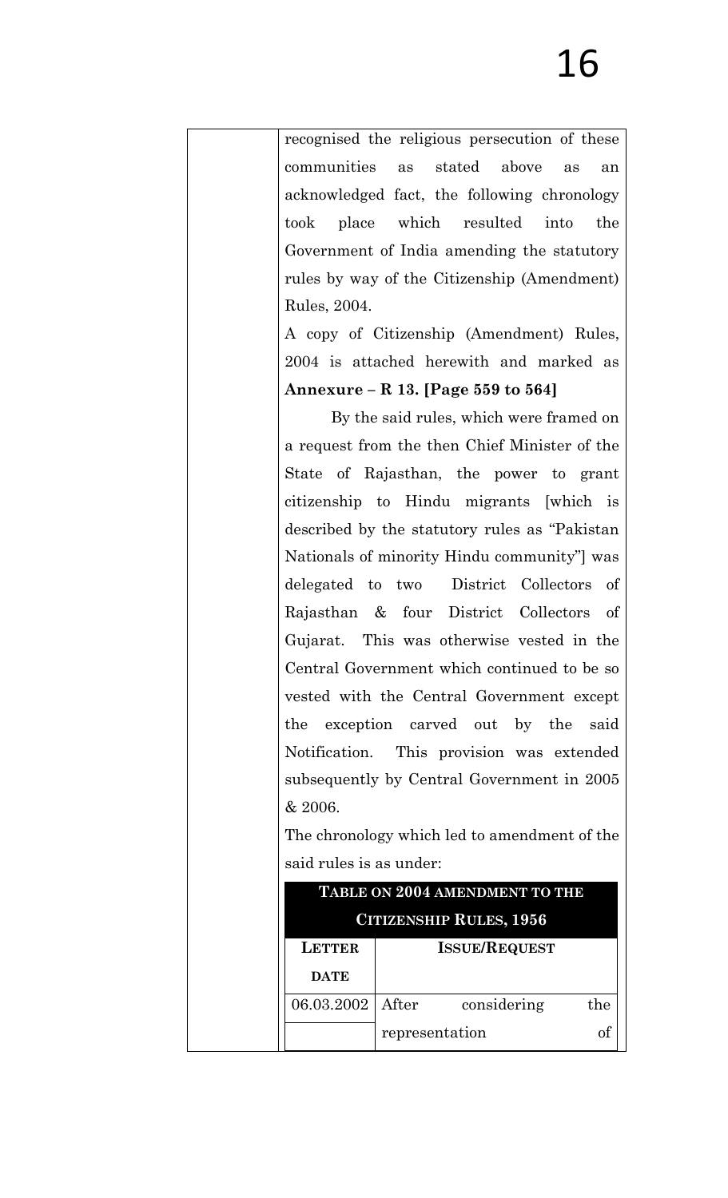recognised the religious persecution of these communities as stated above as an acknowledged fact, the following chronology took place which resulted into the Government of India amending the statutory rules by way of the Citizenship (Amendment) Rules, 2004.

A copy of Citizenship (Amendment) Rules, 2004 is attached herewith and marked as **Annexure – R 13. [Page 559 to 564]**

By the said rules, which were framed on a request from the then Chief Minister of the State of Rajasthan, the power to grant citizenship to Hindu migrants [which is described by the statutory rules as "Pakistan Nationals of minority Hindu community"] was delegated to two District Collectors of Rajasthan & four District Collectors of Gujarat. This was otherwise vested in the Central Government which continued to be so vested with the Central Government except the exception carved out by the said Notification. This provision was extended subsequently by Central Government in 2005 & 2006.

The chronology which led to amendment of the said rules is as under:

| **TABLE ON 2004 AMENDMENT TO THE CITIZENSHIP RULES, 1956** | |
|---|---|
| **LETTER DATE** | **ISSUE/REQUEST** |
| 06.03.2002 | After considering the representation of |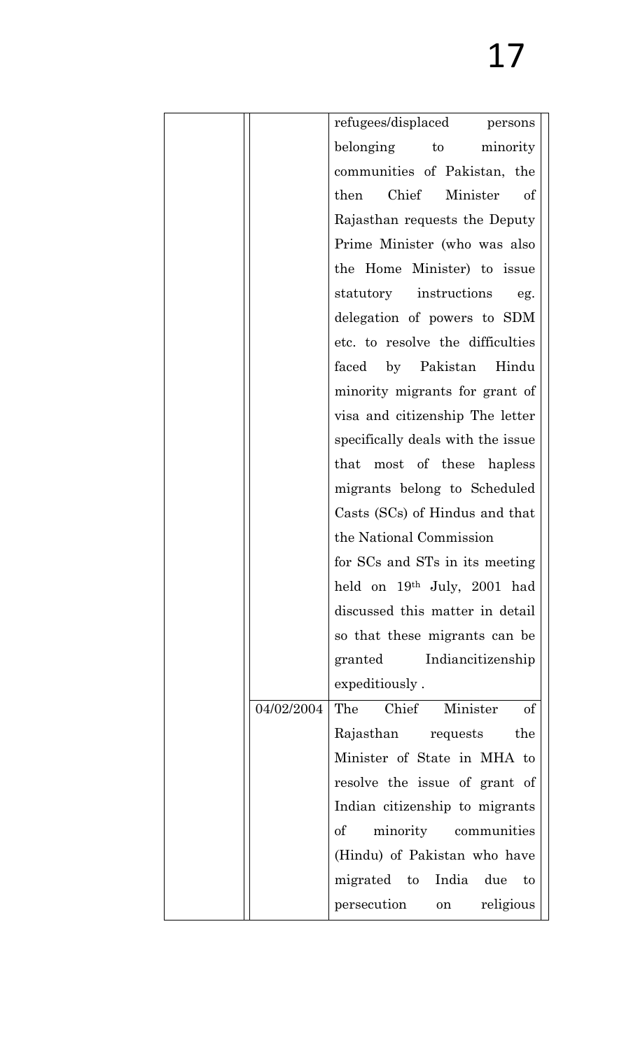| | | |
|---|---|---|
| | | refugees/displaced persons belonging to minority communities of Pakistan, the then Chief Minister of Rajasthan requests the Deputy Prime Minister (who was also the Home Minister) to issue statutory instructions eg. delegation of powers to SDM etc. to resolve the difficulties faced by Pakistan Hindu minority migrants for grant of visa and citizenship The letter specifically deals with the issue that most of these hapless migrants belong to Scheduled Casts (SCs) of Hindus and that the National Commission for SCs and STs in its meeting held on 19th July, 2001 had discussed this matter in detail so that these migrants can be granted Indiancitizenship expeditiously . |
| | 04/02/2004 | The Chief Minister of Rajasthan requests the Minister of State in MHA to resolve the issue of grant of Indian citizenship to migrants of minority communities (Hindu) of Pakistan who have migrated to India due to persecution on religious |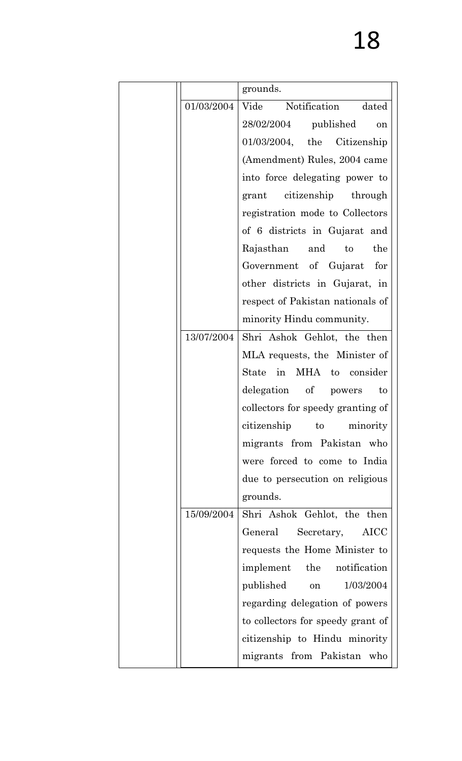| | | |
|---|---|---|
| | | grounds. |
| | 01/03/2004 | Vide Notification dated 28/02/2004 published on 01/03/2004, the Citizenship (Amendment) Rules, 2004 came into force delegating power to grant citizenship through registration mode to Collectors of 6 districts in Gujarat and Rajasthan and to the Government of Gujarat for other districts in Gujarat, in respect of Pakistan nationals of minority Hindu community. |
| | 13/07/2004 | Shri Ashok Gehlot, the then MLA requests, the Minister of State in MHA to consider delegation of powers to collectors for speedy granting of citizenship to minority migrants from Pakistan who were forced to come to India due to persecution on religious grounds. |
| | 15/09/2004 | Shri Ashok Gehlot, the then General Secretary, AICC requests the Home Minister to implement the notification published on 1/03/2004 regarding delegation of powers to collectors for speedy grant of citizenship to Hindu minority migrants from Pakistan who |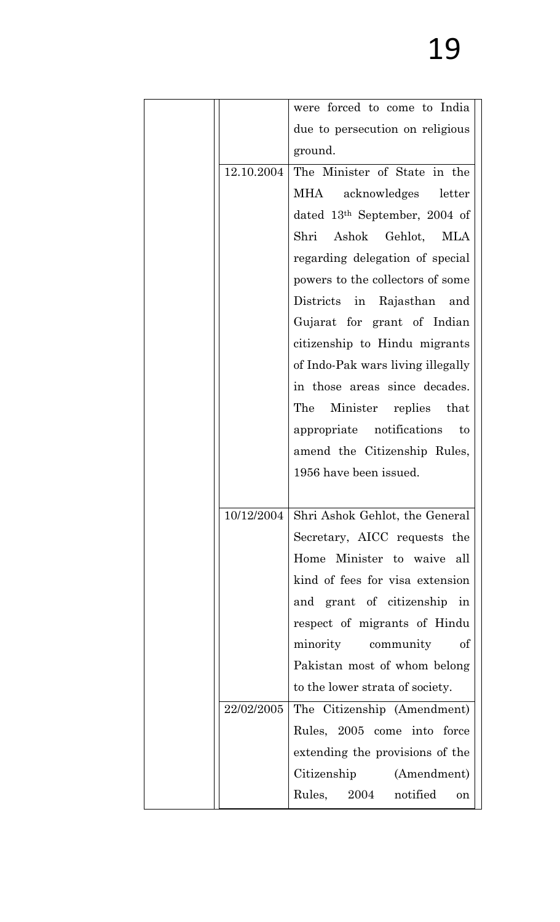| | | |
|---|---|---|
| | | were forced to come to India due to persecution on religious ground. |
| | 12.10.2004 | The Minister of State in the MHA acknowledges letter dated 13th September, 2004 of Shri Ashok Gehlot, MLA regarding delegation of special powers to the collectors of some Districts in Rajasthan and Gujarat for grant of Indian citizenship to Hindu migrants of Indo-Pak wars living illegally in those areas since decades. The Minister replies that appropriate notifications to amend the Citizenship Rules, 1956 have been issued. |
| | 10/12/2004 | Shri Ashok Gehlot, the General Secretary, AICC requests the Home Minister to waive all kind of fees for visa extension and grant of citizenship in respect of migrants of Hindu minority community of Pakistan most of whom belong to the lower strata of society. |
| | 22/02/2005 | The Citizenship (Amendment) Rules, 2005 come into force extending the provisions of the Citizenship (Amendment) Rules, 2004 notified on |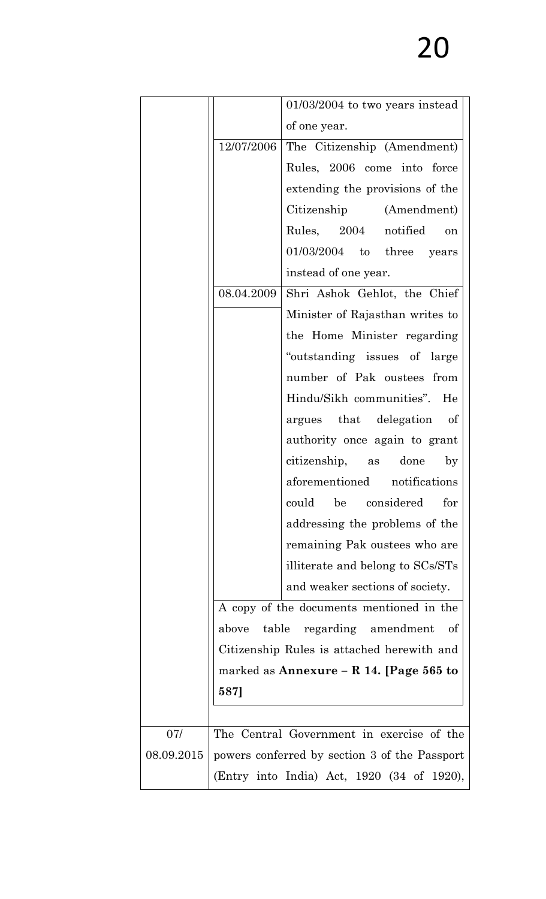| | | |
|---|---|---|
| | | 01/03/2004 to two years instead of one year. |
| | 12/07/2006 | The Citizenship (Amendment) Rules, 2006 come into force extending the provisions of the Citizenship (Amendment) Rules, 2004 notified on 01/03/2004 to three years instead of one year. |
| | 08.04.2009 | Shri Ashok Gehlot, the Chief Minister of Rajasthan writes to the Home Minister regarding "outstanding issues of large number of Pak oustees from Hindu/Sikh communities". He argues that delegation of authority once again to grant citizenship, as done by aforementioned notifications could be considered for addressing the problems of the remaining Pak oustees who are illiterate and belong to SCs/STs and weaker sections of society. |
| | A copy of the documents mentioned in the above table regarding amendment of Citizenship Rules is attached herewith and marked as **Annexure – R 14. [Page 565 to 587]** | |
| 07/ 08.09.2015 | The Central Government in exercise of the powers conferred by section 3 of the Passport (Entry into India) Act, 1920 (34 of 1920), | |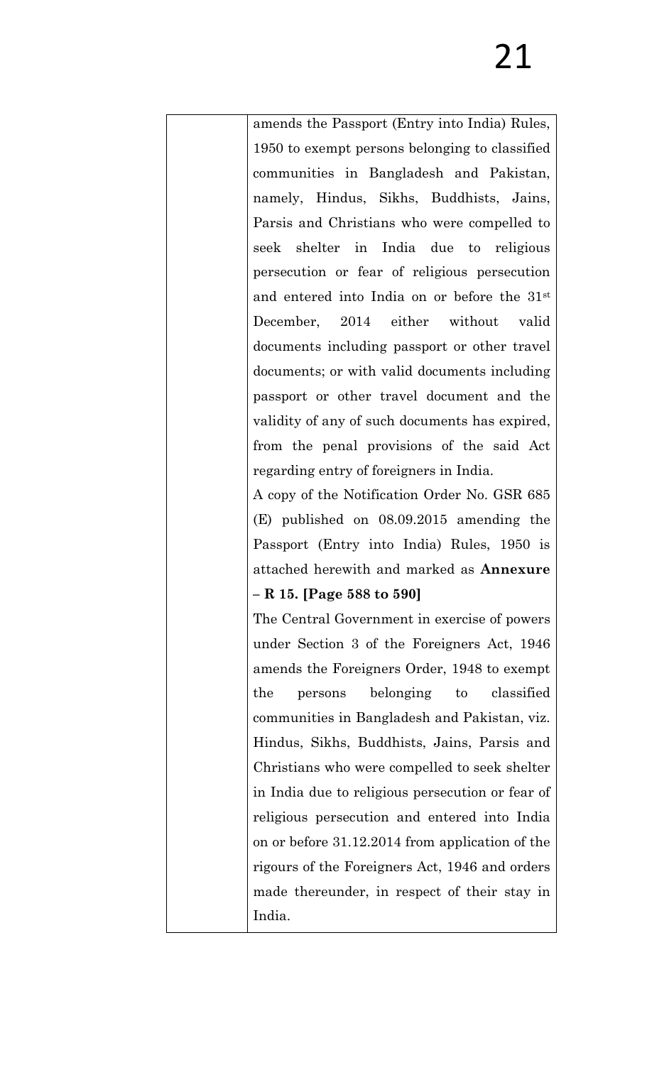| | amends the Passport (Entry into India) Rules, 1950 to exempt persons belonging to classified communities in Bangladesh and Pakistan, namely, Hindus, Sikhs, Buddhists, Jains, Parsis and Christians who were compelled to seek shelter in India due to religious persecution or fear of religious persecution and entered into India on or before the 31st December, 2014 either without valid documents including passport or other travel documents; or with valid documents including passport or other travel document and the validity of any of such documents has expired, from the penal provisions of the said Act regarding entry of foreigners in India.<br>A copy of the Notification Order No. GSR 685 (E) published on 08.09.2015 amending the Passport (Entry into India) Rules, 1950 is attached herewith and marked as **Annexure – R 15. [Page 588 to 590]**<br>The Central Government in exercise of powers under Section 3 of the Foreigners Act, 1946 amends the Foreigners Order, 1948 to exempt the persons belonging to classified communities in Bangladesh and Pakistan, viz. Hindus, Sikhs, Buddhists, Jains, Parsis and Christians who were compelled to seek shelter in India due to religious persecution or fear of religious persecution and entered into India on or before 31.12.2014 from application of the rigours of the Foreigners Act, 1946 and orders made thereunder, in respect of their stay in India. |
|---|---|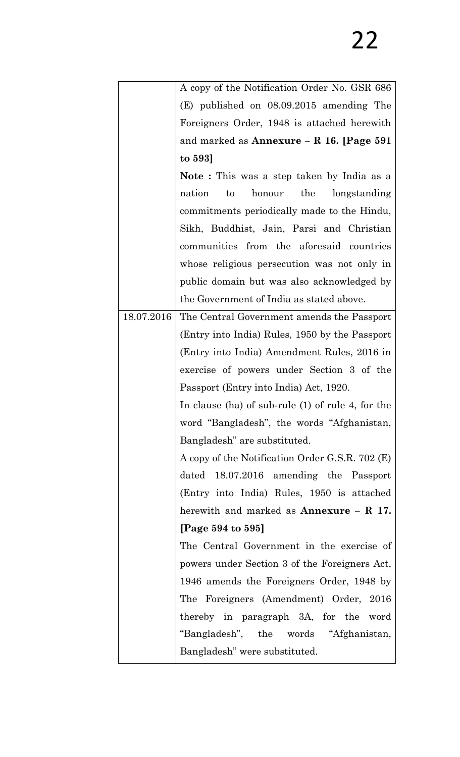| | |
|---|---|
| | A copy of the Notification Order No. GSR 686 (E) published on 08.09.2015 amending The Foreigners Order, 1948 is attached herewith and marked as **Annexure – R 16. [Page 591 to 593]**<br>**Note :** This was a step taken by India as a nation to honour the longstanding commitments periodically made to the Hindu, Sikh, Buddhist, Jain, Parsi and Christian communities from the aforesaid countries whose religious persecution was not only in public domain but was also acknowledged by the Government of India as stated above. |
| 18.07.2016 | The Central Government amends the Passport (Entry into India) Rules, 1950 by the Passport (Entry into India) Amendment Rules, 2016 in exercise of powers under Section 3 of the Passport (Entry into India) Act, 1920.<br>In clause (ha) of sub-rule (1) of rule 4, for the word "Bangladesh", the words "Afghanistan, Bangladesh" are substituted.<br>A copy of the Notification Order G.S.R. 702 (E) dated 18.07.2016 amending the Passport (Entry into India) Rules, 1950 is attached herewith and marked as **Annexure – R 17. [Page 594 to 595]**<br>The Central Government in the exercise of powers under Section 3 of the Foreigners Act, 1946 amends the Foreigners Order, 1948 by The Foreigners (Amendment) Order, 2016 thereby in paragraph 3A, for the word "Bangladesh", the words "Afghanistan, Bangladesh" were substituted. |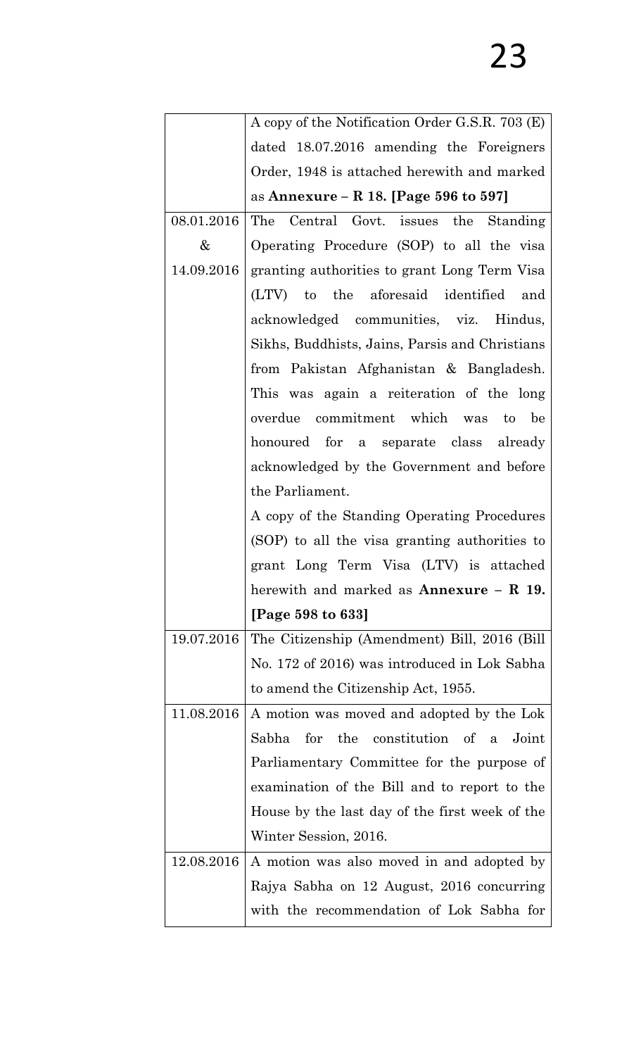| | |
|---|---|
| | A copy of the Notification Order G.S.R. 703 (E) dated 18.07.2016 amending the Foreigners Order, 1948 is attached herewith and marked as **Annexure – R 18. [Page 596 to 597]** |
| 08.01.2016 & 14.09.2016 | The Central Govt. issues the Standing Operating Procedure (SOP) to all the visa granting authorities to grant Long Term Visa (LTV) to the aforesaid identified and acknowledged communities, viz. Hindus, Sikhs, Buddhists, Jains, Parsis and Christians from Pakistan Afghanistan & Bangladesh. This was again a reiteration of the long overdue commitment which was to be honoured for a separate class already acknowledged by the Government and before the Parliament.<br>A copy of the Standing Operating Procedures (SOP) to all the visa granting authorities to grant Long Term Visa (LTV) is attached herewith and marked as **Annexure – R 19. [Page 598 to 633]** |
| 19.07.2016 | The Citizenship (Amendment) Bill, 2016 (Bill No. 172 of 2016) was introduced in Lok Sabha to amend the Citizenship Act, 1955. |
| 11.08.2016 | A motion was moved and adopted by the Lok Sabha for the constitution of a Joint Parliamentary Committee for the purpose of examination of the Bill and to report to the House by the last day of the first week of the Winter Session, 2016. |
| 12.08.2016 | A motion was also moved in and adopted by Rajya Sabha on 12 August, 2016 concurring with the recommendation of Lok Sabha for |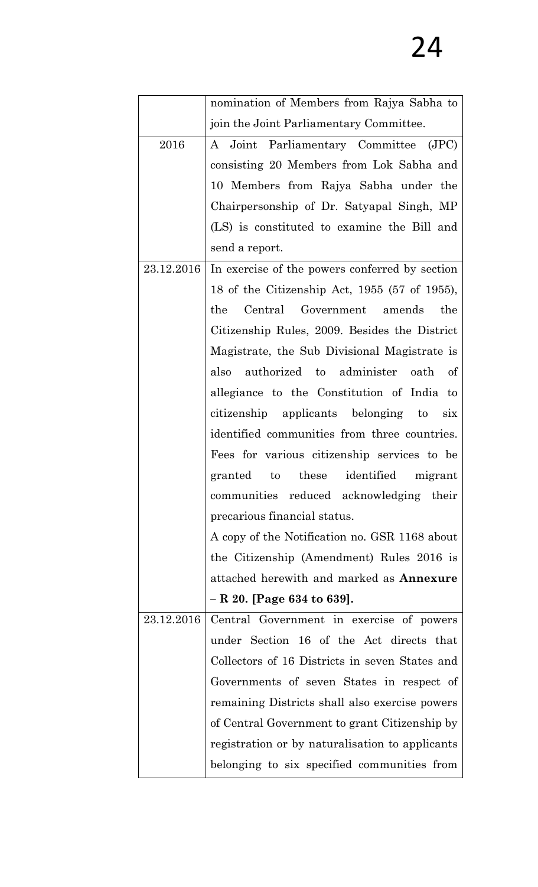| | |
|---|---|
| | nomination of Members from Rajya Sabha to join the Joint Parliamentary Committee. |
| 2016 | A Joint Parliamentary Committee (JPC) consisting 20 Members from Lok Sabha and 10 Members from Rajya Sabha under the Chairpersonship of Dr. Satyapal Singh, MP (LS) is constituted to examine the Bill and send a report. |
| 23.12.2016 | In exercise of the powers conferred by section 18 of the Citizenship Act, 1955 (57 of 1955), the Central Government amends the Citizenship Rules, 2009. Besides the District Magistrate, the Sub Divisional Magistrate is also authorized to administer oath of allegiance to the Constitution of India to citizenship applicants belonging to six identified communities from three countries. Fees for various citizenship services to be granted to these identified migrant communities reduced acknowledging their precarious financial status. <br> A copy of the Notification no. GSR 1168 about the Citizenship (Amendment) Rules 2016 is attached herewith and marked as **Annexure – R 20. [Page 634 to 639].** |
| 23.12.2016 | Central Government in exercise of powers under Section 16 of the Act directs that Collectors of 16 Districts in seven States and Governments of seven States in respect of remaining Districts shall also exercise powers of Central Government to grant Citizenship by registration or by naturalisation to applicants belonging to six specified communities from |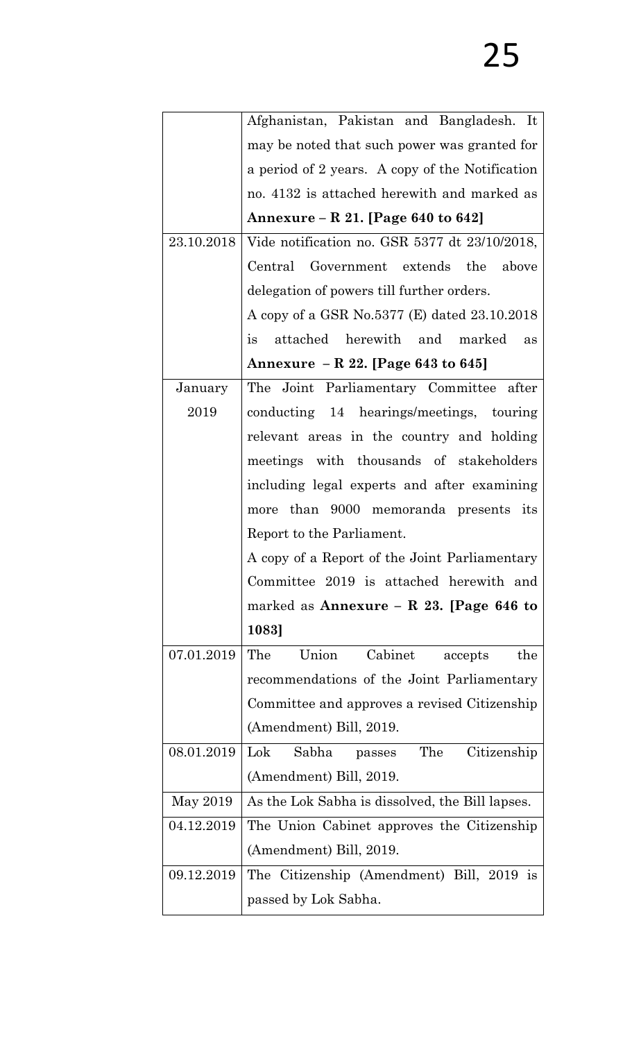| | |
|---|---|
| | Afghanistan, Pakistan and Bangladesh. It may be noted that such power was granted for a period of 2 years. A copy of the Notification no. 4132 is attached herewith and marked as **Annexure – R 21. [Page 640 to 642]** |
| 23.10.2018 | Vide notification no. GSR 5377 dt 23/10/2018, Central Government extends the above delegation of powers till further orders. A copy of a GSR No.5377 (E) dated 23.10.2018 is attached herewith and marked as **Annexure – R 22. [Page 643 to 645]** |
| January 2019 | The Joint Parliamentary Committee after conducting 14 hearings/meetings, touring relevant areas in the country and holding meetings with thousands of stakeholders including legal experts and after examining more than 9000 memoranda presents its Report to the Parliament. A copy of a Report of the Joint Parliamentary Committee 2019 is attached herewith and marked as **Annexure – R 23. [Page 646 to 1083]** |
| 07.01.2019 | The Union Cabinet accepts the recommendations of the Joint Parliamentary Committee and approves a revised Citizenship (Amendment) Bill, 2019. |
| 08.01.2019 | Lok Sabha passes The Citizenship (Amendment) Bill, 2019. |
| May 2019 | As the Lok Sabha is dissolved, the Bill lapses. |
| 04.12.2019 | The Union Cabinet approves the Citizenship (Amendment) Bill, 2019. |
| 09.12.2019 | The Citizenship (Amendment) Bill, 2019 is passed by Lok Sabha. |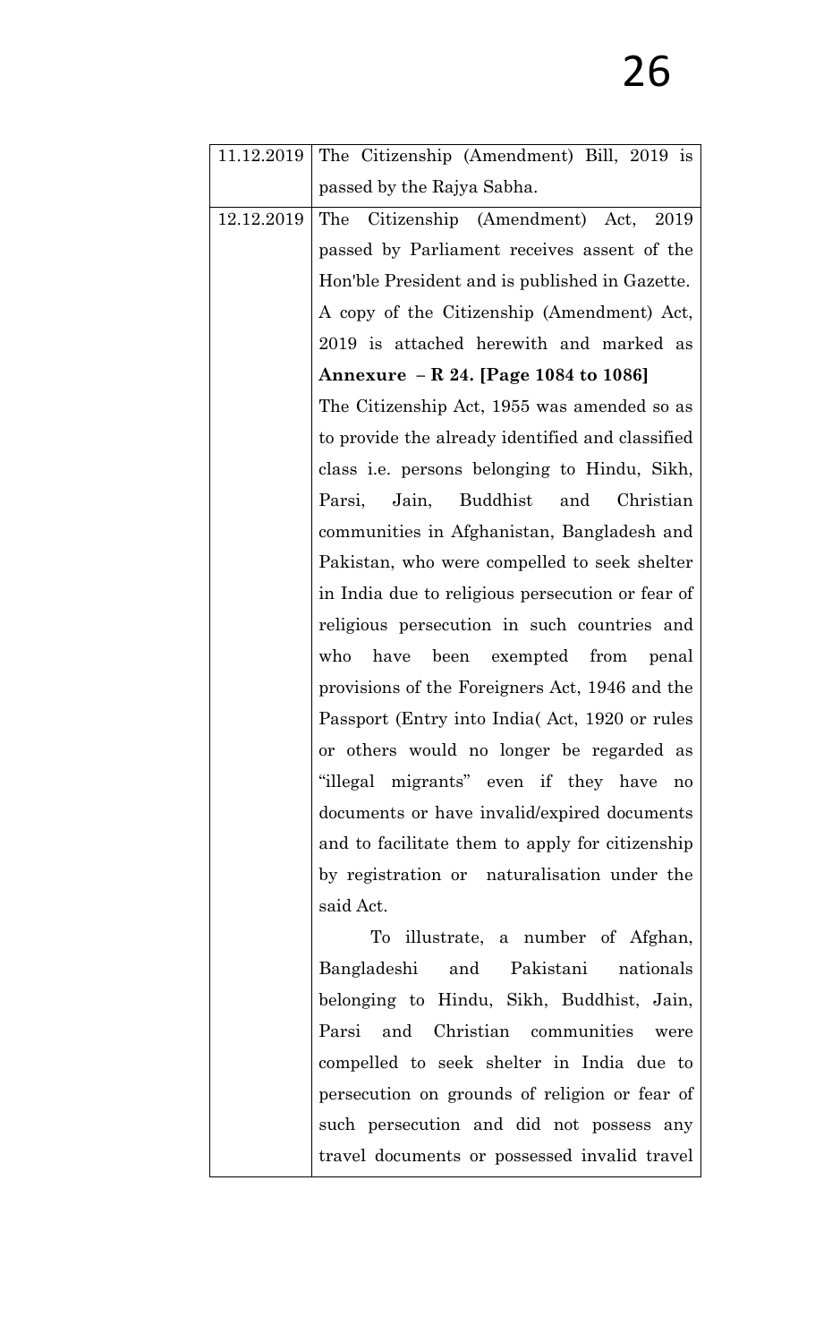| | |
|---|---|
| 11.12.2019 | The Citizenship (Amendment) Bill, 2019 is passed by the Rajya Sabha. |
| 12.12.2019 | The Citizenship (Amendment) Act, 2019 passed by Parliament receives assent of the Hon'ble President and is published in Gazette. A copy of the Citizenship (Amendment) Act, 2019 is attached herewith and marked as **Annexure – R 24. [Page 1084 to 1086]** <br> The Citizenship Act, 1955 was amended so as to provide the already identified and classified class i.e. persons belonging to Hindu, Sikh, Parsi, Jain, Buddhist and Christian communities in Afghanistan, Bangladesh and Pakistan, who were compelled to seek shelter in India due to religious persecution or fear of religious persecution in such countries and who have been exempted from penal provisions of the Foreigners Act, 1946 and the Passport (Entry into India( Act, 1920 or rules or others would no longer be regarded as "illegal migrants" even if they have no documents or have invalid/expired documents and to facilitate them to apply for citizenship by registration or naturalisation under the said Act. <br> To illustrate, a number of Afghan, Bangladeshi and Pakistani nationals belonging to Hindu, Sikh, Buddhist, Jain, Parsi and Christian communities were compelled to seek shelter in India due to persecution on grounds of religion or fear of such persecution and did not possess any travel documents or possessed invalid travel |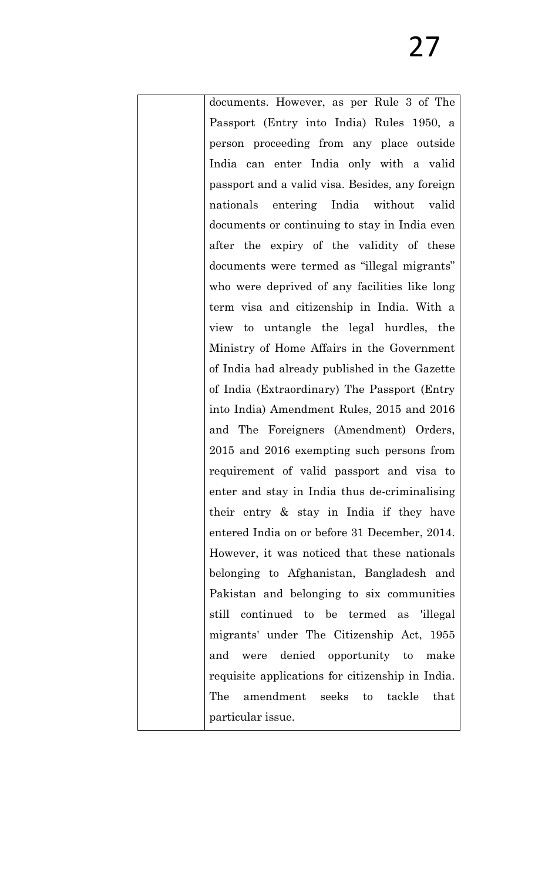| | |
|---|---|
| | documents. However, as per Rule 3 of The Passport (Entry into India) Rules 1950, a person proceeding from any place outside India can enter India only with a valid passport and a valid visa. Besides, any foreign nationals entering India without valid documents or continuing to stay in India even after the expiry of the validity of these documents were termed as "illegal migrants" who were deprived of any facilities like long term visa and citizenship in India. With a view to untangle the legal hurdles, the Ministry of Home Affairs in the Government of India had already published in the Gazette of India (Extraordinary) The Passport (Entry into India) Amendment Rules, 2015 and 2016 and The Foreigners (Amendment) Orders, 2015 and 2016 exempting such persons from requirement of valid passport and visa to enter and stay in India thus de-criminalising their entry & stay in India if they have entered India on or before 31 December, 2014. However, it was noticed that these nationals belonging to Afghanistan, Bangladesh and Pakistan and belonging to six communities still continued to be termed as 'illegal migrants' under The Citizenship Act, 1955 and were denied opportunity to make requisite applications for citizenship in India. The amendment seeks to tackle that particular issue. |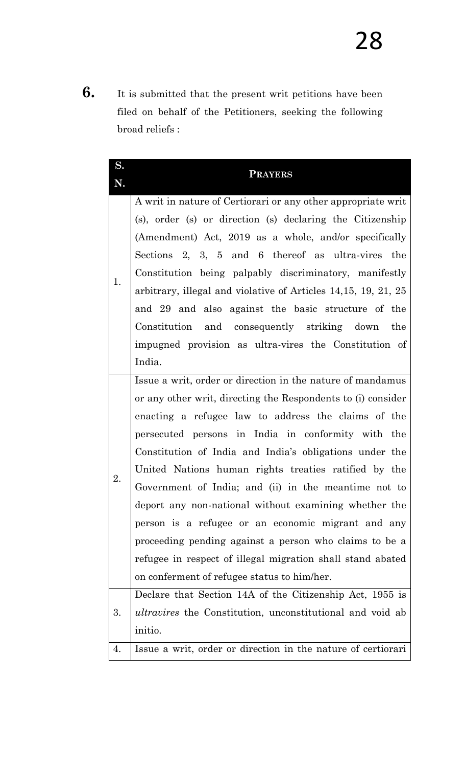**6.** It is submitted that the present writ petitions have been filed on behalf of the Petitioners, seeking the following broad reliefs :

| S. N. | **PRAYERS** |
|---|---|
| 1. | A writ in nature of Certiorari or any other appropriate writ (s), order (s) or direction (s) declaring the Citizenship (Amendment) Act, 2019 as a whole, and/or specifically Sections 2, 3, 5 and 6 thereof as ultra-vires the Constitution being palpably discriminatory, manifestly arbitrary, illegal and violative of Articles 14,15, 19, 21, 25 and 29 and also against the basic structure of the Constitution and consequently striking down the impugned provision as ultra-vires the Constitution of India. |
| 2. | Issue a writ, order or direction in the nature of mandamus or any other writ, directing the Respondents to (i) consider enacting a refugee law to address the claims of the persecuted persons in India in conformity with the Constitution of India and India's obligations under the United Nations human rights treaties ratified by the Government of India; and (ii) in the meantime not to deport any non-national without examining whether the person is a refugee or an economic migrant and any proceeding pending against a person who claims to be a refugee in respect of illegal migration shall stand abated on conferment of refugee status to him/her. |
| 3. | Declare that Section 14A of the Citizenship Act, 1955 is *ultravires* the Constitution, unconstitutional and void ab initio. |
| 4. | Issue a writ, order or direction in the nature of certiorari |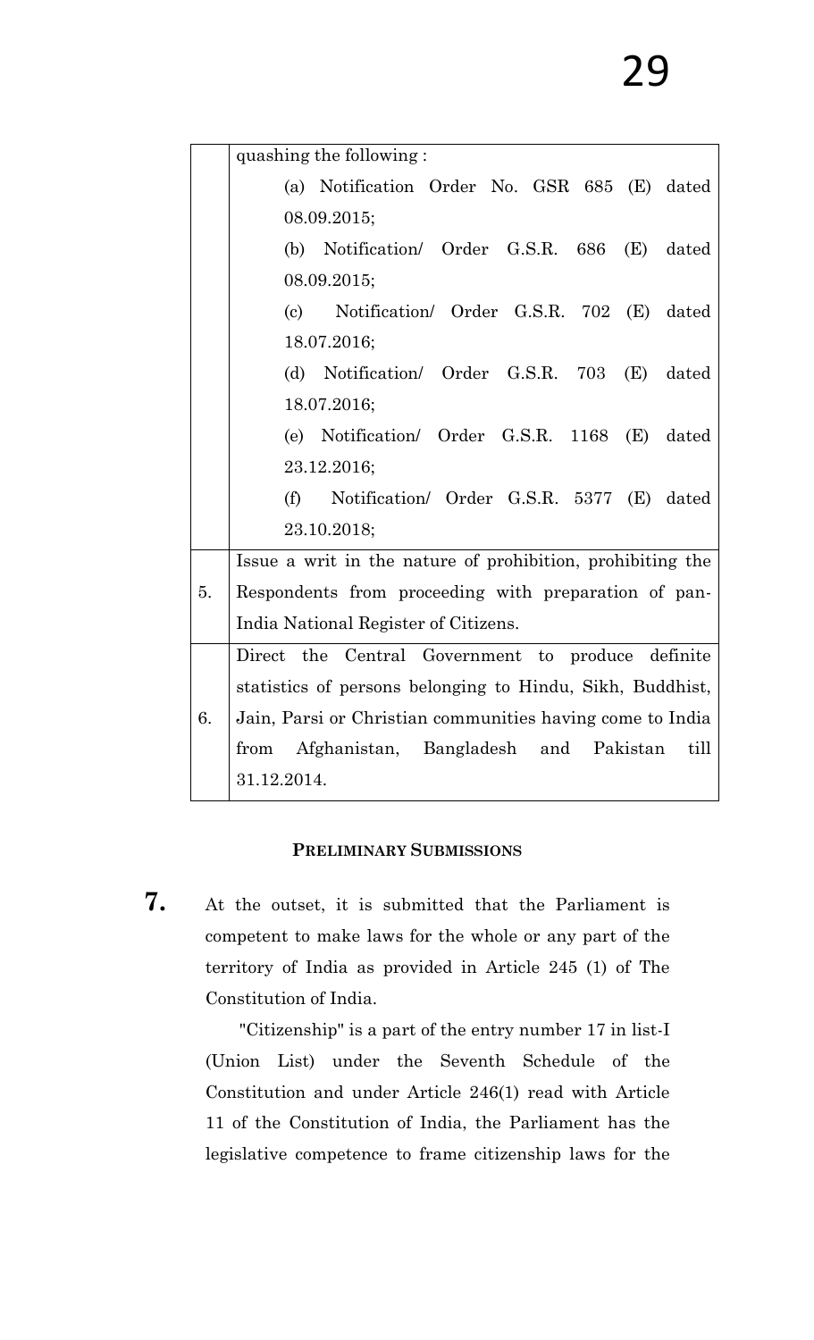| | |
|---|---|
| | quashing the following :<br>(a) Notification Order No. GSR 685 (E) dated 08.09.2015;<br>(b) Notification/ Order G.S.R. 686 (E) dated 08.09.2015;<br>(c) Notification/ Order G.S.R. 702 (E) dated 18.07.2016;<br>(d) Notification/ Order G.S.R. 703 (E) dated 18.07.2016;<br>(e) Notification/ Order G.S.R. 1168 (E) dated 23.12.2016;<br>(f) Notification/ Order G.S.R. 5377 (E) dated 23.10.2018; |
| 5. | Issue a writ in the nature of prohibition, prohibiting the Respondents from proceeding with preparation of pan-India National Register of Citizens. |
| 6. | Direct the Central Government to produce definite statistics of persons belonging to Hindu, Sikh, Buddhist, Jain, Parsi or Christian communities having come to India from Afghanistan, Bangladesh and Pakistan till 31.12.2014. |

**PRELIMINARY SUBMISSIONS**

**7.** At the outset, it is submitted that the Parliament is competent to make laws for the whole or any part of the territory of India as provided in Article 245 (1) of The Constitution of India.

"Citizenship" is a part of the entry number 17 in list-I (Union List) under the Seventh Schedule of the Constitution and under Article 246(1) read with Article 11 of the Constitution of India, the Parliament has the legislative competence to frame citizenship laws for the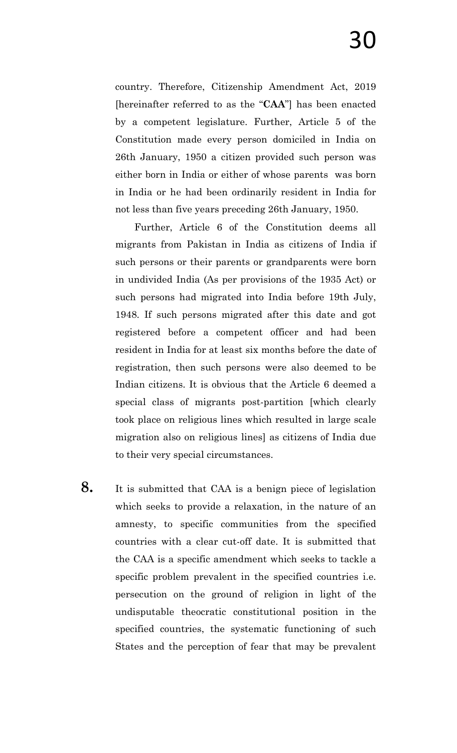country. Therefore, Citizenship Amendment Act, 2019 [hereinafter referred to as the "**CAA**"] has been enacted by a competent legislature. Further, Article 5 of the Constitution made every person domiciled in India on 26th January, 1950 a citizen provided such person was either born in India or either of whose parents was born in India or he had been ordinarily resident in India for not less than five years preceding 26th January, 1950.

Further, Article 6 of the Constitution deems all migrants from Pakistan in India as citizens of India if such persons or their parents or grandparents were born in undivided India (As per provisions of the 1935 Act) or such persons had migrated into India before 19th July, 1948. If such persons migrated after this date and got registered before a competent officer and had been resident in India for at least six months before the date of registration, then such persons were also deemed to be Indian citizens. It is obvious that the Article 6 deemed a special class of migrants post-partition [which clearly took place on religious lines which resulted in large scale migration also on religious lines] as citizens of India due to their very special circumstances.

**8.** It is submitted that CAA is a benign piece of legislation which seeks to provide a relaxation, in the nature of an amnesty, to specific communities from the specified countries with a clear cut-off date. It is submitted that the CAA is a specific amendment which seeks to tackle a specific problem prevalent in the specified countries i.e. persecution on the ground of religion in light of the undisputable theocratic constitutional position in the specified countries, the systematic functioning of such States and the perception of fear that may be prevalent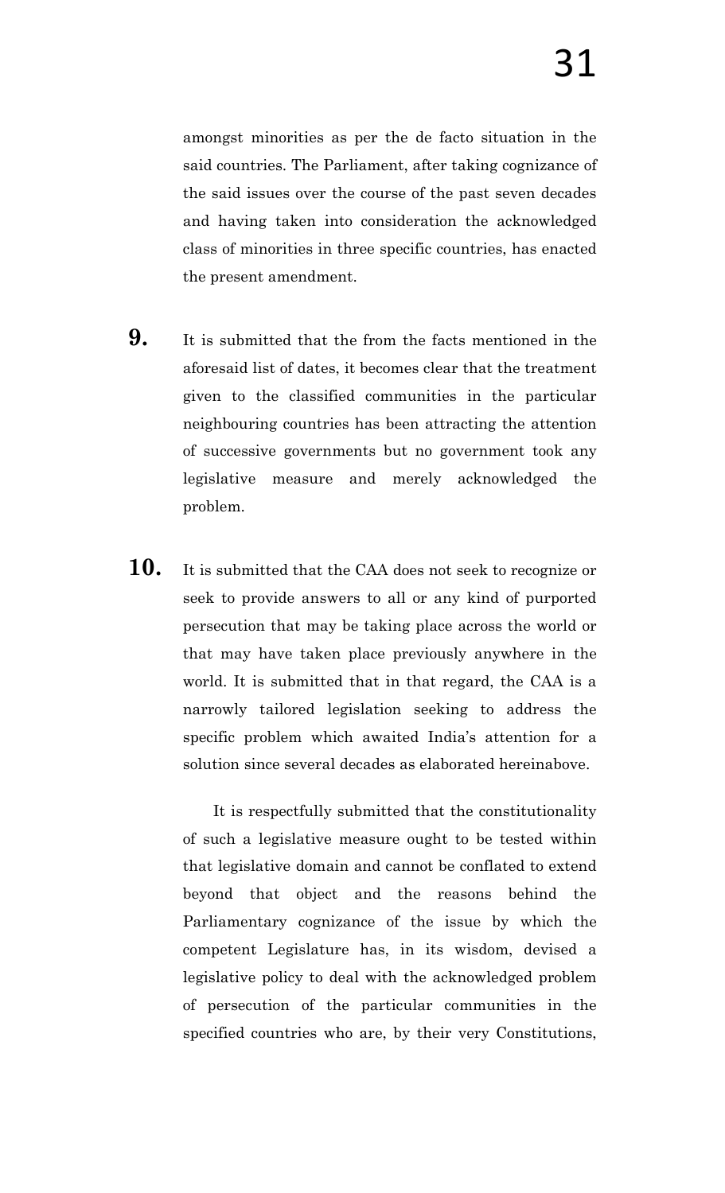amongst minorities as per the de facto situation in the said countries. The Parliament, after taking cognizance of the said issues over the course of the past seven decades and having taken into consideration the acknowledged class of minorities in three specific countries, has enacted the present amendment.

**9.** It is submitted that the from the facts mentioned in the aforesaid list of dates, it becomes clear that the treatment given to the classified communities in the particular neighbouring countries has been attracting the attention of successive governments but no government took any legislative measure and merely acknowledged the problem.

**10.** It is submitted that the CAA does not seek to recognize or seek to provide answers to all or any kind of purported persecution that may be taking place across the world or that may have taken place previously anywhere in the world. It is submitted that in that regard, the CAA is a narrowly tailored legislation seeking to address the specific problem which awaited India's attention for a solution since several decades as elaborated hereinabove.

It is respectfully submitted that the constitutionality of such a legislative measure ought to be tested within that legislative domain and cannot be conflated to extend beyond that object and the reasons behind the Parliamentary cognizance of the issue by which the competent Legislature has, in its wisdom, devised a legislative policy to deal with the acknowledged problem of persecution of the particular communities in the specified countries who are, by their very Constitutions,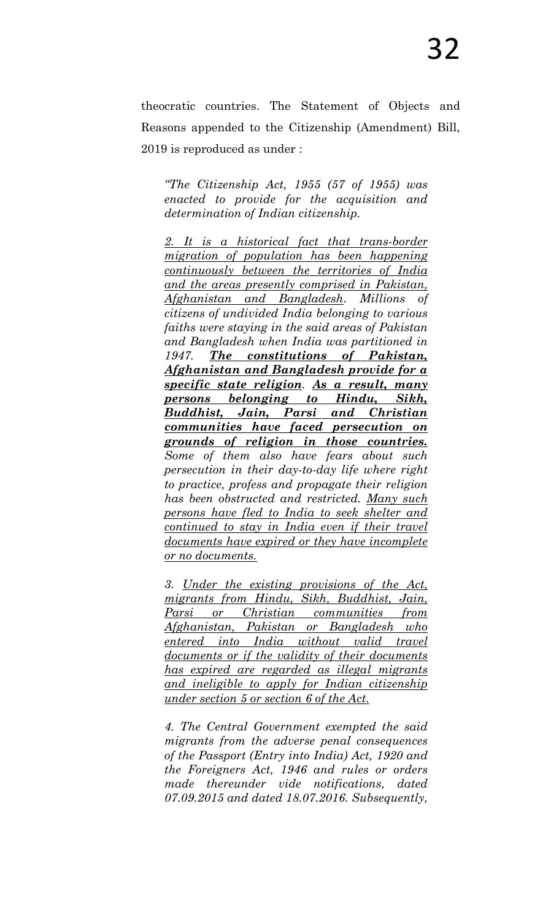theocratic countries. The Statement of Objects and Reasons appended to the Citizenship (Amendment) Bill, 2019 is reproduced as under :

> *"The Citizenship Act, 1955 (57 of 1955) was enacted to provide for the acquisition and determination of Indian citizenship.*
>
> *2. <u>It is a historical fact that trans-border migration of population has been happening continuously between the territories of India and the areas presently comprised in Pakistan, Afghanistan and Bangladesh</u>. Millions of citizens of undivided India belonging to various faiths were staying in the said areas of Pakistan and Bangladesh when India was partitioned in 1947. **<u>The constitutions of Pakistan, Afghanistan and Bangladesh provide for a specific state religion</u>**. **<u>As a result, many persons belonging to Hindu, Sikh, Buddhist, Jain, Parsi and Christian communities have faced persecution on grounds of religion in those countries.</u>** Some of them also have fears about such persecution in their day-to-day life where right to practice, profess and propagate their religion has been obstructed and restricted. <u>Many such persons have fled to India to seek shelter and continued to stay in India even if their travel documents have expired or they have incomplete or no documents.</u>*
>
> *3. <u>Under the existing provisions of the Act, migrants from Hindu, Sikh, Buddhist, Jain, Parsi or Christian communities from Afghanistan, Pakistan or Bangladesh who entered into India without valid travel documents or if the validity of their documents has expired are regarded as illegal migrants and ineligible to apply for Indian citizenship under section 5 or section 6 of the Act.</u>*
>
> *4. The Central Government exempted the said migrants from the adverse penal consequences of the Passport (Entry into India) Act, 1920 and the Foreigners Act, 1946 and rules or orders made thereunder vide notifications, dated 07.09.2015 and dated 18.07.2016. Subsequently,*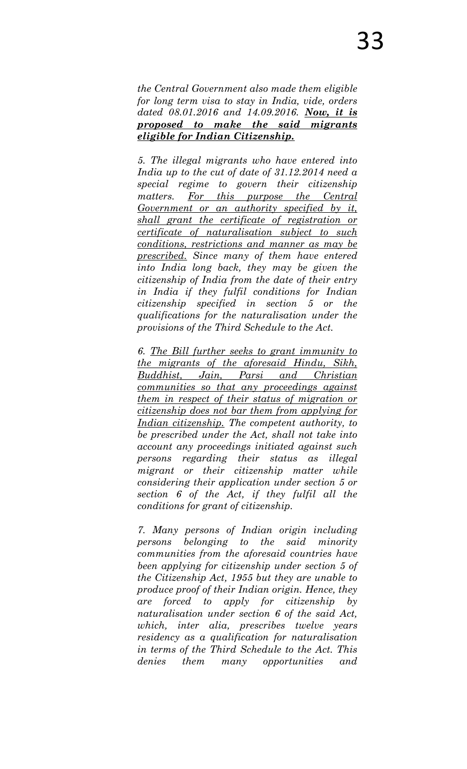*the Central Government also made them eligible for long term visa to stay in India, vide, orders dated 08.01.2016 and 14.09.2016.* ***<u>Now, it is proposed to make the said migrants eligible for Indian Citizenship.</u>***

*5. The illegal migrants who have entered into India up to the cut of date of 31.12.2014 need a special regime to govern their citizenship matters. <u>For this purpose the Central Government or an authority specified by it, shall grant the certificate of registration or certificate of naturalisation subject to such conditions, restrictions and manner as may be prescribed.</u> Since many of them have entered into India long back, they may be given the citizenship of India from the date of their entry in India if they fulfil conditions for Indian citizenship specified in section 5 or the qualifications for the naturalisation under the provisions of the Third Schedule to the Act.*

*6. <u>The Bill further seeks to grant immunity to the migrants of the aforesaid Hindu, Sikh, Buddhist, Jain, Parsi and Christian communities so that any proceedings against them in respect of their status of migration or citizenship does not bar them from applying for Indian citizenship.</u> The competent authority, to be prescribed under the Act, shall not take into account any proceedings initiated against such persons regarding their status as illegal migrant or their citizenship matter while considering their application under section 5 or section 6 of the Act, if they fulfil all the conditions for grant of citizenship.*

*7. Many persons of Indian origin including persons belonging to the said minority communities from the aforesaid countries have been applying for citizenship under section 5 of the Citizenship Act, 1955 but they are unable to produce proof of their Indian origin. Hence, they are forced to apply for citizenship by naturalisation under section 6 of the said Act, which, inter alia, prescribes twelve years residency as a qualification for naturalisation in terms of the Third Schedule to the Act. This denies them many opportunities and*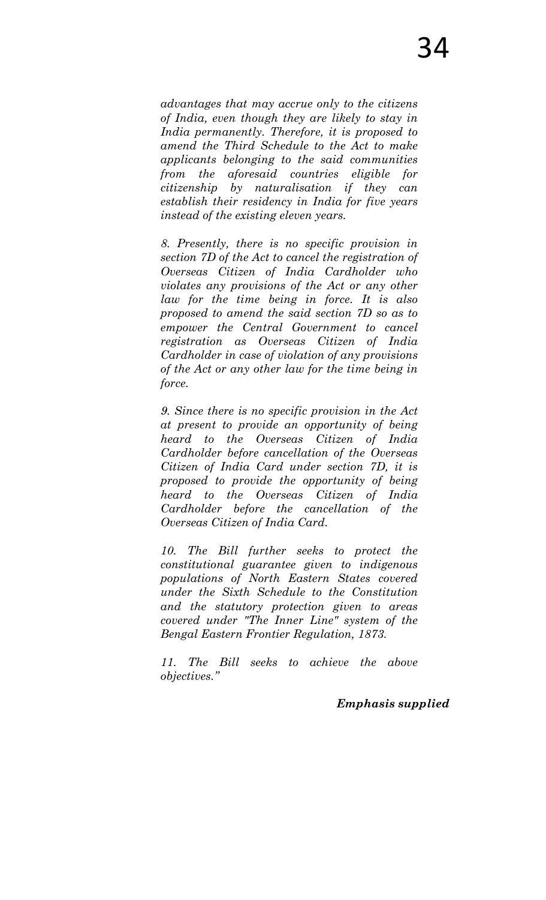*advantages that may accrue only to the citizens of India, even though they are likely to stay in India permanently. Therefore, it is proposed to amend the Third Schedule to the Act to make applicants belonging to the said communities from the aforesaid countries eligible for citizenship by naturalisation if they can establish their residency in India for five years instead of the existing eleven years.*

*8. Presently, there is no specific provision in section 7D of the Act to cancel the registration of Overseas Citizen of India Cardholder who violates any provisions of the Act or any other law for the time being in force. It is also proposed to amend the said section 7D so as to empower the Central Government to cancel registration as Overseas Citizen of India Cardholder in case of violation of any provisions of the Act or any other law for the time being in force.*

*9. Since there is no specific provision in the Act at present to provide an opportunity of being heard to the Overseas Citizen of India Cardholder before cancellation of the Overseas Citizen of India Card under section 7D, it is proposed to provide the opportunity of being heard to the Overseas Citizen of India Cardholder before the cancellation of the Overseas Citizen of India Card.*

*10. The Bill further seeks to protect the constitutional guarantee given to indigenous populations of North Eastern States covered under the Sixth Schedule to the Constitution and the statutory protection given to areas covered under "The Inner Line" system of the Bengal Eastern Frontier Regulation, 1873.*

*11. The Bill seeks to achieve the above objectives."*

***Emphasis supplied***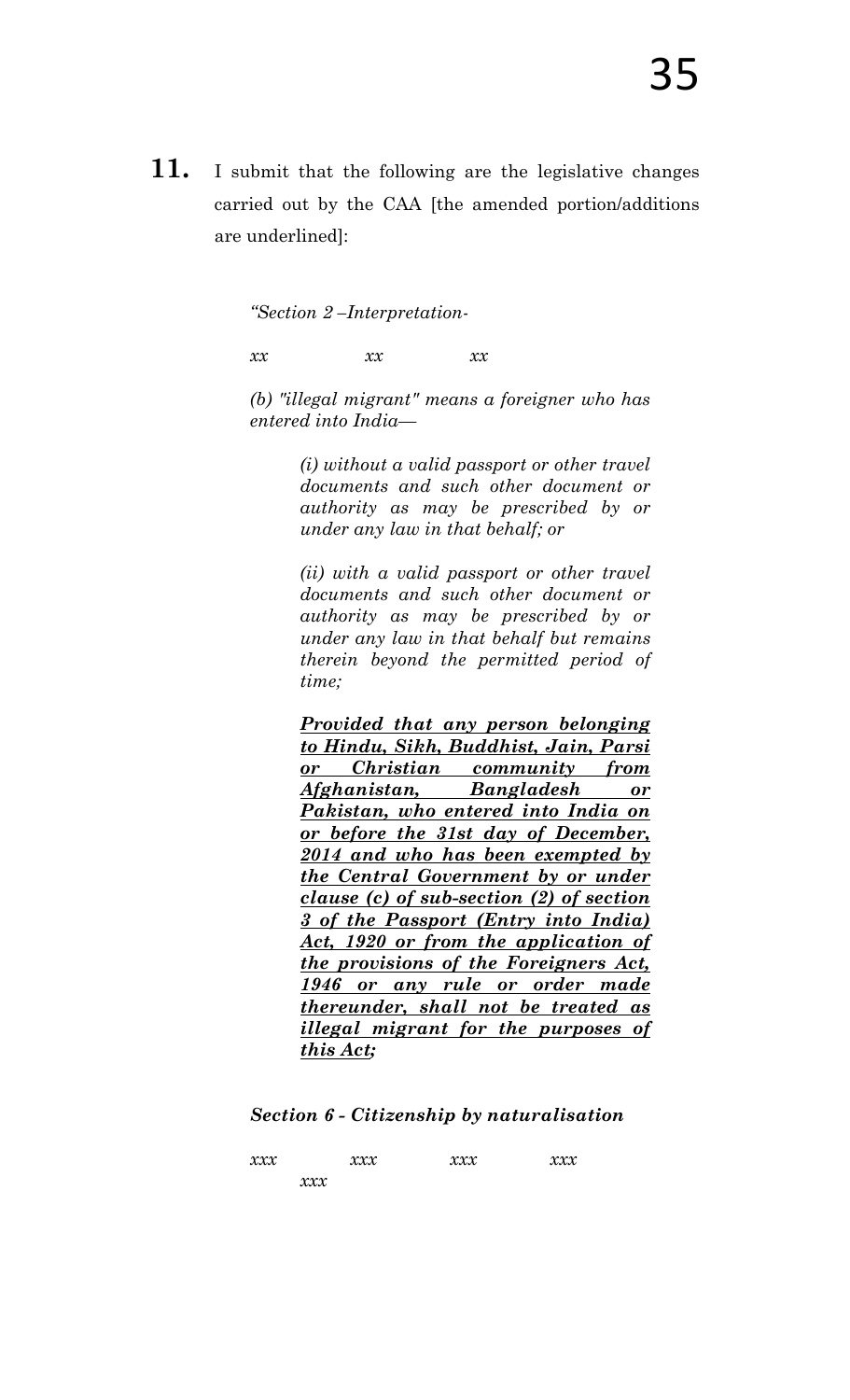**11.** I submit that the following are the legislative changes carried out by the CAA [the amended portion/additions are underlined]:

> *"Section 2 –Interpretation-*
>
> *xx xx xx*
>
> *(b) "illegal migrant" means a foreigner who has entered into India—*
>
> > *(i) without a valid passport or other travel documents and such other document or authority as may be prescribed by or under any law in that behalf; or*
> >
> > *(ii) with a valid passport or other travel documents and such other document or authority as may be prescribed by or under any law in that behalf but remains therein beyond the permitted period of time;*
> >
> > ***<u>Provided that any person belonging to Hindu, Sikh, Buddhist, Jain, Parsi or Christian community from Afghanistan, Bangladesh or Pakistan, who entered into India on or before the 31st day of December, 2014 and who has been exempted by the Central Government by or under clause (c) of sub-section (2) of section 3 of the Passport (Entry into India) Act, 1920 or from the application of the provisions of the Foreigners Act, 1946 or any rule or order made thereunder, shall not be treated as illegal migrant for the purposes of this Act;</u>***
>
> ***Section 6 - Citizenship by naturalisation***
>
> *xxx xxx xxx xxx xxx*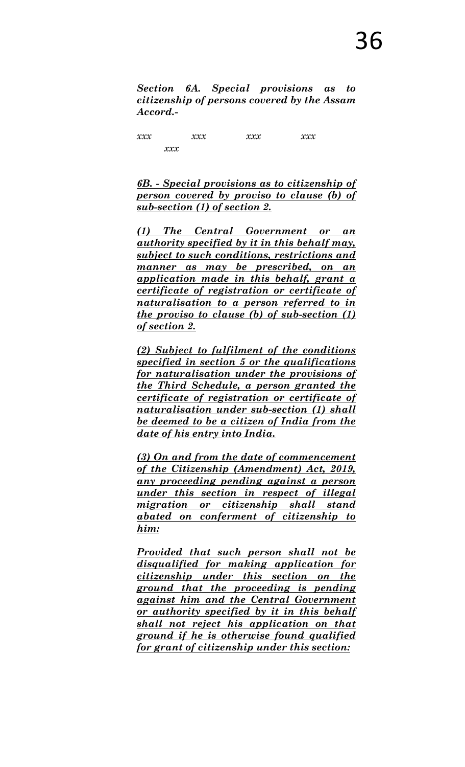***Section 6A. Special provisions as to citizenship of persons covered by the Assam Accord.-***

*xxx xxx xxx xxx xxx*

***<u>6B. - Special provisions as to citizenship of person covered by proviso to clause (b) of sub-section (1) of section 2.</u>***

***<u>(1) The Central Government or an authority specified by it in this behalf may, subject to such conditions, restrictions and manner as may be prescribed, on an application made in this behalf, grant a certificate of registration or certificate of naturalisation to a person referred to in the proviso to clause (b) of sub-section (1) of section 2.</u>***

***<u>(2) Subject to fulfilment of the conditions specified in section 5 or the qualifications for naturalisation under the provisions of the Third Schedule, a person granted the certificate of registration or certificate of naturalisation under sub-section (1) shall be deemed to be a citizen of India from the date of his entry into India.</u>***

***<u>(3) On and from the date of commencement of the Citizenship (Amendment) Act, 2019, any proceeding pending against a person under this section in respect of illegal migration or citizenship shall stand abated on conferment of citizenship to him:</u>***

***<u>Provided that such person shall not be disqualified for making application for citizenship under this section on the ground that the proceeding is pending against him and the Central Government or authority specified by it in this behalf shall not reject his application on that ground if he is otherwise found qualified for grant of citizenship under this section:</u>***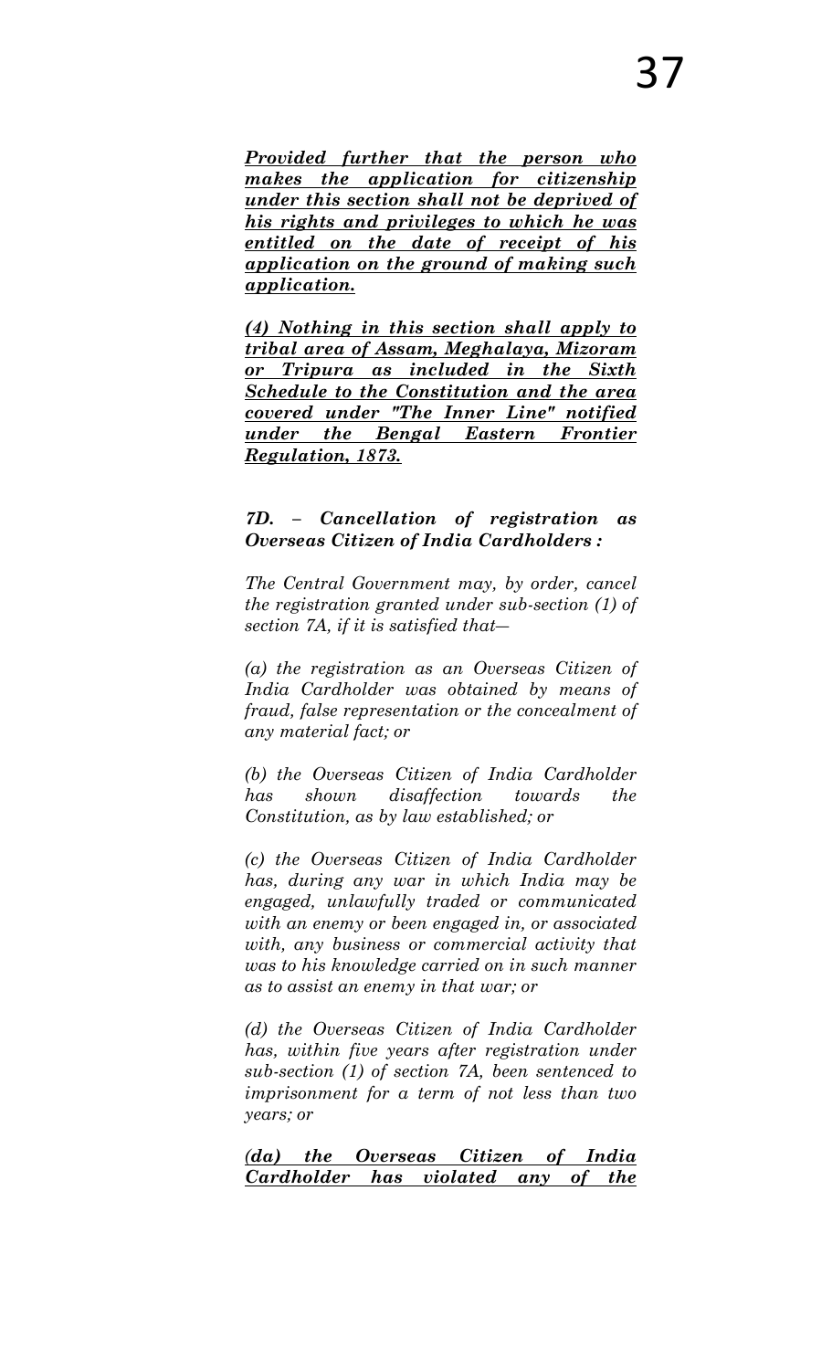***<u>Provided further that the person who makes the application for citizenship under this section shall not be deprived of his rights and privileges to which he was entitled on the date of receipt of his application on the ground of making such application.</u>***

***<u>(4) Nothing in this section shall apply to tribal area of Assam, Meghalaya, Mizoram or Tripura as included in the Sixth Schedule to the Constitution and the area covered under "The Inner Line" notified under the Bengal Eastern Frontier Regulation, 1873.</u>***

***7D. – Cancellation of registration as Overseas Citizen of India Cardholders :***

*The Central Government may, by order, cancel the registration granted under sub-section (1) of section 7A, if it is satisfied that—*

*(a) the registration as an Overseas Citizen of India Cardholder was obtained by means of fraud, false representation or the concealment of any material fact; or*

*(b) the Overseas Citizen of India Cardholder has shown disaffection towards the Constitution, as by law established; or*

*(c) the Overseas Citizen of India Cardholder has, during any war in which India may be engaged, unlawfully traded or communicated with an enemy or been engaged in, or associated with, any business or commercial activity that was to his knowledge carried on in such manner as to assist an enemy in that war; or*

*(d) the Overseas Citizen of India Cardholder has, within five years after registration under sub-section (1) of section 7A, been sentenced to imprisonment for a term of not less than two years; or*

***<u>(da) the Overseas Citizen of India Cardholder has violated any of the</u>***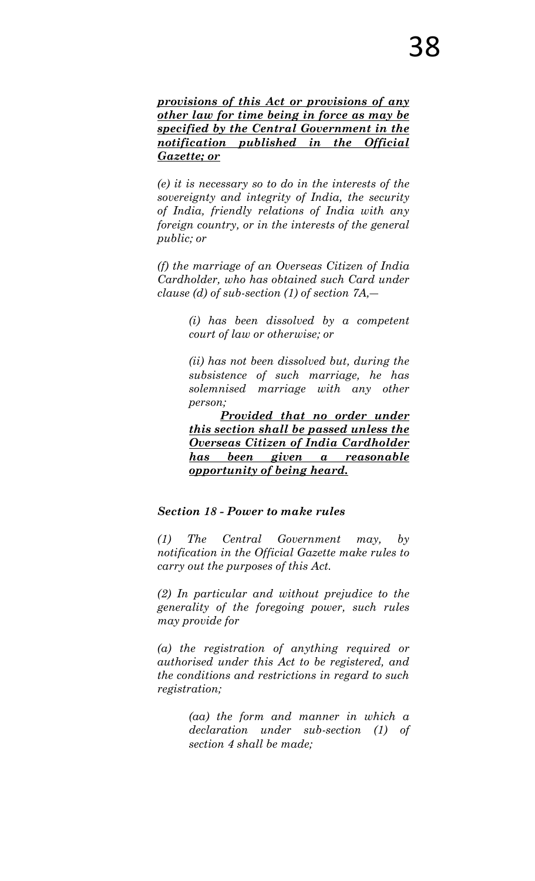***<u>provisions of this Act or provisions of any other law for time being in force as may be specified by the Central Government in the notification published in the Official Gazette; or</u>***

*(e) it is necessary so to do in the interests of the sovereignty and integrity of India, the security of India, friendly relations of India with any foreign country, or in the interests of the general public; or*

*(f) the marriage of an Overseas Citizen of India Cardholder, who has obtained such Card under clause (d) of sub-section (1) of section 7A,—*

> *(i) has been dissolved by a competent court of law or otherwise; or*
>
> *(ii) has not been dissolved but, during the subsistence of such marriage, he has solemnised marriage with any other person;*
>
> ***<u>Provided that no order under this section shall be passed unless the Overseas Citizen of India Cardholder has been given a reasonable opportunity of being heard.</u>***

***Section 18 - Power to make rules***

*(1) The Central Government may, by notification in the Official Gazette make rules to carry out the purposes of this Act.*

*(2) In particular and without prejudice to the generality of the foregoing power, such rules may provide for*

*(a) the registration of anything required or authorised under this Act to be registered, and the conditions and restrictions in regard to such registration;*

> *(aa) the form and manner in which a declaration under sub-section (1) of section 4 shall be made;*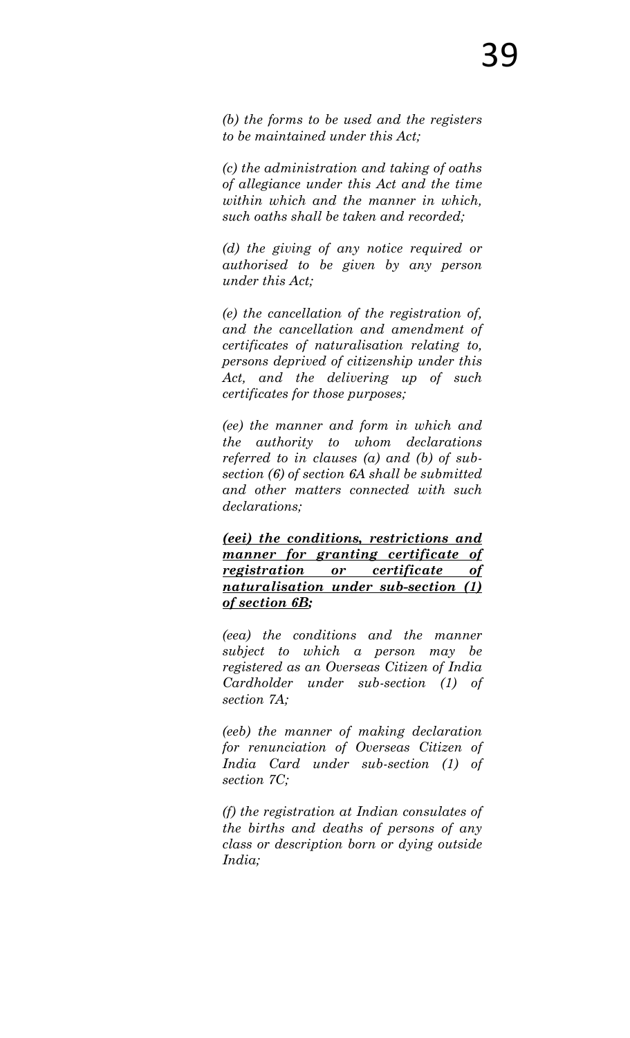*(b) the forms to be used and the registers to be maintained under this Act;*

*(c) the administration and taking of oaths of allegiance under this Act and the time within which and the manner in which, such oaths shall be taken and recorded;*

*(d) the giving of any notice required or authorised to be given by any person under this Act;*

*(e) the cancellation of the registration of, and the cancellation and amendment of certificates of naturalisation relating to, persons deprived of citizenship under this Act, and the delivering up of such certificates for those purposes;*

*(ee) the manner and form in which and the authority to whom declarations referred to in clauses (a) and (b) of sub-section (6) of section 6A shall be submitted and other matters connected with such declarations;*

***<u>(eei) the conditions, restrictions and manner for granting certificate of registration or certificate of naturalisation under sub-section (1) of section 6B;</u>***

*(eea) the conditions and the manner subject to which a person may be registered as an Overseas Citizen of India Cardholder under sub-section (1) of section 7A;*

*(eeb) the manner of making declaration for renunciation of Overseas Citizen of India Card under sub-section (1) of section 7C;*

*(f) the registration at Indian consulates of the births and deaths of persons of any class or description born or dying outside India;*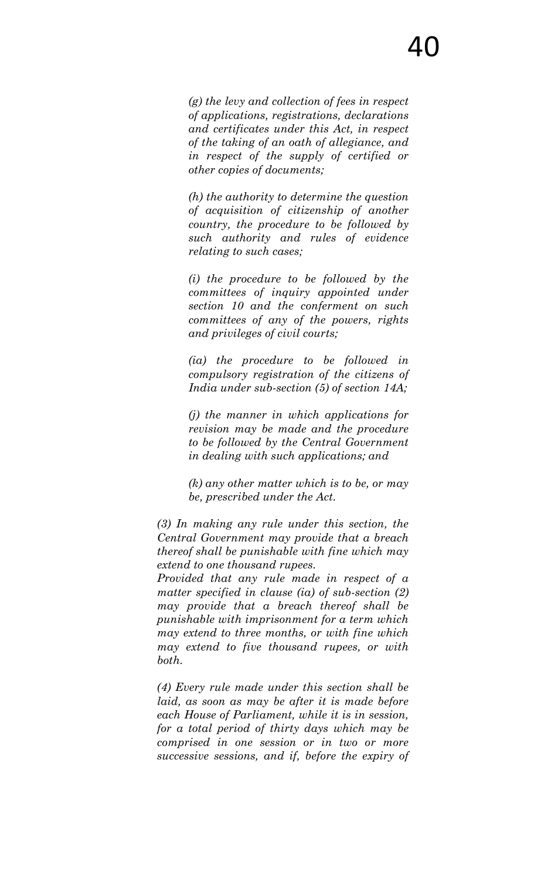*(g) the levy and collection of fees in respect of applications, registrations, declarations and certificates under this Act, in respect of the taking of an oath of allegiance, and in respect of the supply of certified or other copies of documents;*

*(h) the authority to determine the question of acquisition of citizenship of another country, the procedure to be followed by such authority and rules of evidence relating to such cases;*

*(i) the procedure to be followed by the committees of inquiry appointed under section 10 and the conferment on such committees of any of the powers, rights and privileges of civil courts;*

*(ia) the procedure to be followed in compulsory registration of the citizens of India under sub-section (5) of section 14A;*

*(j) the manner in which applications for revision may be made and the procedure to be followed by the Central Government in dealing with such applications; and*

*(k) any other matter which is to be, or may be, prescribed under the Act.*

*(3) In making any rule under this section, the Central Government may provide that a breach thereof shall be punishable with fine which may extend to one thousand rupees.*

*Provided that any rule made in respect of a matter specified in clause (ia) of sub-section (2) may provide that a breach thereof shall be punishable with imprisonment for a term which may extend to three months, or with fine which may extend to five thousand rupees, or with both.*

*(4) Every rule made under this section shall be laid, as soon as may be after it is made before each House of Parliament, while it is in session, for a total period of thirty days which may be comprised in one session or in two or more successive sessions, and if, before the expiry of*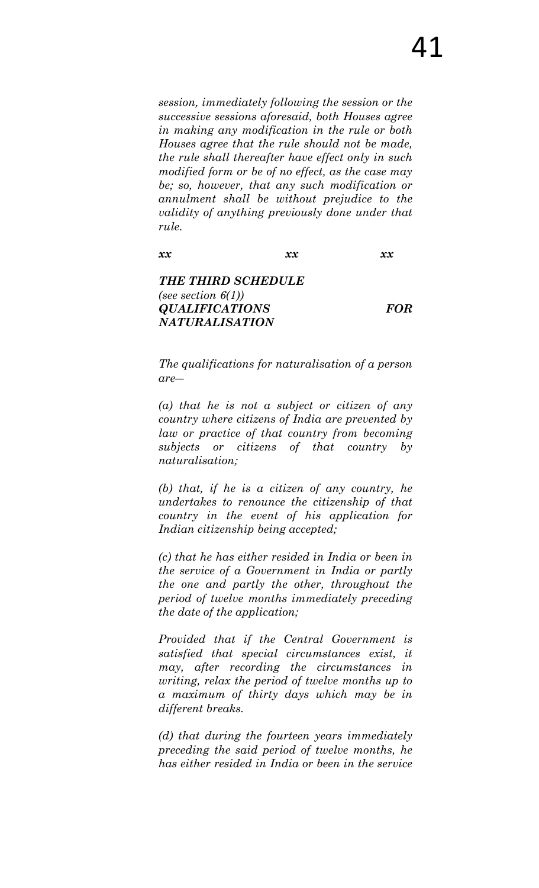*session, immediately following the session or the successive sessions aforesaid, both Houses agree in making any modification in the rule or both Houses agree that the rule should not be made, the rule shall thereafter have effect only in such modified form or be of no effect, as the case may be; so, however, that any such modification or annulment shall be without prejudice to the validity of anything previously done under that rule.*

***xx xx xx***

***THE THIRD SCHEDULE***
*(see section 6(1))*
***QUALIFICATIONS FOR NATURALISATION***

*The qualifications for naturalisation of a person are—*

*(a) that he is not a subject or citizen of any country where citizens of India are prevented by law or practice of that country from becoming subjects or citizens of that country by naturalisation;*

*(b) that, if he is a citizen of any country, he undertakes to renounce the citizenship of that country in the event of his application for Indian citizenship being accepted;*

*(c) that he has either resided in India or been in the service of a Government in India or partly the one and partly the other, throughout the period of twelve months immediately preceding the date of the application;*

*Provided that if the Central Government is satisfied that special circumstances exist, it may, after recording the circumstances in writing, relax the period of twelve months up to a maximum of thirty days which may be in different breaks.*

*(d) that during the fourteen years immediately preceding the said period of twelve months, he has either resided in India or been in the service*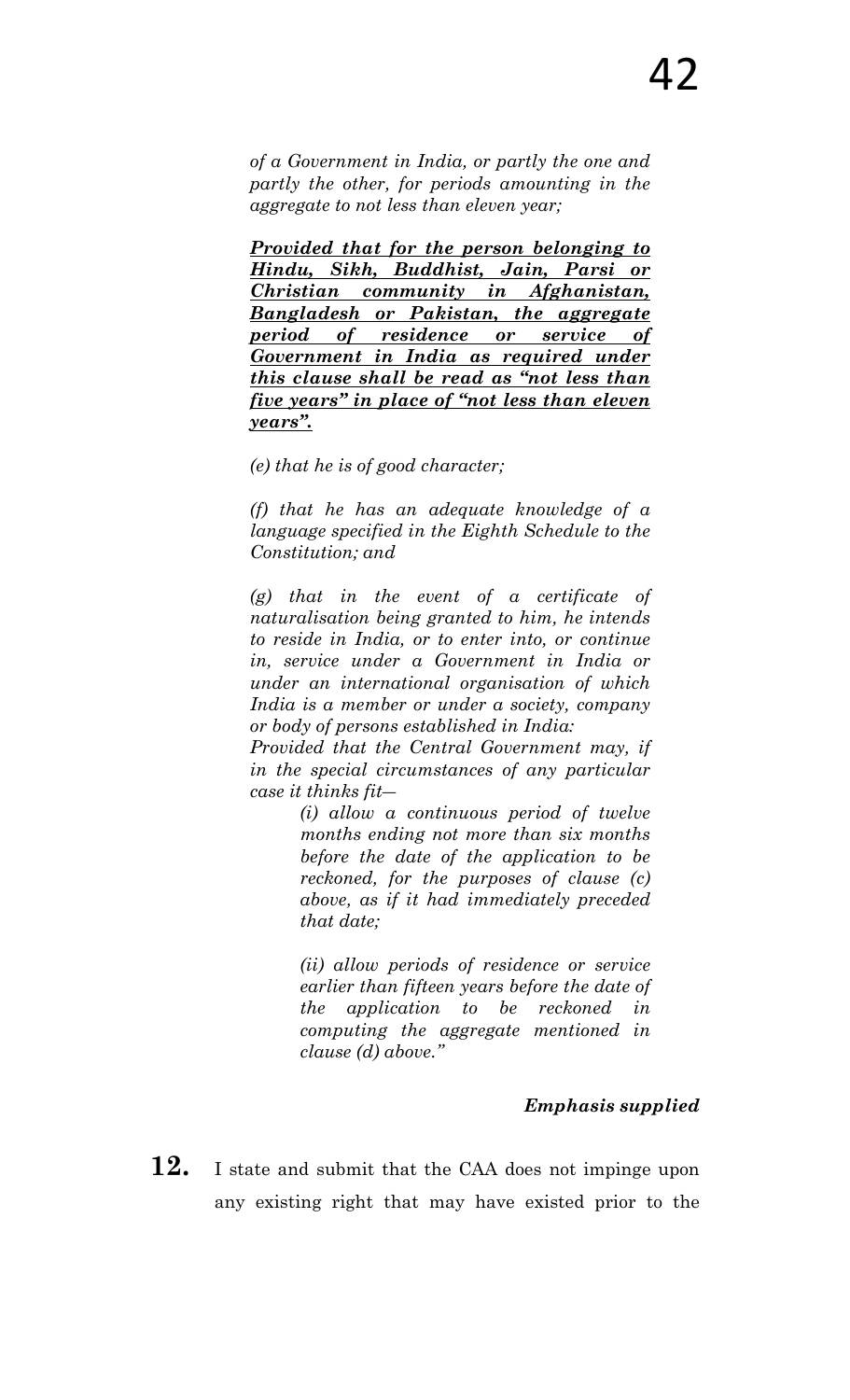*of a Government in India, or partly the one and partly the other, for periods amounting in the aggregate to not less than eleven year;*

***Provided that for the person belonging to Hindu, Sikh, Buddhist, Jain, Parsi or Christian community in Afghanistan, Bangladesh or Pakistan, the aggregate period of residence or service of Government in India as required under this clause shall be read as "not less than five years" in place of "not less than eleven years".***

*(e) that he is of good character;*

*(f) that he has an adequate knowledge of a language specified in the Eighth Schedule to the Constitution; and*

*(g) that in the event of a certificate of naturalisation being granted to him, he intends to reside in India, or to enter into, or continue in, service under a Government in India or under an international organisation of which India is a member or under a society, company or body of persons established in India:*

*Provided that the Central Government may, if in the special circumstances of any particular case it thinks fit—*

> *(i) allow a continuous period of twelve months ending not more than six months before the date of the application to be reckoned, for the purposes of clause (c) above, as if it had immediately preceded that date;*
>
> *(ii) allow periods of residence or service earlier than fifteen years before the date of the application to be reckoned in computing the aggregate mentioned in clause (d) above."*

***Emphasis supplied***

**12.** I state and submit that the CAA does not impinge upon any existing right that may have existed prior to the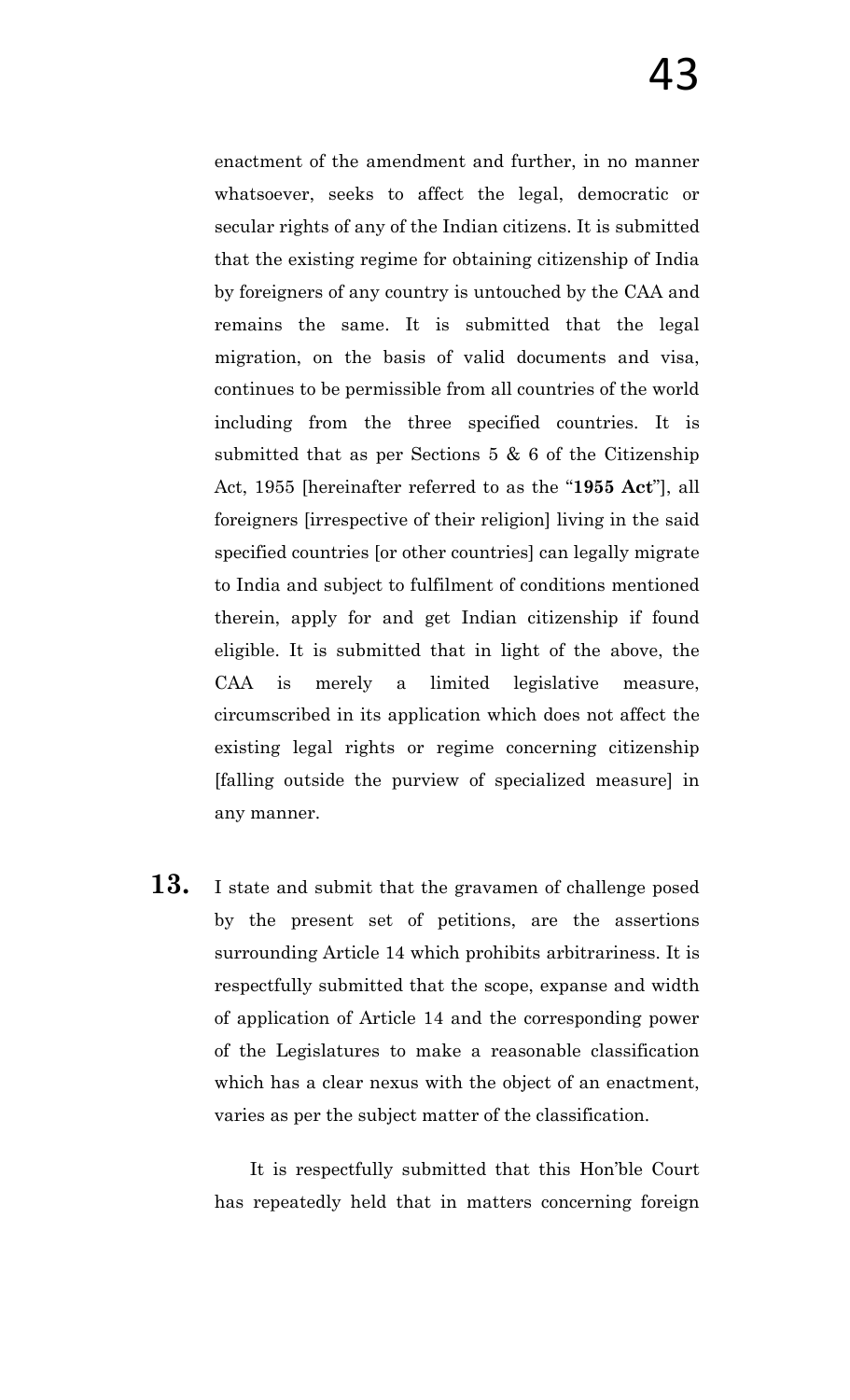enactment of the amendment and further, in no manner whatsoever, seeks to affect the legal, democratic or secular rights of any of the Indian citizens. It is submitted that the existing regime for obtaining citizenship of India by foreigners of any country is untouched by the CAA and remains the same. It is submitted that the legal migration, on the basis of valid documents and visa, continues to be permissible from all countries of the world including from the three specified countries. It is submitted that as per Sections 5 & 6 of the Citizenship Act, 1955 [hereinafter referred to as the "**1955 Act**"], all foreigners [irrespective of their religion] living in the said specified countries [or other countries] can legally migrate to India and subject to fulfilment of conditions mentioned therein, apply for and get Indian citizenship if found eligible. It is submitted that in light of the above, the CAA is merely a limited legislative measure, circumscribed in its application which does not affect the existing legal rights or regime concerning citizenship [falling outside the purview of specialized measure] in any manner.

**13.** I state and submit that the gravamen of challenge posed by the present set of petitions, are the assertions surrounding Article 14 which prohibits arbitrariness. It is respectfully submitted that the scope, expanse and width of application of Article 14 and the corresponding power of the Legislatures to make a reasonable classification which has a clear nexus with the object of an enactment, varies as per the subject matter of the classification.

It is respectfully submitted that this Hon'ble Court has repeatedly held that in matters concerning foreign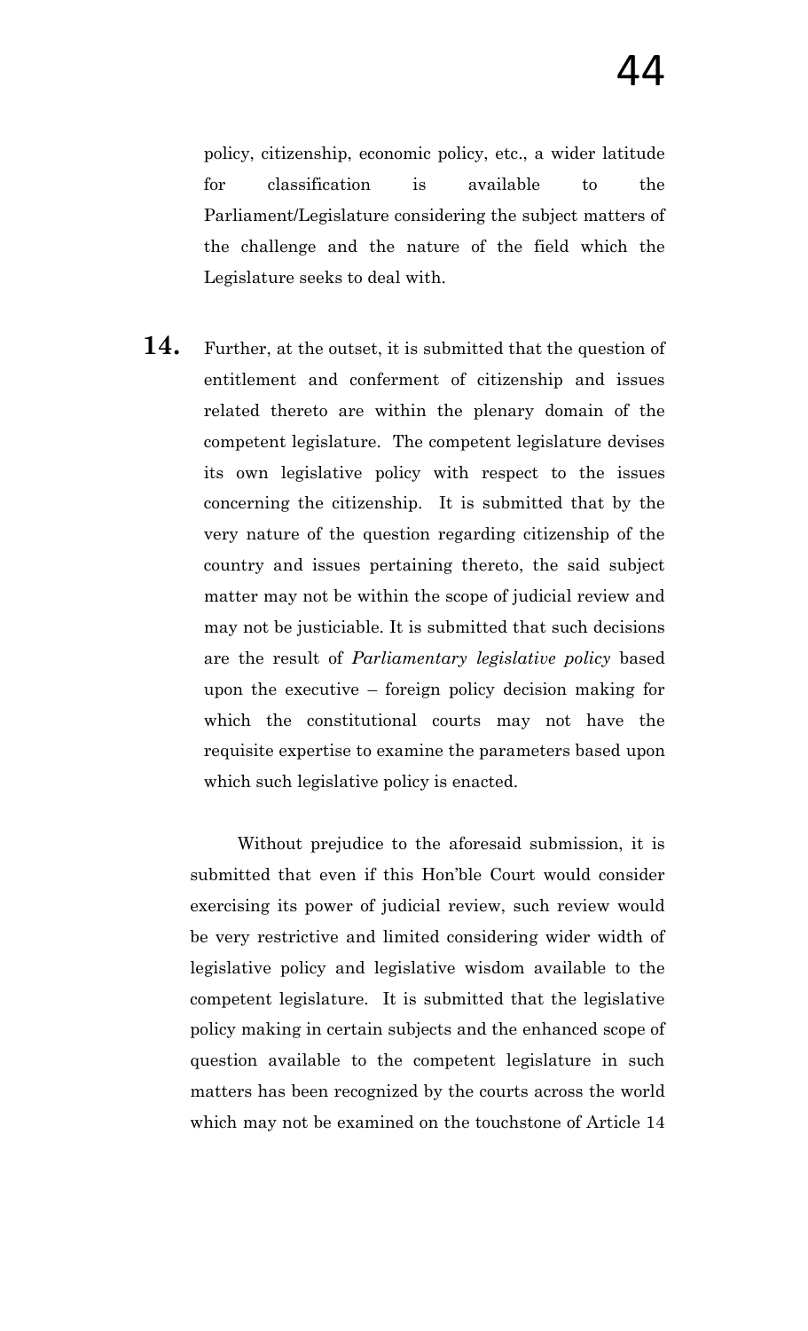policy, citizenship, economic policy, etc., a wider latitude for classification is available to the Parliament/Legislature considering the subject matters of the challenge and the nature of the field which the Legislature seeks to deal with.

**14.** Further, at the outset, it is submitted that the question of entitlement and conferment of citizenship and issues related thereto are within the plenary domain of the competent legislature. The competent legislature devises its own legislative policy with respect to the issues concerning the citizenship. It is submitted that by the very nature of the question regarding citizenship of the country and issues pertaining thereto, the said subject matter may not be within the scope of judicial review and may not be justiciable. It is submitted that such decisions are the result of *Parliamentary legislative policy* based upon the executive – foreign policy decision making for which the constitutional courts may not have the requisite expertise to examine the parameters based upon which such legislative policy is enacted.

Without prejudice to the aforesaid submission, it is submitted that even if this Hon'ble Court would consider exercising its power of judicial review, such review would be very restrictive and limited considering wider width of legislative policy and legislative wisdom available to the competent legislature. It is submitted that the legislative policy making in certain subjects and the enhanced scope of question available to the competent legislature in such matters has been recognized by the courts across the world which may not be examined on the touchstone of Article 14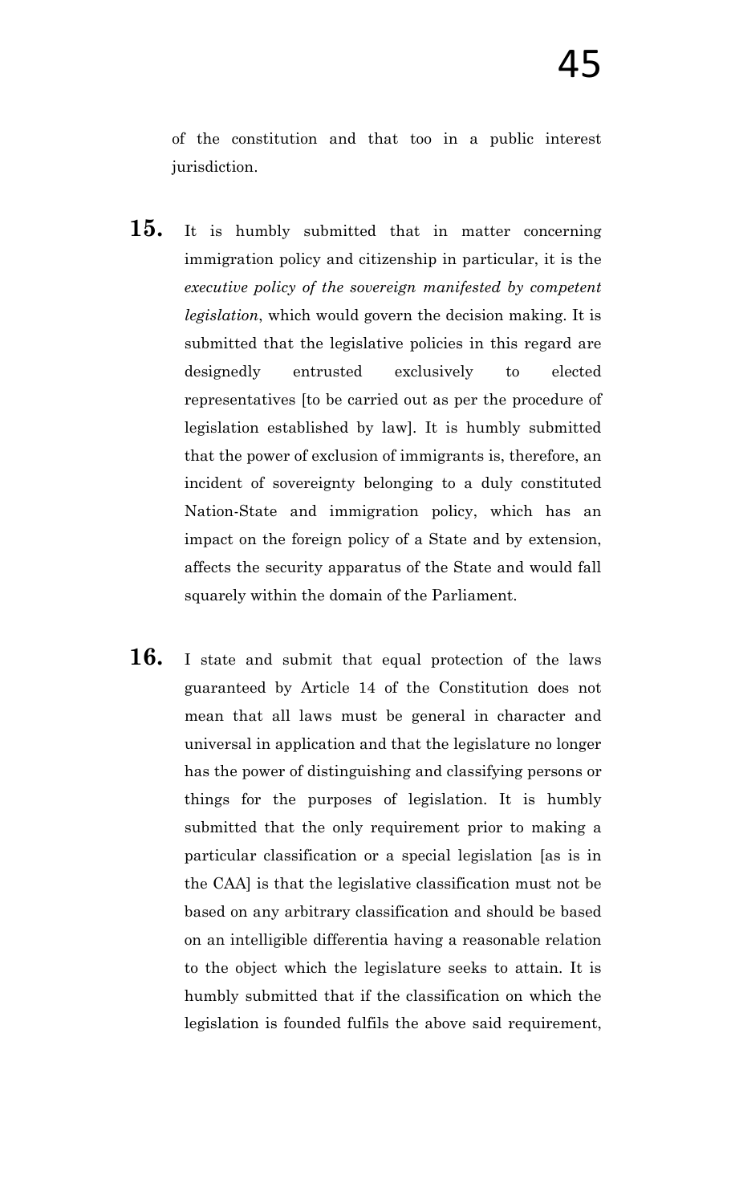of the constitution and that too in a public interest jurisdiction.

**15.** It is humbly submitted that in matter concerning immigration policy and citizenship in particular, it is the *executive policy of the sovereign manifested by competent legislation*, which would govern the decision making. It is submitted that the legislative policies in this regard are designedly entrusted exclusively to elected representatives [to be carried out as per the procedure of legislation established by law]. It is humbly submitted that the power of exclusion of immigrants is, therefore, an incident of sovereignty belonging to a duly constituted Nation-State and immigration policy, which has an impact on the foreign policy of a State and by extension, affects the security apparatus of the State and would fall squarely within the domain of the Parliament.

**16.** I state and submit that equal protection of the laws guaranteed by Article 14 of the Constitution does not mean that all laws must be general in character and universal in application and that the legislature no longer has the power of distinguishing and classifying persons or things for the purposes of legislation. It is humbly submitted that the only requirement prior to making a particular classification or a special legislation [as is in the CAA] is that the legislative classification must not be based on any arbitrary classification and should be based on an intelligible differentia having a reasonable relation to the object which the legislature seeks to attain. It is humbly submitted that if the classification on which the legislation is founded fulfils the above said requirement,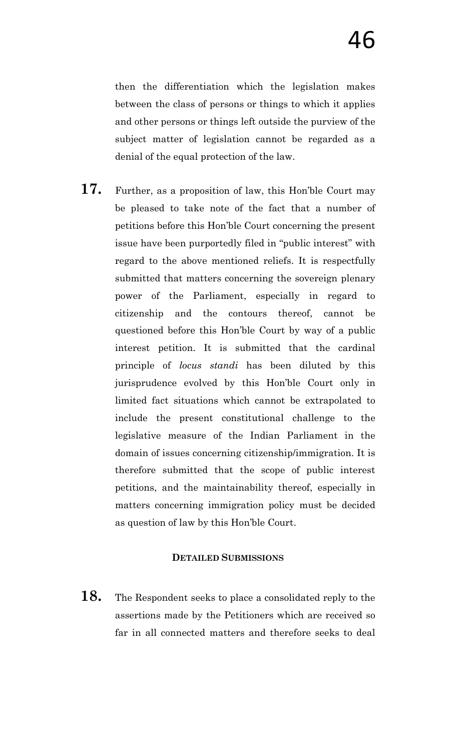then the differentiation which the legislation makes between the class of persons or things to which it applies and other persons or things left outside the purview of the subject matter of legislation cannot be regarded as a denial of the equal protection of the law.

**17.** Further, as a proposition of law, this Hon'ble Court may be pleased to take note of the fact that a number of petitions before this Hon'ble Court concerning the present issue have been purportedly filed in "public interest" with regard to the above mentioned reliefs. It is respectfully submitted that matters concerning the sovereign plenary power of the Parliament, especially in regard to citizenship and the contours thereof, cannot be questioned before this Hon'ble Court by way of a public interest petition. It is submitted that the cardinal principle of *locus standi* has been diluted by this jurisprudence evolved by this Hon'ble Court only in limited fact situations which cannot be extrapolated to include the present constitutional challenge to the legislative measure of the Indian Parliament in the domain of issues concerning citizenship/immigration. It is therefore submitted that the scope of public interest petitions, and the maintainability thereof, especially in matters concerning immigration policy must be decided as question of law by this Hon'ble Court.

## DETAILED SUBMISSIONS

**18.** The Respondent seeks to place a consolidated reply to the assertions made by the Petitioners which are received so far in all connected matters and therefore seeks to deal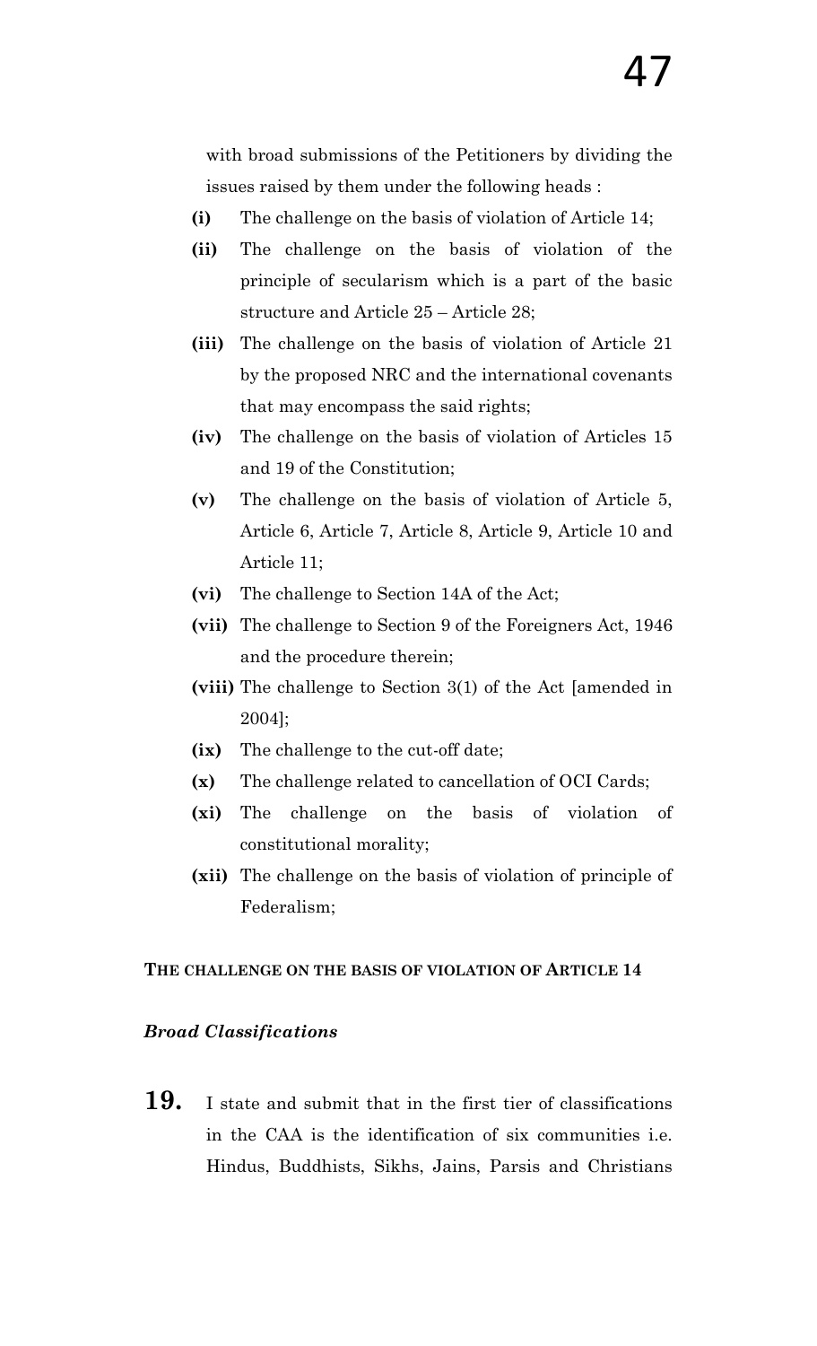with broad submissions of the Petitioners by dividing the issues raised by them under the following heads :

- **(i)** The challenge on the basis of violation of Article 14;
- **(ii)** The challenge on the basis of violation of the principle of secularism which is a part of the basic structure and Article 25 – Article 28;
- **(iii)** The challenge on the basis of violation of Article 21 by the proposed NRC and the international covenants that may encompass the said rights;
- **(iv)** The challenge on the basis of violation of Articles 15 and 19 of the Constitution;
- **(v)** The challenge on the basis of violation of Article 5, Article 6, Article 7, Article 8, Article 9, Article 10 and Article 11;
- **(vi)** The challenge to Section 14A of the Act;
- **(vii)** The challenge to Section 9 of the Foreigners Act, 1946 and the procedure therein;
- **(viii)** The challenge to Section 3(1) of the Act [amended in 2004];
- **(ix)** The challenge to the cut-off date;
- **(x)** The challenge related to cancellation of OCI Cards;
- **(xi)** The challenge on the basis of violation of constitutional morality;
- **(xii)** The challenge on the basis of violation of principle of Federalism;

**THE CHALLENGE ON THE BASIS OF VIOLATION OF ARTICLE 14**

***Broad Classifications***

**19.** I state and submit that in the first tier of classifications in the CAA is the identification of six communities i.e. Hindus, Buddhists, Sikhs, Jains, Parsis and Christians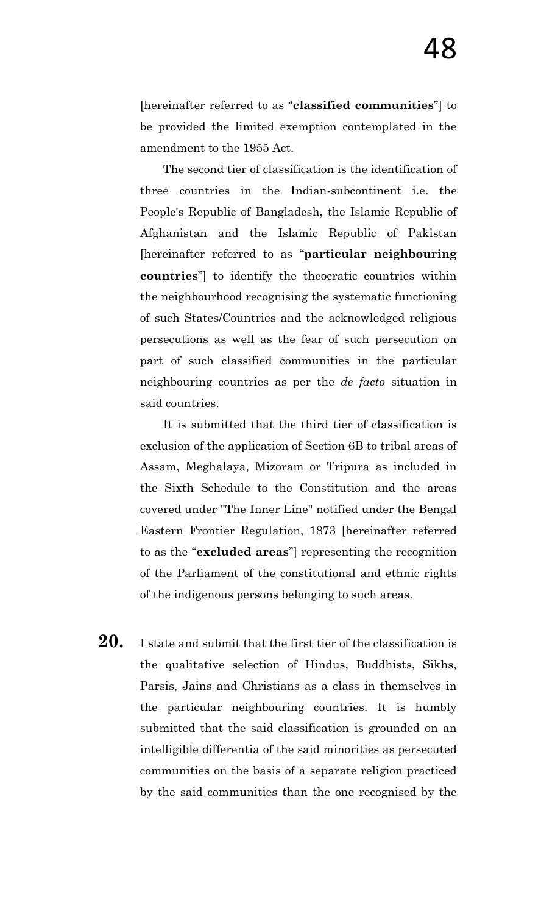[hereinafter referred to as "**classified communities**"] to be provided the limited exemption contemplated in the amendment to the 1955 Act.

The second tier of classification is the identification of three countries in the Indian-subcontinent i.e. the People's Republic of Bangladesh, the Islamic Republic of Afghanistan and the Islamic Republic of Pakistan [hereinafter referred to as "**particular neighbouring countries**"] to identify the theocratic countries within the neighbourhood recognising the systematic functioning of such States/Countries and the acknowledged religious persecutions as well as the fear of such persecution on part of such classified communities in the particular neighbouring countries as per the *de facto* situation in said countries.

It is submitted that the third tier of classification is exclusion of the application of Section 6B to tribal areas of Assam, Meghalaya, Mizoram or Tripura as included in the Sixth Schedule to the Constitution and the areas covered under "The Inner Line" notified under the Bengal Eastern Frontier Regulation, 1873 [hereinafter referred to as the "**excluded areas**"] representing the recognition of the Parliament of the constitutional and ethnic rights of the indigenous persons belonging to such areas.

**20.** I state and submit that the first tier of the classification is the qualitative selection of Hindus, Buddhists, Sikhs, Parsis, Jains and Christians as a class in themselves in the particular neighbouring countries. It is humbly submitted that the said classification is grounded on an intelligible differentia of the said minorities as persecuted communities on the basis of a separate religion practiced by the said communities than the one recognised by the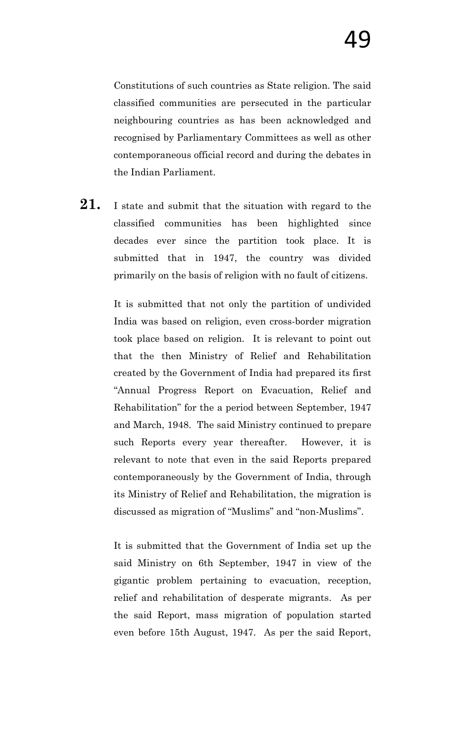Constitutions of such countries as State religion. The said classified communities are persecuted in the particular neighbouring countries as has been acknowledged and recognised by Parliamentary Committees as well as other contemporaneous official record and during the debates in the Indian Parliament.

**21.** I state and submit that the situation with regard to the classified communities has been highlighted since decades ever since the partition took place. It is submitted that in 1947, the country was divided primarily on the basis of religion with no fault of citizens.

It is submitted that not only the partition of undivided India was based on religion, even cross-border migration took place based on religion. It is relevant to point out that the then Ministry of Relief and Rehabilitation created by the Government of India had prepared its first "Annual Progress Report on Evacuation, Relief and Rehabilitation" for the a period between September, 1947 and March, 1948. The said Ministry continued to prepare such Reports every year thereafter. However, it is relevant to note that even in the said Reports prepared contemporaneously by the Government of India, through its Ministry of Relief and Rehabilitation, the migration is discussed as migration of "Muslims" and "non-Muslims".

It is submitted that the Government of India set up the said Ministry on 6th September, 1947 in view of the gigantic problem pertaining to evacuation, reception, relief and rehabilitation of desperate migrants. As per the said Report, mass migration of population started even before 15th August, 1947. As per the said Report,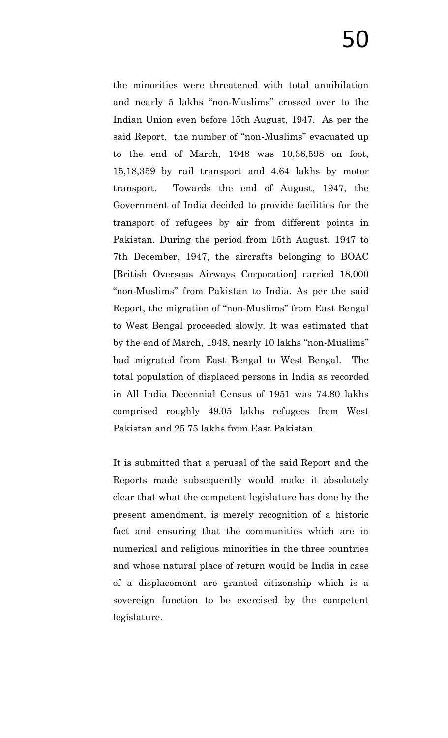the minorities were threatened with total annihilation and nearly 5 lakhs "non-Muslims" crossed over to the Indian Union even before 15th August, 1947. As per the said Report, the number of "non-Muslims" evacuated up to the end of March, 1948 was 10,36,598 on foot, 15,18,359 by rail transport and 4.64 lakhs by motor transport. Towards the end of August, 1947, the Government of India decided to provide facilities for the transport of refugees by air from different points in Pakistan. During the period from 15th August, 1947 to 7th December, 1947, the aircrafts belonging to BOAC [British Overseas Airways Corporation] carried 18,000 "non-Muslims" from Pakistan to India. As per the said Report, the migration of "non-Muslims" from East Bengal to West Bengal proceeded slowly. It was estimated that by the end of March, 1948, nearly 10 lakhs "non-Muslims" had migrated from East Bengal to West Bengal. The total population of displaced persons in India as recorded in All India Decennial Census of 1951 was 74.80 lakhs comprised roughly 49.05 lakhs refugees from West Pakistan and 25.75 lakhs from East Pakistan.

It is submitted that a perusal of the said Report and the Reports made subsequently would make it absolutely clear that what the competent legislature has done by the present amendment, is merely recognition of a historic fact and ensuring that the communities which are in numerical and religious minorities in the three countries and whose natural place of return would be India in case of a displacement are granted citizenship which is a sovereign function to be exercised by the competent legislature.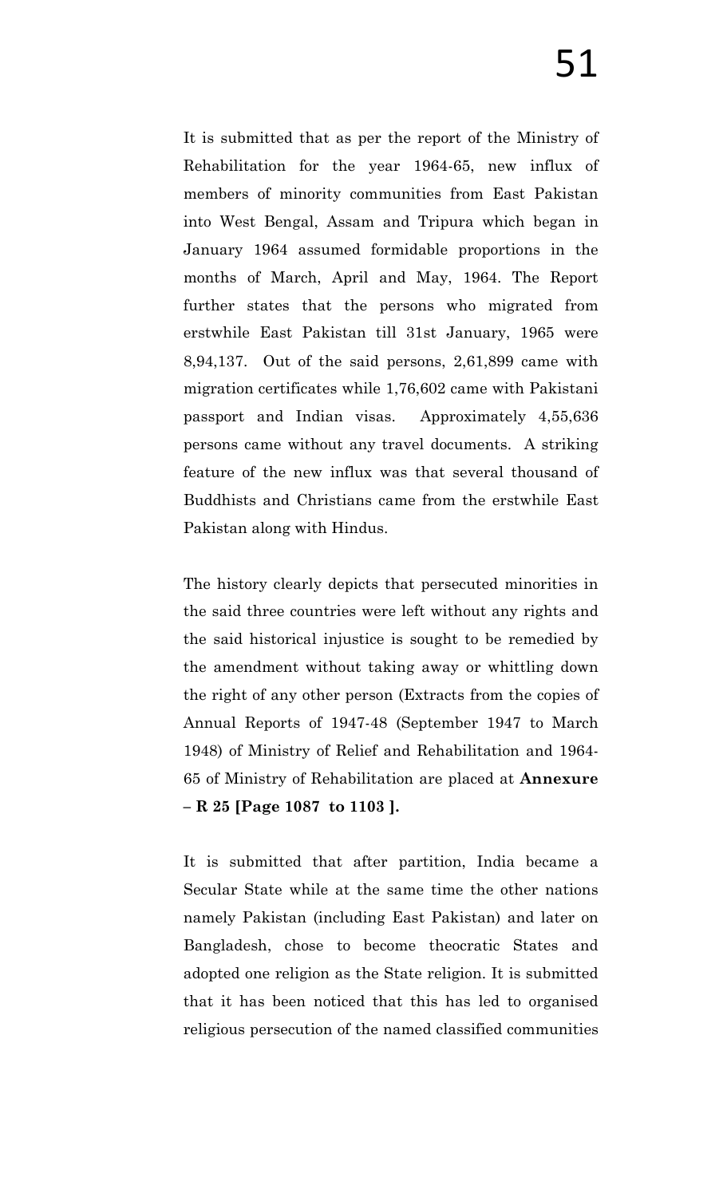It is submitted that as per the report of the Ministry of Rehabilitation for the year 1964-65, new influx of members of minority communities from East Pakistan into West Bengal, Assam and Tripura which began in January 1964 assumed formidable proportions in the months of March, April and May, 1964. The Report further states that the persons who migrated from erstwhile East Pakistan till 31st January, 1965 were 8,94,137. Out of the said persons, 2,61,899 came with migration certificates while 1,76,602 came with Pakistani passport and Indian visas. Approximately 4,55,636 persons came without any travel documents. A striking feature of the new influx was that several thousand of Buddhists and Christians came from the erstwhile East Pakistan along with Hindus.

The history clearly depicts that persecuted minorities in the said three countries were left without any rights and the said historical injustice is sought to be remedied by the amendment without taking away or whittling down the right of any other person (Extracts from the copies of Annual Reports of 1947-48 (September 1947 to March 1948) of Ministry of Relief and Rehabilitation and 1964-65 of Ministry of Rehabilitation are placed at **Annexure – R 25 [Page 1087 to 1103 ].**

It is submitted that after partition, India became a Secular State while at the same time the other nations namely Pakistan (including East Pakistan) and later on Bangladesh, chose to become theocratic States and adopted one religion as the State religion. It is submitted that it has been noticed that this has led to organised religious persecution of the named classified communities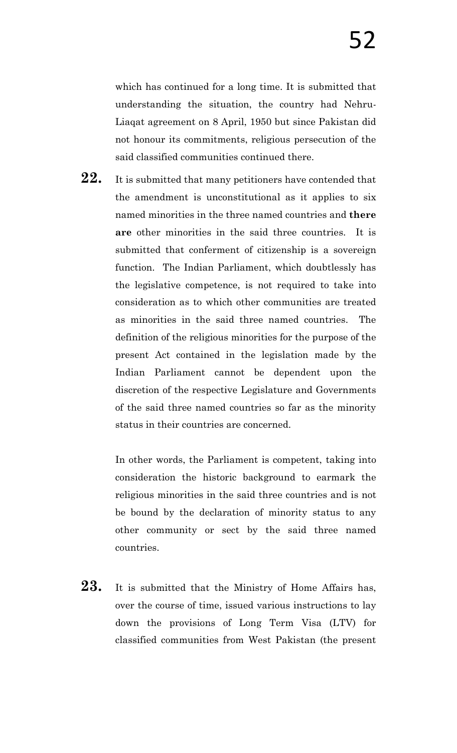which has continued for a long time. It is submitted that understanding the situation, the country had Nehru-Liaqat agreement on 8 April, 1950 but since Pakistan did not honour its commitments, religious persecution of the said classified communities continued there.

**22.** It is submitted that many petitioners have contended that the amendment is unconstitutional as it applies to six named minorities in the three named countries and **there are** other minorities in the said three countries. It is submitted that conferment of citizenship is a sovereign function. The Indian Parliament, which doubtlessly has the legislative competence, is not required to take into consideration as to which other communities are treated as minorities in the said three named countries. The definition of the religious minorities for the purpose of the present Act contained in the legislation made by the Indian Parliament cannot be dependent upon the discretion of the respective Legislature and Governments of the said three named countries so far as the minority status in their countries are concerned.

In other words, the Parliament is competent, taking into consideration the historic background to earmark the religious minorities in the said three countries and is not be bound by the declaration of minority status to any other community or sect by the said three named countries.

**23.** It is submitted that the Ministry of Home Affairs has, over the course of time, issued various instructions to lay down the provisions of Long Term Visa (LTV) for classified communities from West Pakistan (the present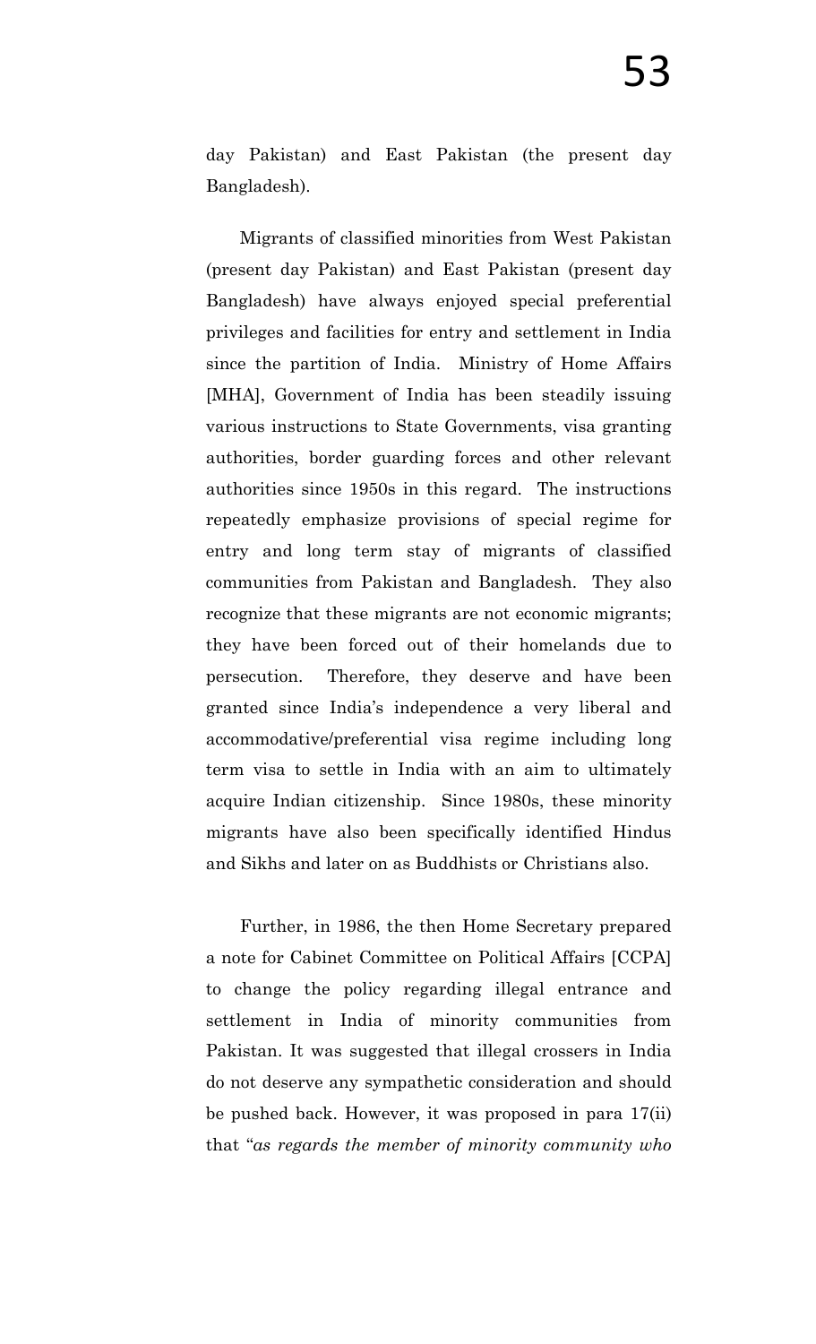day Pakistan) and East Pakistan (the present day Bangladesh).

Migrants of classified minorities from West Pakistan (present day Pakistan) and East Pakistan (present day Bangladesh) have always enjoyed special preferential privileges and facilities for entry and settlement in India since the partition of India. Ministry of Home Affairs [MHA], Government of India has been steadily issuing various instructions to State Governments, visa granting authorities, border guarding forces and other relevant authorities since 1950s in this regard. The instructions repeatedly emphasize provisions of special regime for entry and long term stay of migrants of classified communities from Pakistan and Bangladesh. They also recognize that these migrants are not economic migrants; they have been forced out of their homelands due to persecution. Therefore, they deserve and have been granted since India's independence a very liberal and accommodative/preferential visa regime including long term visa to settle in India with an aim to ultimately acquire Indian citizenship. Since 1980s, these minority migrants have also been specifically identified Hindus and Sikhs and later on as Buddhists or Christians also.

Further, in 1986, the then Home Secretary prepared a note for Cabinet Committee on Political Affairs [CCPA] to change the policy regarding illegal entrance and settlement in India of minority communities from Pakistan. It was suggested that illegal crossers in India do not deserve any sympathetic consideration and should be pushed back. However, it was proposed in para 17(ii) that "*as regards the member of minority community who*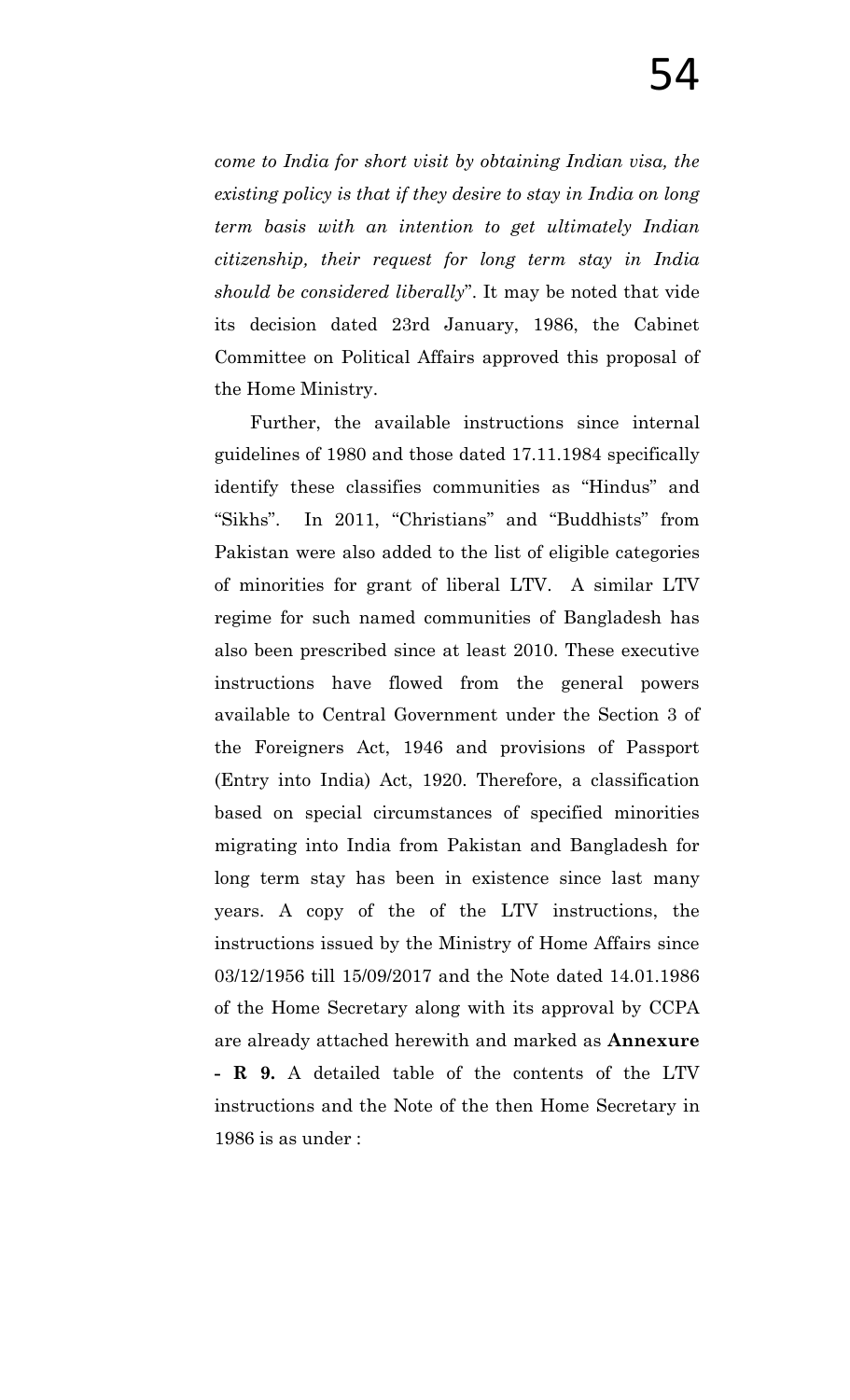*come to India for short visit by obtaining Indian visa, the existing policy is that if they desire to stay in India on long term basis with an intention to get ultimately Indian citizenship, their request for long term stay in India should be considered liberally*". It may be noted that vide its decision dated 23rd January, 1986, the Cabinet Committee on Political Affairs approved this proposal of the Home Ministry.

Further, the available instructions since internal guidelines of 1980 and those dated 17.11.1984 specifically identify these classifies communities as "Hindus" and "Sikhs". In 2011, "Christians" and "Buddhists" from Pakistan were also added to the list of eligible categories of minorities for grant of liberal LTV. A similar LTV regime for such named communities of Bangladesh has also been prescribed since at least 2010. These executive instructions have flowed from the general powers available to Central Government under the Section 3 of the Foreigners Act, 1946 and provisions of Passport (Entry into India) Act, 1920. Therefore, a classification based on special circumstances of specified minorities migrating into India from Pakistan and Bangladesh for long term stay has been in existence since last many years. A copy of the of the LTV instructions, the instructions issued by the Ministry of Home Affairs since 03/12/1956 till 15/09/2017 and the Note dated 14.01.1986 of the Home Secretary along with its approval by CCPA are already attached herewith and marked as **Annexure - R 9.** A detailed table of the contents of the LTV instructions and the Note of the then Home Secretary in 1986 is as under :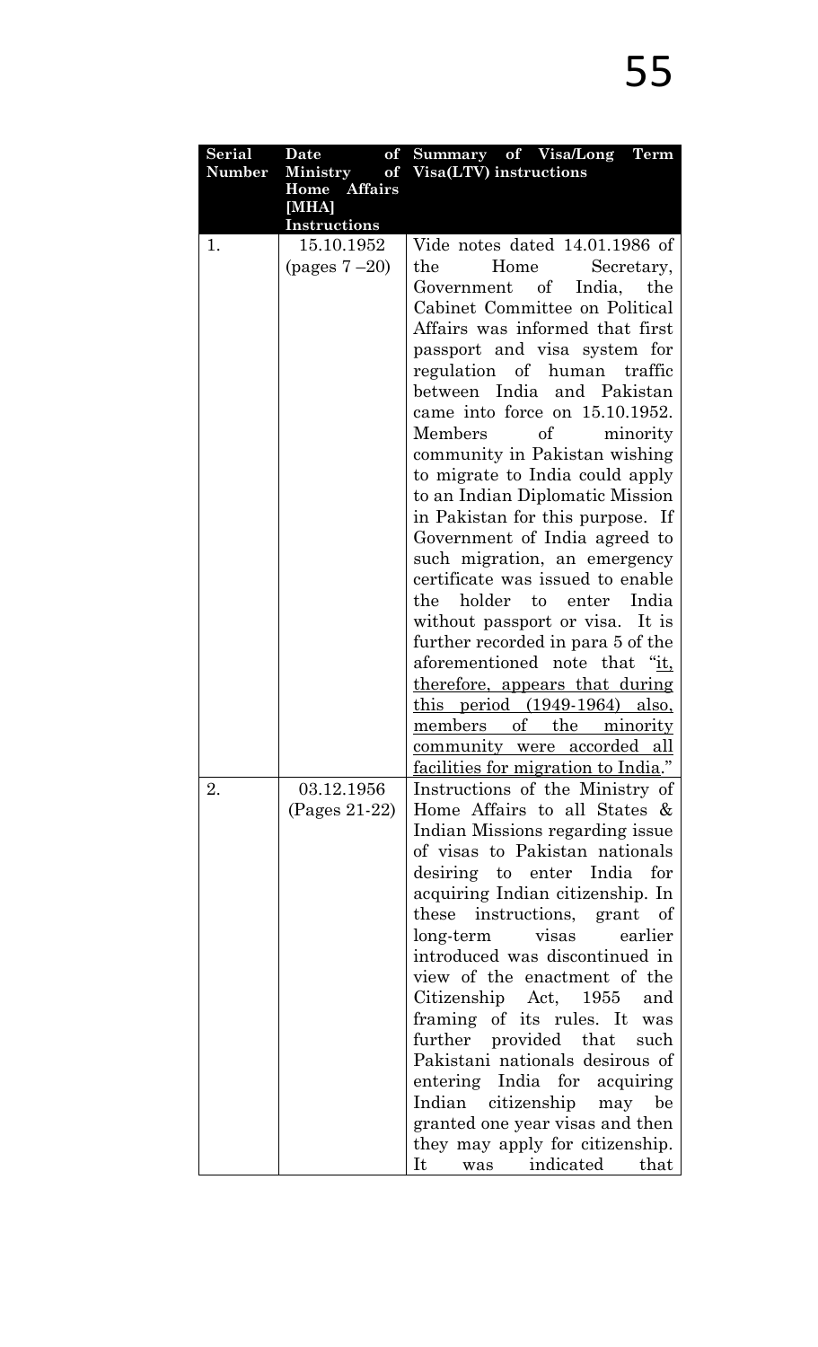| Serial Number | Date of Ministry of Home Affairs [MHA] Instructions | Summary of Visa/Long Term Visa(LTV) instructions |
|---|---|---|
| 1. | 15.10.1952 (pages 7 –20) | Vide notes dated 14.01.1986 of the Home Secretary, Government of India, the Cabinet Committee on Political Affairs was informed that first passport and visa system for regulation of human traffic between India and Pakistan came into force on 15.10.1952. Members of minority community in Pakistan wishing to migrate to India could apply to an Indian Diplomatic Mission in Pakistan for this purpose. If Government of India agreed to such migration, an emergency certificate was issued to enable the holder to enter India without passport or visa. It is further recorded in para 5 of the aforementioned note that "it, therefore, appears that during this period (1949-1964) also, members of the minority community were accorded all facilities for migration to India." |
| 2. | 03.12.1956 (Pages 21-22) | Instructions of the Ministry of Home Affairs to all States & Indian Missions regarding issue of visas to Pakistan nationals desiring to enter India for acquiring Indian citizenship. In these instructions, grant of long-term visas earlier introduced was discontinued in view of the enactment of the Citizenship Act, 1955 and framing of its rules. It was further provided that such Pakistani nationals desirous of entering India for acquiring Indian citizenship may be granted one year visas and then they may apply for citizenship. It was indicated that |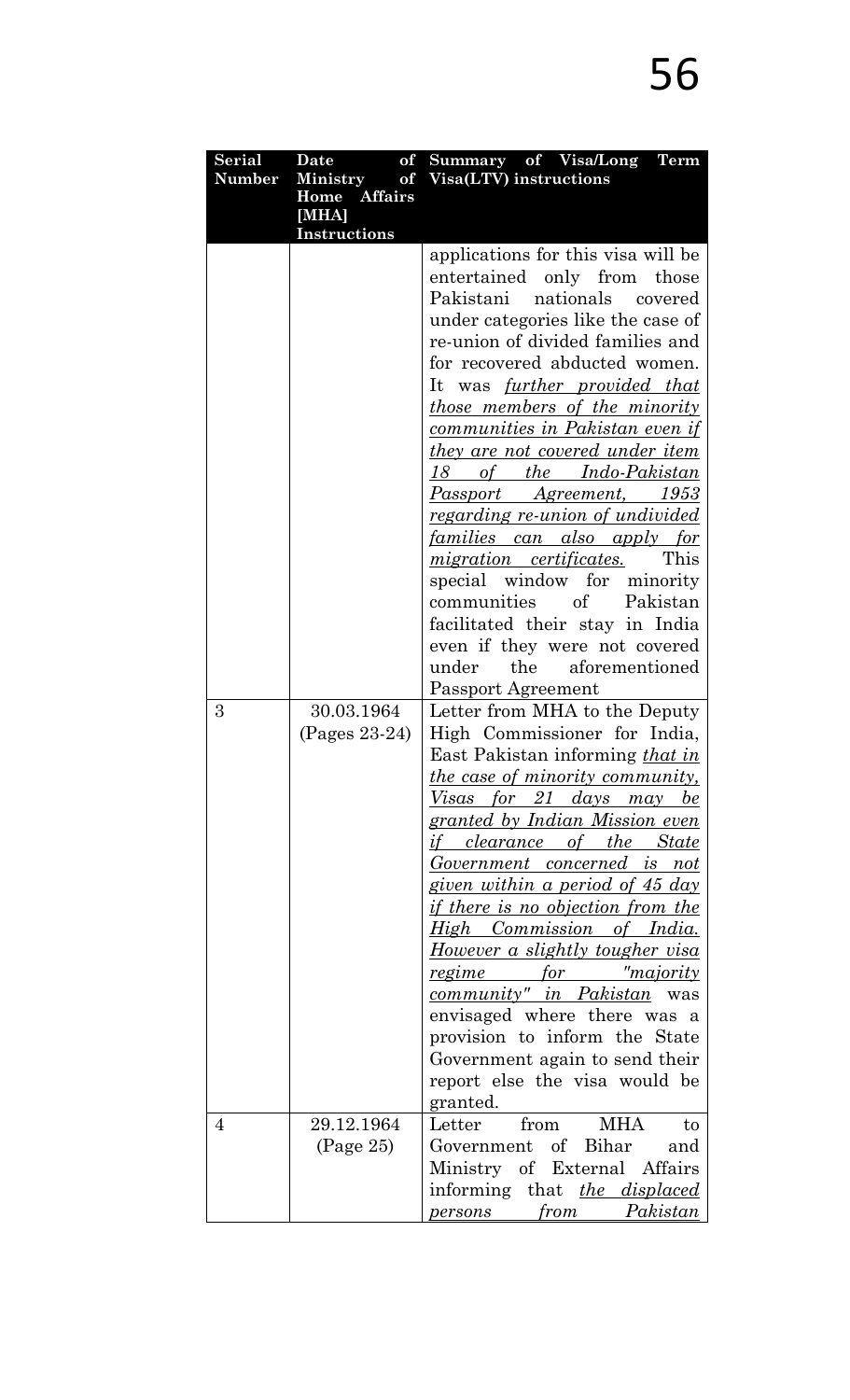| Serial Number | Date of Ministry of Home Affairs [MHA] Instructions | Summary of Visa/Long Term Visa(LTV) instructions |
|---|---|---|
| | | applications for this visa will be entertained only from those Pakistani nationals covered under categories like the case of re-union of divided families and for recovered abducted women. It was _further provided that those members of the minority communities in Pakistan even if they are not covered under item 18 of the Indo-Pakistan Passport Agreement, 1953 regarding re-union of undivided families can also apply for migration certificates._ This special window for minority communities of Pakistan facilitated their stay in India even if they were not covered under the aforementioned Passport Agreement |
| 3 | 30.03.1964 (Pages 23-24) | Letter from MHA to the Deputy High Commissioner for India, East Pakistan informing _that in the case of minority community, Visas for 21 days may be granted by Indian Mission even if clearance of the State Government concerned is not given within a period of 45 day if there is no objection from the High Commission of India. However a slightly tougher visa regime for "majority community" in Pakistan_ was envisaged where there was a provision to inform the State Government again to send their report else the visa would be granted. |
| 4 | 29.12.1964 (Page 25) | Letter from MHA to Government of Bihar and Ministry of External Affairs informing that _the displaced persons from Pakistan_ |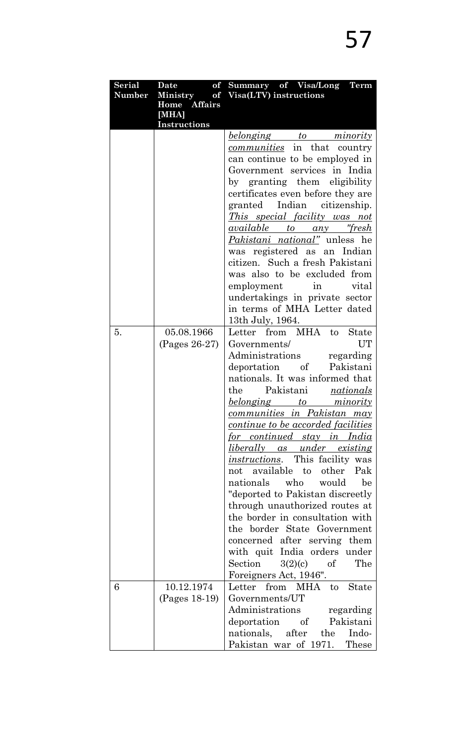| Serial Number | Date of Ministry of Home Affairs [MHA] Instructions | Summary of Visa/Long Term Visa(LTV) instructions |
|---|---|---|
| | | _belonging to minority communities_ in that country can continue to be employed in Government services in India by granting them eligibility certificates even before they are granted Indian citizenship. _This special facility was not available to any "fresh Pakistani national"_ unless he was registered as an Indian citizen. Such a fresh Pakistani was also to be excluded from employment in vital undertakings in private sector in terms of MHA Letter dated 13th July, 1964. |
| 5. | 05.08.1966 (Pages 26-27) | Letter from MHA to State Governments/ UT Administrations regarding deportation of Pakistani nationals. It was informed that the Pakistani _nationals belonging to minority communities in Pakistan may continue to be accorded facilities for continued stay in India liberally as under existing instructions_. This facility was not available to other Pak nationals who would be "deported to Pakistan discreetly through unauthorized routes at the border in consultation with the border State Government concerned after serving them with quit India orders under Section 3(2)(c) of The Foreigners Act, 1946". |
| 6 | 10.12.1974 (Pages 18-19) | Letter from MHA to State Governments/UT Administrations regarding deportation of Pakistani nationals, after the Indo-Pakistan war of 1971. These |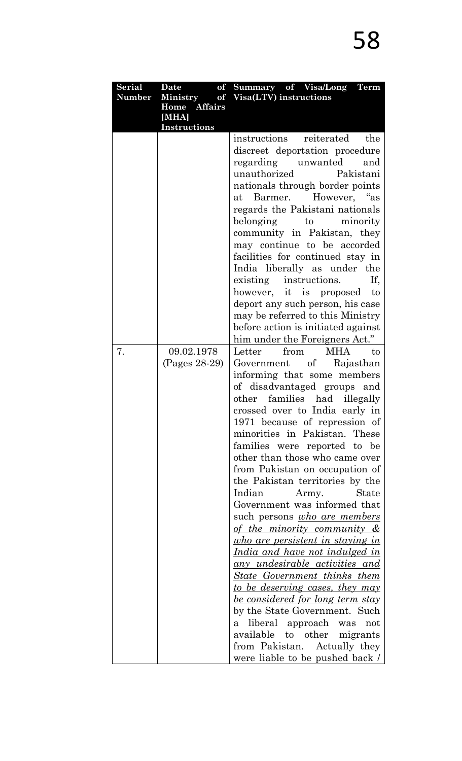| Serial Number | Date of Ministry of Home Affairs [MHA] Instructions | Summary of Visa/Long Term Visa(LTV) instructions |
|---|---|---|
| | | instructions reiterated the discreet deportation procedure regarding unwanted and unauthorized Pakistani nationals through border points at Barmer. However, "as regards the Pakistani nationals belonging to minority community in Pakistan, they may continue to be accorded facilities for continued stay in India liberally as under the existing instructions. If, however, it is proposed to deport any such person, his case may be referred to this Ministry before action is initiated against him under the Foreigners Act." |
| 7. | 09.02.1978 (Pages 28-29) | Letter from MHA to Government of Rajasthan informing that some members of disadvantaged groups and other families had illegally crossed over to India early in 1971 because of repression of minorities in Pakistan. These families were reported to be other than those who came over from Pakistan on occupation of the Pakistan territories by the Indian Army. State Government was informed that such persons <u>*who are members of the minority community & who are persistent in staying in India and have not indulged in any undesirable activities and State Government thinks them to be deserving cases, they may be considered for long term stay*</u> by the State Government. Such a liberal approach was not available to other migrants from Pakistan. Actually they were liable to be pushed back / |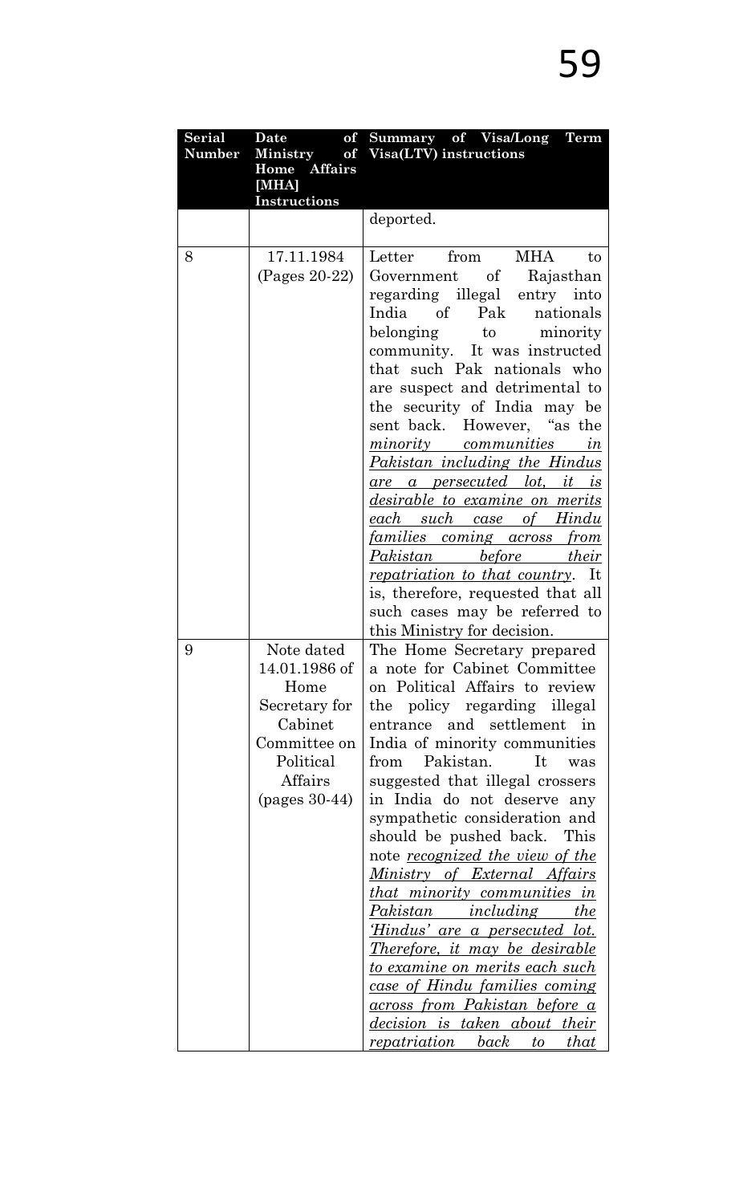| Serial Number | Date of Ministry of Home Affairs [MHA] Instructions | Summary of Visa/Long Term Visa(LTV) instructions |
|---|---|---|
| | | deported. |
| 8 | 17.11.1984 (Pages 20-22) | Letter from MHA to Government of Rajasthan regarding illegal entry into India of Pak nationals belonging to minority community. It was instructed that such Pak nationals who are suspect and detrimental to the security of India may be sent back. However, "as the *minority communities in Pakistan including the Hindus are a persecuted lot, it is desirable to examine on merits each such case of Hindu families coming across from Pakistan before their repatriation to that country*. It is, therefore, requested that all such cases may be referred to this Ministry for decision. |
| 9 | Note dated 14.01.1986 of Home Secretary for Cabinet Committee on Political Affairs (pages 30-44) | The Home Secretary prepared a note for Cabinet Committee on Political Affairs to review the policy regarding illegal entrance and settlement in India of minority communities from Pakistan. It was suggested that illegal crossers in India do not deserve any sympathetic consideration and should be pushed back. This note *recognized the view of the Ministry of External Affairs that minority communities in Pakistan including the 'Hindus' are a persecuted lot. Therefore, it may be desirable to examine on merits each such case of Hindu families coming across from Pakistan before a decision is taken about their repatriation back to that* |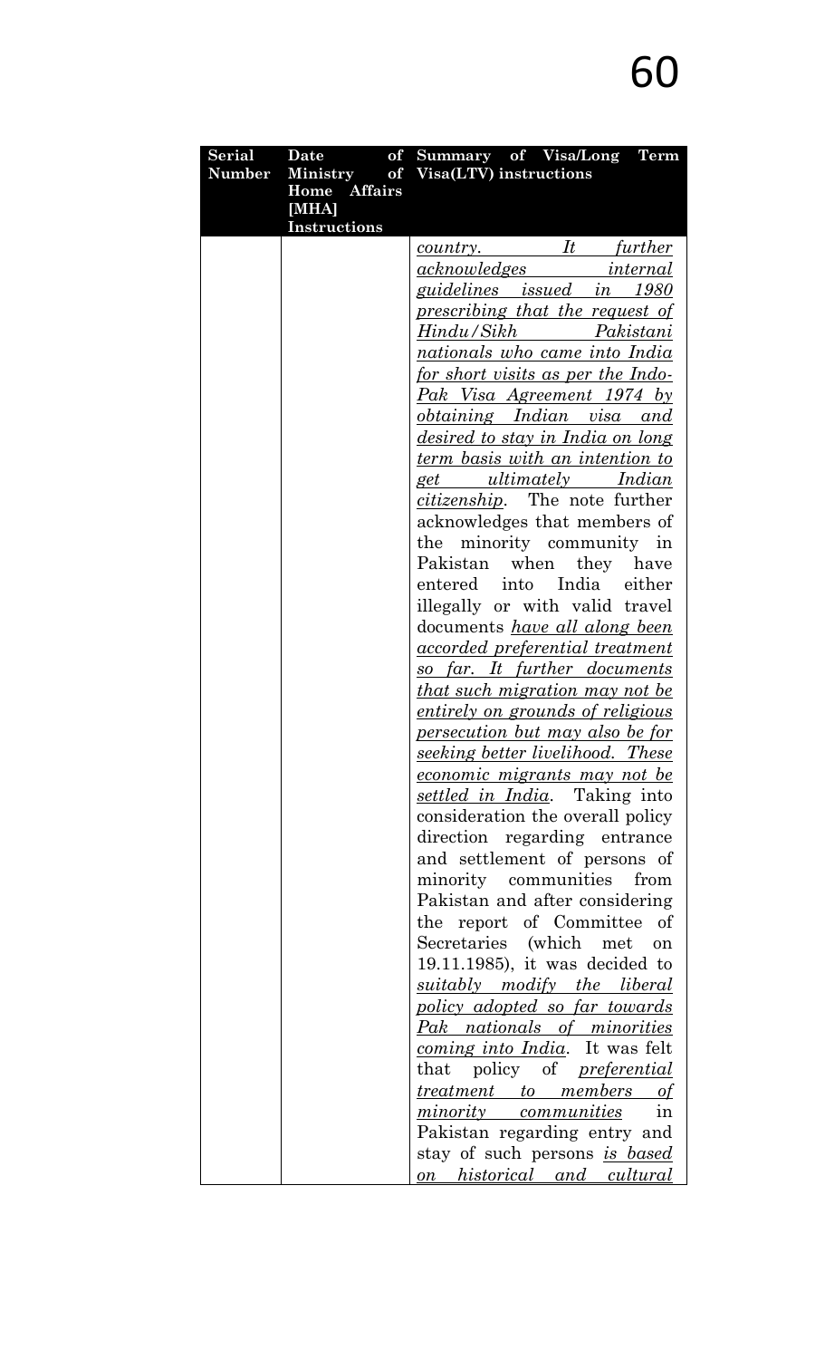| Serial Number | Date of Ministry of Home Affairs [MHA] Instructions | Summary of Visa/Long Term Visa(LTV) instructions |
|---|---|---|
| | | *country. It further acknowledges internal guidelines issued in 1980 prescribing that the request of Hindu/Sikh Pakistani nationals who came into India for short visits as per the Indo-Pak Visa Agreement 1974 by obtaining Indian visa and desired to stay in India on long term basis with an intention to get ultimately Indian citizenship*. The note further acknowledges that members of the minority community in Pakistan when they have entered into India either illegally or with valid travel documents *have all along been accorded preferential treatment so far. It further documents that such migration may not be entirely on grounds of religious persecution but may also be for seeking better livelihood. These economic migrants may not be settled in India*. Taking into consideration the overall policy direction regarding entrance and settlement of persons of minority communities from Pakistan and after considering the report of Committee of Secretaries (which met on 19.11.1985), it was decided to *suitably modify the liberal policy adopted so far towards Pak nationals of minorities coming into India*. It was felt that policy of *preferential treatment to members of minority communities* in Pakistan regarding entry and stay of such persons *is based on historical and cultural* |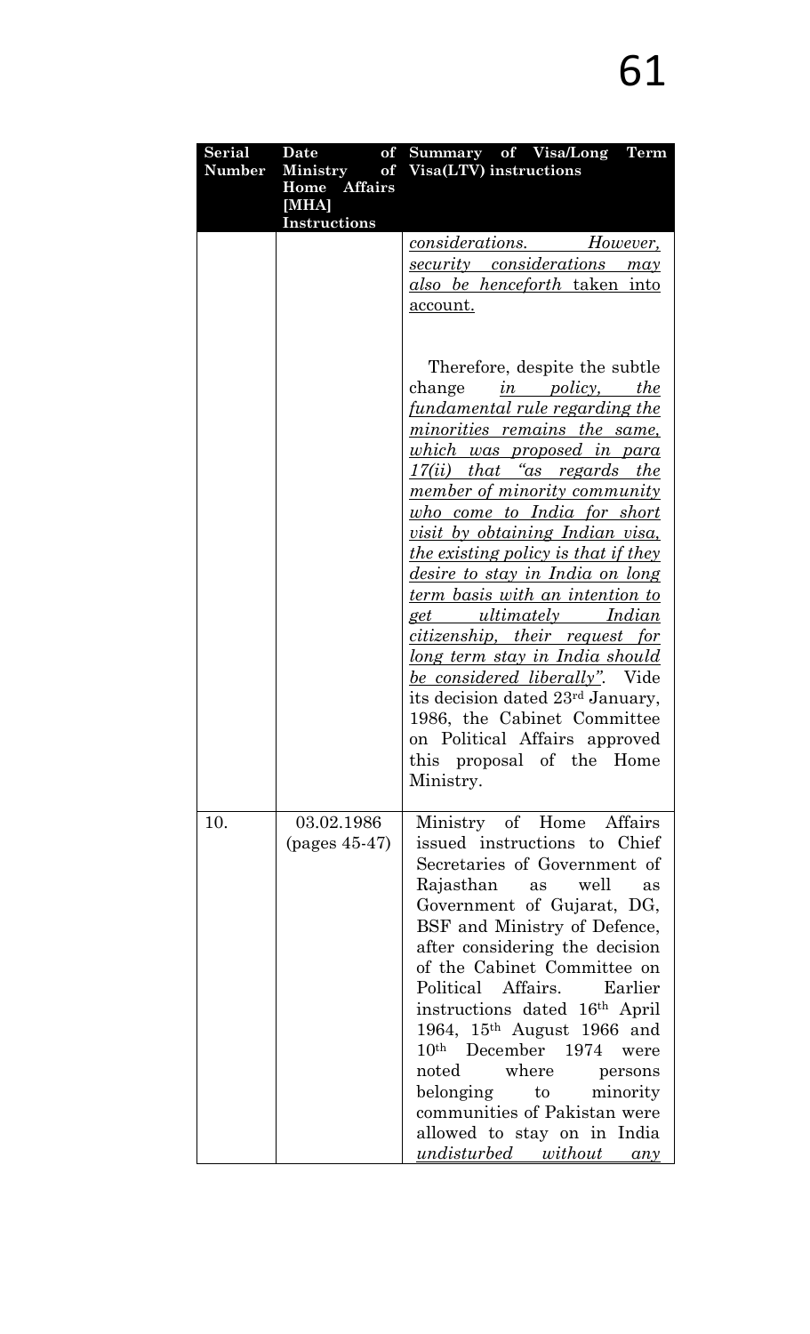| Serial Number | Date of Ministry of Home Affairs [MHA] Instructions | Summary of Visa/Long Term Visa(LTV) instructions |
|---|---|---|
| | | <u>*considerations. However, security considerations may also be henceforth*</u> <u>taken into account.</u><br><br>Therefore, despite the subtle change <u>*in policy, the fundamental rule regarding the minorities remains the same, which was proposed in para 17(ii) that "as regards the member of minority community who come to India for short visit by obtaining Indian visa, the existing policy is that if they desire to stay in India on long term basis with an intention to get ultimately Indian citizenship, their request for long term stay in India should be considered liberally"*</u>. Vide its decision dated 23rd January, 1986, the Cabinet Committee on Political Affairs approved this proposal of the Home Ministry. |
| 10. | 03.02.1986 (pages 45-47) | Ministry of Home Affairs issued instructions to Chief Secretaries of Government of Rajasthan as well as Government of Gujarat, DG, BSF and Ministry of Defence, after considering the decision of the Cabinet Committee on Political Affairs. Earlier instructions dated 16th April 1964, 15th August 1966 and 10th December 1974 were noted where persons belonging to minority communities of Pakistan were allowed to stay on in India <u>*undisturbed without any*</u> |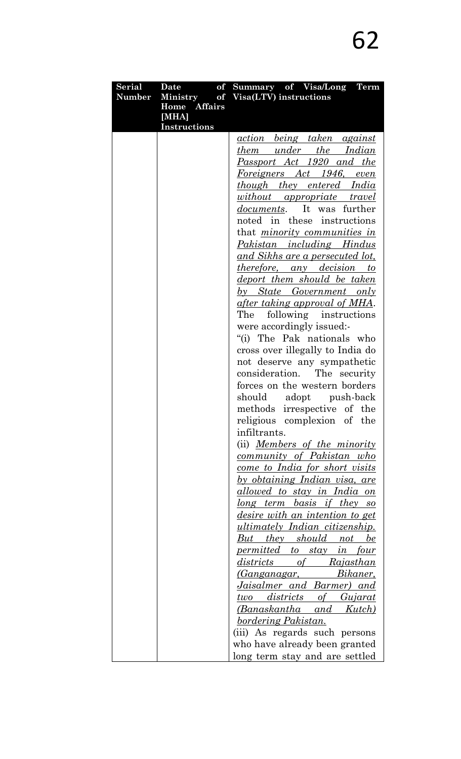| Serial Number | Date of Ministry of Home Affairs [MHA] Instructions | Summary of Visa/Long Term Visa(LTV) instructions |
|---|---|---|
| | | _action being taken against them under the Indian Passport Act 1920 and the Foreigners Act 1946, even though they entered India without appropriate travel documents_. It was further noted in these instructions that _minority communities in Pakistan including Hindus and Sikhs are a persecuted lot, therefore, any decision to deport them should be taken by State Government only after taking approval of MHA_. The following instructions were accordingly issued:- "(i) The Pak nationals who cross over illegally to India do not deserve any sympathetic consideration. The security forces on the western borders should adopt push-back methods irrespective of the religious complexion of the infiltrants. (ii) _Members of the minority community of Pakistan who come to India for short visits by obtaining Indian visa, are allowed to stay in India on long term basis if they so desire with an intention to get ultimately Indian citizenship. But they should not be permitted to stay in four districts of Rajasthan (Ganganagar, Bikaner, Jaisalmer and Barmer) and two districts of Gujarat (Banaskantha and Kutch) bordering Pakistan._ (iii) As regards such persons who have already been granted long term stay and are settled |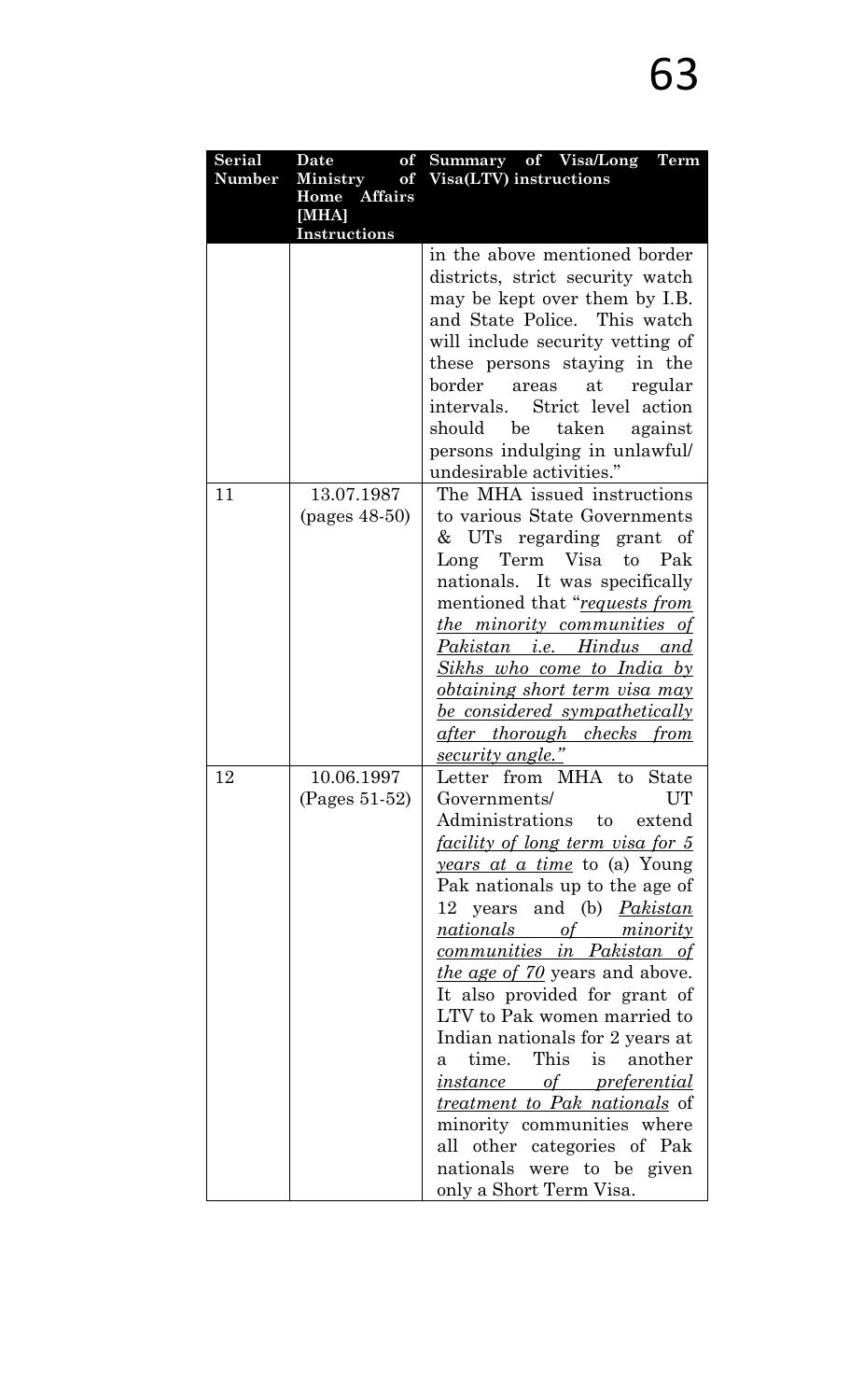| Serial Number | Date of Ministry of Home Affairs [MHA] Instructions | Summary of Visa/Long Term Visa(LTV) instructions |
|---|---|---|
| | | in the above mentioned border districts, strict security watch may be kept over them by I.B. and State Police. This watch will include security vetting of these persons staying in the border areas at regular intervals. Strict level action should be taken against persons indulging in unlawful/ undesirable activities." |
| 11 | 13.07.1987 (pages 48-50) | The MHA issued instructions to various State Governments & UTs regarding grant of Long Term Visa to Pak nationals. It was specifically mentioned that "*requests from the minority communities of Pakistan i.e. Hindus and Sikhs who come to India by obtaining short term visa may be considered sympathetically after thorough checks from security angle.*" |
| 12 | 10.06.1997 (Pages 51-52) | Letter from MHA to State Governments/ UT Administrations to extend *facility of long term visa for 5 years at a time* to (a) Young Pak nationals up to the age of 12 years and (b) *Pakistan nationals of minority communities in Pakistan of the age of 70* years and above. It also provided for grant of LTV to Pak women married to Indian nationals for 2 years at a time. This is another *instance of preferential treatment to Pak nationals* of minority communities where all other categories of Pak nationals were to be given only a Short Term Visa. |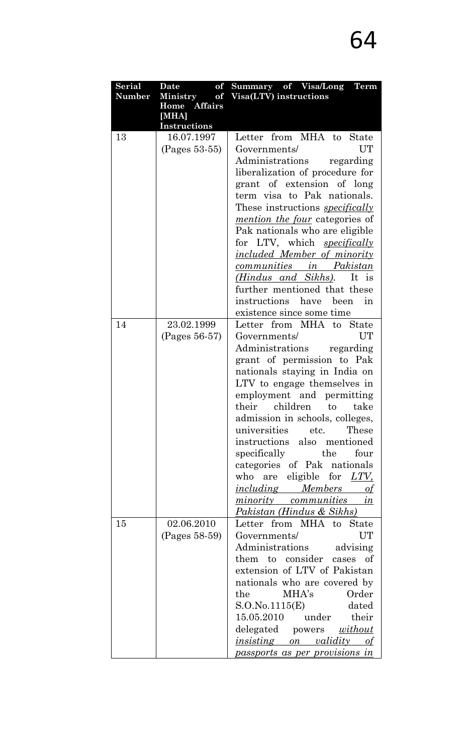| Serial Number | Date of Ministry of Home Affairs [MHA] Instructions | Summary of Visa/Long Term Visa(LTV) instructions |
|---|---|---|
| 13 | 16.07.1997 (Pages 53-55) | Letter from MHA to State Governments/ UT Administrations regarding liberalization of procedure for grant of extension of long term visa to Pak nationals. These instructions *specifically mention the four* categories of Pak nationals who are eligible for LTV, which *specifically included Member of minority communities in Pakistan (Hindus and Sikhs)*. It is further mentioned that these instructions have been in existence since some time |
| 14 | 23.02.1999 (Pages 56-57) | Letter from MHA to State Governments/ UT Administrations regarding grant of permission to Pak nationals staying in India on LTV to engage themselves in employment and permitting their children to take admission in schools, colleges, universities etc. These instructions also mentioned specifically the four categories of Pak nationals who are eligible for *LTV, including Members of minority communities in Pakistan (Hindus & Sikhs)* |
| 15 | 02.06.2010 (Pages 58-59) | Letter from MHA to State Governments/ UT Administrations advising them to consider cases of extension of LTV of Pakistan nationals who are covered by the MHA's Order S.O.No.1115(E) dated 15.05.2010 under their delegated powers *without insisting on validity of passports as per provisions in* |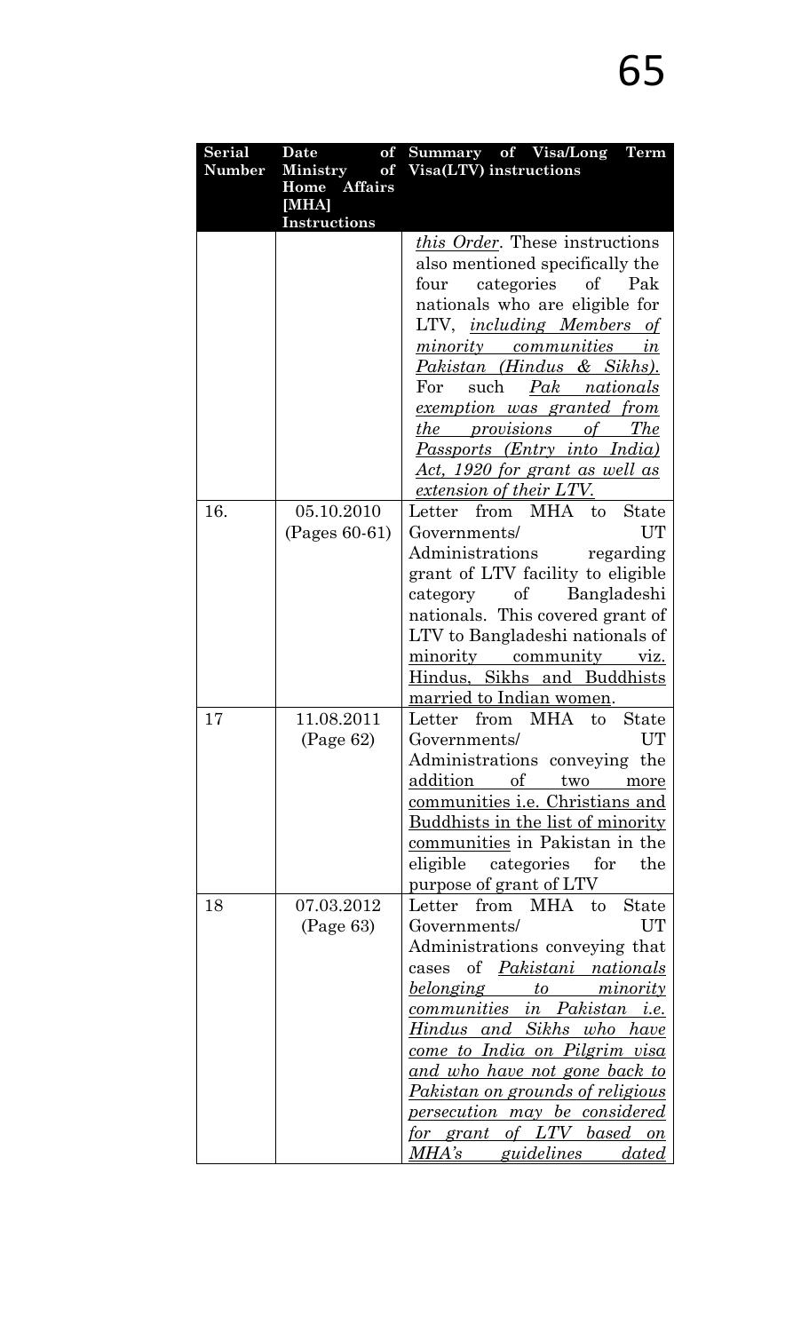| Serial Number | Date of Ministry of Home Affairs [MHA] Instructions | Summary of Visa/Long Term Visa(LTV) instructions |
|---|---|---|
| | | *this Order*. These instructions also mentioned specifically the four categories of Pak nationals who are eligible for LTV, *including Members of minority communities in Pakistan (Hindus & Sikhs).* For such *Pak nationals exemption was granted from the provisions of The Passports (Entry into India) Act, 1920 for grant as well as extension of their LTV.* |
| 16. | 05.10.2010 (Pages 60-61) | Letter from MHA to State Governments/ UT Administrations regarding grant of LTV facility to eligible category of Bangladeshi nationals. This covered grant of LTV to Bangladeshi nationals of minority community viz. Hindus, Sikhs and Buddhists married to Indian women. |
| 17 | 11.08.2011 (Page 62) | Letter from MHA to State Governments/ UT Administrations conveying the addition of two more communities i.e. Christians and Buddhists in the list of minority communities in Pakistan in the eligible categories for the purpose of grant of LTV |
| 18 | 07.03.2012 (Page 63) | Letter from MHA to State Governments/ UT Administrations conveying that cases of *Pakistani nationals belonging to minority communities in Pakistan i.e. Hindus and Sikhs who have come to India on Pilgrim visa and who have not gone back to Pakistan on grounds of religious persecution may be considered for grant of LTV based on MHA's guidelines dated* |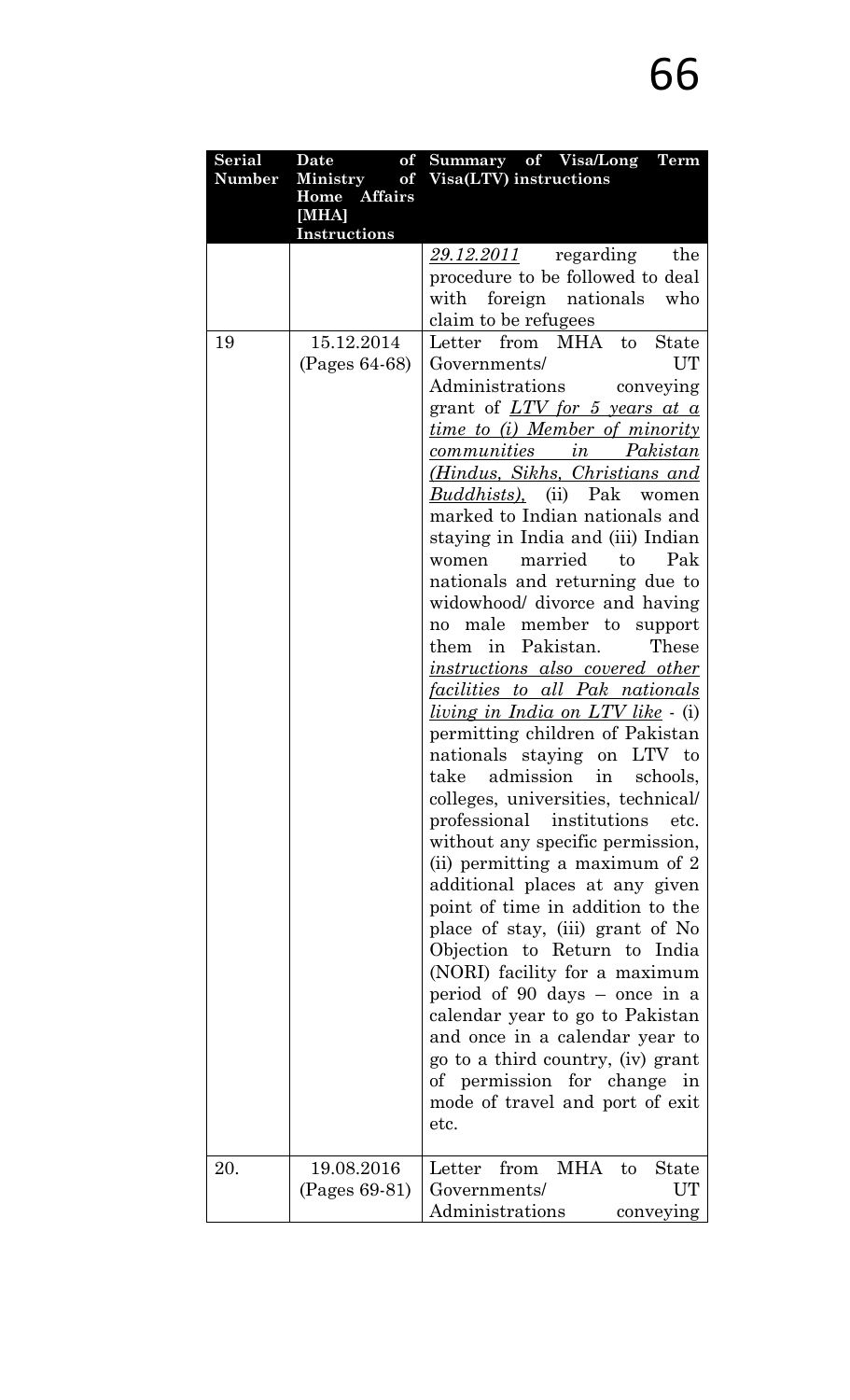| Serial Number | Date of Ministry of Home Affairs [MHA] Instructions | Summary of Visa/Long Term Visa(LTV) instructions |
|---|---|---|
| | | *29.12.2011* regarding the procedure to be followed to deal with foreign nationals who claim to be refugees |
| 19 | 15.12.2014 (Pages 64-68) | Letter from MHA to State Governments/ UT Administrations conveying grant of *LTV for 5 years at a time to (i) Member of minority communities in Pakistan (Hindus, Sikhs, Christians and Buddhists),* (ii) Pak women marked to Indian nationals and staying in India and (iii) Indian women married to Pak nationals and returning due to widowhood/ divorce and having no male member to support them in Pakistan. These *instructions also covered other facilities to all Pak nationals living in India on LTV like* - (i) permitting children of Pakistan nationals staying on LTV to take admission in schools, colleges, universities, technical/ professional institutions etc. without any specific permission, (ii) permitting a maximum of 2 additional places at any given point of time in addition to the place of stay, (iii) grant of No Objection to Return to India (NORI) facility for a maximum period of 90 days – once in a calendar year to go to Pakistan and once in a calendar year to go to a third country, (iv) grant of permission for change in mode of travel and port of exit etc. |
| 20. | 19.08.2016 (Pages 69-81) | Letter from MHA to State Governments/ UT Administrations conveying |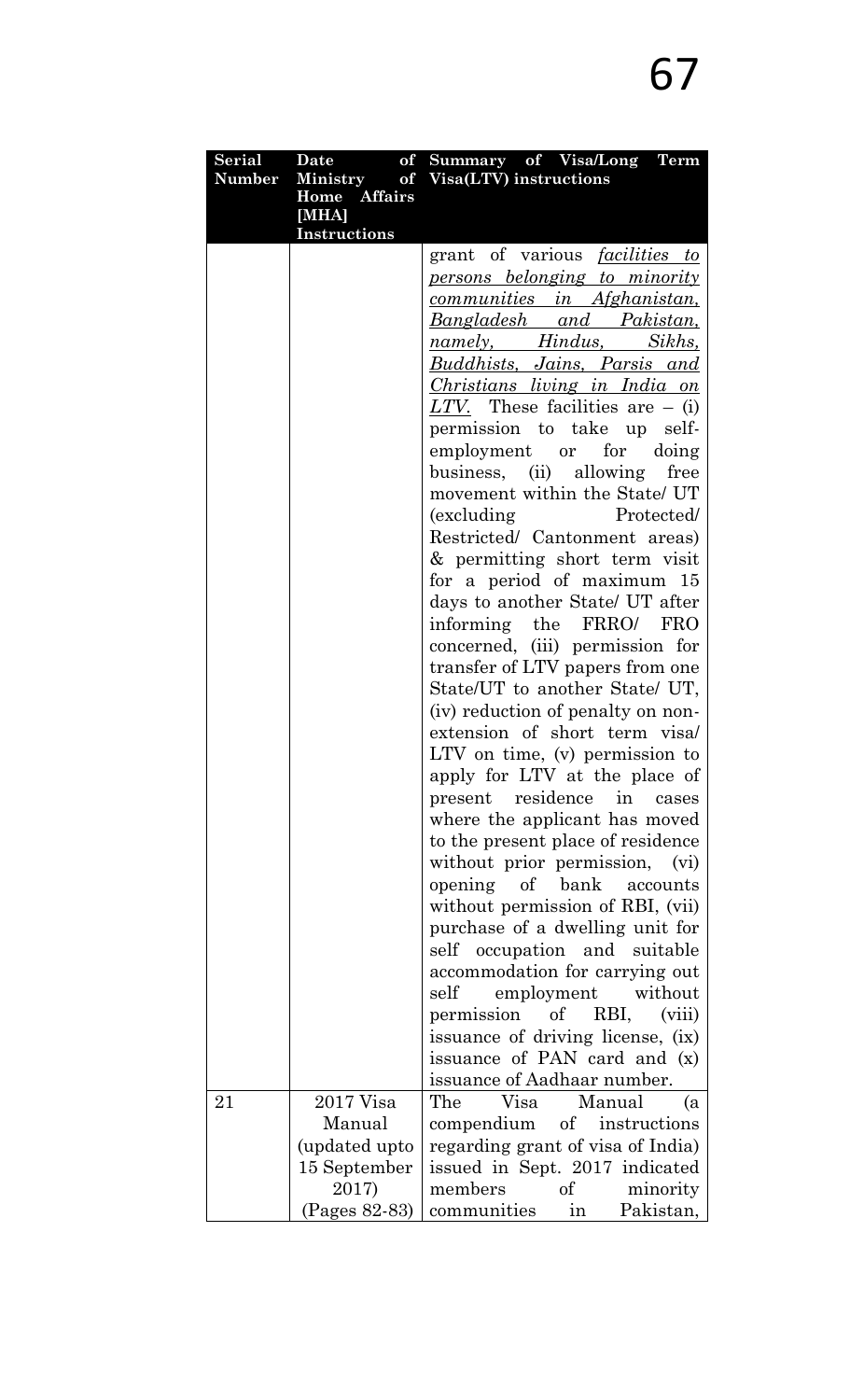| Serial Number | Date of Ministry of Home Affairs [MHA] Instructions | Summary of Visa/Long Term Visa(LTV) instructions |
|---|---|---|
| | | grant of various *facilities to persons belonging to minority communities in Afghanistan, Bangladesh and Pakistan, namely, Hindus, Sikhs, Buddhists, Jains, Parsis and Christians living in India on LTV.* These facilities are – (i) permission to take up self-employment or for doing business, (ii) allowing free movement within the State/ UT (excluding Protected/ Restricted/ Cantonment areas) & permitting short term visit for a period of maximum 15 days to another State/ UT after informing the FRRO/ FRO concerned, (iii) permission for transfer of LTV papers from one State/UT to another State/ UT, (iv) reduction of penalty on non-extension of short term visa/ LTV on time, (v) permission to apply for LTV at the place of present residence in cases where the applicant has moved to the present place of residence without prior permission, (vi) opening of bank accounts without permission of RBI, (vii) purchase of a dwelling unit for self occupation and suitable accommodation for carrying out self employment without permission of RBI, (viii) issuance of driving license, (ix) issuance of PAN card and (x) issuance of Aadhaar number. |
| 21 | 2017 Visa Manual (updated upto 15 September 2017) (Pages 82-83) | The Visa Manual (a compendium of instructions regarding grant of visa of India) issued in Sept. 2017 indicated members of minority communities in Pakistan, |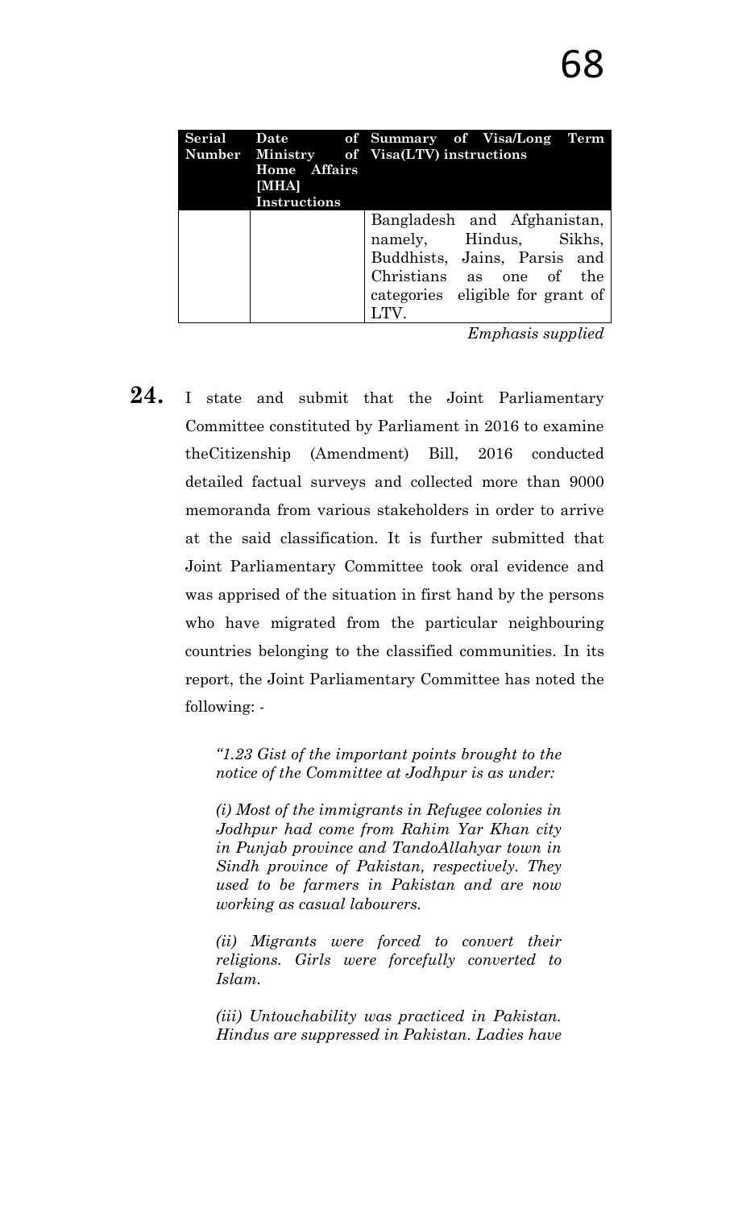| Serial Number | Date of Ministry of Home Affairs [MHA] Instructions | Summary of Visa/Long Term Visa(LTV) instructions |
|---|---|---|
| | | Bangladesh and Afghanistan, namely, Hindus, Sikhs, Buddhists, Jains, Parsis and Christians as one of the categories eligible for grant of LTV. |

*Emphasis supplied*

**24.** I state and submit that the Joint Parliamentary Committee constituted by Parliament in 2016 to examine theCitizenship (Amendment) Bill, 2016 conducted detailed factual surveys and collected more than 9000 memoranda from various stakeholders in order to arrive at the said classification. It is further submitted that Joint Parliamentary Committee took oral evidence and was apprised of the situation in first hand by the persons who have migrated from the particular neighbouring countries belonging to the classified communities. In its report, the Joint Parliamentary Committee has noted the following: -

> *"1.23 Gist of the important points brought to the notice of the Committee at Jodhpur is as under:*
>
> *(i) Most of the immigrants in Refugee colonies in Jodhpur had come from Rahim Yar Khan city in Punjab province and TandoAllahyar town in Sindh province of Pakistan, respectively. They used to be farmers in Pakistan and are now working as casual labourers.*
>
> *(ii) Migrants were forced to convert their religions. Girls were forcefully converted to Islam.*
>
> *(iii) Untouchability was practiced in Pakistan. Hindus are suppressed in Pakistan. Ladies have*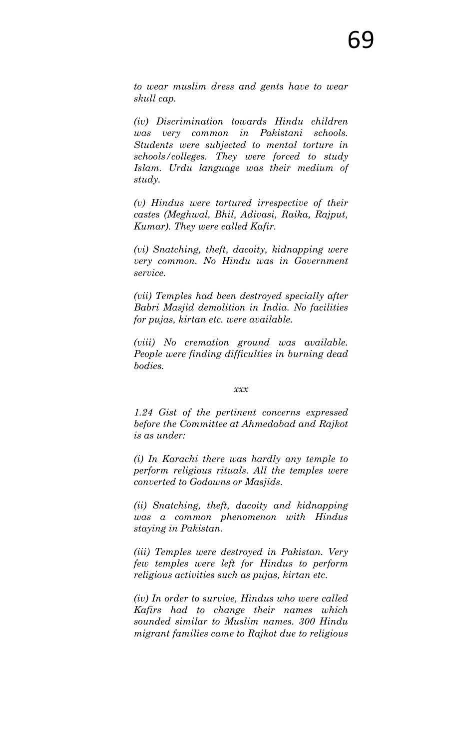*to wear muslim dress and gents have to wear skull cap.*

*(iv) Discrimination towards Hindu children was very common in Pakistani schools. Students were subjected to mental torture in schools/colleges. They were forced to study Islam. Urdu language was their medium of study.*

*(v) Hindus were tortured irrespective of their castes (Meghwal, Bhil, Adivasi, Raika, Rajput, Kumar). They were called Kafir.*

*(vi) Snatching, theft, dacoity, kidnapping were very common. No Hindu was in Government service.*

*(vii) Temples had been destroyed specially after Babri Masjid demolition in India. No facilities for pujas, kirtan etc. were available.*

*(viii) No cremation ground was available. People were finding difficulties in burning dead bodies.*

*xxx*

*1.24 Gist of the pertinent concerns expressed before the Committee at Ahmedabad and Rajkot is as under:*

*(i) In Karachi there was hardly any temple to perform religious rituals. All the temples were converted to Godowns or Masjids.*

*(ii) Snatching, theft, dacoity and kidnapping was a common phenomenon with Hindus staying in Pakistan.*

*(iii) Temples were destroyed in Pakistan. Very few temples were left for Hindus to perform religious activities such as pujas, kirtan etc.*

*(iv) In order to survive, Hindus who were called Kafirs had to change their names which sounded similar to Muslim names. 300 Hindu migrant families came to Rajkot due to religious*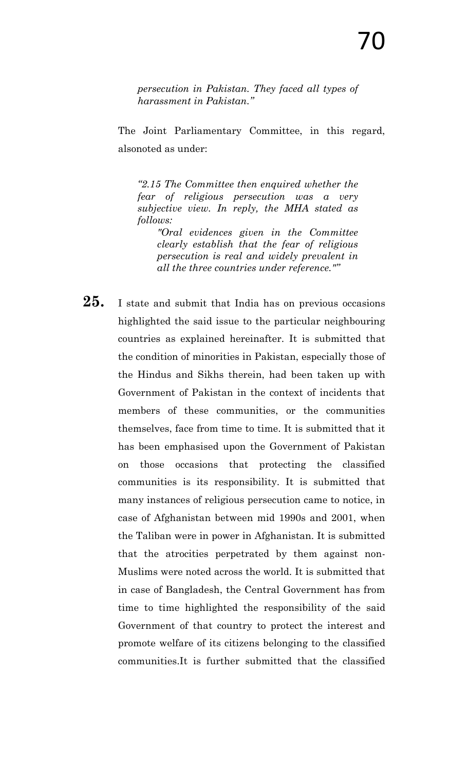*persecution in Pakistan. They faced all types of harassment in Pakistan."*

The Joint Parliamentary Committee, in this regard, alsonoted as under:

> *"2.15 The Committee then enquired whether the fear of religious persecution was a very subjective view. In reply, the MHA stated as follows:*
>
> > *"Oral evidences given in the Committee clearly establish that the fear of religious persecution is real and widely prevalent in all the three countries under reference.""*

**25.** I state and submit that India has on previous occasions highlighted the said issue to the particular neighbouring countries as explained hereinafter. It is submitted that the condition of minorities in Pakistan, especially those of the Hindus and Sikhs therein, had been taken up with Government of Pakistan in the context of incidents that members of these communities, or the communities themselves, face from time to time. It is submitted that it has been emphasised upon the Government of Pakistan on those occasions that protecting the classified communities is its responsibility. It is submitted that many instances of religious persecution came to notice, in case of Afghanistan between mid 1990s and 2001, when the Taliban were in power in Afghanistan. It is submitted that the atrocities perpetrated by them against non-Muslims were noted across the world. It is submitted that in case of Bangladesh, the Central Government has from time to time highlighted the responsibility of the said Government of that country to protect the interest and promote welfare of its citizens belonging to the classified communities.It is further submitted that the classified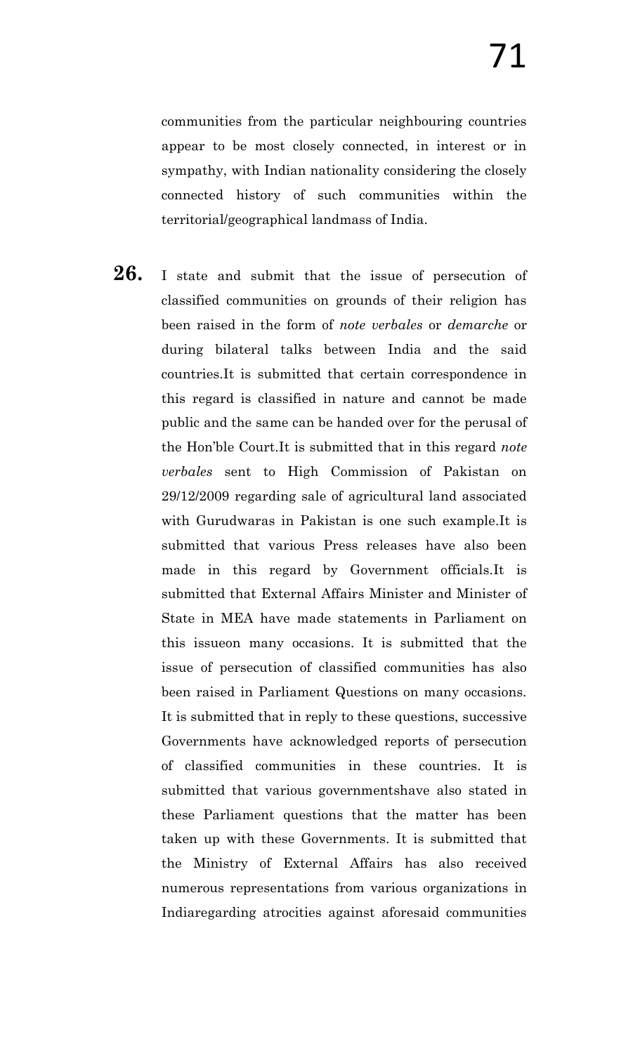communities from the particular neighbouring countries appear to be most closely connected, in interest or in sympathy, with Indian nationality considering the closely connected history of such communities within the territorial/geographical landmass of India.

**26.** I state and submit that the issue of persecution of classified communities on grounds of their religion has been raised in the form of *note verbales* or *demarche* or during bilateral talks between India and the said countries.It is submitted that certain correspondence in this regard is classified in nature and cannot be made public and the same can be handed over for the perusal of the Hon'ble Court.It is submitted that in this regard *note verbales* sent to High Commission of Pakistan on 29/12/2009 regarding sale of agricultural land associated with Gurudwaras in Pakistan is one such example.It is submitted that various Press releases have also been made in this regard by Government officials.It is submitted that External Affairs Minister and Minister of State in MEA have made statements in Parliament on this issueon many occasions. It is submitted that the issue of persecution of classified communities has also been raised in Parliament Questions on many occasions. It is submitted that in reply to these questions, successive Governments have acknowledged reports of persecution of classified communities in these countries. It is submitted that various governmentshave also stated in these Parliament questions that the matter has been taken up with these Governments. It is submitted that the Ministry of External Affairs has also received numerous representations from various organizations in Indiaregarding atrocities against aforesaid communities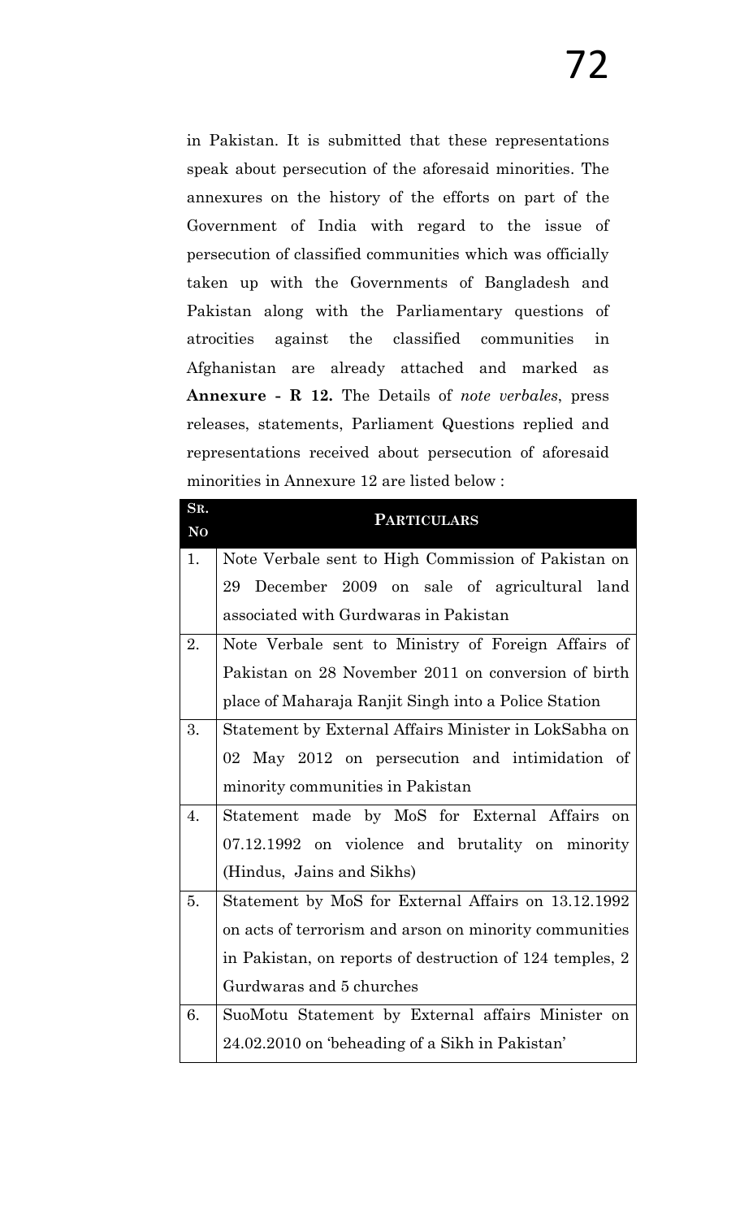in Pakistan. It is submitted that these representations speak about persecution of the aforesaid minorities. The annexures on the history of the efforts on part of the Government of India with regard to the issue of persecution of classified communities which was officially taken up with the Governments of Bangladesh and Pakistan along with the Parliamentary questions of atrocities against the classified communities in Afghanistan are already attached and marked as **Annexure - R 12.** The Details of *note verbales*, press releases, statements, Parliament Questions replied and representations received about persecution of aforesaid minorities in Annexure 12 are listed below :

| SR. NO | PARTICULARS |
|---|---|
| 1. | Note Verbale sent to High Commission of Pakistan on 29 December 2009 on sale of agricultural land associated with Gurdwaras in Pakistan |
| 2. | Note Verbale sent to Ministry of Foreign Affairs of Pakistan on 28 November 2011 on conversion of birth place of Maharaja Ranjit Singh into a Police Station |
| 3. | Statement by External Affairs Minister in LokSabha on 02 May 2012 on persecution and intimidation of minority communities in Pakistan |
| 4. | Statement made by MoS for External Affairs on 07.12.1992 on violence and brutality on minority (Hindus, Jains and Sikhs) |
| 5. | Statement by MoS for External Affairs on 13.12.1992 on acts of terrorism and arson on minority communities in Pakistan, on reports of destruction of 124 temples, 2 Gurdwaras and 5 churches |
| 6. | SuoMotu Statement by External affairs Minister on 24.02.2010 on 'beheading of a Sikh in Pakistan' |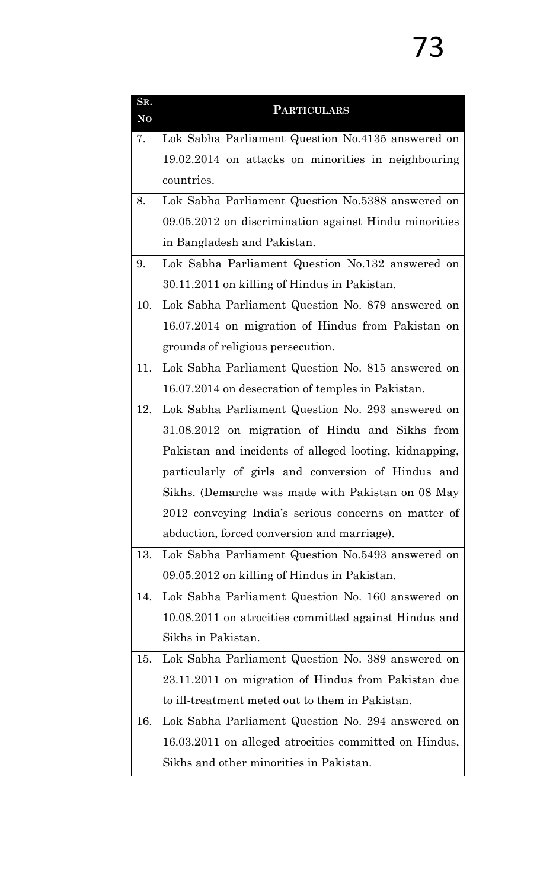| Sr. No | Particulars |
|---|---|
| 7. | Lok Sabha Parliament Question No.4135 answered on 19.02.2014 on attacks on minorities in neighbouring countries. |
| 8. | Lok Sabha Parliament Question No.5388 answered on 09.05.2012 on discrimination against Hindu minorities in Bangladesh and Pakistan. |
| 9. | Lok Sabha Parliament Question No.132 answered on 30.11.2011 on killing of Hindus in Pakistan. |
| 10. | Lok Sabha Parliament Question No. 879 answered on 16.07.2014 on migration of Hindus from Pakistan on grounds of religious persecution. |
| 11. | Lok Sabha Parliament Question No. 815 answered on 16.07.2014 on desecration of temples in Pakistan. |
| 12. | Lok Sabha Parliament Question No. 293 answered on 31.08.2012 on migration of Hindu and Sikhs from Pakistan and incidents of alleged looting, kidnapping, particularly of girls and conversion of Hindus and Sikhs. (Demarche was made with Pakistan on 08 May 2012 conveying India's serious concerns on matter of abduction, forced conversion and marriage). |
| 13. | Lok Sabha Parliament Question No.5493 answered on 09.05.2012 on killing of Hindus in Pakistan. |
| 14. | Lok Sabha Parliament Question No. 160 answered on 10.08.2011 on atrocities committed against Hindus and Sikhs in Pakistan. |
| 15. | Lok Sabha Parliament Question No. 389 answered on 23.11.2011 on migration of Hindus from Pakistan due to ill-treatment meted out to them in Pakistan. |
| 16. | Lok Sabha Parliament Question No. 294 answered on 16.03.2011 on alleged atrocities committed on Hindus, Sikhs and other minorities in Pakistan. |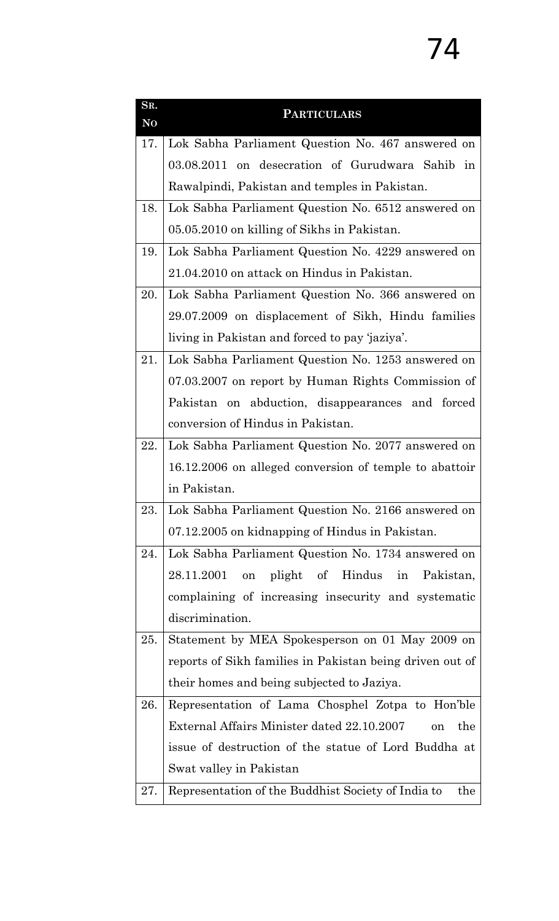| SR. NO | PARTICULARS |
|---|---|
| 17. | Lok Sabha Parliament Question No. 467 answered on 03.08.2011 on desecration of Gurudwara Sahib in Rawalpindi, Pakistan and temples in Pakistan. |
| 18. | Lok Sabha Parliament Question No. 6512 answered on 05.05.2010 on killing of Sikhs in Pakistan. |
| 19. | Lok Sabha Parliament Question No. 4229 answered on 21.04.2010 on attack on Hindus in Pakistan. |
| 20. | Lok Sabha Parliament Question No. 366 answered on 29.07.2009 on displacement of Sikh, Hindu families living in Pakistan and forced to pay 'jaziya'. |
| 21. | Lok Sabha Parliament Question No. 1253 answered on 07.03.2007 on report by Human Rights Commission of Pakistan on abduction, disappearances and forced conversion of Hindus in Pakistan. |
| 22. | Lok Sabha Parliament Question No. 2077 answered on 16.12.2006 on alleged conversion of temple to abattoir in Pakistan. |
| 23. | Lok Sabha Parliament Question No. 2166 answered on 07.12.2005 on kidnapping of Hindus in Pakistan. |
| 24. | Lok Sabha Parliament Question No. 1734 answered on 28.11.2001 on plight of Hindus in Pakistan, complaining of increasing insecurity and systematic discrimination. |
| 25. | Statement by MEA Spokesperson on 01 May 2009 on reports of Sikh families in Pakistan being driven out of their homes and being subjected to Jaziya. |
| 26. | Representation of Lama Chosphel Zotpa to Hon'ble External Affairs Minister dated 22.10.2007 on the issue of destruction of the statue of Lord Buddha at Swat valley in Pakistan |
| 27. | Representation of the Buddhist Society of India to the |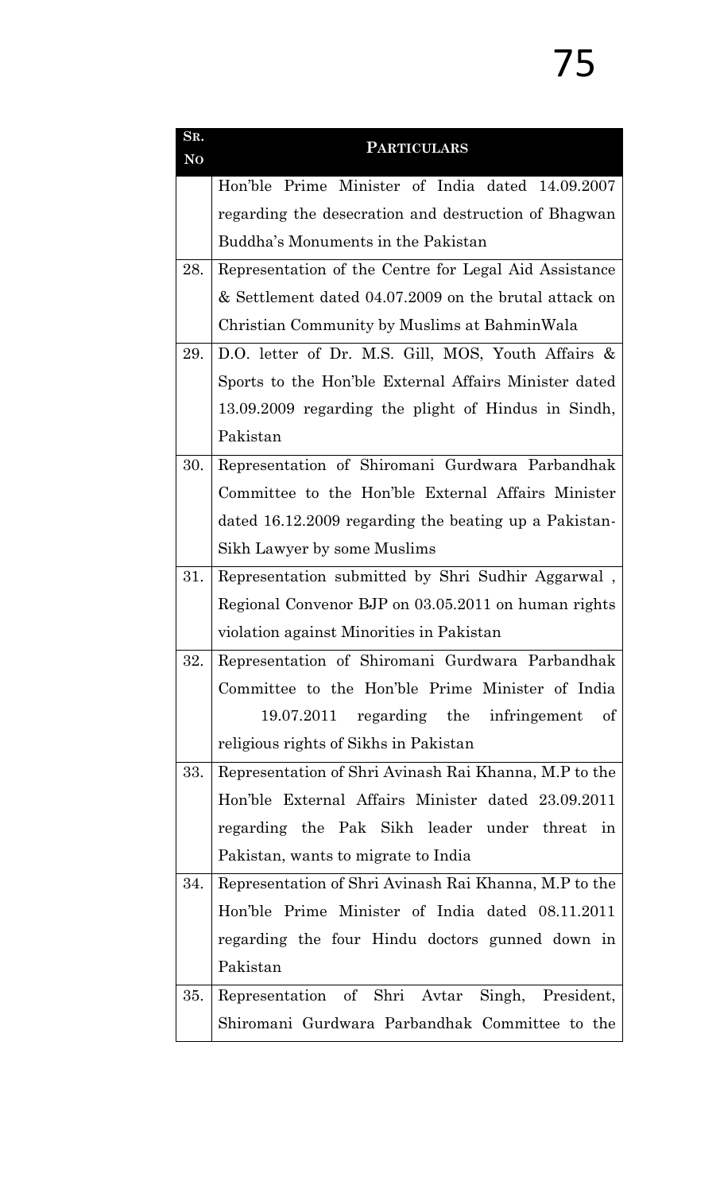| Sr. No | Particulars |
|---|---|
| | Hon'ble Prime Minister of India dated 14.09.2007 regarding the desecration and destruction of Bhagwan Buddha's Monuments in the Pakistan |
| 28. | Representation of the Centre for Legal Aid Assistance & Settlement dated 04.07.2009 on the brutal attack on Christian Community by Muslims at BahminWala |
| 29. | D.O. letter of Dr. M.S. Gill, MOS, Youth Affairs & Sports to the Hon'ble External Affairs Minister dated 13.09.2009 regarding the plight of Hindus in Sindh, Pakistan |
| 30. | Representation of Shiromani Gurdwara Parbandhak Committee to the Hon'ble External Affairs Minister dated 16.12.2009 regarding the beating up a Pakistan-Sikh Lawyer by some Muslims |
| 31. | Representation submitted by Shri Sudhir Aggarwal , Regional Convenor BJP on 03.05.2011 on human rights violation against Minorities in Pakistan |
| 32. | Representation of Shiromani Gurdwara Parbandhak Committee to the Hon'ble Prime Minister of India 19.07.2011 regarding the infringement of religious rights of Sikhs in Pakistan |
| 33. | Representation of Shri Avinash Rai Khanna, M.P to the Hon'ble External Affairs Minister dated 23.09.2011 regarding the Pak Sikh leader under threat in Pakistan, wants to migrate to India |
| 34. | Representation of Shri Avinash Rai Khanna, M.P to the Hon'ble Prime Minister of India dated 08.11.2011 regarding the four Hindu doctors gunned down in Pakistan |
| 35. | Representation of Shri Avtar Singh, President, Shiromani Gurdwara Parbandhak Committee to the |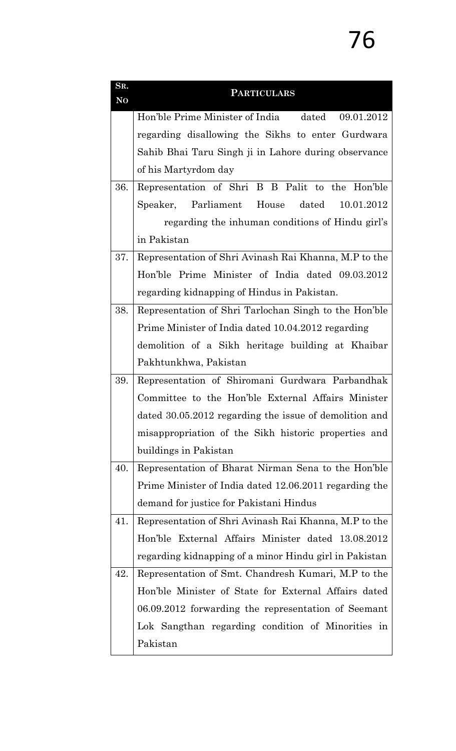| SR. NO | PARTICULARS |
|---|---|
| | Hon'ble Prime Minister of India dated 09.01.2012 regarding disallowing the Sikhs to enter Gurdwara Sahib Bhai Taru Singh ji in Lahore during observance of his Martyrdom day |
| 36. | Representation of Shri B B Palit to the Hon'ble Speaker, Parliament House dated 10.01.2012 regarding the inhuman conditions of Hindu girl's in Pakistan |
| 37. | Representation of Shri Avinash Rai Khanna, M.P to the Hon'ble Prime Minister of India dated 09.03.2012 regarding kidnapping of Hindus in Pakistan. |
| 38. | Representation of Shri Tarlochan Singh to the Hon'ble Prime Minister of India dated 10.04.2012 regarding demolition of a Sikh heritage building at Khaibar Pakhtunkhwa, Pakistan |
| 39. | Representation of Shiromani Gurdwara Parbandhak Committee to the Hon'ble External Affairs Minister dated 30.05.2012 regarding the issue of demolition and misappropriation of the Sikh historic properties and buildings in Pakistan |
| 40. | Representation of Bharat Nirman Sena to the Hon'ble Prime Minister of India dated 12.06.2011 regarding the demand for justice for Pakistani Hindus |
| 41. | Representation of Shri Avinash Rai Khanna, M.P to the Hon'ble External Affairs Minister dated 13.08.2012 regarding kidnapping of a minor Hindu girl in Pakistan |
| 42. | Representation of Smt. Chandresh Kumari, M.P to the Hon'ble Minister of State for External Affairs dated 06.09.2012 forwarding the representation of Seemant Lok Sangthan regarding condition of Minorities in Pakistan |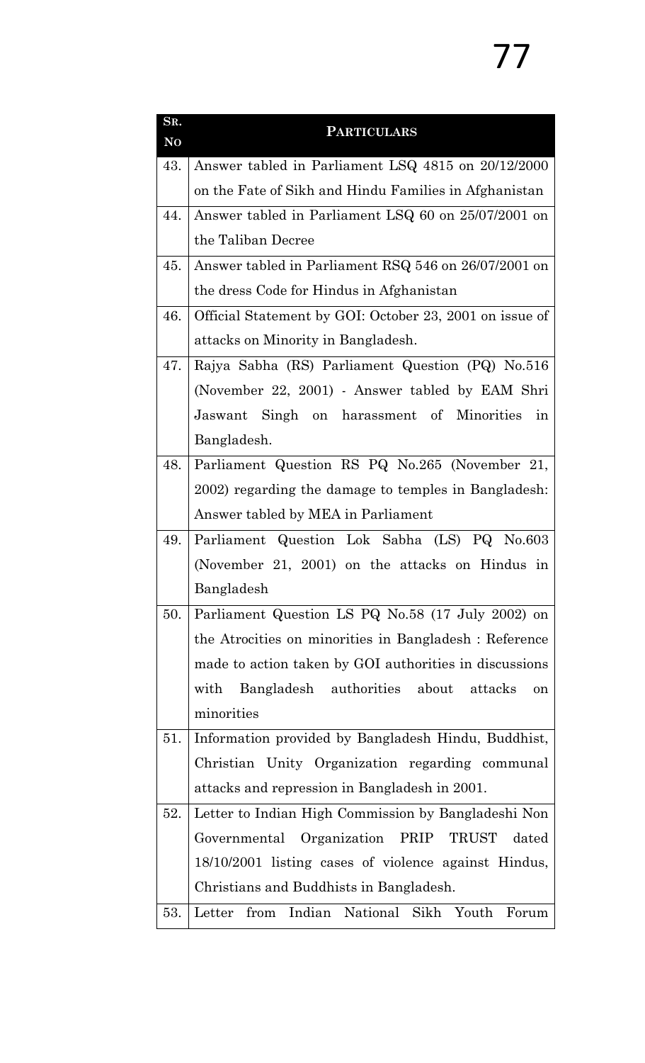| SR. NO | PARTICULARS |
|---|---|
| 43. | Answer tabled in Parliament LSQ 4815 on 20/12/2000 on the Fate of Sikh and Hindu Families in Afghanistan |
| 44. | Answer tabled in Parliament LSQ 60 on 25/07/2001 on the Taliban Decree |
| 45. | Answer tabled in Parliament RSQ 546 on 26/07/2001 on the dress Code for Hindus in Afghanistan |
| 46. | Official Statement by GOI: October 23, 2001 on issue of attacks on Minority in Bangladesh. |
| 47. | Rajya Sabha (RS) Parliament Question (PQ) No.516 (November 22, 2001) - Answer tabled by EAM Shri Jaswant Singh on harassment of Minorities in Bangladesh. |
| 48. | Parliament Question RS PQ No.265 (November 21, 2002) regarding the damage to temples in Bangladesh: Answer tabled by MEA in Parliament |
| 49. | Parliament Question Lok Sabha (LS) PQ No.603 (November 21, 2001) on the attacks on Hindus in Bangladesh |
| 50. | Parliament Question LS PQ No.58 (17 July 2002) on the Atrocities on minorities in Bangladesh : Reference made to action taken by GOI authorities in discussions with Bangladesh authorities about attacks on minorities |
| 51. | Information provided by Bangladesh Hindu, Buddhist, Christian Unity Organization regarding communal attacks and repression in Bangladesh in 2001. |
| 52. | Letter to Indian High Commission by Bangladeshi Non Governmental Organization PRIP TRUST dated 18/10/2001 listing cases of violence against Hindus, Christians and Buddhists in Bangladesh. |
| 53. | Letter from Indian National Sikh Youth Forum |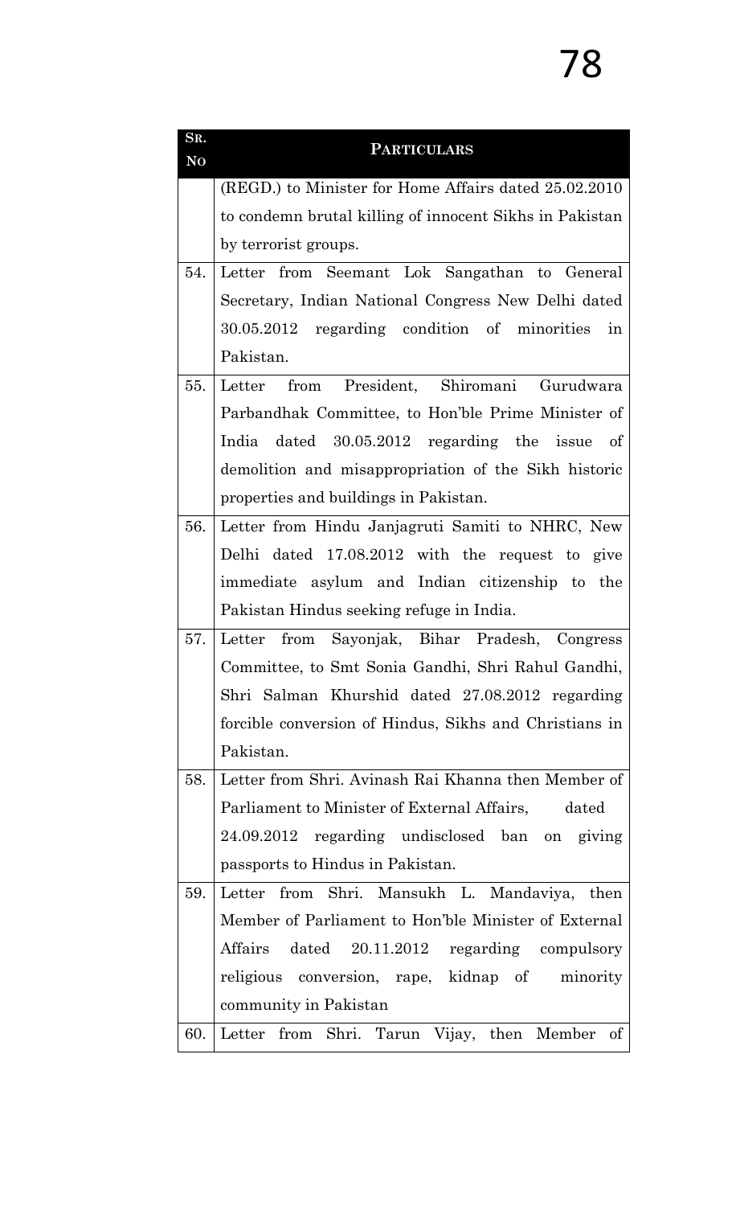| SR. NO | PARTICULARS |
|---|---|
| | (REGD.) to Minister for Home Affairs dated 25.02.2010 to condemn brutal killing of innocent Sikhs in Pakistan by terrorist groups. |
| 54. | Letter from Seemant Lok Sangathan to General Secretary, Indian National Congress New Delhi dated 30.05.2012 regarding condition of minorities in Pakistan. |
| 55. | Letter from President, Shiromani Gurudwara Parbandhak Committee, to Hon'ble Prime Minister of India dated 30.05.2012 regarding the issue of demolition and misappropriation of the Sikh historic properties and buildings in Pakistan. |
| 56. | Letter from Hindu Janjagruti Samiti to NHRC, New Delhi dated 17.08.2012 with the request to give immediate asylum and Indian citizenship to the Pakistan Hindus seeking refuge in India. |
| 57. | Letter from Sayonjak, Bihar Pradesh, Congress Committee, to Smt Sonia Gandhi, Shri Rahul Gandhi, Shri Salman Khurshid dated 27.08.2012 regarding forcible conversion of Hindus, Sikhs and Christians in Pakistan. |
| 58. | Letter from Shri. Avinash Rai Khanna then Member of Parliament to Minister of External Affairs, dated 24.09.2012 regarding undisclosed ban on giving passports to Hindus in Pakistan. |
| 59. | Letter from Shri. Mansukh L. Mandaviya, then Member of Parliament to Hon'ble Minister of External Affairs dated 20.11.2012 regarding compulsory religious conversion, rape, kidnap of minority community in Pakistan |
| 60. | Letter from Shri. Tarun Vijay, then Member of |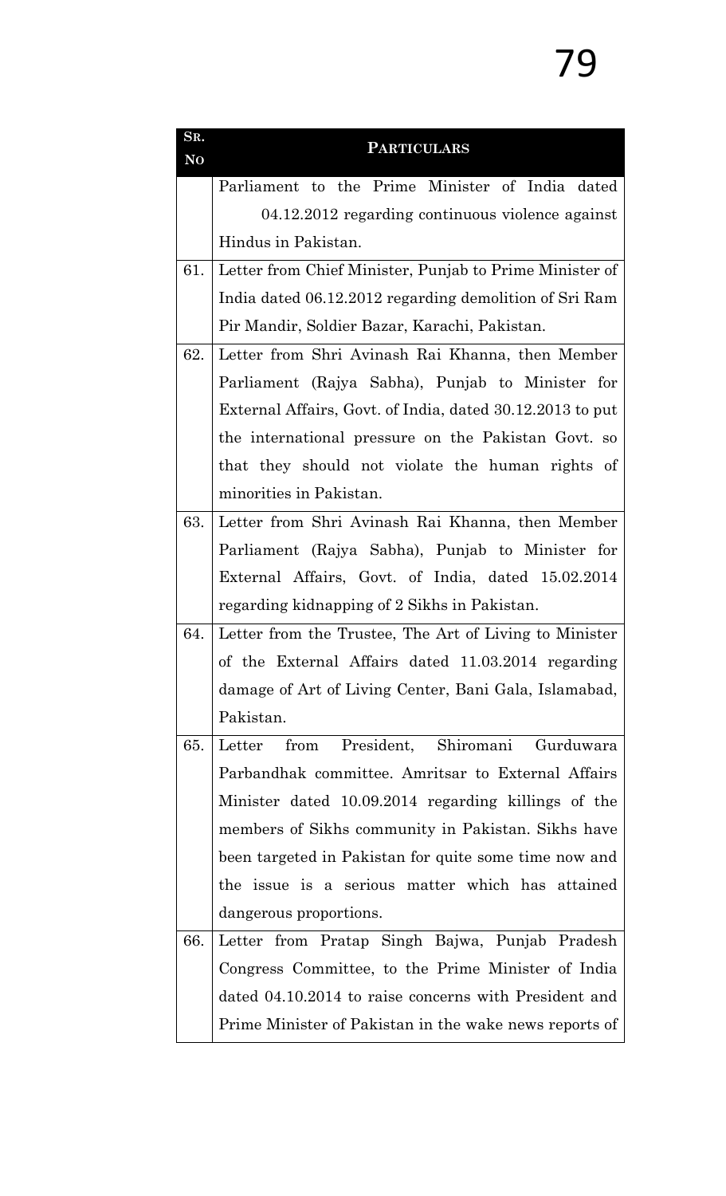| Sr. No | Particulars |
|---|---|
| | Parliament to the Prime Minister of India dated 04.12.2012 regarding continuous violence against Hindus in Pakistan. |
| 61. | Letter from Chief Minister, Punjab to Prime Minister of India dated 06.12.2012 regarding demolition of Sri Ram Pir Mandir, Soldier Bazar, Karachi, Pakistan. |
| 62. | Letter from Shri Avinash Rai Khanna, then Member Parliament (Rajya Sabha), Punjab to Minister for External Affairs, Govt. of India, dated 30.12.2013 to put the international pressure on the Pakistan Govt. so that they should not violate the human rights of minorities in Pakistan. |
| 63. | Letter from Shri Avinash Rai Khanna, then Member Parliament (Rajya Sabha), Punjab to Minister for External Affairs, Govt. of India, dated 15.02.2014 regarding kidnapping of 2 Sikhs in Pakistan. |
| 64. | Letter from the Trustee, The Art of Living to Minister of the External Affairs dated 11.03.2014 regarding damage of Art of Living Center, Bani Gala, Islamabad, Pakistan. |
| 65. | Letter from President, Shiromani Gurduwara Parbandhak committee. Amritsar to External Affairs Minister dated 10.09.2014 regarding killings of the members of Sikhs community in Pakistan. Sikhs have been targeted in Pakistan for quite some time now and the issue is a serious matter which has attained dangerous proportions. |
| 66. | Letter from Pratap Singh Bajwa, Punjab Pradesh Congress Committee, to the Prime Minister of India dated 04.10.2014 to raise concerns with President and Prime Minister of Pakistan in the wake news reports of |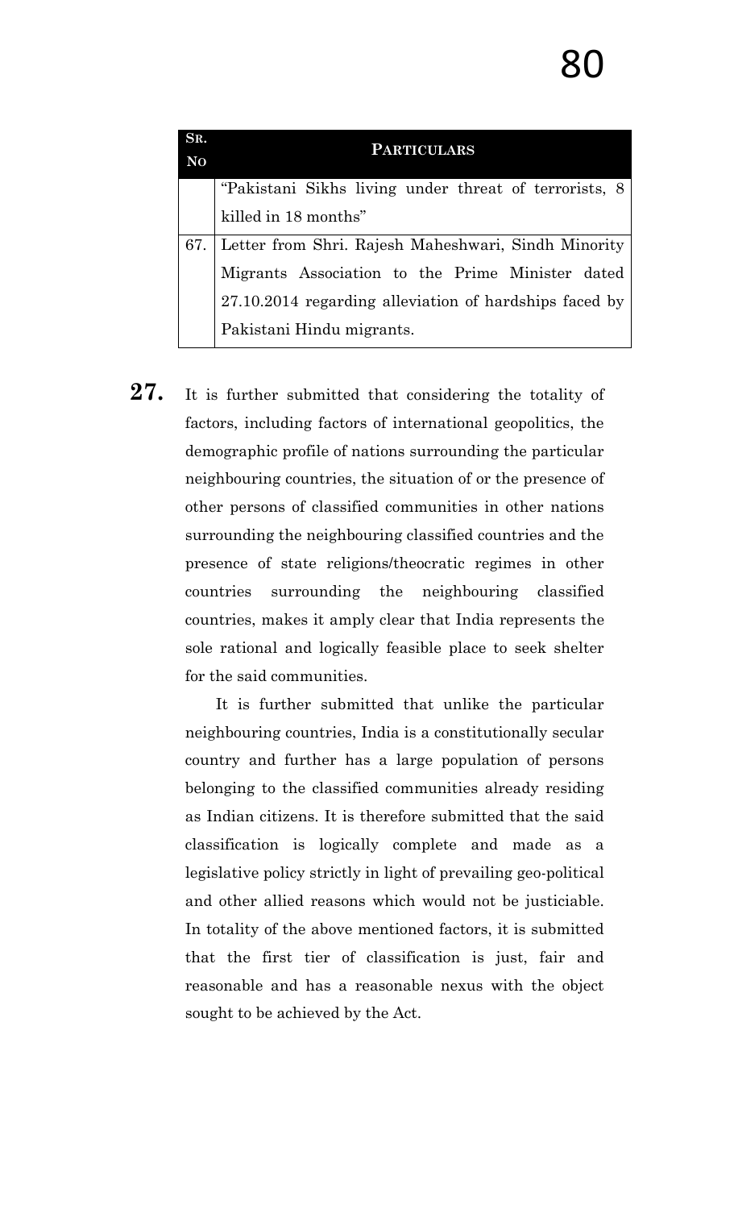| SR. NO | PARTICULARS |
| --- | --- |
| | "Pakistani Sikhs living under threat of terrorists, 8 killed in 18 months" |
| 67. | Letter from Shri. Rajesh Maheshwari, Sindh Minority Migrants Association to the Prime Minister dated 27.10.2014 regarding alleviation of hardships faced by Pakistani Hindu migrants. |

**27.** It is further submitted that considering the totality of factors, including factors of international geopolitics, the demographic profile of nations surrounding the particular neighbouring countries, the situation of or the presence of other persons of classified communities in other nations surrounding the neighbouring classified countries and the presence of state religions/theocratic regimes in other countries surrounding the neighbouring classified countries, makes it amply clear that India represents the sole rational and logically feasible place to seek shelter for the said communities.

It is further submitted that unlike the particular neighbouring countries, India is a constitutionally secular country and further has a large population of persons belonging to the classified communities already residing as Indian citizens. It is therefore submitted that the said classification is logically complete and made as a legislative policy strictly in light of prevailing geo-political and other allied reasons which would not be justiciable. In totality of the above mentioned factors, it is submitted that the first tier of classification is just, fair and reasonable and has a reasonable nexus with the object sought to be achieved by the Act.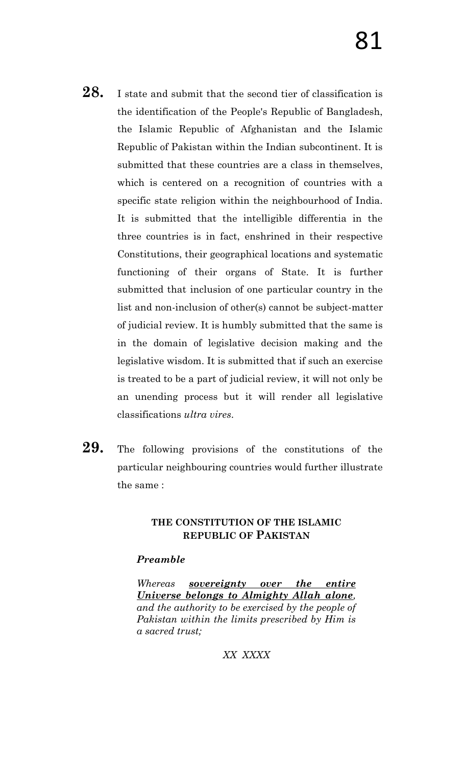**28.** I state and submit that the second tier of classification is the identification of the People's Republic of Bangladesh, the Islamic Republic of Afghanistan and the Islamic Republic of Pakistan within the Indian subcontinent. It is submitted that these countries are a class in themselves, which is centered on a recognition of countries with a specific state religion within the neighbourhood of India. It is submitted that the intelligible differentia in the three countries is in fact, enshrined in their respective Constitutions, their geographical locations and systematic functioning of their organs of State. It is further submitted that inclusion of one particular country in the list and non-inclusion of other(s) cannot be subject-matter of judicial review. It is humbly submitted that the same is in the domain of legislative decision making and the legislative wisdom. It is submitted that if such an exercise is treated to be a part of judicial review, it will not only be an unending process but it will render all legislative classifications *ultra vires*.

**29.** The following provisions of the constitutions of the particular neighbouring countries would further illustrate the same :

**THE CONSTITUTION OF THE ISLAMIC REPUBLIC OF PAKISTAN**

***Preamble***

*Whereas* ***sovereignty over the entire Universe belongs to Almighty Allah alone****, and the authority to be exercised by the people of Pakistan within the limits prescribed by Him is a sacred trust;*

*XX XXXX*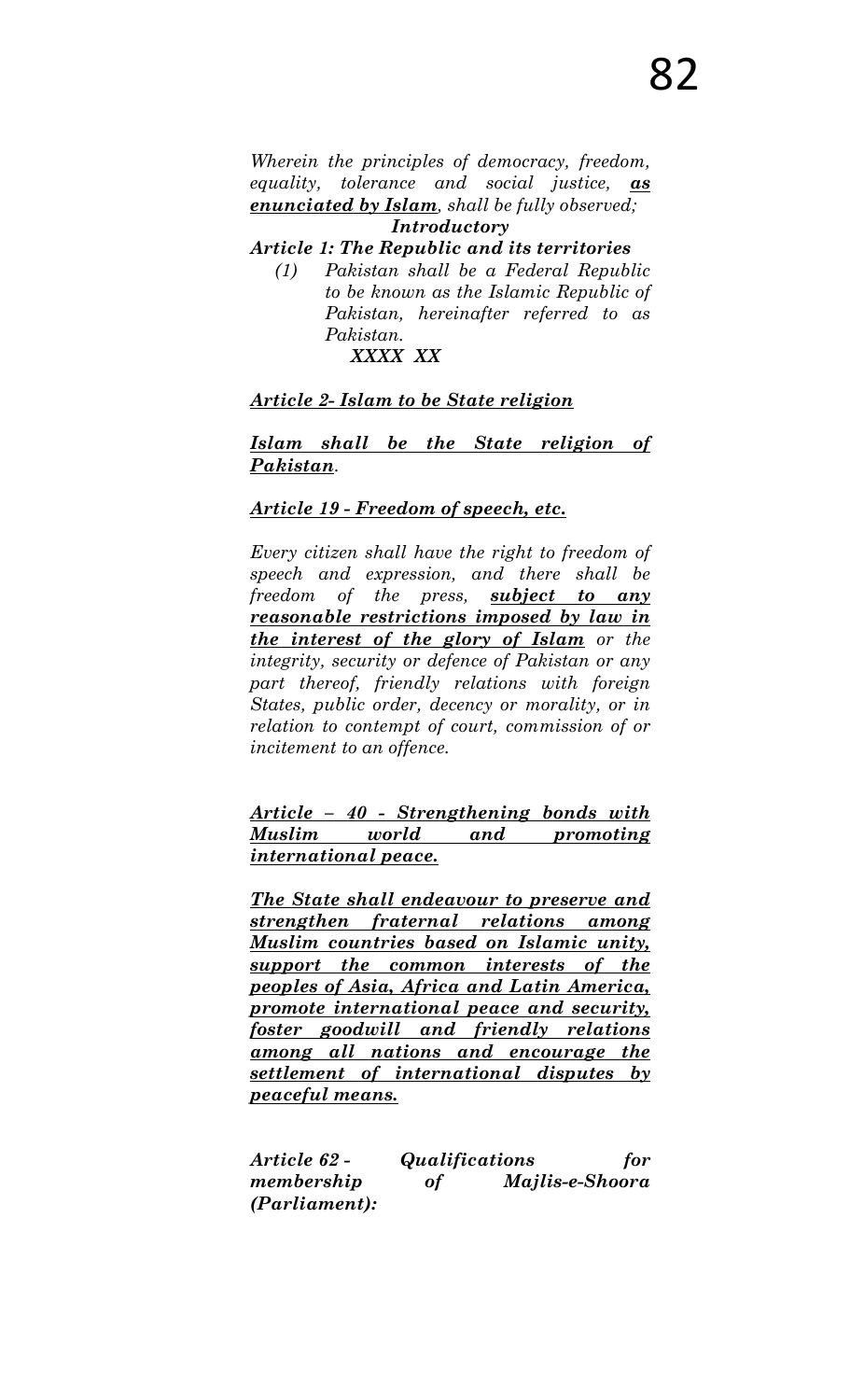*Wherein the principles of democracy, freedom, equality, tolerance and social justice, **as enunciated by Islam**, shall be fully observed;*

***Introductory***

***Article 1: The Republic and its territories***

*(1) Pakistan shall be a Federal Republic to be known as the Islamic Republic of Pakistan, hereinafter referred to as Pakistan.*

***XXXX XX***

***Article 2- Islam to be State religion***

***Islam shall be the State religion of Pakistan**.*

***Article 19 - Freedom of speech, etc.***

*Every citizen shall have the right to freedom of speech and expression, and there shall be freedom of the press, **subject to any reasonable restrictions imposed by law in the interest of the glory of Islam** or the integrity, security or defence of Pakistan or any part thereof, friendly relations with foreign States, public order, decency or morality, or in relation to contempt of court, commission of or incitement to an offence.*

***Article – 40 - Strengthening bonds with Muslim world and promoting international peace.***

***The State shall endeavour to preserve and strengthen fraternal relations among Muslim countries based on Islamic unity, support the common interests of the peoples of Asia, Africa and Latin America, promote international peace and security, foster goodwill and friendly relations among all nations and encourage the settlement of international disputes by peaceful means.***

***Article 62 - Qualifications for membership of Majlis-e-Shoora (Parliament):***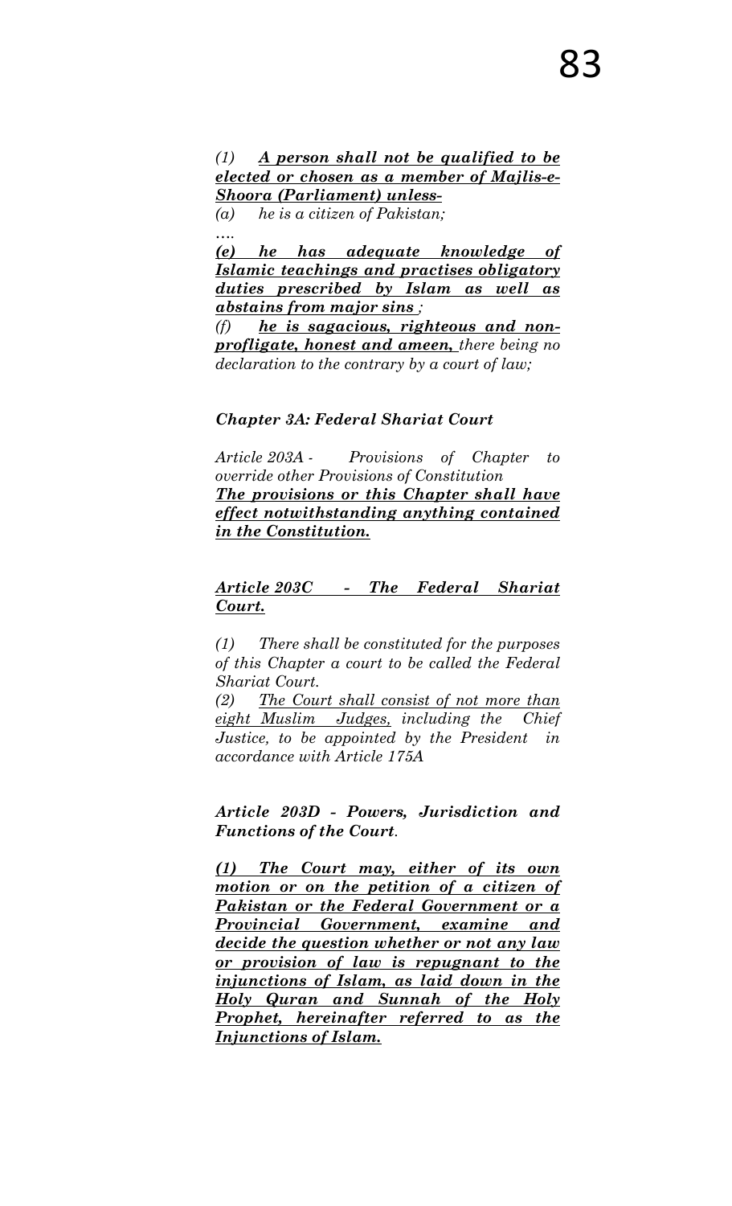*(1) **<u>A person shall not be qualified to be elected or chosen as a member of Majlis-e-Shoora (Parliament) unless-</u>***

*(a) he is a citizen of Pakistan;*

*….*

***<u>(e) he has adequate knowledge of Islamic teachings and practises obligatory duties prescribed by Islam as well as abstains from major sins</u>** ;*

*(f) **<u>he is sagacious, righteous and non-profligate, honest and ameen,</u>** there being no declaration to the contrary by a court of law;*

***Chapter 3A: Federal Shariat Court***

*Article 203A - Provisions of Chapter to override other Provisions of Constitution*
***<u>The provisions or this Chapter shall have effect notwithstanding anything contained in the Constitution.</u>***

***<u>Article 203C - The Federal Shariat Court.</u>***

*(1) There shall be constituted for the purposes of this Chapter a court to be called the Federal Shariat Court.*

*(2) <u>The Court shall consist of not more than eight Muslim Judges,</u> including the Chief Justice, to be appointed by the President in accordance with Article 175A*

***Article 203D - Powers, Jurisdiction and Functions of the Court**.*

***<u>(1) The Court may, either of its own motion or on the petition of a citizen of Pakistan or the Federal Government or a Provincial Government, examine and decide the question whether or not any law or provision of law is repugnant to the injunctions of Islam, as laid down in the Holy Quran and Sunnah of the Holy Prophet, hereinafter referred to as the Injunctions of Islam.</u>***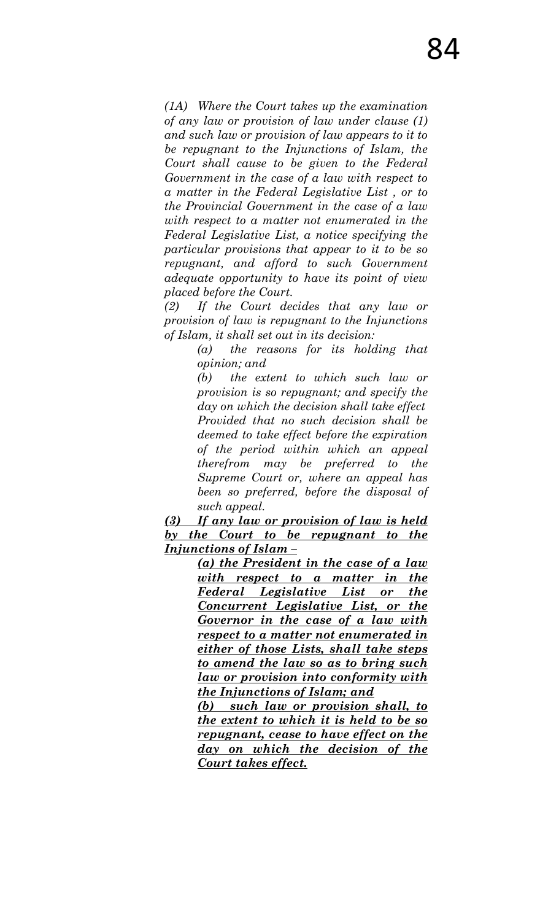*(1A) Where the Court takes up the examination of any law or provision of law under clause (1) and such law or provision of law appears to it to be repugnant to the Injunctions of Islam, the Court shall cause to be given to the Federal Government in the case of a law with respect to a matter in the Federal Legislative List , or to the Provincial Government in the case of a law with respect to a matter not enumerated in the Federal Legislative List, a notice specifying the particular provisions that appear to it to be so repugnant, and afford to such Government adequate opportunity to have its point of view placed before the Court.*

*(2) If the Court decides that any law or provision of law is repugnant to the Injunctions of Islam, it shall set out in its decision:*

> *(a) the reasons for its holding that opinion; and*
>
> *(b) the extent to which such law or provision is so repugnant; and specify the day on which the decision shall take effect Provided that no such decision shall be deemed to take effect before the expiration of the period within which an appeal therefrom may be preferred to the Supreme Court or, where an appeal has been so preferred, before the disposal of such appeal.*

***<u>(3) If any law or provision of law is held by the Court to be repugnant to the Injunctions of Islam –</u>***

> ***<u>(a) the President in the case of a law with respect to a matter in the Federal Legislative List or the Concurrent Legislative List, or the Governor in the case of a law with respect to a matter not enumerated in either of those Lists, shall take steps to amend the law so as to bring such law or provision into conformity with the Injunctions of Islam; and</u>***
>
> ***<u>(b) such law or provision shall, to the extent to which it is held to be so repugnant, cease to have effect on the day on which the decision of the Court takes effect.</u>***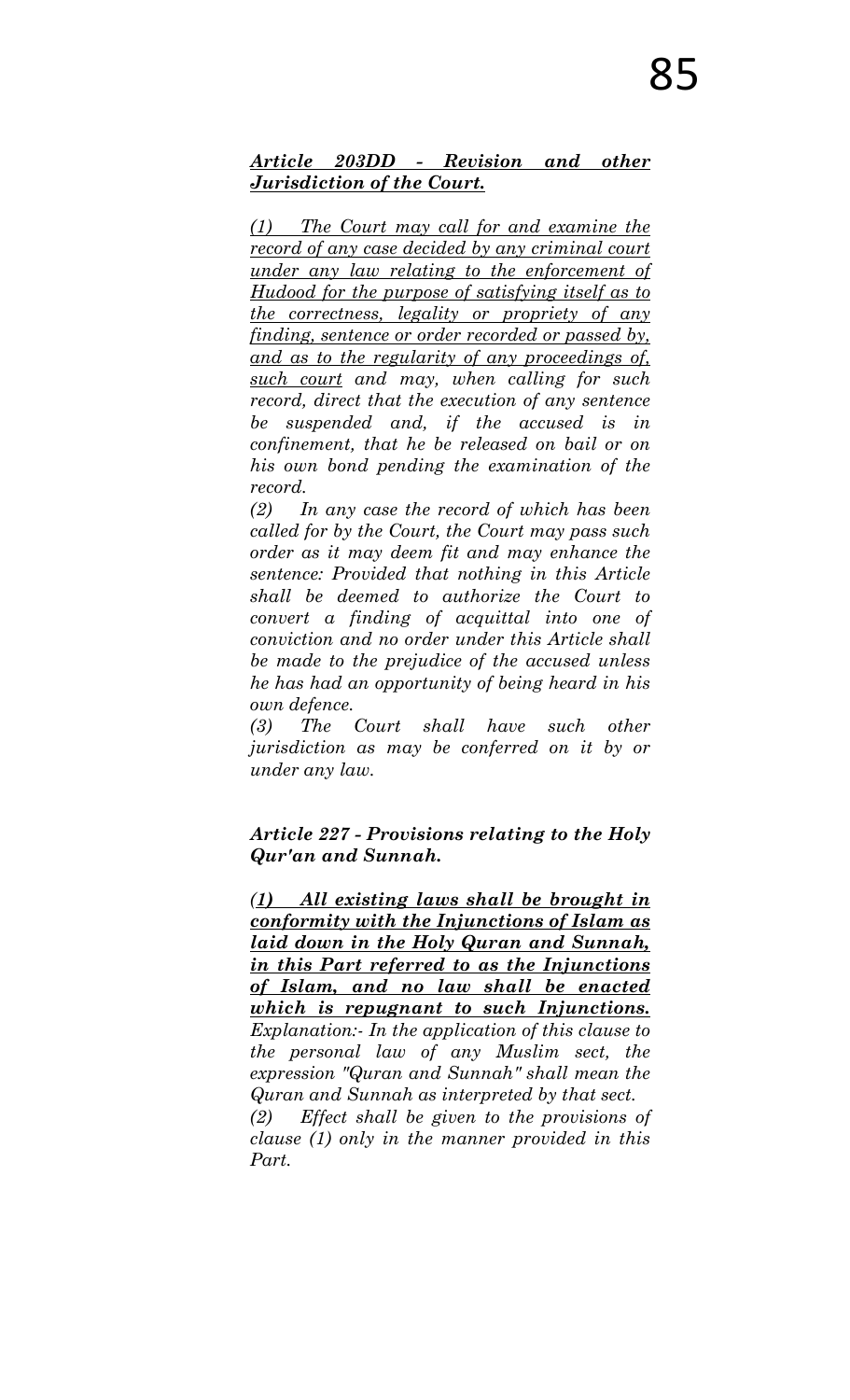***Article 203DD - Revision and other Jurisdiction of the Court.***

*(1) The Court may call for and examine the record of any case decided by any criminal court under any law relating to the enforcement of Hudood for the purpose of satisfying itself as to the correctness, legality or propriety of any finding, sentence or order recorded or passed by, and as to the regularity of any proceedings of, such court and may, when calling for such record, direct that the execution of any sentence be suspended and, if the accused is in confinement, that he be released on bail or on his own bond pending the examination of the record.*

*(2) In any case the record of which has been called for by the Court, the Court may pass such order as it may deem fit and may enhance the sentence: Provided that nothing in this Article shall be deemed to authorize the Court to convert a finding of acquittal into one of conviction and no order under this Article shall be made to the prejudice of the accused unless he has had an opportunity of being heard in his own defence.*

*(3) The Court shall have such other jurisdiction as may be conferred on it by or under any law.*

***Article 227 - Provisions relating to the Holy Qur'an and Sunnah.***

***(1) All existing laws shall be brought in conformity with the Injunctions of Islam as laid down in the Holy Quran and Sunnah, in this Part referred to as the Injunctions of Islam, and no law shall be enacted which is repugnant to such Injunctions.***

*Explanation:- In the application of this clause to the personal law of any Muslim sect, the expression "Quran and Sunnah" shall mean the Quran and Sunnah as interpreted by that sect.*

*(2) Effect shall be given to the provisions of clause (1) only in the manner provided in this Part.*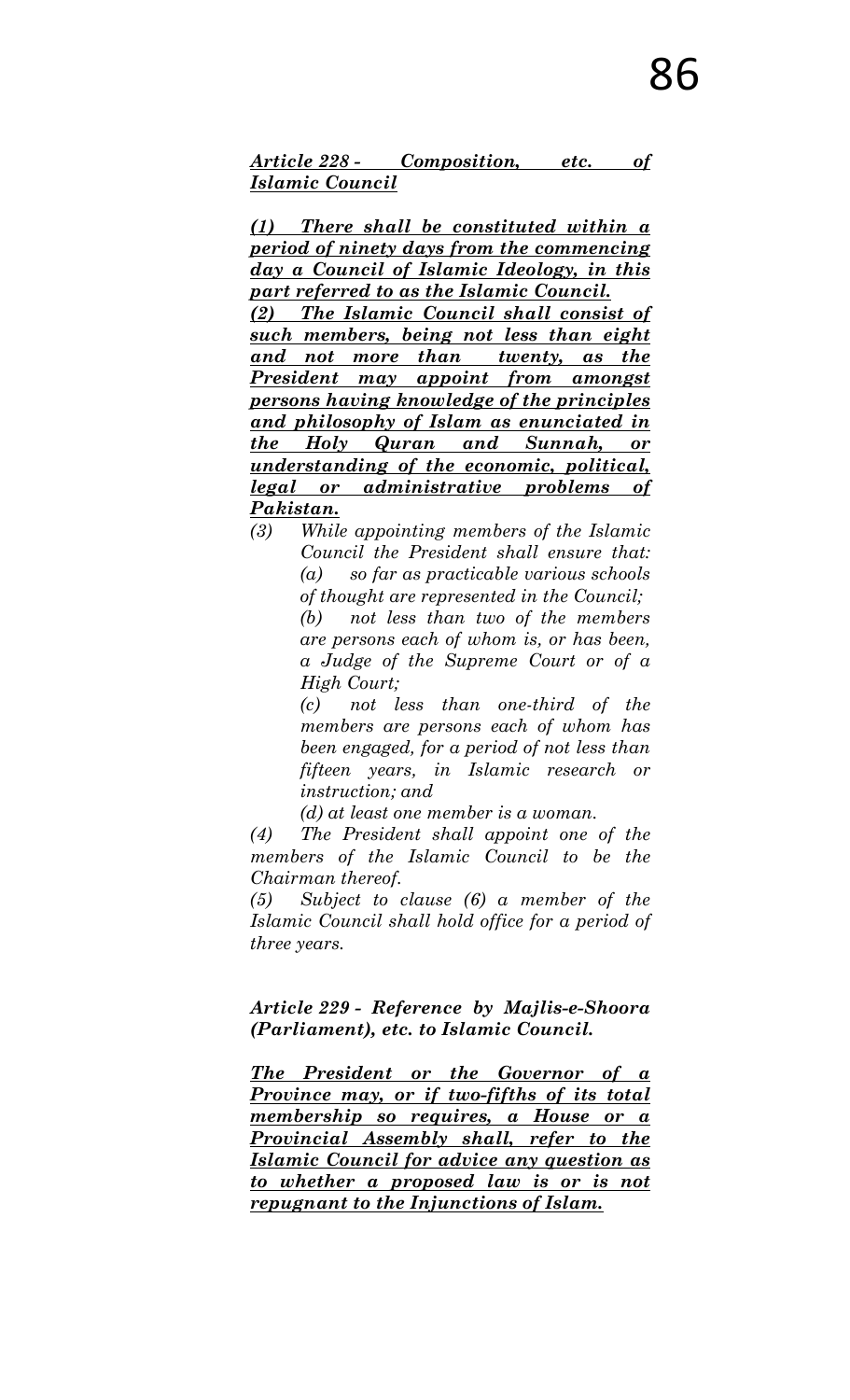***Article 228 - Composition, etc. of Islamic Council***

***(1) There shall be constituted within a period of ninety days from the commencing day a Council of Islamic Ideology, in this part referred to as the Islamic Council.***

***(2) The Islamic Council shall consist of such members, being not less than eight and not more than twenty, as the President may appoint from amongst persons having knowledge of the principles and philosophy of Islam as enunciated in the Holy Quran and Sunnah, or understanding of the economic, political, legal or administrative problems of Pakistan.***

*(3) While appointing members of the Islamic Council the President shall ensure that:*

*(a) so far as practicable various schools of thought are represented in the Council;*

*(b) not less than two of the members are persons each of whom is, or has been, a Judge of the Supreme Court or of a High Court;*

*(c) not less than one-third of the members are persons each of whom has been engaged, for a period of not less than fifteen years, in Islamic research or instruction; and*

*(d) at least one member is a woman.*

*(4) The President shall appoint one of the members of the Islamic Council to be the Chairman thereof.*

*(5) Subject to clause (6) a member of the Islamic Council shall hold office for a period of three years.*

***Article 229 - Reference by Majlis-e-Shoora (Parliament), etc. to Islamic Council.***

***The President or the Governor of a Province may, or if two-fifths of its total membership so requires, a House or a Provincial Assembly shall, refer to the Islamic Council for advice any question as to whether a proposed law is or is not repugnant to the Injunctions of Islam.***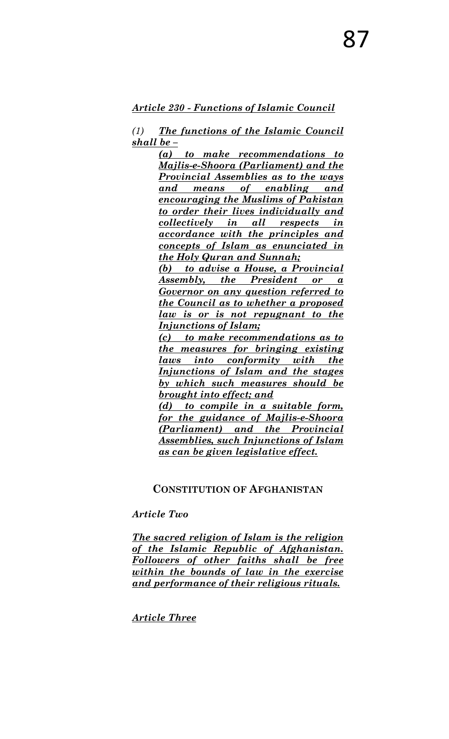***Article 230 - Functions of Islamic Council***

*(1)* ***The functions of the Islamic Council shall be –***

> ***(a) to make recommendations to Majlis-e-Shoora (Parliament) and the Provincial Assemblies as to the ways and means of enabling and encouraging the Muslims of Pakistan to order their lives individually and collectively in all respects in accordance with the principles and concepts of Islam as enunciated in the Holy Quran and Sunnah;***
>
> ***(b) to advise a House, a Provincial Assembly, the President or a Governor on any question referred to the Council as to whether a proposed law is or is not repugnant to the Injunctions of Islam;***
>
> ***(c) to make recommendations as to the measures for bringing existing laws into conformity with the Injunctions of Islam and the stages by which such measures should be brought into effect; and***
>
> ***(d) to compile in a suitable form, for the guidance of Majlis-e-Shoora (Parliament) and the Provincial Assemblies, such Injunctions of Islam as can be given legislative effect.***

## CONSTITUTION OF AFGHANISTAN

***Article Two***

***The sacred religion of Islam is the religion of the Islamic Republic of Afghanistan. Followers of other faiths shall be free within the bounds of law in the exercise and performance of their religious rituals.***

***Article Three***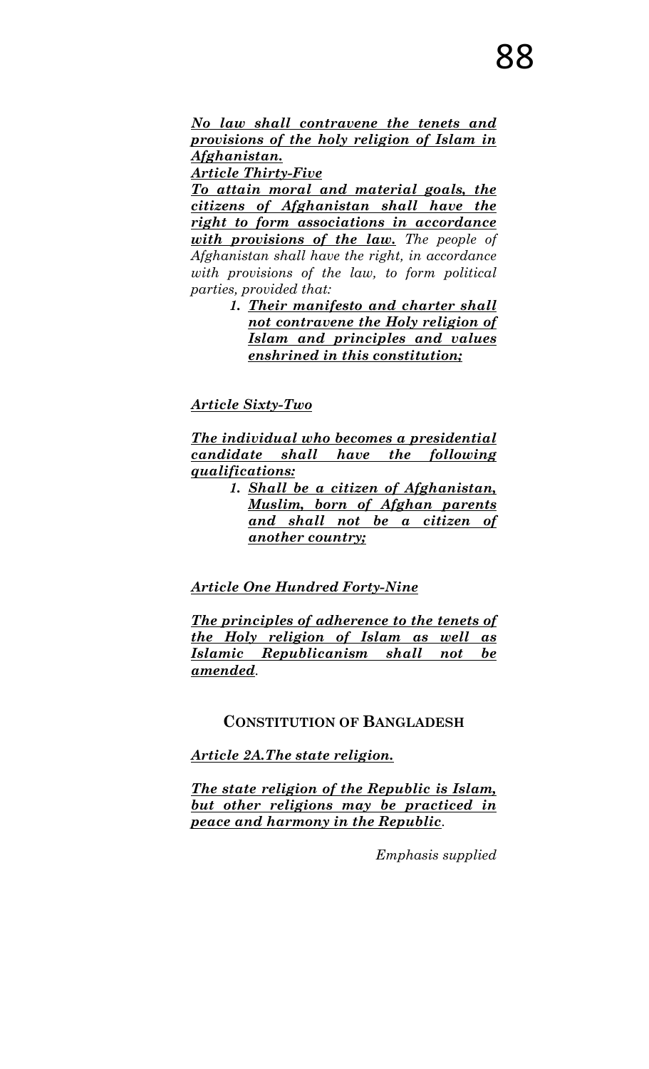***No law shall contravene the tenets and provisions of the holy religion of Islam in Afghanistan.***

***Article Thirty-Five***

***To attain moral and material goals, the citizens of Afghanistan shall have the right to form associations in accordance with provisions of the law.*** *The people of Afghanistan shall have the right, in accordance with provisions of the law, to form political parties, provided that:*

> ***1. Their manifesto and charter shall not contravene the Holy religion of Islam and principles and values enshrined in this constitution;***

***Article Sixty-Two***

***The individual who becomes a presidential candidate shall have the following qualifications:***

> ***1. Shall be a citizen of Afghanistan, Muslim, born of Afghan parents and shall not be a citizen of another country;***

***Article One Hundred Forty-Nine***

***The principles of adherence to the tenets of the Holy religion of Islam as well as Islamic Republicanism shall not be amended***.

**CONSTITUTION OF BANGLADESH**

***Article 2A.The state religion.***

***The state religion of the Republic is Islam, but other religions may be practiced in peace and harmony in the Republic***.

*Emphasis supplied*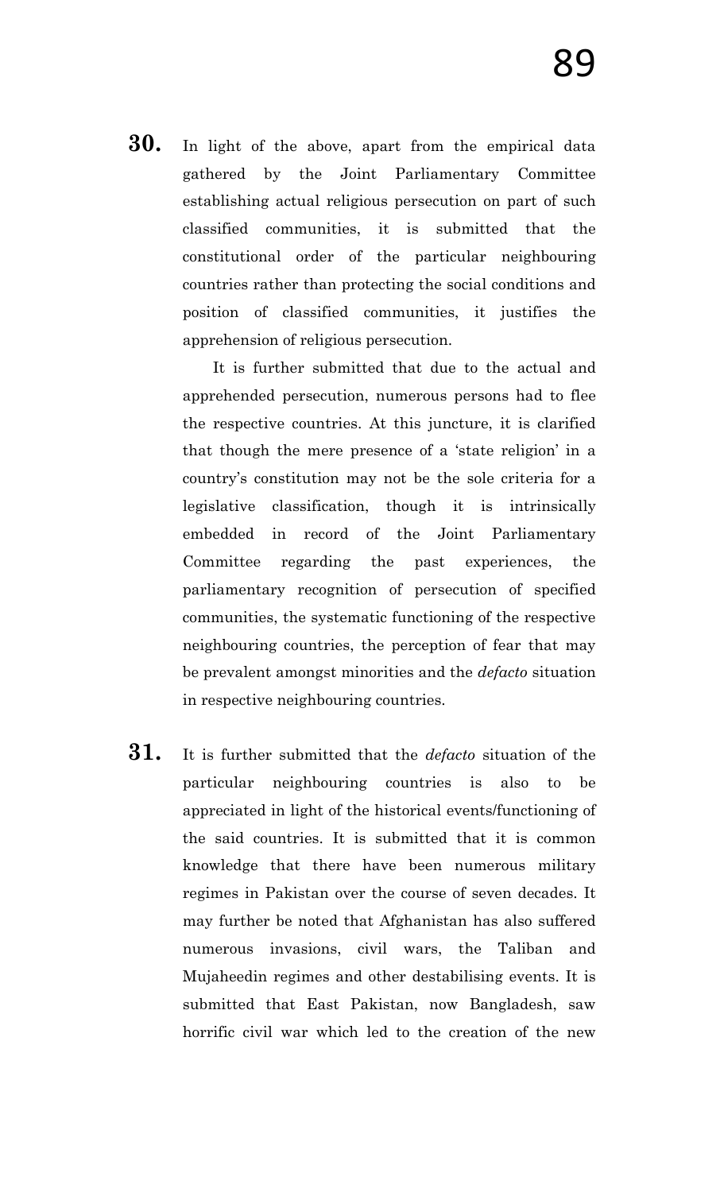**30.** In light of the above, apart from the empirical data gathered by the Joint Parliamentary Committee establishing actual religious persecution on part of such classified communities, it is submitted that the constitutional order of the particular neighbouring countries rather than protecting the social conditions and position of classified communities, it justifies the apprehension of religious persecution.

It is further submitted that due to the actual and apprehended persecution, numerous persons had to flee the respective countries. At this juncture, it is clarified that though the mere presence of a 'state religion' in a country's constitution may not be the sole criteria for a legislative classification, though it is intrinsically embedded in record of the Joint Parliamentary Committee regarding the past experiences, the parliamentary recognition of persecution of specified communities, the systematic functioning of the respective neighbouring countries, the perception of fear that may be prevalent amongst minorities and the *defacto* situation in respective neighbouring countries.

**31.** It is further submitted that the *defacto* situation of the particular neighbouring countries is also to be appreciated in light of the historical events/functioning of the said countries. It is submitted that it is common knowledge that there have been numerous military regimes in Pakistan over the course of seven decades. It may further be noted that Afghanistan has also suffered numerous invasions, civil wars, the Taliban and Mujaheedin regimes and other destabilising events. It is submitted that East Pakistan, now Bangladesh, saw horrific civil war which led to the creation of the new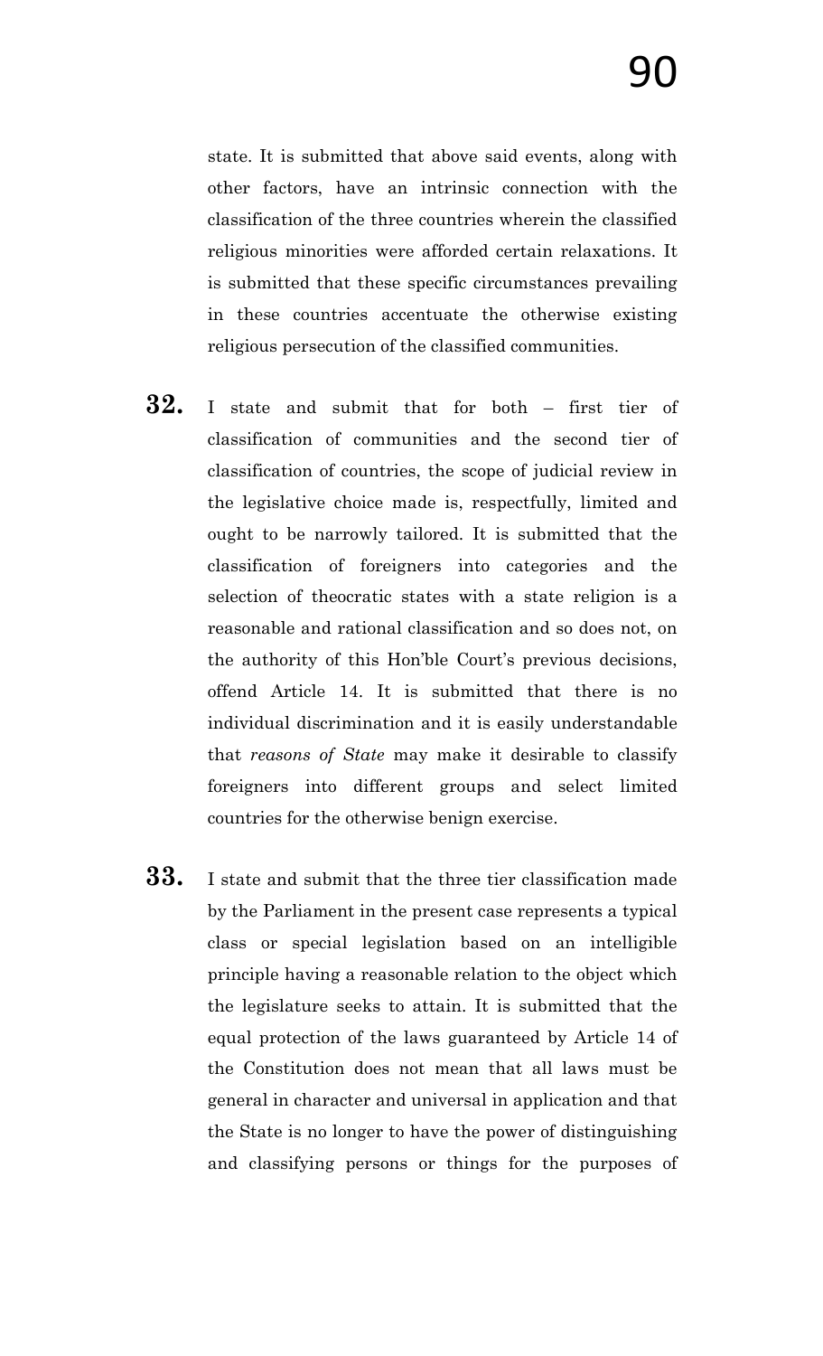state. It is submitted that above said events, along with other factors, have an intrinsic connection with the classification of the three countries wherein the classified religious minorities were afforded certain relaxations. It is submitted that these specific circumstances prevailing in these countries accentuate the otherwise existing religious persecution of the classified communities.

**32.** I state and submit that for both – first tier of classification of communities and the second tier of classification of countries, the scope of judicial review in the legislative choice made is, respectfully, limited and ought to be narrowly tailored. It is submitted that the classification of foreigners into categories and the selection of theocratic states with a state religion is a reasonable and rational classification and so does not, on the authority of this Hon'ble Court's previous decisions, offend Article 14. It is submitted that there is no individual discrimination and it is easily understandable that *reasons of State* may make it desirable to classify foreigners into different groups and select limited countries for the otherwise benign exercise.

**33.** I state and submit that the three tier classification made by the Parliament in the present case represents a typical class or special legislation based on an intelligible principle having a reasonable relation to the object which the legislature seeks to attain. It is submitted that the equal protection of the laws guaranteed by Article 14 of the Constitution does not mean that all laws must be general in character and universal in application and that the State is no longer to have the power of distinguishing and classifying persons or things for the purposes of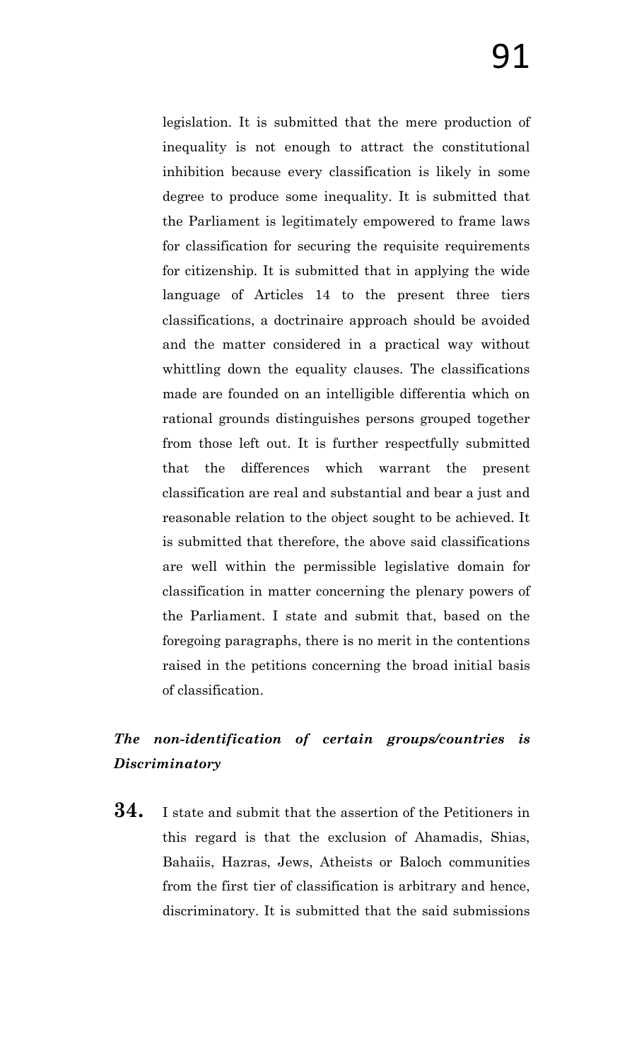legislation. It is submitted that the mere production of inequality is not enough to attract the constitutional inhibition because every classification is likely in some degree to produce some inequality. It is submitted that the Parliament is legitimately empowered to frame laws for classification for securing the requisite requirements for citizenship. It is submitted that in applying the wide language of Articles 14 to the present three tiers classifications, a doctrinaire approach should be avoided and the matter considered in a practical way without whittling down the equality clauses. The classifications made are founded on an intelligible differentia which on rational grounds distinguishes persons grouped together from those left out. It is further respectfully submitted that the differences which warrant the present classification are real and substantial and bear a just and reasonable relation to the object sought to be achieved. It is submitted that therefore, the above said classifications are well within the permissible legislative domain for classification in matter concerning the plenary powers of the Parliament. I state and submit that, based on the foregoing paragraphs, there is no merit in the contentions raised in the petitions concerning the broad initial basis of classification.

***The non-identification of certain groups/countries is Discriminatory***

**34.** I state and submit that the assertion of the Petitioners in this regard is that the exclusion of Ahamadis, Shias, Bahaiis, Hazras, Jews, Atheists or Baloch communities from the first tier of classification is arbitrary and hence, discriminatory. It is submitted that the said submissions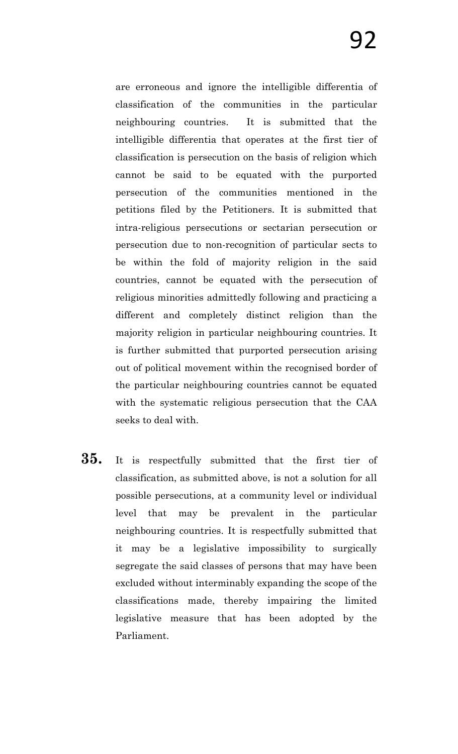are erroneous and ignore the intelligible differentia of classification of the communities in the particular neighbouring countries. It is submitted that the intelligible differentia that operates at the first tier of classification is persecution on the basis of religion which cannot be said to be equated with the purported persecution of the communities mentioned in the petitions filed by the Petitioners. It is submitted that intra-religious persecutions or sectarian persecution or persecution due to non-recognition of particular sects to be within the fold of majority religion in the said countries, cannot be equated with the persecution of religious minorities admittedly following and practicing a different and completely distinct religion than the majority religion in particular neighbouring countries. It is further submitted that purported persecution arising out of political movement within the recognised border of the particular neighbouring countries cannot be equated with the systematic religious persecution that the CAA seeks to deal with.

**35.** It is respectfully submitted that the first tier of classification, as submitted above, is not a solution for all possible persecutions, at a community level or individual level that may be prevalent in the particular neighbouring countries. It is respectfully submitted that it may be a legislative impossibility to surgically segregate the said classes of persons that may have been excluded without interminably expanding the scope of the classifications made, thereby impairing the limited legislative measure that has been adopted by the Parliament.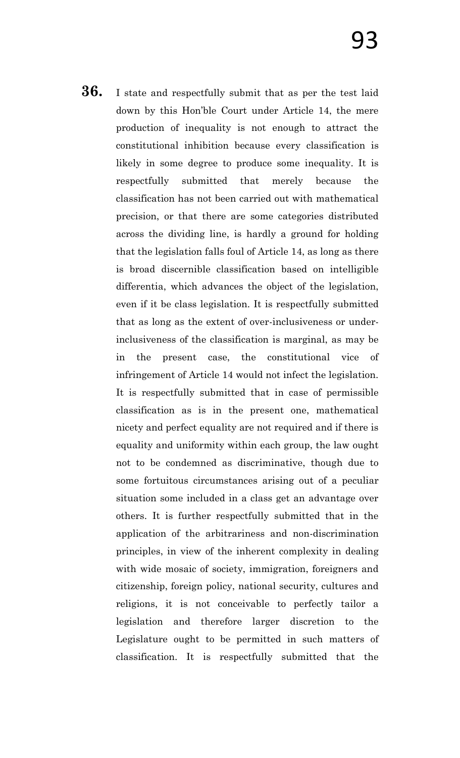**36.** I state and respectfully submit that as per the test laid down by this Hon'ble Court under Article 14, the mere production of inequality is not enough to attract the constitutional inhibition because every classification is likely in some degree to produce some inequality. It is respectfully submitted that merely because the classification has not been carried out with mathematical precision, or that there are some categories distributed across the dividing line, is hardly a ground for holding that the legislation falls foul of Article 14, as long as there is broad discernible classification based on intelligible differentia, which advances the object of the legislation, even if it be class legislation. It is respectfully submitted that as long as the extent of over-inclusiveness or under-inclusiveness of the classification is marginal, as may be in the present case, the constitutional vice of infringement of Article 14 would not infect the legislation. It is respectfully submitted that in case of permissible classification as is in the present one, mathematical nicety and perfect equality are not required and if there is equality and uniformity within each group, the law ought not to be condemned as discriminative, though due to some fortuitous circumstances arising out of a peculiar situation some included in a class get an advantage over others. It is further respectfully submitted that in the application of the arbitrariness and non-discrimination principles, in view of the inherent complexity in dealing with wide mosaic of society, immigration, foreigners and citizenship, foreign policy, national security, cultures and religions, it is not conceivable to perfectly tailor a legislation and therefore larger discretion to the Legislature ought to be permitted in such matters of classification. It is respectfully submitted that the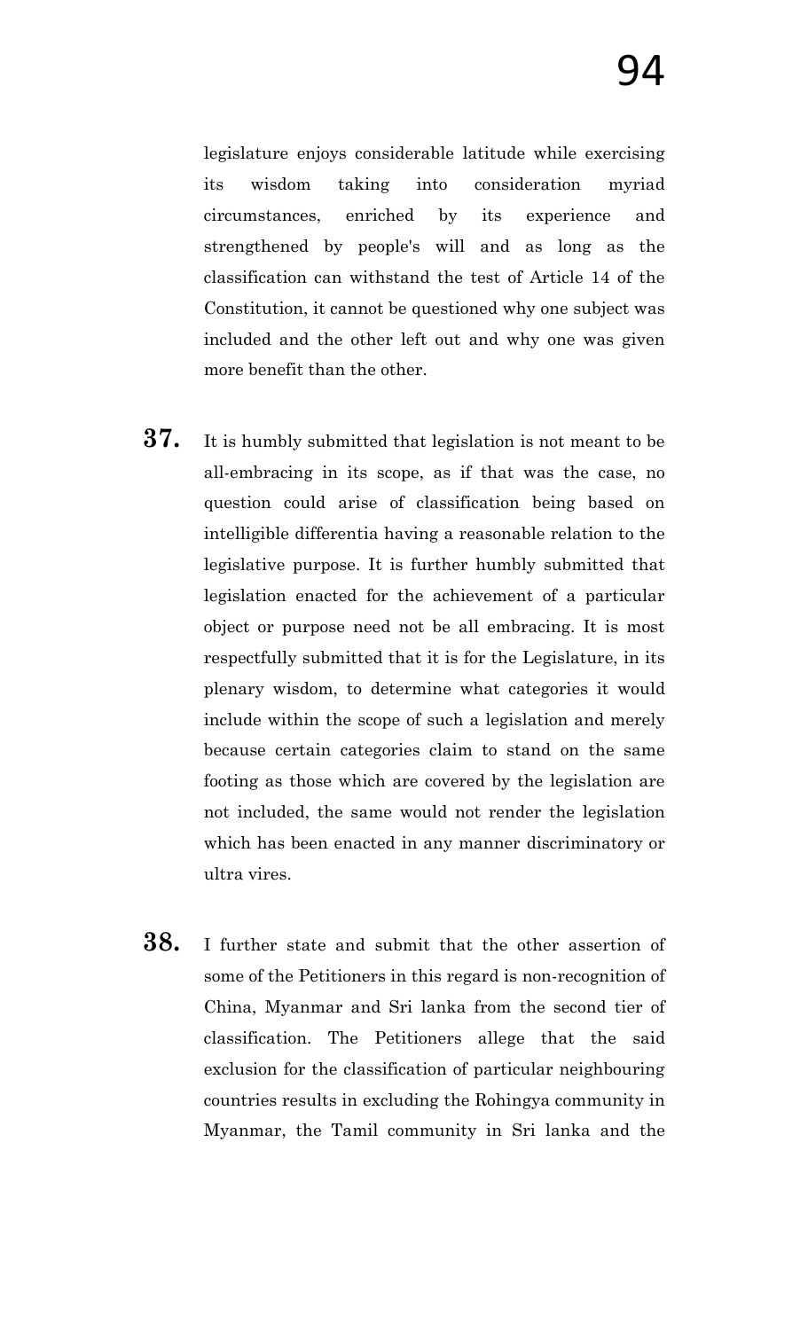legislature enjoys considerable latitude while exercising its wisdom taking into consideration myriad circumstances, enriched by its experience and strengthened by people's will and as long as the classification can withstand the test of Article 14 of the Constitution, it cannot be questioned why one subject was included and the other left out and why one was given more benefit than the other.

**37.** It is humbly submitted that legislation is not meant to be all-embracing in its scope, as if that was the case, no question could arise of classification being based on intelligible differentia having a reasonable relation to the legislative purpose. It is further humbly submitted that legislation enacted for the achievement of a particular object or purpose need not be all embracing. It is most respectfully submitted that it is for the Legislature, in its plenary wisdom, to determine what categories it would include within the scope of such a legislation and merely because certain categories claim to stand on the same footing as those which are covered by the legislation are not included, the same would not render the legislation which has been enacted in any manner discriminatory or ultra vires.

**38.** I further state and submit that the other assertion of some of the Petitioners in this regard is non-recognition of China, Myanmar and Sri lanka from the second tier of classification. The Petitioners allege that the said exclusion for the classification of particular neighbouring countries results in excluding the Rohingya community in Myanmar, the Tamil community in Sri lanka and the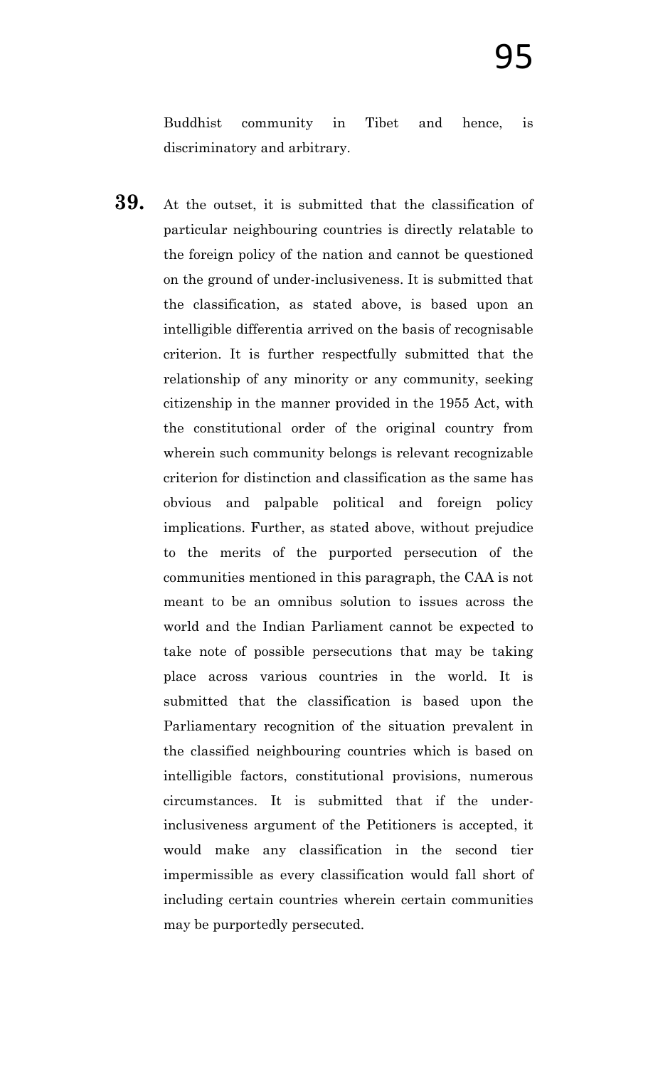Buddhist community in Tibet and hence, is discriminatory and arbitrary.

**39.** At the outset, it is submitted that the classification of particular neighbouring countries is directly relatable to the foreign policy of the nation and cannot be questioned on the ground of under-inclusiveness. It is submitted that the classification, as stated above, is based upon an intelligible differentia arrived on the basis of recognisable criterion. It is further respectfully submitted that the relationship of any minority or any community, seeking citizenship in the manner provided in the 1955 Act, with the constitutional order of the original country from wherein such community belongs is relevant recognizable criterion for distinction and classification as the same has obvious and palpable political and foreign policy implications. Further, as stated above, without prejudice to the merits of the purported persecution of the communities mentioned in this paragraph, the CAA is not meant to be an omnibus solution to issues across the world and the Indian Parliament cannot be expected to take note of possible persecutions that may be taking place across various countries in the world. It is submitted that the classification is based upon the Parliamentary recognition of the situation prevalent in the classified neighbouring countries which is based on intelligible factors, constitutional provisions, numerous circumstances. It is submitted that if the under-inclusiveness argument of the Petitioners is accepted, it would make any classification in the second tier impermissible as every classification would fall short of including certain countries wherein certain communities may be purportedly persecuted.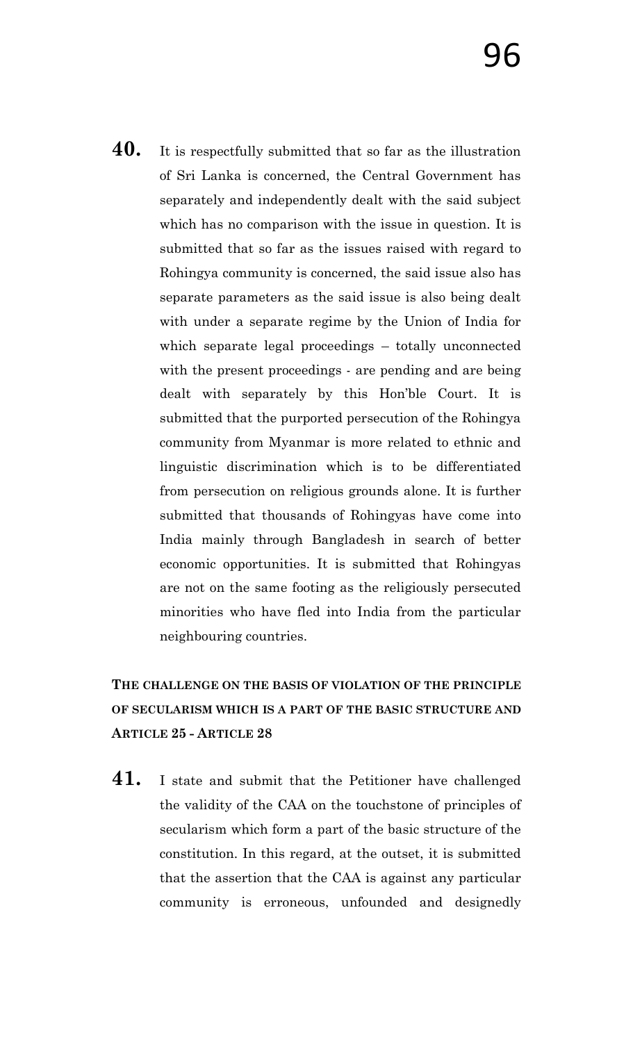**40.** It is respectfully submitted that so far as the illustration of Sri Lanka is concerned, the Central Government has separately and independently dealt with the said subject which has no comparison with the issue in question. It is submitted that so far as the issues raised with regard to Rohingya community is concerned, the said issue also has separate parameters as the said issue is also being dealt with under a separate regime by the Union of India for which separate legal proceedings – totally unconnected with the present proceedings - are pending and are being dealt with separately by this Hon'ble Court. It is submitted that the purported persecution of the Rohingya community from Myanmar is more related to ethnic and linguistic discrimination which is to be differentiated from persecution on religious grounds alone. It is further submitted that thousands of Rohingyas have come into India mainly through Bangladesh in search of better economic opportunities. It is submitted that Rohingyas are not on the same footing as the religiously persecuted minorities who have fled into India from the particular neighbouring countries.

**THE CHALLENGE ON THE BASIS OF VIOLATION OF THE PRINCIPLE OF SECULARISM WHICH IS A PART OF THE BASIC STRUCTURE AND ARTICLE 25 - ARTICLE 28**

**41.** I state and submit that the Petitioner have challenged the validity of the CAA on the touchstone of principles of secularism which form a part of the basic structure of the constitution. In this regard, at the outset, it is submitted that the assertion that the CAA is against any particular community is erroneous, unfounded and designedly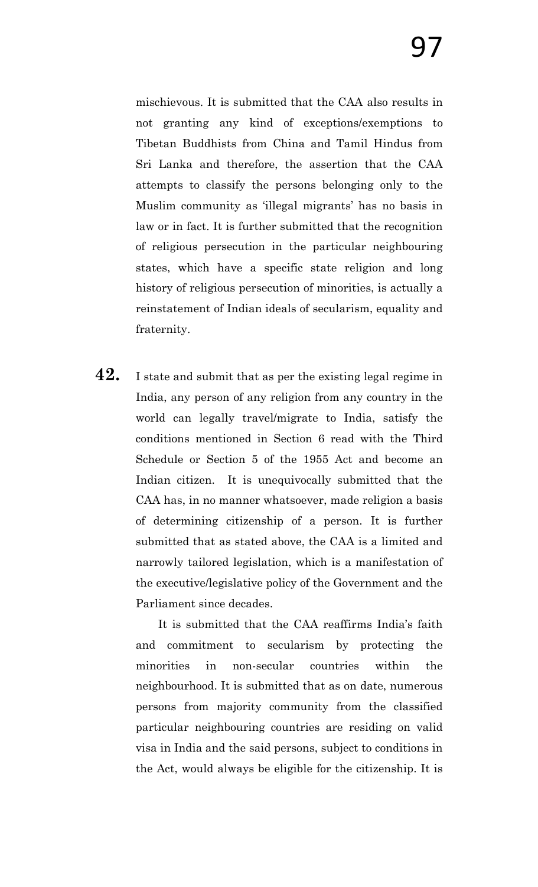mischievous. It is submitted that the CAA also results in not granting any kind of exceptions/exemptions to Tibetan Buddhists from China and Tamil Hindus from Sri Lanka and therefore, the assertion that the CAA attempts to classify the persons belonging only to the Muslim community as 'illegal migrants' has no basis in law or in fact. It is further submitted that the recognition of religious persecution in the particular neighbouring states, which have a specific state religion and long history of religious persecution of minorities, is actually a reinstatement of Indian ideals of secularism, equality and fraternity.

**42.** I state and submit that as per the existing legal regime in India, any person of any religion from any country in the world can legally travel/migrate to India, satisfy the conditions mentioned in Section 6 read with the Third Schedule or Section 5 of the 1955 Act and become an Indian citizen. It is unequivocally submitted that the CAA has, in no manner whatsoever, made religion a basis of determining citizenship of a person. It is further submitted that as stated above, the CAA is a limited and narrowly tailored legislation, which is a manifestation of the executive/legislative policy of the Government and the Parliament since decades.

It is submitted that the CAA reaffirms India's faith and commitment to secularism by protecting the minorities in non-secular countries within the neighbourhood. It is submitted that as on date, numerous persons from majority community from the classified particular neighbouring countries are residing on valid visa in India and the said persons, subject to conditions in the Act, would always be eligible for the citizenship. It is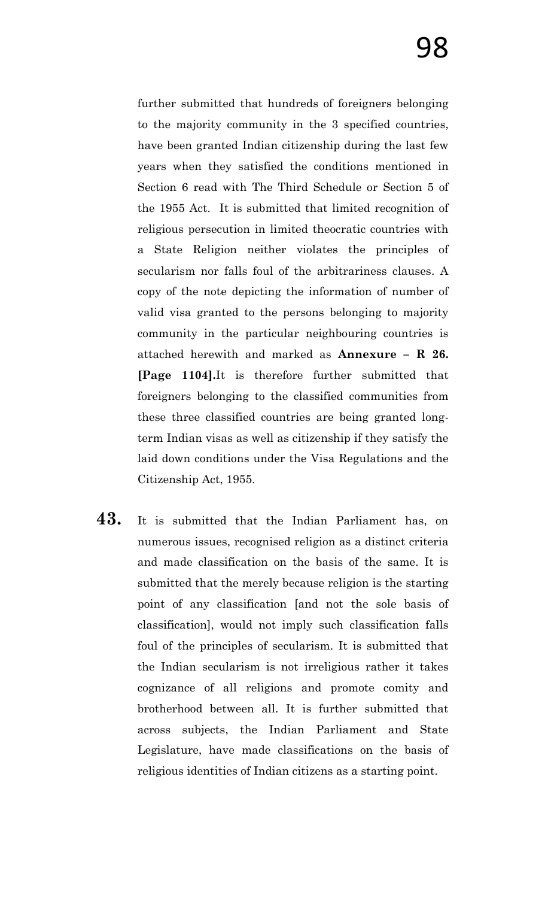further submitted that hundreds of foreigners belonging to the majority community in the 3 specified countries, have been granted Indian citizenship during the last few years when they satisfied the conditions mentioned in Section 6 read with The Third Schedule or Section 5 of the 1955 Act. It is submitted that limited recognition of religious persecution in limited theocratic countries with a State Religion neither violates the principles of secularism nor falls foul of the arbitrariness clauses. A copy of the note depicting the information of number of valid visa granted to the persons belonging to majority community in the particular neighbouring countries is attached herewith and marked as **Annexure – R 26. [Page 1104].**It is therefore further submitted that foreigners belonging to the classified communities from these three classified countries are being granted long-term Indian visas as well as citizenship if they satisfy the laid down conditions under the Visa Regulations and the Citizenship Act, 1955.

**43.** It is submitted that the Indian Parliament has, on numerous issues, recognised religion as a distinct criteria and made classification on the basis of the same. It is submitted that the merely because religion is the starting point of any classification [and not the sole basis of classification], would not imply such classification falls foul of the principles of secularism. It is submitted that the Indian secularism is not irreligious rather it takes cognizance of all religions and promote comity and brotherhood between all. It is further submitted that across subjects, the Indian Parliament and State Legislature, have made classifications on the basis of religious identities of Indian citizens as a starting point.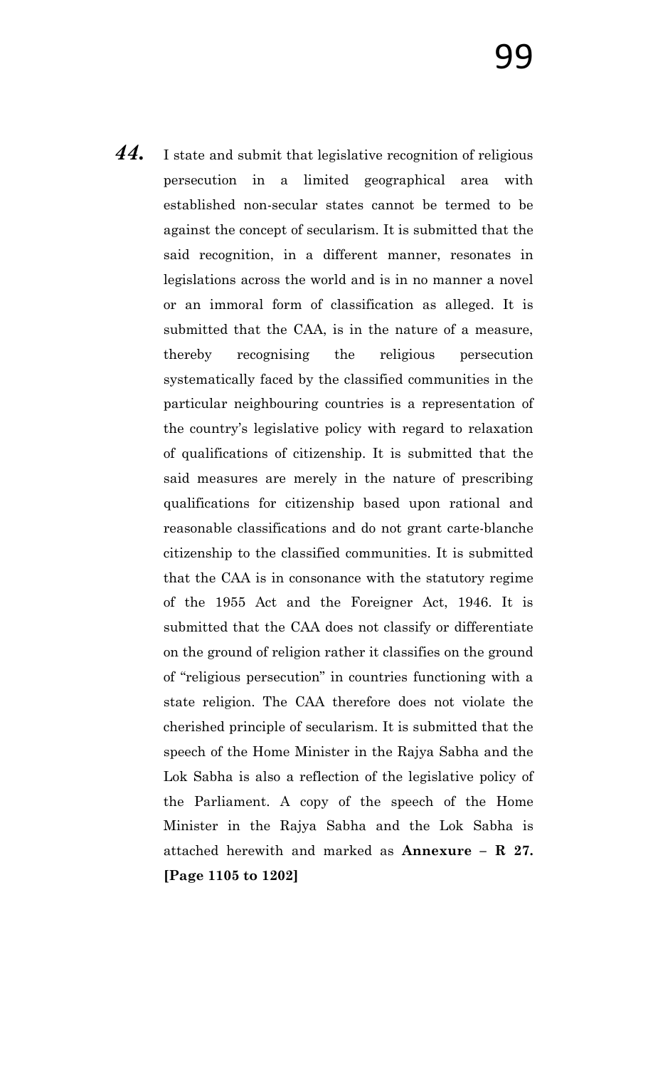***44.*** I state and submit that legislative recognition of religious persecution in a limited geographical area with established non-secular states cannot be termed to be against the concept of secularism. It is submitted that the said recognition, in a different manner, resonates in legislations across the world and is in no manner a novel or an immoral form of classification as alleged. It is submitted that the CAA, is in the nature of a measure, thereby recognising the religious persecution systematically faced by the classified communities in the particular neighbouring countries is a representation of the country's legislative policy with regard to relaxation of qualifications of citizenship. It is submitted that the said measures are merely in the nature of prescribing qualifications for citizenship based upon rational and reasonable classifications and do not grant carte-blanche citizenship to the classified communities. It is submitted that the CAA is in consonance with the statutory regime of the 1955 Act and the Foreigner Act, 1946. It is submitted that the CAA does not classify or differentiate on the ground of religion rather it classifies on the ground of "religious persecution" in countries functioning with a state religion. The CAA therefore does not violate the cherished principle of secularism. It is submitted that the speech of the Home Minister in the Rajya Sabha and the Lok Sabha is also a reflection of the legislative policy of the Parliament. A copy of the speech of the Home Minister in the Rajya Sabha and the Lok Sabha is attached herewith and marked as **Annexure – R 27. [Page 1105 to 1202]**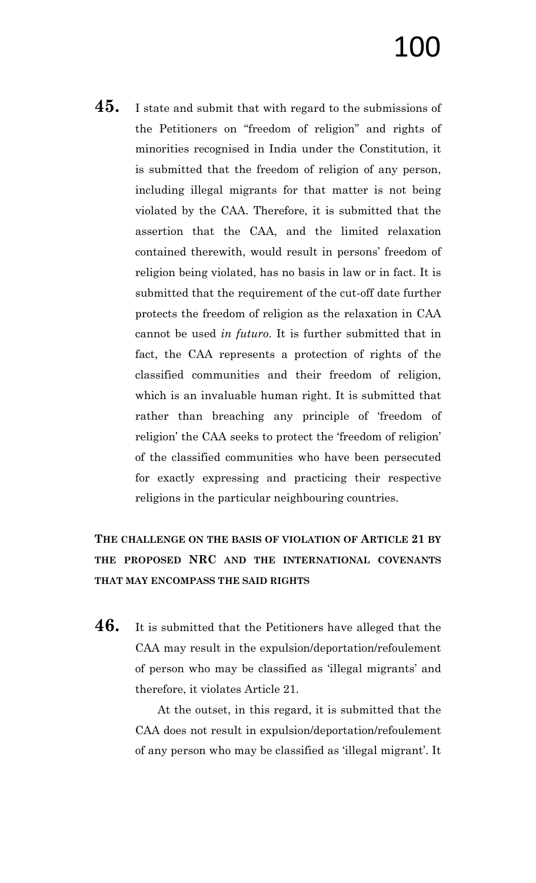**45.** I state and submit that with regard to the submissions of the Petitioners on "freedom of religion" and rights of minorities recognised in India under the Constitution, it is submitted that the freedom of religion of any person, including illegal migrants for that matter is not being violated by the CAA. Therefore, it is submitted that the assertion that the CAA, and the limited relaxation contained therewith, would result in persons' freedom of religion being violated, has no basis in law or in fact. It is submitted that the requirement of the cut-off date further protects the freedom of religion as the relaxation in CAA cannot be used *in futuro*. It is further submitted that in fact, the CAA represents a protection of rights of the classified communities and their freedom of religion, which is an invaluable human right. It is submitted that rather than breaching any principle of 'freedom of religion' the CAA seeks to protect the 'freedom of religion' of the classified communities who have been persecuted for exactly expressing and practicing their respective religions in the particular neighbouring countries.

**THE CHALLENGE ON THE BASIS OF VIOLATION OF ARTICLE 21 BY THE PROPOSED NRC AND THE INTERNATIONAL COVENANTS THAT MAY ENCOMPASS THE SAID RIGHTS**

**46.** It is submitted that the Petitioners have alleged that the CAA may result in the expulsion/deportation/refoulement of person who may be classified as 'illegal migrants' and therefore, it violates Article 21.

At the outset, in this regard, it is submitted that the CAA does not result in expulsion/deportation/refoulement of any person who may be classified as 'illegal migrant'. It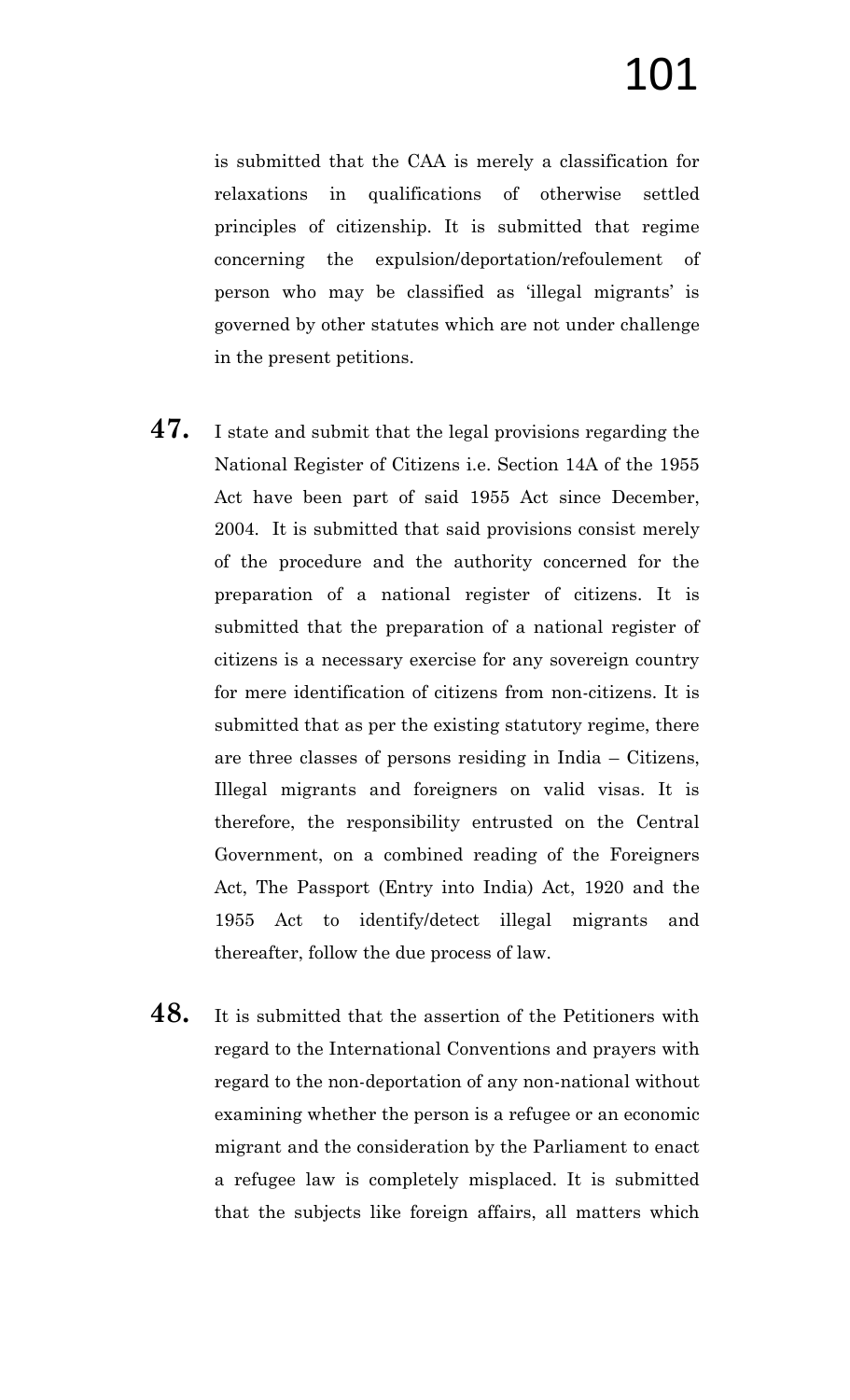is submitted that the CAA is merely a classification for relaxations in qualifications of otherwise settled principles of citizenship. It is submitted that regime concerning the expulsion/deportation/refoulement of person who may be classified as 'illegal migrants' is governed by other statutes which are not under challenge in the present petitions.

**47.** I state and submit that the legal provisions regarding the National Register of Citizens i.e. Section 14A of the 1955 Act have been part of said 1955 Act since December, 2004. It is submitted that said provisions consist merely of the procedure and the authority concerned for the preparation of a national register of citizens. It is submitted that the preparation of a national register of citizens is a necessary exercise for any sovereign country for mere identification of citizens from non-citizens. It is submitted that as per the existing statutory regime, there are three classes of persons residing in India – Citizens, Illegal migrants and foreigners on valid visas. It is therefore, the responsibility entrusted on the Central Government, on a combined reading of the Foreigners Act, The Passport (Entry into India) Act, 1920 and the 1955 Act to identify/detect illegal migrants and thereafter, follow the due process of law.

**48.** It is submitted that the assertion of the Petitioners with regard to the International Conventions and prayers with regard to the non-deportation of any non-national without examining whether the person is a refugee or an economic migrant and the consideration by the Parliament to enact a refugee law is completely misplaced. It is submitted that the subjects like foreign affairs, all matters which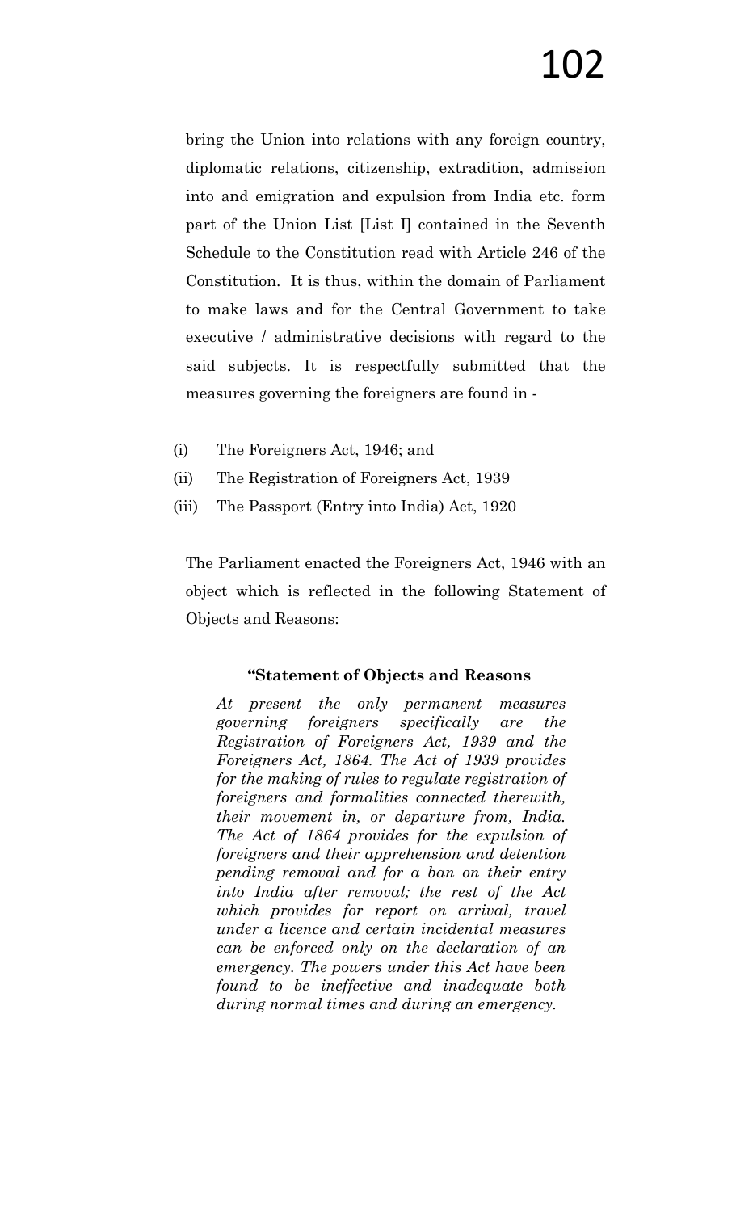bring the Union into relations with any foreign country, diplomatic relations, citizenship, extradition, admission into and emigration and expulsion from India etc. form part of the Union List [List I] contained in the Seventh Schedule to the Constitution read with Article 246 of the Constitution. It is thus, within the domain of Parliament to make laws and for the Central Government to take executive / administrative decisions with regard to the said subjects. It is respectfully submitted that the measures governing the foreigners are found in -

(i) The Foreigners Act, 1946; and

(ii) The Registration of Foreigners Act, 1939

(iii) The Passport (Entry into India) Act, 1920

The Parliament enacted the Foreigners Act, 1946 with an object which is reflected in the following Statement of Objects and Reasons:

> **"Statement of Objects and Reasons**
>
> *At present the only permanent measures governing foreigners specifically are the Registration of Foreigners Act, 1939 and the Foreigners Act, 1864. The Act of 1939 provides for the making of rules to regulate registration of foreigners and formalities connected therewith, their movement in, or departure from, India. The Act of 1864 provides for the expulsion of foreigners and their apprehension and detention pending removal and for a ban on their entry into India after removal; the rest of the Act which provides for report on arrival, travel under a licence and certain incidental measures can be enforced only on the declaration of an emergency. The powers under this Act have been found to be ineffective and inadequate both during normal times and during an emergency.*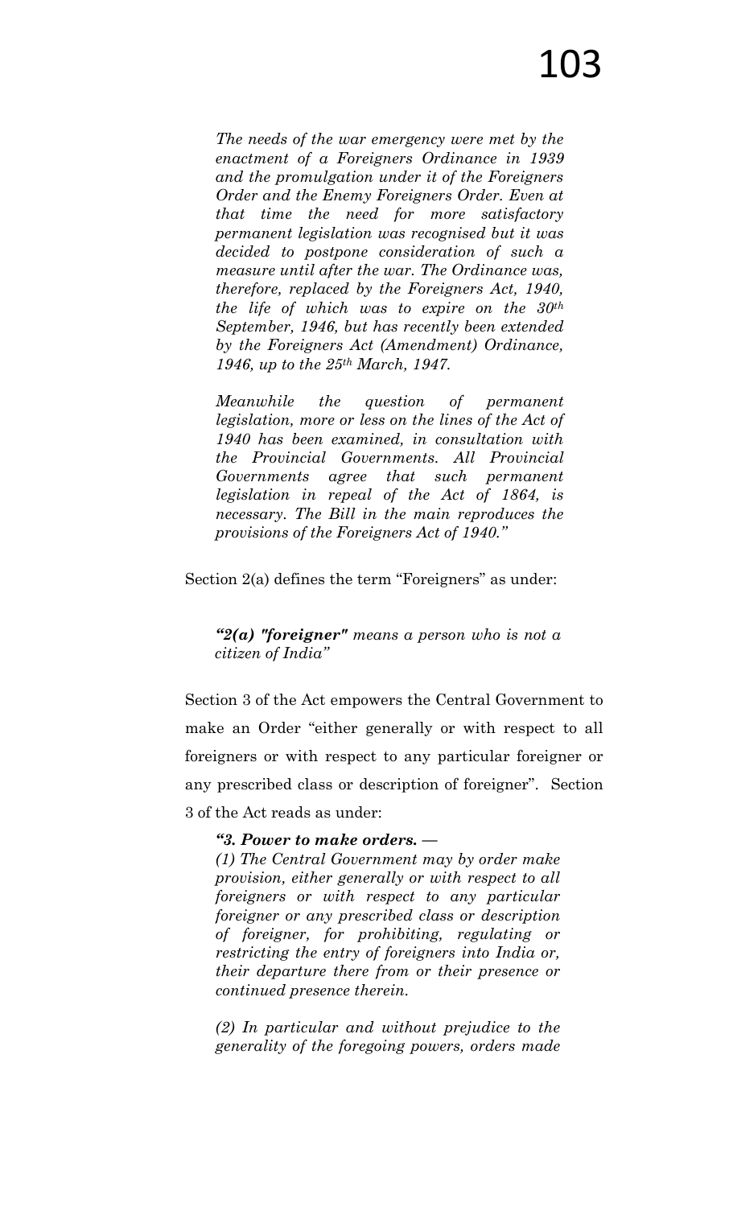> *The needs of the war emergency were met by the enactment of a Foreigners Ordinance in 1939 and the promulgation under it of the Foreigners Order and the Enemy Foreigners Order. Even at that time the need for more satisfactory permanent legislation was recognised but it was decided to postpone consideration of such a measure until after the war. The Ordinance was, therefore, replaced by the Foreigners Act, 1940, the life of which was to expire on the 30th September, 1946, but has recently been extended by the Foreigners Act (Amendment) Ordinance, 1946, up to the 25th March, 1947.*
>
> *Meanwhile the question of permanent legislation, more or less on the lines of the Act of 1940 has been examined, in consultation with the Provincial Governments. All Provincial Governments agree that such permanent legislation in repeal of the Act of 1864, is necessary. The Bill in the main reproduces the provisions of the Foreigners Act of 1940."*

Section 2(a) defines the term "Foreigners" as under:

> ***"2(a) "foreigner"*** *means a person who is not a citizen of India"*

Section 3 of the Act empowers the Central Government to make an Order "either generally or with respect to all foreigners or with respect to any particular foreigner or any prescribed class or description of foreigner". Section 3 of the Act reads as under:

> ***"3. Power to make orders. —***
>
> *(1) The Central Government may by order make provision, either generally or with respect to all foreigners or with respect to any particular foreigner or any prescribed class or description of foreigner, for prohibiting, regulating or restricting the entry of foreigners into India or, their departure there from or their presence or continued presence therein.*
>
> *(2) In particular and without prejudice to the generality of the foregoing powers, orders made*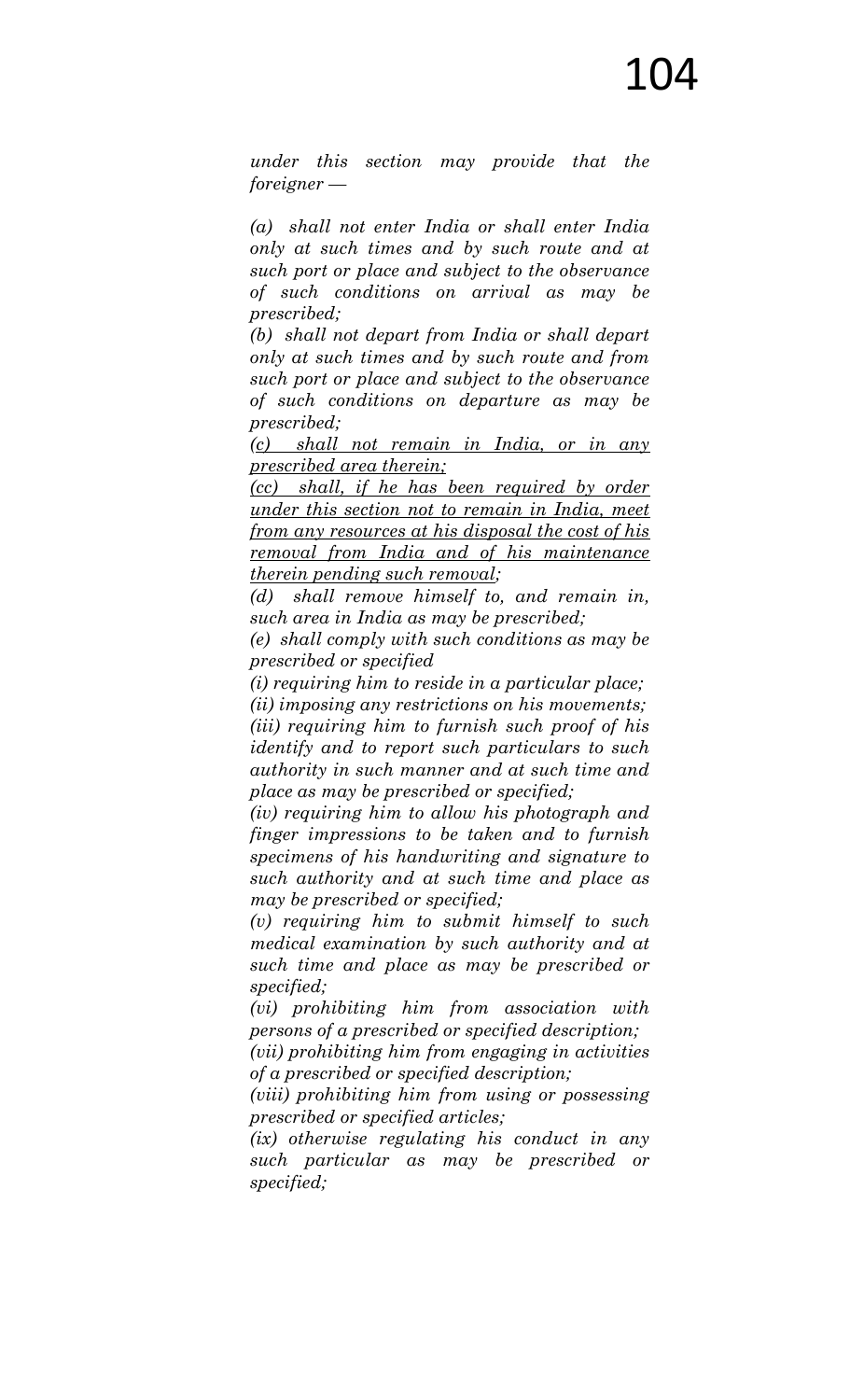*under this section may provide that the foreigner —*

*(a) shall not enter India or shall enter India only at such times and by such route and at such port or place and subject to the observance of such conditions on arrival as may be prescribed;*

*(b) shall not depart from India or shall depart only at such times and by such route and from such port or place and subject to the observance of such conditions on departure as may be prescribed;*

*<u>(c) shall not remain in India, or in any prescribed area therein;</u>*

*<u>(cc) shall, if he has been required by order under this section not to remain in India, meet from any resources at his disposal the cost of his removal from India and of his maintenance therein pending such removal</u>;*

*(d) shall remove himself to, and remain in, such area in India as may be prescribed;*

*(e) shall comply with such conditions as may be prescribed or specified*

*(i) requiring him to reside in a particular place;*

*(ii) imposing any restrictions on his movements;*

*(iii) requiring him to furnish such proof of his identify and to report such particulars to such authority in such manner and at such time and place as may be prescribed or specified;*

*(iv) requiring him to allow his photograph and finger impressions to be taken and to furnish specimens of his handwriting and signature to such authority and at such time and place as may be prescribed or specified;*

*(v) requiring him to submit himself to such medical examination by such authority and at such time and place as may be prescribed or specified;*

*(vi) prohibiting him from association with persons of a prescribed or specified description;*

*(vii) prohibiting him from engaging in activities of a prescribed or specified description;*

*(viii) prohibiting him from using or possessing prescribed or specified articles;*

*(ix) otherwise regulating his conduct in any such particular as may be prescribed or specified;*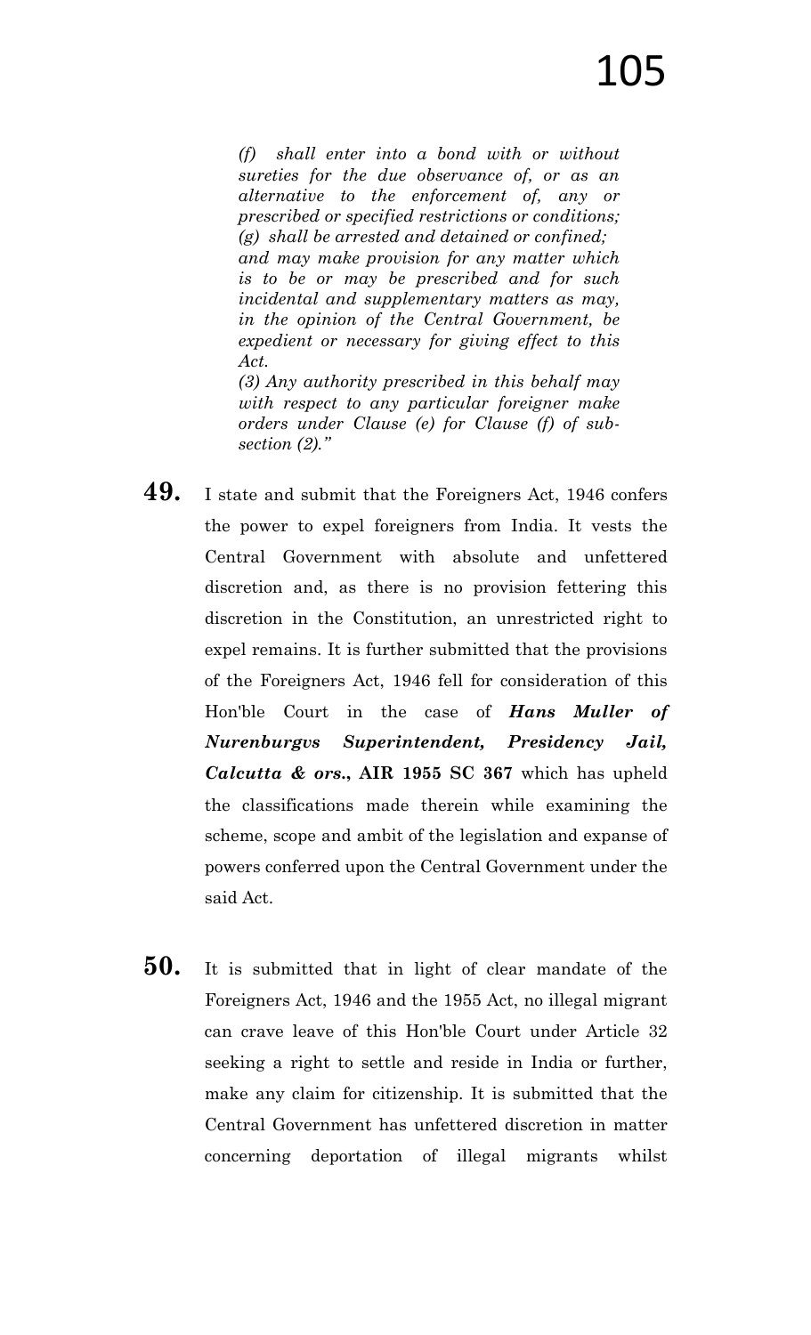*(f) shall enter into a bond with or without sureties for the due observance of, or as an alternative to the enforcement of, any or prescribed or specified restrictions or conditions;*
*(g) shall be arrested and detained or confined;*
*and may make provision for any matter which is to be or may be prescribed and for such incidental and supplementary matters as may, in the opinion of the Central Government, be expedient or necessary for giving effect to this Act.*
*(3) Any authority prescribed in this behalf may with respect to any particular foreigner make orders under Clause (e) for Clause (f) of sub-section (2)."*

**49.** I state and submit that the Foreigners Act, 1946 confers the power to expel foreigners from India. It vests the Central Government with absolute and unfettered discretion and, as there is no provision fettering this discretion in the Constitution, an unrestricted right to expel remains. It is further submitted that the provisions of the Foreigners Act, 1946 fell for consideration of this Hon'ble Court in the case of ***Hans Muller of Nurenburgvs Superintendent, Presidency Jail, Calcutta & ors*., AIR 1955 SC 367** which has upheld the classifications made therein while examining the scheme, scope and ambit of the legislation and expanse of powers conferred upon the Central Government under the said Act.

**50.** It is submitted that in light of clear mandate of the Foreigners Act, 1946 and the 1955 Act, no illegal migrant can crave leave of this Hon'ble Court under Article 32 seeking a right to settle and reside in India or further, make any claim for citizenship. It is submitted that the Central Government has unfettered discretion in matter concerning deportation of illegal migrants whilst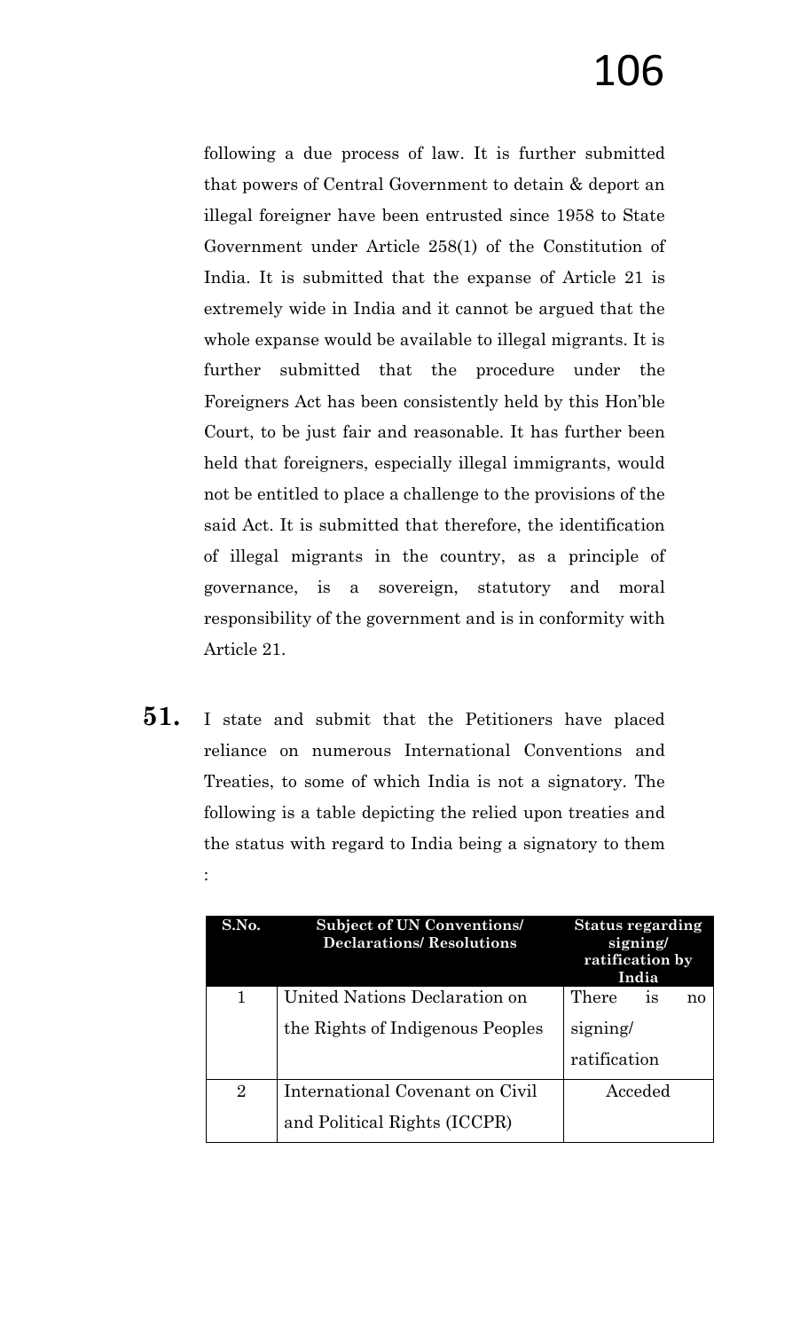following a due process of law. It is further submitted that powers of Central Government to detain & deport an illegal foreigner have been entrusted since 1958 to State Government under Article 258(1) of the Constitution of India. It is submitted that the expanse of Article 21 is extremely wide in India and it cannot be argued that the whole expanse would be available to illegal migrants. It is further submitted that the procedure under the Foreigners Act has been consistently held by this Hon'ble Court, to be just fair and reasonable. It has further been held that foreigners, especially illegal immigrants, would not be entitled to place a challenge to the provisions of the said Act. It is submitted that therefore, the identification of illegal migrants in the country, as a principle of governance, is a sovereign, statutory and moral responsibility of the government and is in conformity with Article 21.

**51.** I state and submit that the Petitioners have placed reliance on numerous International Conventions and Treaties, to some of which India is not a signatory. The following is a table depicting the relied upon treaties and the status with regard to India being a signatory to them :

| S.No. | Subject of UN Conventions/ Declarations/ Resolutions | Status regarding signing/ ratification by India |
|---|---|---|
| 1 | United Nations Declaration on the Rights of Indigenous Peoples | There is no signing/ ratification |
| 2 | International Covenant on Civil and Political Rights (ICCPR) | Acceded |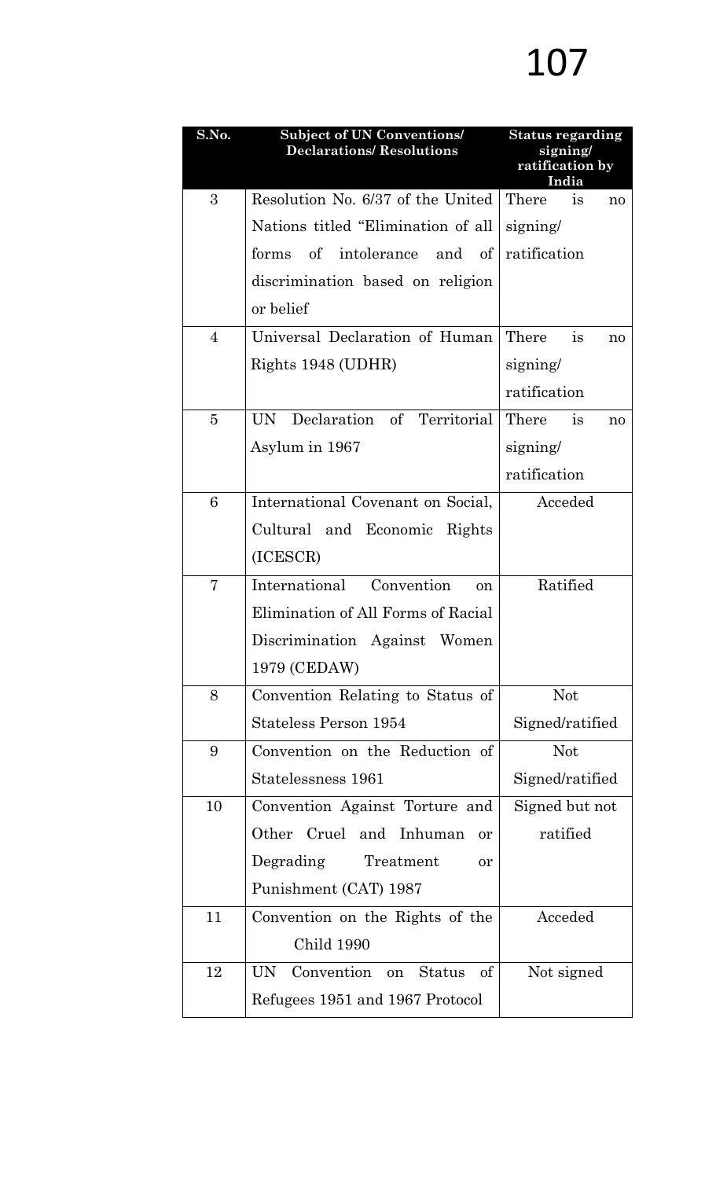| S.No. | Subject of UN Conventions/ Declarations/ Resolutions | Status regarding signing/ ratification by India |
|---|---|---|
| 3 | Resolution No. 6/37 of the United Nations titled "Elimination of all forms of intolerance and of discrimination based on religion or belief | There is no signing/ ratification |
| 4 | Universal Declaration of Human Rights 1948 (UDHR) | There is no signing/ ratification |
| 5 | UN Declaration of Territorial Asylum in 1967 | There is no signing/ ratification |
| 6 | International Covenant on Social, Cultural and Economic Rights (ICESCR) | Acceded |
| 7 | International Convention on Elimination of All Forms of Racial Discrimination Against Women 1979 (CEDAW) | Ratified |
| 8 | Convention Relating to Status of Stateless Person 1954 | Not Signed/ratified |
| 9 | Convention on the Reduction of Statelessness 1961 | Not Signed/ratified |
| 10 | Convention Against Torture and Other Cruel and Inhuman or Degrading Treatment or Punishment (CAT) 1987 | Signed but not ratified |
| 11 | Convention on the Rights of the Child 1990 | Acceded |
| 12 | UN Convention on Status of Refugees 1951 and 1967 Protocol | Not signed |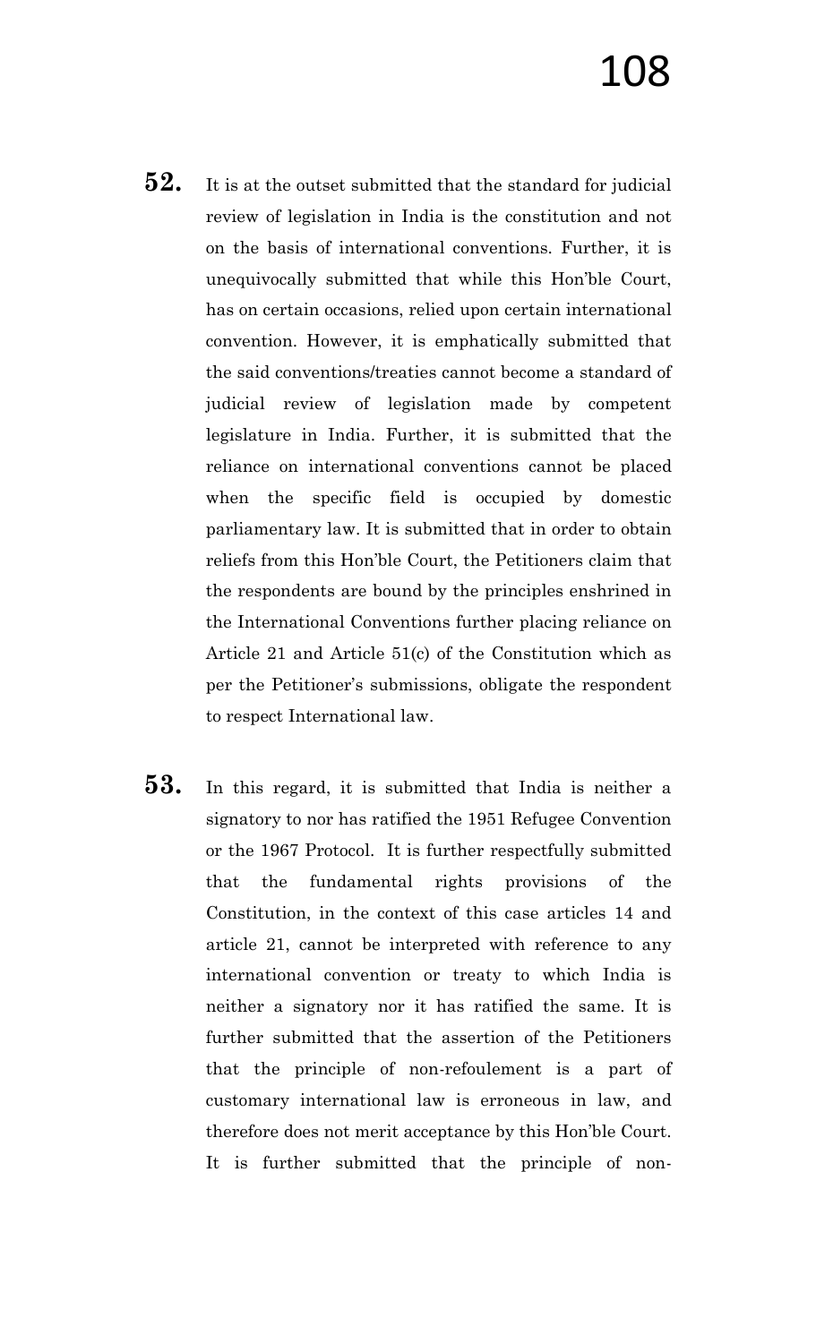**52.** It is at the outset submitted that the standard for judicial review of legislation in India is the constitution and not on the basis of international conventions. Further, it is unequivocally submitted that while this Hon'ble Court, has on certain occasions, relied upon certain international convention. However, it is emphatically submitted that the said conventions/treaties cannot become a standard of judicial review of legislation made by competent legislature in India. Further, it is submitted that the reliance on international conventions cannot be placed when the specific field is occupied by domestic parliamentary law. It is submitted that in order to obtain reliefs from this Hon'ble Court, the Petitioners claim that the respondents are bound by the principles enshrined in the International Conventions further placing reliance on Article 21 and Article 51(c) of the Constitution which as per the Petitioner's submissions, obligate the respondent to respect International law.

**53.** In this regard, it is submitted that India is neither a signatory to nor has ratified the 1951 Refugee Convention or the 1967 Protocol. It is further respectfully submitted that the fundamental rights provisions of the Constitution, in the context of this case articles 14 and article 21, cannot be interpreted with reference to any international convention or treaty to which India is neither a signatory nor it has ratified the same. It is further submitted that the assertion of the Petitioners that the principle of non-refoulement is a part of customary international law is erroneous in law, and therefore does not merit acceptance by this Hon'ble Court. It is further submitted that the principle of non-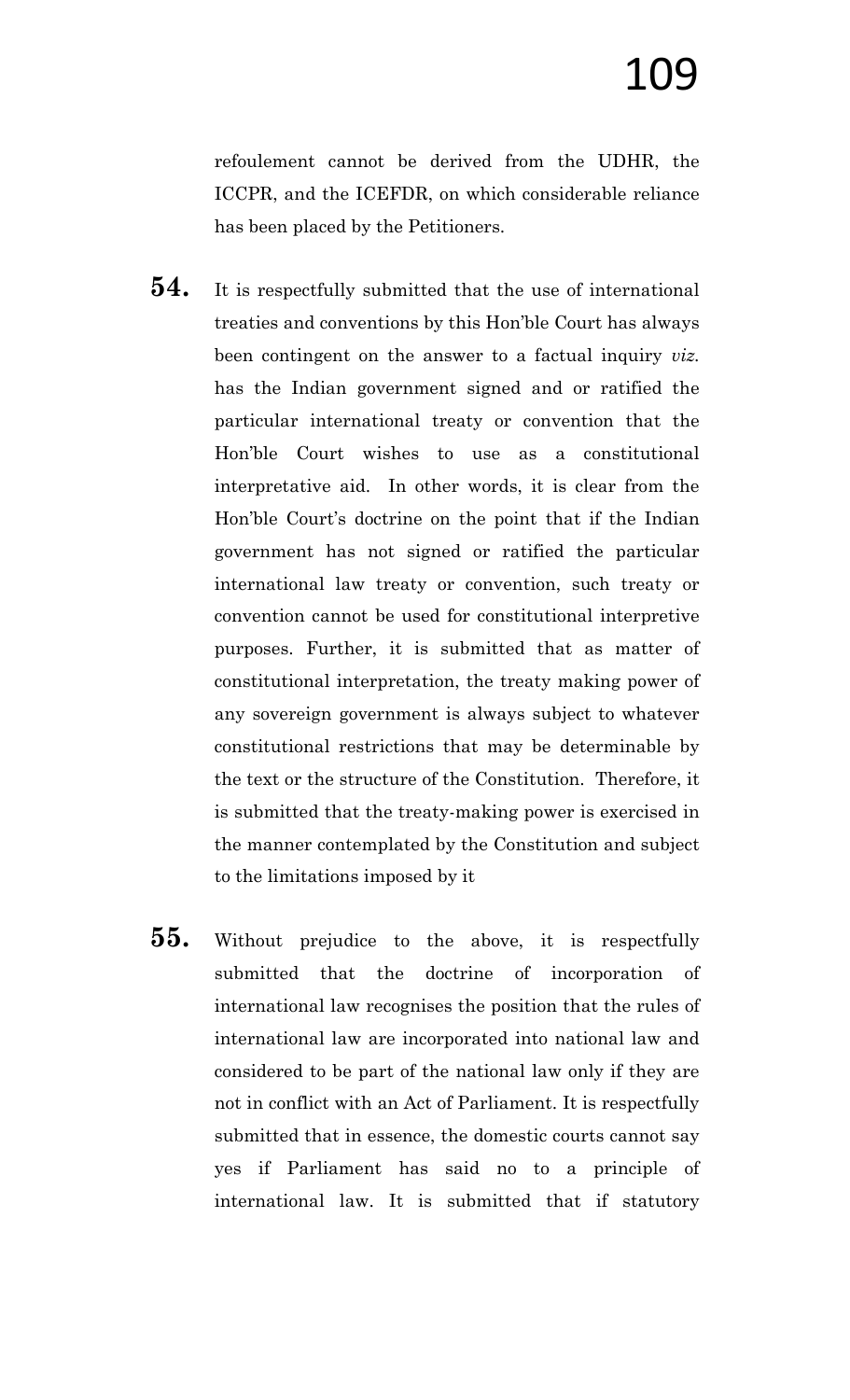refoulement cannot be derived from the UDHR, the ICCPR, and the ICEFDR, on which considerable reliance has been placed by the Petitioners.

**54.** It is respectfully submitted that the use of international treaties and conventions by this Hon'ble Court has always been contingent on the answer to a factual inquiry *viz.* has the Indian government signed and or ratified the particular international treaty or convention that the Hon'ble Court wishes to use as a constitutional interpretative aid. In other words, it is clear from the Hon'ble Court's doctrine on the point that if the Indian government has not signed or ratified the particular international law treaty or convention, such treaty or convention cannot be used for constitutional interpretive purposes. Further, it is submitted that as matter of constitutional interpretation, the treaty making power of any sovereign government is always subject to whatever constitutional restrictions that may be determinable by the text or the structure of the Constitution. Therefore, it is submitted that the treaty-making power is exercised in the manner contemplated by the Constitution and subject to the limitations imposed by it

**55.** Without prejudice to the above, it is respectfully submitted that the doctrine of incorporation of international law recognises the position that the rules of international law are incorporated into national law and considered to be part of the national law only if they are not in conflict with an Act of Parliament. It is respectfully submitted that in essence, the domestic courts cannot say yes if Parliament has said no to a principle of international law. It is submitted that if statutory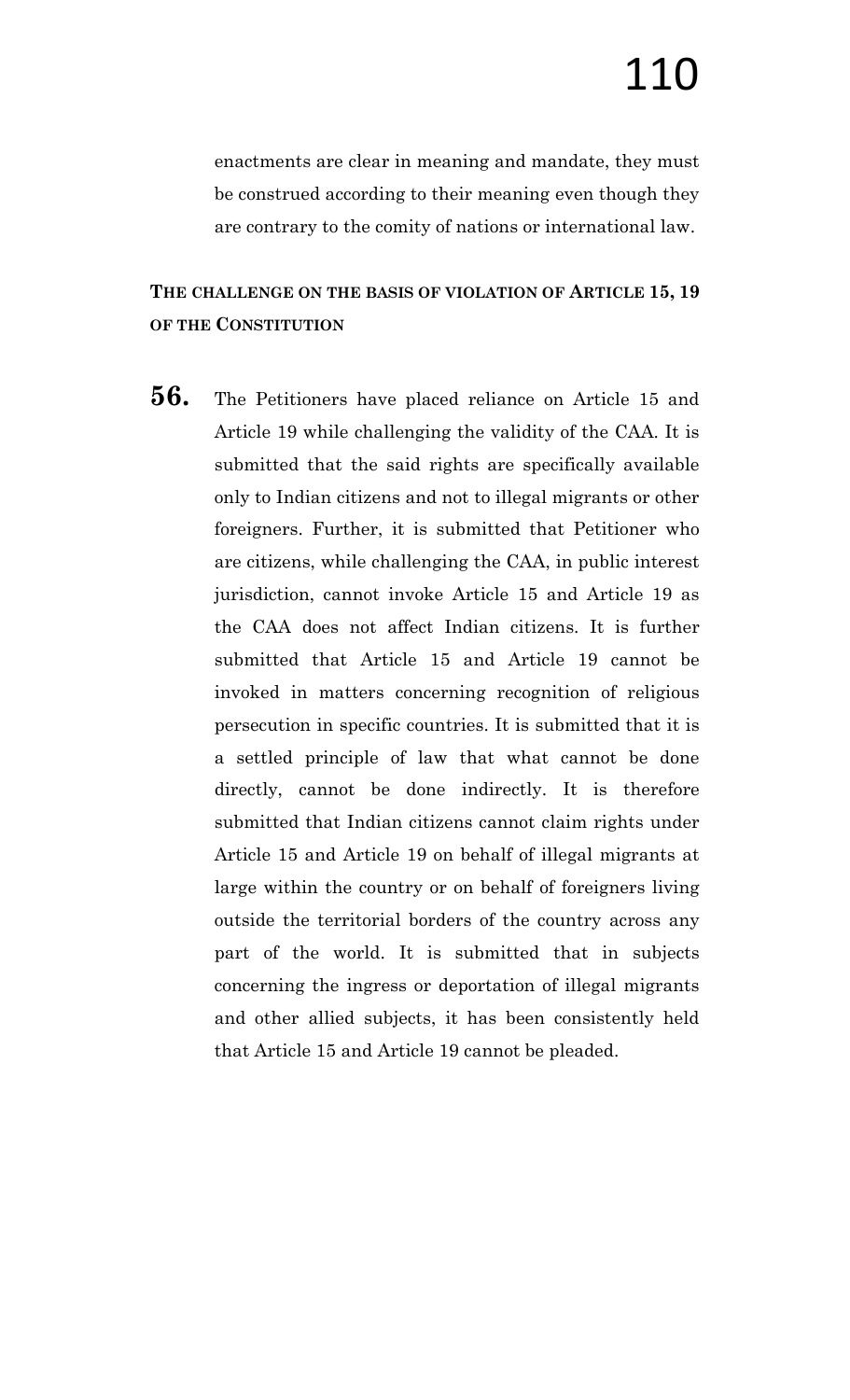enactments are clear in meaning and mandate, they must be construed according to their meaning even though they are contrary to the comity of nations or international law.

**THE CHALLENGE ON THE BASIS OF VIOLATION OF ARTICLE 15, 19 OF THE CONSTITUTION**

**56.** The Petitioners have placed reliance on Article 15 and Article 19 while challenging the validity of the CAA. It is submitted that the said rights are specifically available only to Indian citizens and not to illegal migrants or other foreigners. Further, it is submitted that Petitioner who are citizens, while challenging the CAA, in public interest jurisdiction, cannot invoke Article 15 and Article 19 as the CAA does not affect Indian citizens. It is further submitted that Article 15 and Article 19 cannot be invoked in matters concerning recognition of religious persecution in specific countries. It is submitted that it is a settled principle of law that what cannot be done directly, cannot be done indirectly. It is therefore submitted that Indian citizens cannot claim rights under Article 15 and Article 19 on behalf of illegal migrants at large within the country or on behalf of foreigners living outside the territorial borders of the country across any part of the world. It is submitted that in subjects concerning the ingress or deportation of illegal migrants and other allied subjects, it has been consistently held that Article 15 and Article 19 cannot be pleaded.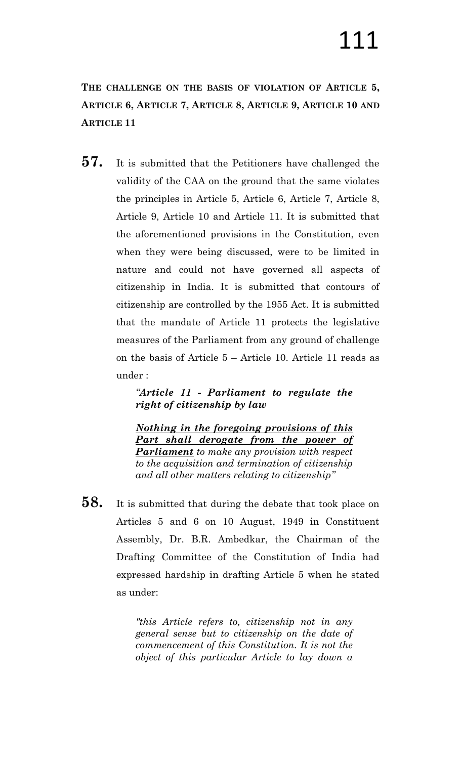**THE CHALLENGE ON THE BASIS OF VIOLATION OF ARTICLE 5, ARTICLE 6, ARTICLE 7, ARTICLE 8, ARTICLE 9, ARTICLE 10 AND ARTICLE 11**

**57.** It is submitted that the Petitioners have challenged the validity of the CAA on the ground that the same violates the principles in Article 5, Article 6, Article 7, Article 8, Article 9, Article 10 and Article 11. It is submitted that the aforementioned provisions in the Constitution, even when they were being discussed, were to be limited in nature and could not have governed all aspects of citizenship in India. It is submitted that contours of citizenship are controlled by the 1955 Act. It is submitted that the mandate of Article 11 protects the legislative measures of the Parliament from any ground of challenge on the basis of Article 5 – Article 10. Article 11 reads as under :

> *"**Article 11 - Parliament to regulate the right of citizenship by law***
>
> ***<u>Nothing in the foregoing provisions of this Part shall derogate from the power of Parliament</u>*** *to make any provision with respect to the acquisition and termination of citizenship and all other matters relating to citizenship"*

**58.** It is submitted that during the debate that took place on Articles 5 and 6 on 10 August, 1949 in Constituent Assembly, Dr. B.R. Ambedkar, the Chairman of the Drafting Committee of the Constitution of India had expressed hardship in drafting Article 5 when he stated as under:

> *"this Article refers to, citizenship not in any general sense but to citizenship on the date of commencement of this Constitution. It is not the object of this particular Article to lay down a*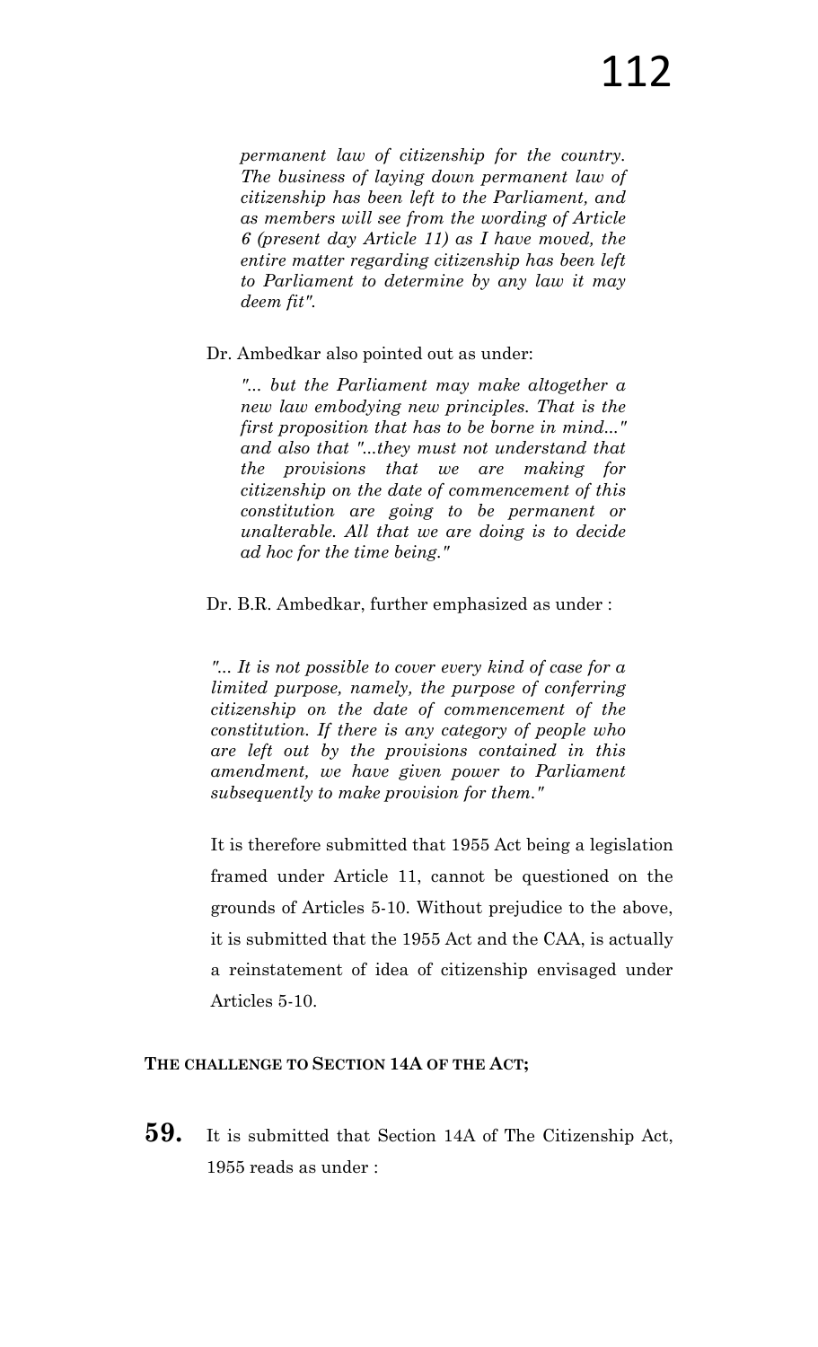*permanent law of citizenship for the country. The business of laying down permanent law of citizenship has been left to the Parliament, and as members will see from the wording of Article 6 (present day Article 11) as I have moved, the entire matter regarding citizenship has been left to Parliament to determine by any law it may deem fit".*

Dr. Ambedkar also pointed out as under:

*"... but the Parliament may make altogether a new law embodying new principles. That is the first proposition that has to be borne in mind..." and also that "...they must not understand that the provisions that we are making for citizenship on the date of commencement of this constitution are going to be permanent or unalterable. All that we are doing is to decide ad hoc for the time being."*

Dr. B.R. Ambedkar, further emphasized as under :

*"... It is not possible to cover every kind of case for a limited purpose, namely, the purpose of conferring citizenship on the date of commencement of the constitution. If there is any category of people who are left out by the provisions contained in this amendment, we have given power to Parliament subsequently to make provision for them."*

It is therefore submitted that 1955 Act being a legislation framed under Article 11, cannot be questioned on the grounds of Articles 5-10. Without prejudice to the above, it is submitted that the 1955 Act and the CAA, is actually a reinstatement of idea of citizenship envisaged under Articles 5-10.

**THE CHALLENGE TO SECTION 14A OF THE ACT;**

**59.** It is submitted that Section 14A of The Citizenship Act, 1955 reads as under :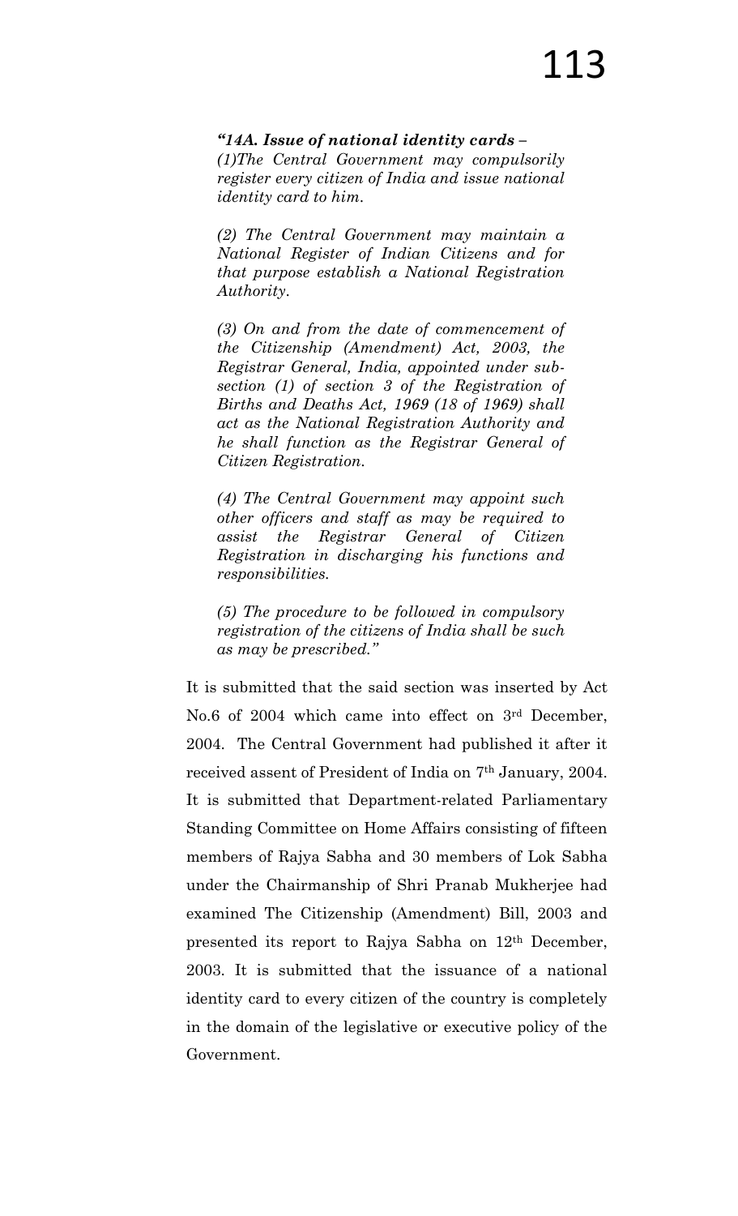> ***"14A. Issue of national identity cards –***
> *(1)The Central Government may compulsorily register every citizen of India and issue national identity card to him.*
>
> *(2) The Central Government may maintain a National Register of Indian Citizens and for that purpose establish a National Registration Authority.*
>
> *(3) On and from the date of commencement of the Citizenship (Amendment) Act, 2003, the Registrar General, India, appointed under sub-section (1) of section 3 of the Registration of Births and Deaths Act, 1969 (18 of 1969) shall act as the National Registration Authority and he shall function as the Registrar General of Citizen Registration.*
>
> *(4) The Central Government may appoint such other officers and staff as may be required to assist the Registrar General of Citizen Registration in discharging his functions and responsibilities.*
>
> *(5) The procedure to be followed in compulsory registration of the citizens of India shall be such as may be prescribed."*

It is submitted that the said section was inserted by Act No.6 of 2004 which came into effect on 3rd December, 2004. The Central Government had published it after it received assent of President of India on 7th January, 2004. It is submitted that Department-related Parliamentary Standing Committee on Home Affairs consisting of fifteen members of Rajya Sabha and 30 members of Lok Sabha under the Chairmanship of Shri Pranab Mukherjee had examined The Citizenship (Amendment) Bill, 2003 and presented its report to Rajya Sabha on 12th December, 2003. It is submitted that the issuance of a national identity card to every citizen of the country is completely in the domain of the legislative or executive policy of the Government.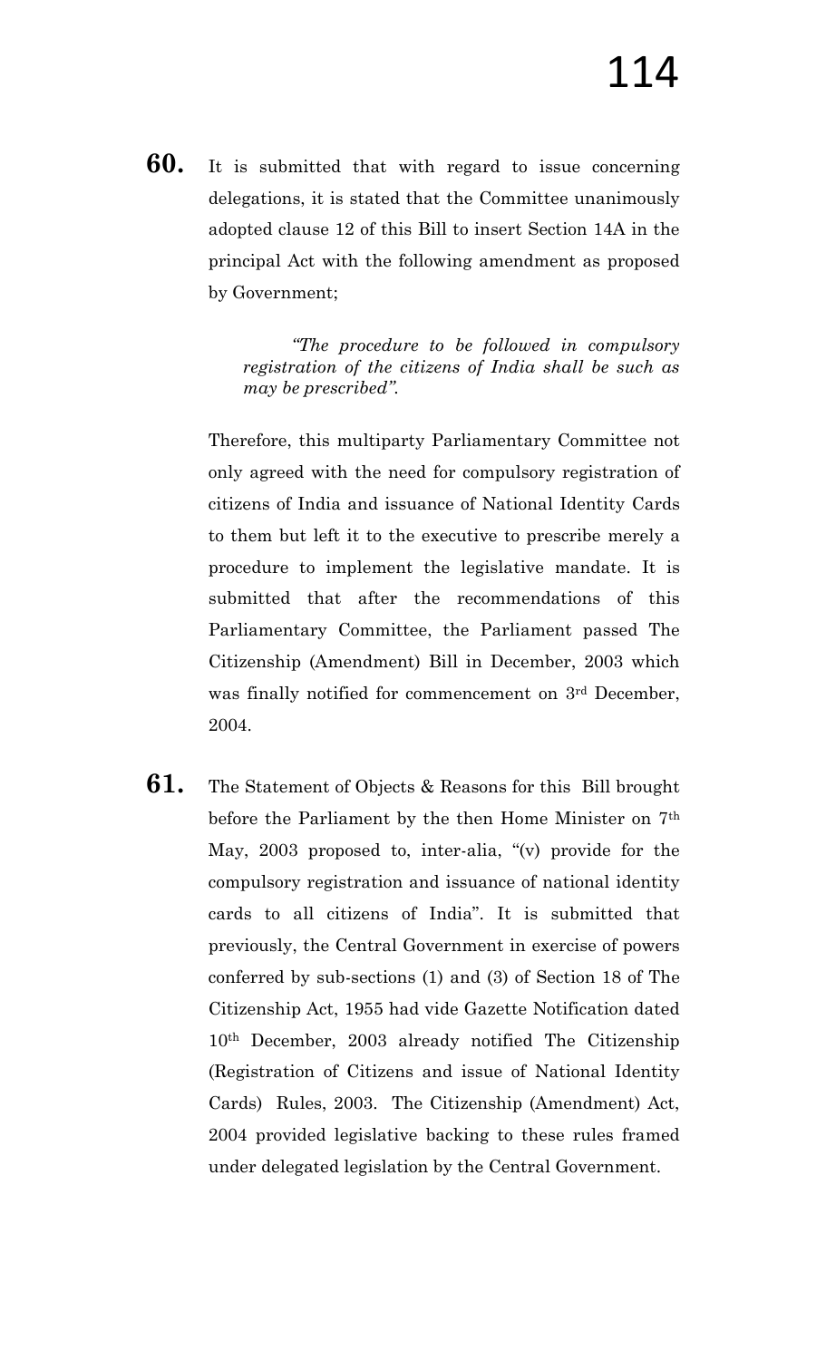**60.** It is submitted that with regard to issue concerning delegations, it is stated that the Committee unanimously adopted clause 12 of this Bill to insert Section 14A in the principal Act with the following amendment as proposed by Government;

> *"The procedure to be followed in compulsory registration of the citizens of India shall be such as may be prescribed".*

Therefore, this multiparty Parliamentary Committee not only agreed with the need for compulsory registration of citizens of India and issuance of National Identity Cards to them but left it to the executive to prescribe merely a procedure to implement the legislative mandate. It is submitted that after the recommendations of this Parliamentary Committee, the Parliament passed The Citizenship (Amendment) Bill in December, 2003 which was finally notified for commencement on 3rd December, 2004.

**61.** The Statement of Objects & Reasons for this Bill brought before the Parliament by the then Home Minister on 7th May, 2003 proposed to, inter-alia, "(v) provide for the compulsory registration and issuance of national identity cards to all citizens of India". It is submitted that previously, the Central Government in exercise of powers conferred by sub-sections (1) and (3) of Section 18 of The Citizenship Act, 1955 had vide Gazette Notification dated 10th December, 2003 already notified The Citizenship (Registration of Citizens and issue of National Identity Cards) Rules, 2003. The Citizenship (Amendment) Act, 2004 provided legislative backing to these rules framed under delegated legislation by the Central Government.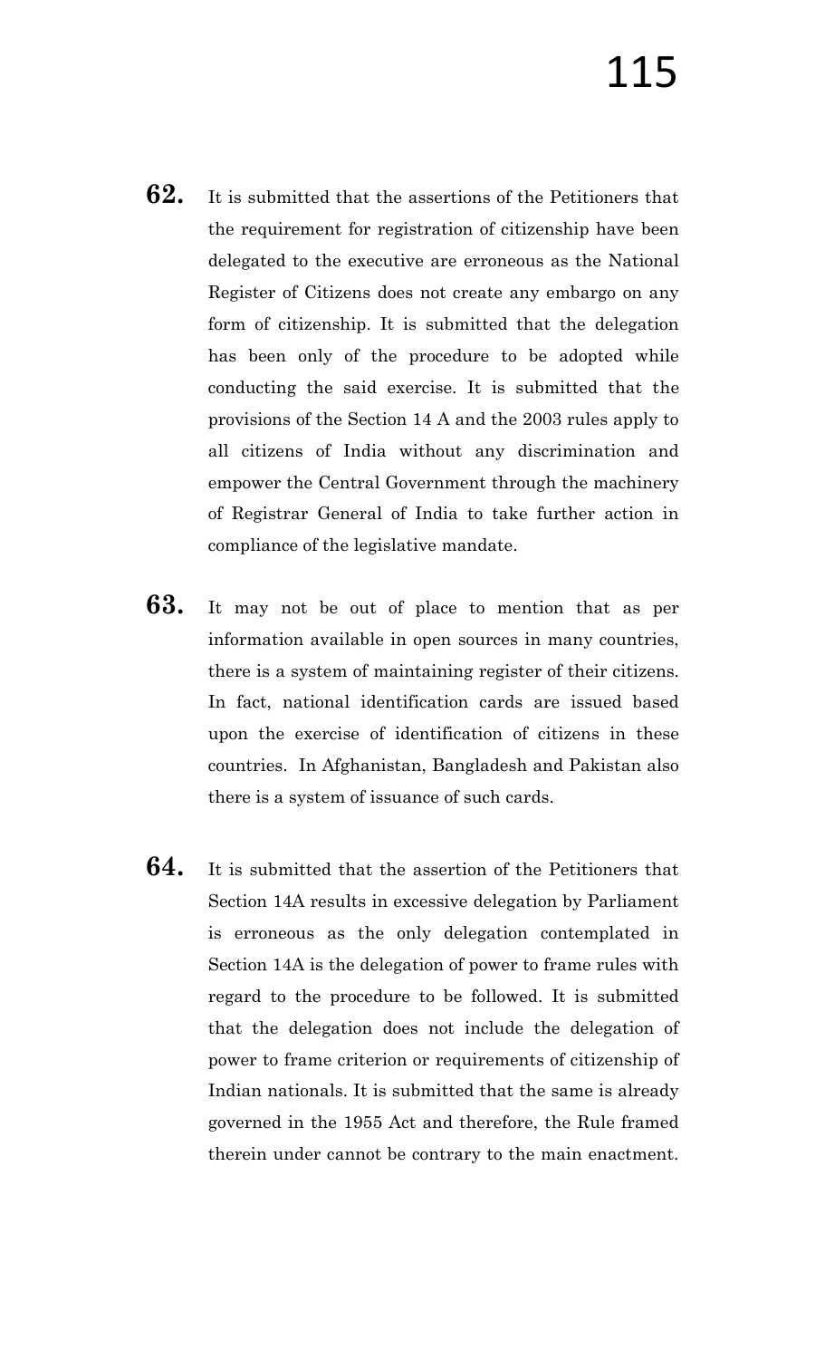**62.** It is submitted that the assertions of the Petitioners that the requirement for registration of citizenship have been delegated to the executive are erroneous as the National Register of Citizens does not create any embargo on any form of citizenship. It is submitted that the delegation has been only of the procedure to be adopted while conducting the said exercise. It is submitted that the provisions of the Section 14 A and the 2003 rules apply to all citizens of India without any discrimination and empower the Central Government through the machinery of Registrar General of India to take further action in compliance of the legislative mandate.

**63.** It may not be out of place to mention that as per information available in open sources in many countries, there is a system of maintaining register of their citizens. In fact, national identification cards are issued based upon the exercise of identification of citizens in these countries. In Afghanistan, Bangladesh and Pakistan also there is a system of issuance of such cards.

**64.** It is submitted that the assertion of the Petitioners that Section 14A results in excessive delegation by Parliament is erroneous as the only delegation contemplated in Section 14A is the delegation of power to frame rules with regard to the procedure to be followed. It is submitted that the delegation does not include the delegation of power to frame criterion or requirements of citizenship of Indian nationals. It is submitted that the same is already governed in the 1955 Act and therefore, the Rule framed therein under cannot be contrary to the main enactment.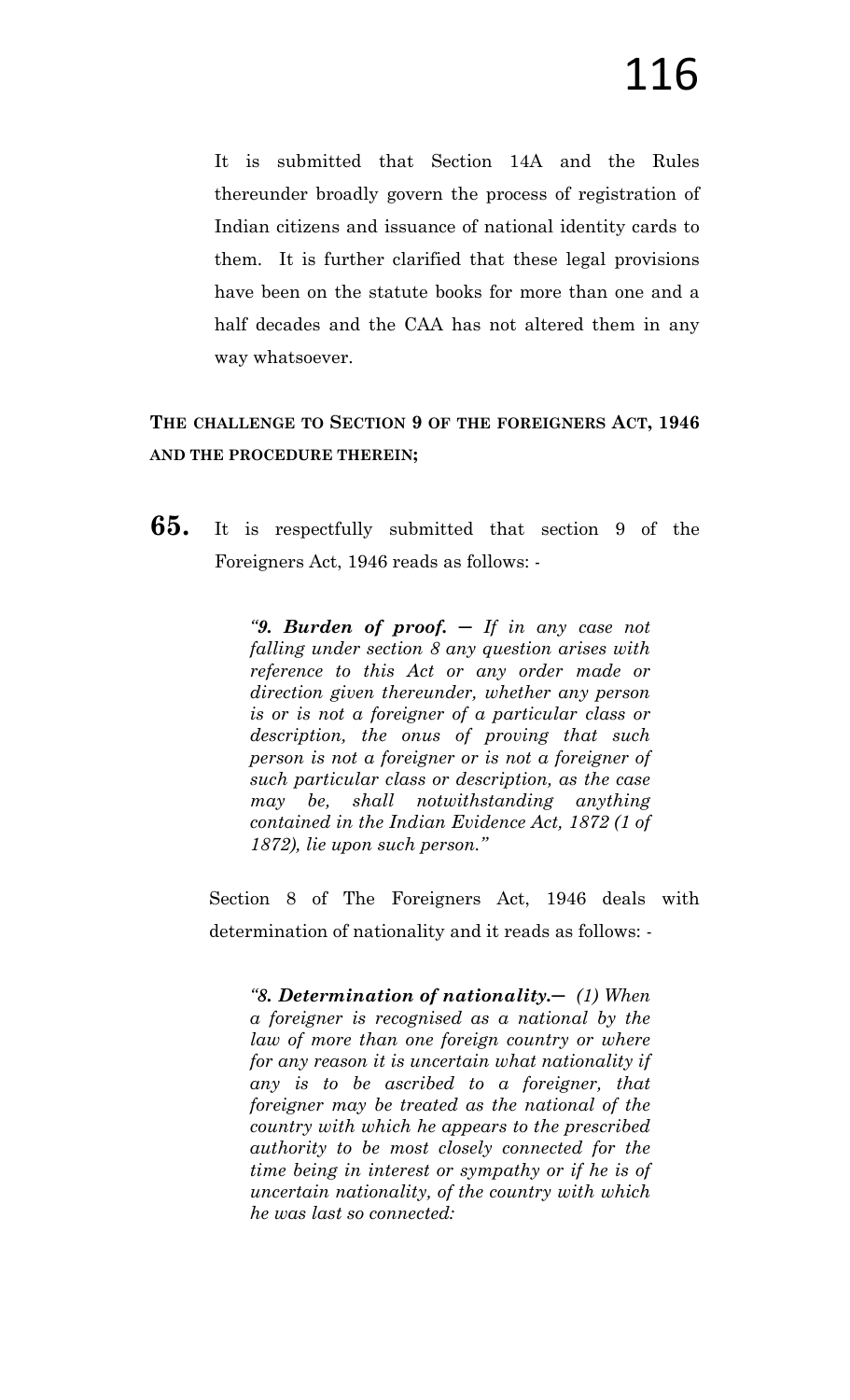It is submitted that Section 14A and the Rules thereunder broadly govern the process of registration of Indian citizens and issuance of national identity cards to them. It is further clarified that these legal provisions have been on the statute books for more than one and a half decades and the CAA has not altered them in any way whatsoever.

**THE CHALLENGE TO SECTION 9 OF THE FOREIGNERS ACT, 1946 AND THE PROCEDURE THEREIN;**

**65.** It is respectfully submitted that section 9 of the Foreigners Act, 1946 reads as follows: -

> *"**9. Burden of proof.** — If in any case not falling under section 8 any question arises with reference to this Act or any order made or direction given thereunder, whether any person is or is not a foreigner of a particular class or description, the onus of proving that such person is not a foreigner or is not a foreigner of such particular class or description, as the case may be, shall notwithstanding anything contained in the Indian Evidence Act, 1872 (1 of 1872), lie upon such person."*

Section 8 of The Foreigners Act, 1946 deals with determination of nationality and it reads as follows: -

> *"**8. Determination of nationality.**— (1) When a foreigner is recognised as a national by the law of more than one foreign country or where for any reason it is uncertain what nationality if any is to be ascribed to a foreigner, that foreigner may be treated as the national of the country with which he appears to the prescribed authority to be most closely connected for the time being in interest or sympathy or if he is of uncertain nationality, of the country with which he was last so connected:*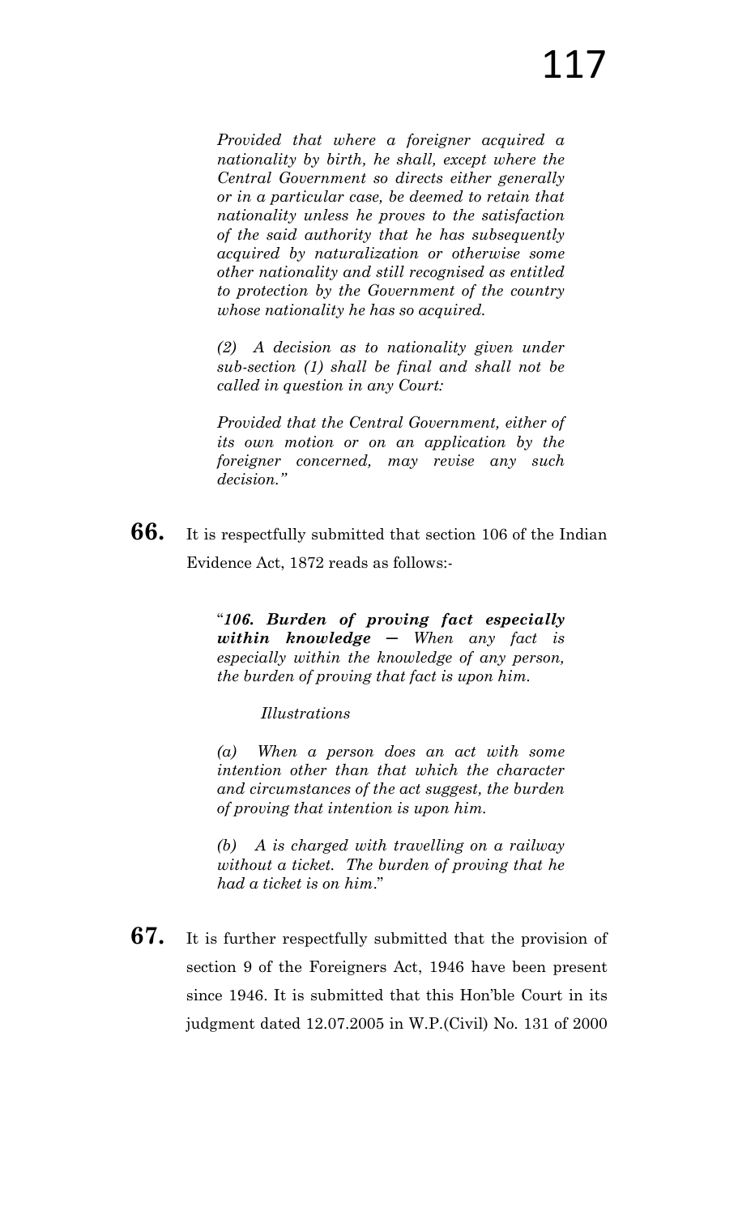> *Provided that where a foreigner acquired a nationality by birth, he shall, except where the Central Government so directs either generally or in a particular case, be deemed to retain that nationality unless he proves to the satisfaction of the said authority that he has subsequently acquired by naturalization or otherwise some other nationality and still recognised as entitled to protection by the Government of the country whose nationality he has so acquired.*
>
> *(2) A decision as to nationality given under sub-section (1) shall be final and shall not be called in question in any Court:*
>
> *Provided that the Central Government, either of its own motion or on an application by the foreigner concerned, may revise any such decision."*

**66.** It is respectfully submitted that section 106 of the Indian Evidence Act, 1872 reads as follows:-

> "***106. Burden of proving fact especially within knowledge —*** *When any fact is especially within the knowledge of any person, the burden of proving that fact is upon him.*
>
> *Illustrations*
>
> *(a) When a person does an act with some intention other than that which the character and circumstances of the act suggest, the burden of proving that intention is upon him.*
>
> *(b) A is charged with travelling on a railway without a ticket. The burden of proving that he had a ticket is on him.*"

**67.** It is further respectfully submitted that the provision of section 9 of the Foreigners Act, 1946 have been present since 1946. It is submitted that this Hon'ble Court in its judgment dated 12.07.2005 in W.P.(Civil) No. 131 of 2000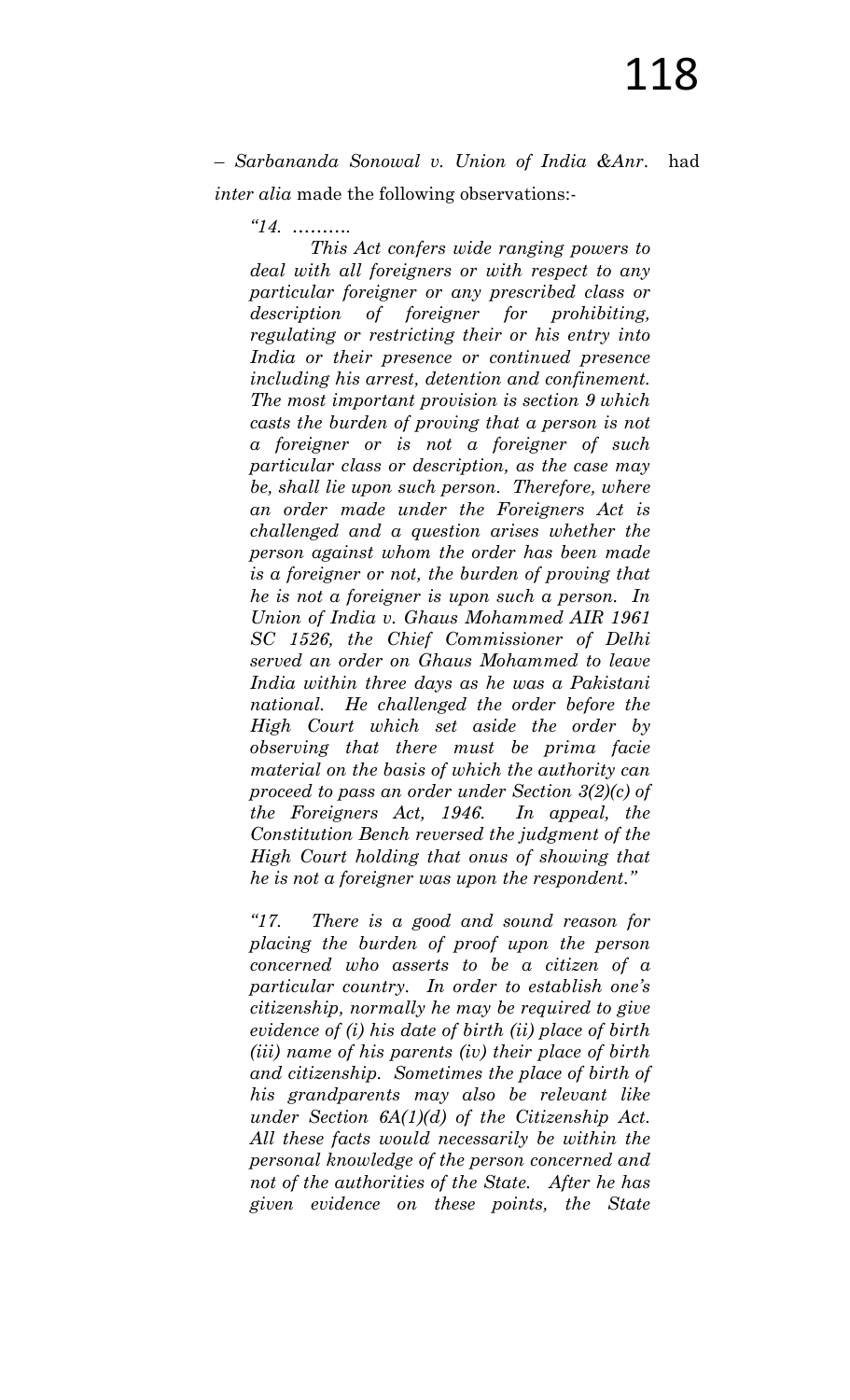– *Sarbananda Sonowal v. Union of India &Anr.* had *inter alia* made the following observations:-

> *"14. ……….*
>
> *This Act confers wide ranging powers to deal with all foreigners or with respect to any particular foreigner or any prescribed class or description of foreigner for prohibiting, regulating or restricting their or his entry into India or their presence or continued presence including his arrest, detention and confinement. The most important provision is section 9 which casts the burden of proving that a person is not a foreigner or is not a foreigner of such particular class or description, as the case may be, shall lie upon such person. Therefore, where an order made under the Foreigners Act is challenged and a question arises whether the person against whom the order has been made is a foreigner or not, the burden of proving that he is not a foreigner is upon such a person. In Union of India v. Ghaus Mohammed AIR 1961 SC 1526, the Chief Commissioner of Delhi served an order on Ghaus Mohammed to leave India within three days as he was a Pakistani national. He challenged the order before the High Court which set aside the order by observing that there must be prima facie material on the basis of which the authority can proceed to pass an order under Section 3(2)(c) of the Foreigners Act, 1946. In appeal, the Constitution Bench reversed the judgment of the High Court holding that onus of showing that he is not a foreigner was upon the respondent."*
>
> *"17. There is a good and sound reason for placing the burden of proof upon the person concerned who asserts to be a citizen of a particular country. In order to establish one's citizenship, normally he may be required to give evidence of (i) his date of birth (ii) place of birth (iii) name of his parents (iv) their place of birth and citizenship. Sometimes the place of birth of his grandparents may also be relevant like under Section 6A(1)(d) of the Citizenship Act. All these facts would necessarily be within the personal knowledge of the person concerned and not of the authorities of the State. After he has given evidence on these points, the State*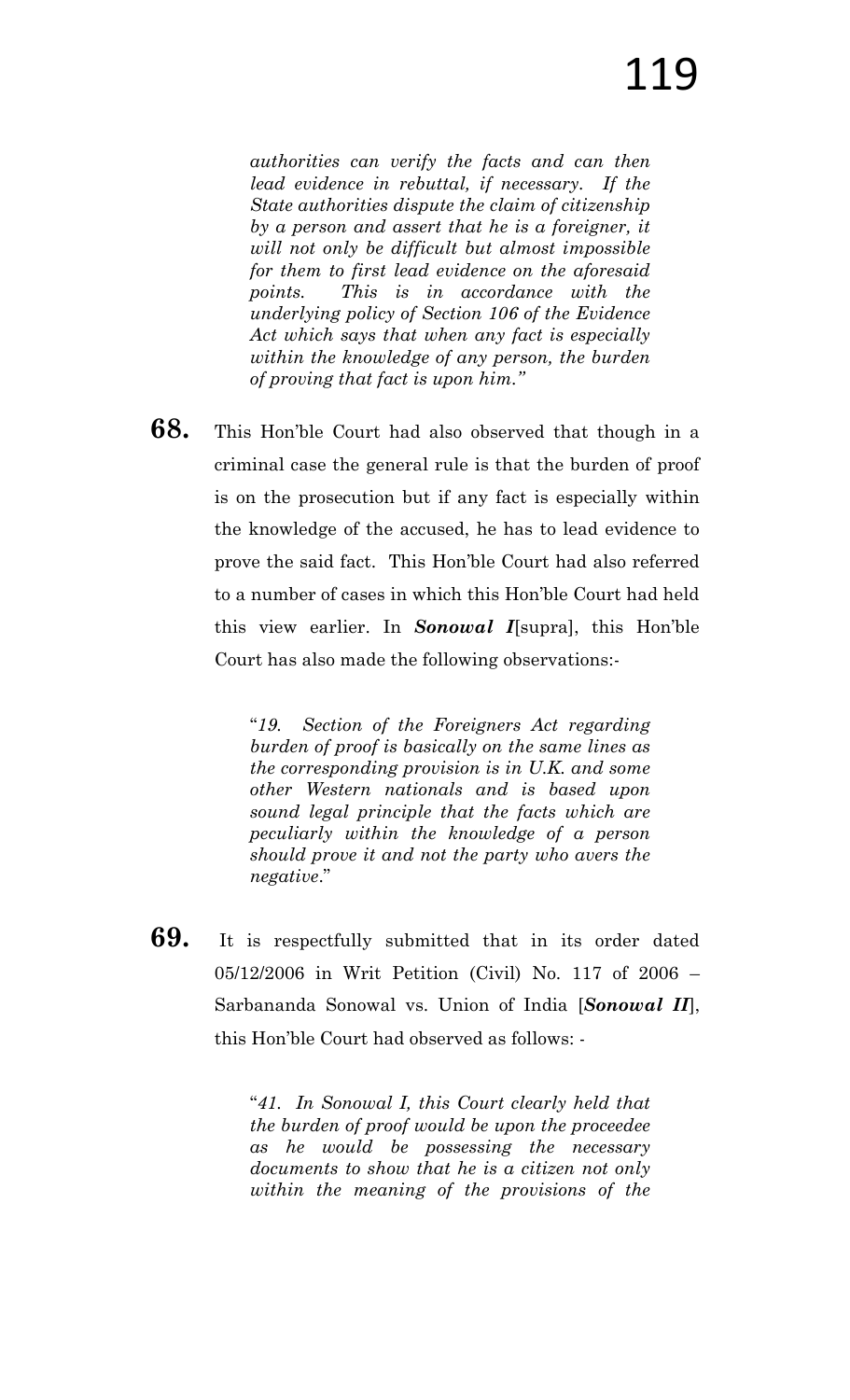> *authorities can verify the facts and can then lead evidence in rebuttal, if necessary. If the State authorities dispute the claim of citizenship by a person and assert that he is a foreigner, it will not only be difficult but almost impossible for them to first lead evidence on the aforesaid points. This is in accordance with the underlying policy of Section 106 of the Evidence Act which says that when any fact is especially within the knowledge of any person, the burden of proving that fact is upon him."*

**68.** This Hon'ble Court had also observed that though in a criminal case the general rule is that the burden of proof is on the prosecution but if any fact is especially within the knowledge of the accused, he has to lead evidence to prove the said fact. This Hon'ble Court had also referred to a number of cases in which this Hon'ble Court had held this view earlier. In ***Sonowal I***[supra], this Hon'ble Court has also made the following observations:-

> "*19. Section of the Foreigners Act regarding burden of proof is basically on the same lines as the corresponding provision is in U.K. and some other Western nationals and is based upon sound legal principle that the facts which are peculiarly within the knowledge of a person should prove it and not the party who avers the negative*."

**69.** It is respectfully submitted that in its order dated 05/12/2006 in Writ Petition (Civil) No. 117 of 2006 – Sarbananda Sonowal vs. Union of India [***Sonowal II***], this Hon'ble Court had observed as follows: -

> "*41. In Sonowal I, this Court clearly held that the burden of proof would be upon the proceedee as he would be possessing the necessary documents to show that he is a citizen not only within the meaning of the provisions of the*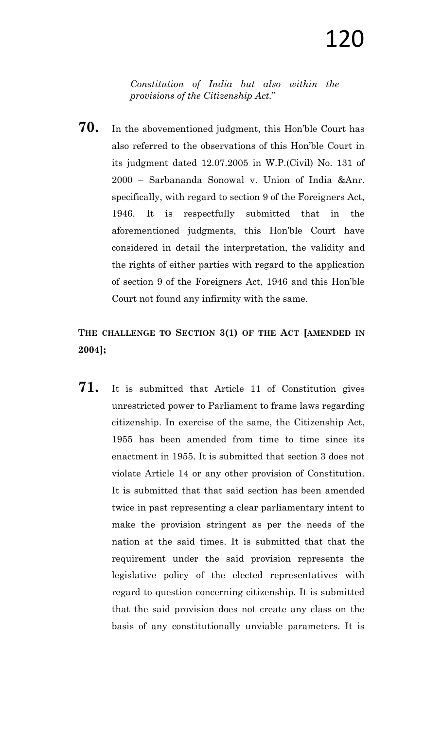*Constitution of India but also within the provisions of the Citizenship Act*."

**70.** In the abovementioned judgment, this Hon'ble Court has also referred to the observations of this Hon'ble Court in its judgment dated 12.07.2005 in W.P.(Civil) No. 131 of 2000 – Sarbananda Sonowal v. Union of India &Anr. specifically, with regard to section 9 of the Foreigners Act, 1946. It is respectfully submitted that in the aforementioned judgments, this Hon'ble Court have considered in detail the interpretation, the validity and the rights of either parties with regard to the application of section 9 of the Foreigners Act, 1946 and this Hon'ble Court not found any infirmity with the same.

**THE CHALLENGE TO SECTION 3(1) OF THE ACT [AMENDED IN 2004];**

**71.** It is submitted that Article 11 of Constitution gives unrestricted power to Parliament to frame laws regarding citizenship. In exercise of the same, the Citizenship Act, 1955 has been amended from time to time since its enactment in 1955. It is submitted that section 3 does not violate Article 14 or any other provision of Constitution. It is submitted that that said section has been amended twice in past representing a clear parliamentary intent to make the provision stringent as per the needs of the nation at the said times. It is submitted that that the requirement under the said provision represents the legislative policy of the elected representatives with regard to question concerning citizenship. It is submitted that the said provision does not create any class on the basis of any constitutionally unviable parameters. It is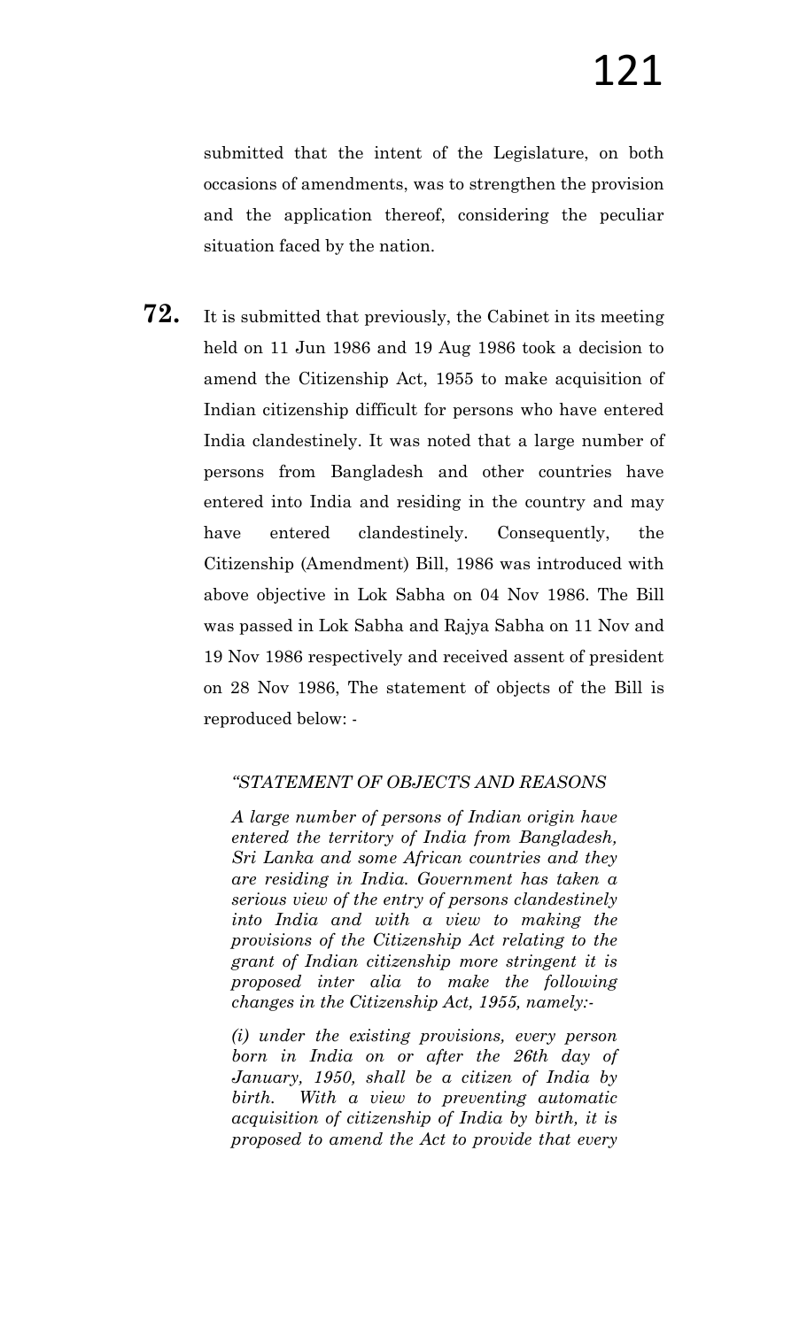submitted that the intent of the Legislature, on both occasions of amendments, was to strengthen the provision and the application thereof, considering the peculiar situation faced by the nation.

**72.** It is submitted that previously, the Cabinet in its meeting held on 11 Jun 1986 and 19 Aug 1986 took a decision to amend the Citizenship Act, 1955 to make acquisition of Indian citizenship difficult for persons who have entered India clandestinely. It was noted that a large number of persons from Bangladesh and other countries have entered into India and residing in the country and may have entered clandestinely. Consequently, the Citizenship (Amendment) Bill, 1986 was introduced with above objective in Lok Sabha on 04 Nov 1986. The Bill was passed in Lok Sabha and Rajya Sabha on 11 Nov and 19 Nov 1986 respectively and received assent of president on 28 Nov 1986, The statement of objects of the Bill is reproduced below: -

*"STATEMENT OF OBJECTS AND REASONS*

*A large number of persons of Indian origin have entered the territory of India from Bangladesh, Sri Lanka and some African countries and they are residing in India. Government has taken a serious view of the entry of persons clandestinely into India and with a view to making the provisions of the Citizenship Act relating to the grant of Indian citizenship more stringent it is proposed inter alia to make the following changes in the Citizenship Act, 1955, namely:-*

*(i) under the existing provisions, every person born in India on or after the 26th day of January, 1950, shall be a citizen of India by birth. With a view to preventing automatic acquisition of citizenship of India by birth, it is proposed to amend the Act to provide that every*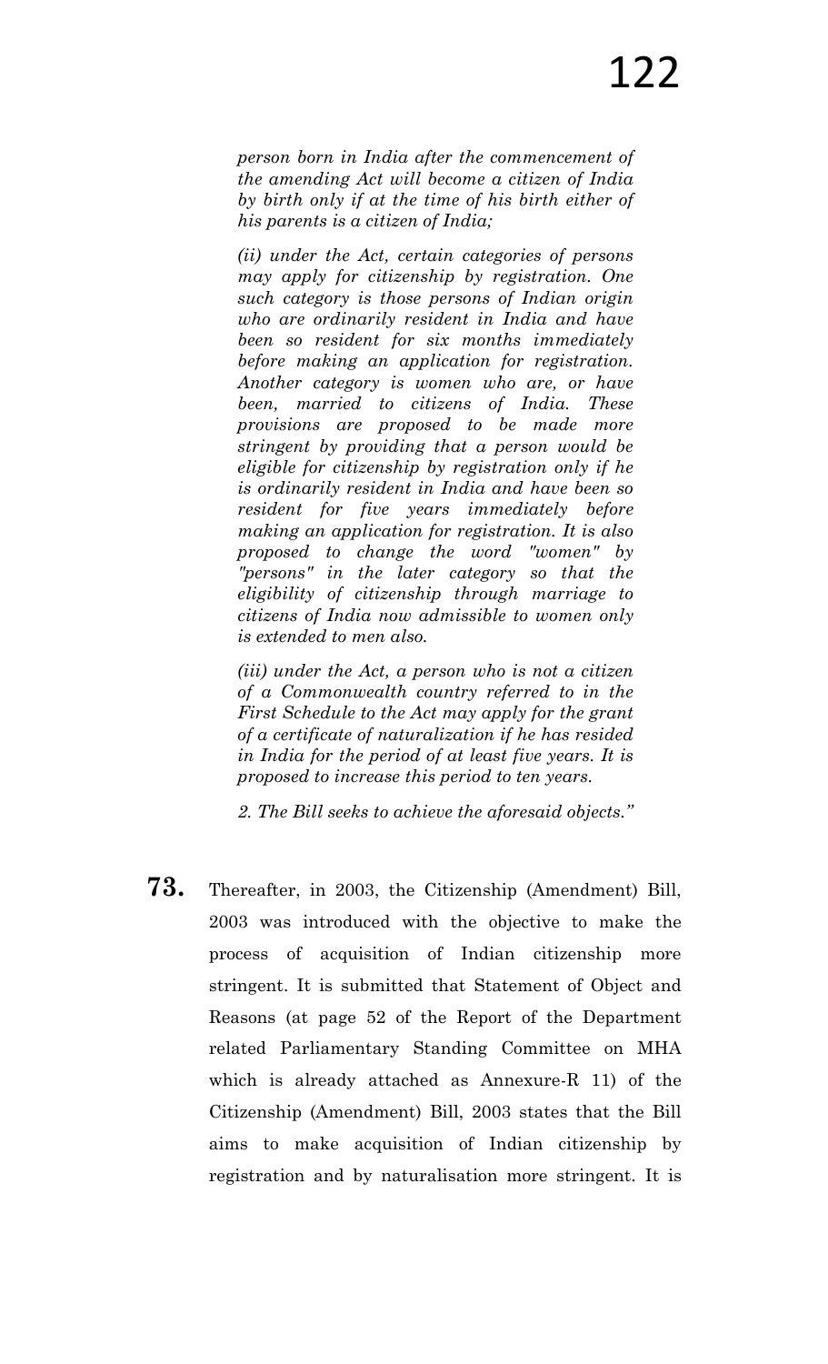*person born in India after the commencement of the amending Act will become a citizen of India by birth only if at the time of his birth either of his parents is a citizen of India;*

*(ii) under the Act, certain categories of persons may apply for citizenship by registration. One such category is those persons of Indian origin who are ordinarily resident in India and have been so resident for six months immediately before making an application for registration. Another category is women who are, or have been, married to citizens of India. These provisions are proposed to be made more stringent by providing that a person would be eligible for citizenship by registration only if he is ordinarily resident in India and have been so resident for five years immediately before making an application for registration. It is also proposed to change the word "women" by "persons" in the later category so that the eligibility of citizenship through marriage to citizens of India now admissible to women only is extended to men also.*

*(iii) under the Act, a person who is not a citizen of a Commonwealth country referred to in the First Schedule to the Act may apply for the grant of a certificate of naturalization if he has resided in India for the period of at least five years. It is proposed to increase this period to ten years.*

*2. The Bill seeks to achieve the aforesaid objects."*

**73.** Thereafter, in 2003, the Citizenship (Amendment) Bill, 2003 was introduced with the objective to make the process of acquisition of Indian citizenship more stringent. It is submitted that Statement of Object and Reasons (at page 52 of the Report of the Department related Parliamentary Standing Committee on MHA which is already attached as Annexure-R 11) of the Citizenship (Amendment) Bill, 2003 states that the Bill aims to make acquisition of Indian citizenship by registration and by naturalisation more stringent. It is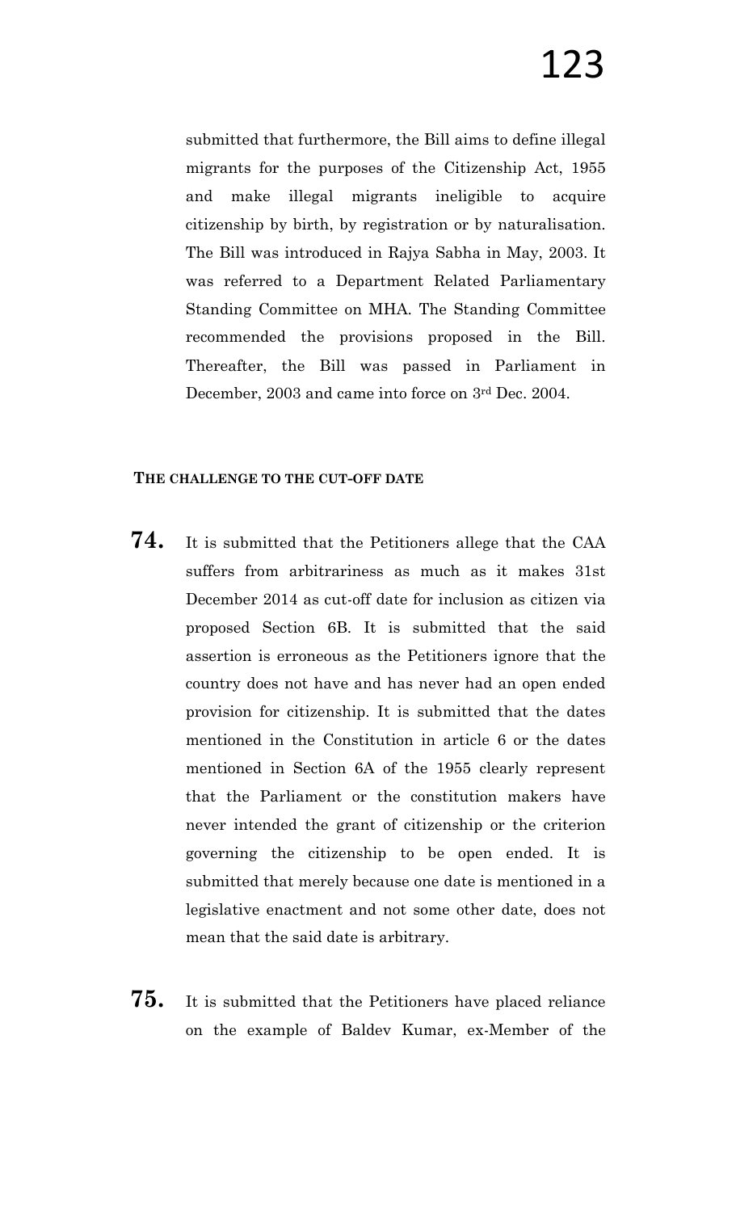submitted that furthermore, the Bill aims to define illegal migrants for the purposes of the Citizenship Act, 1955 and make illegal migrants ineligible to acquire citizenship by birth, by registration or by naturalisation. The Bill was introduced in Rajya Sabha in May, 2003. It was referred to a Department Related Parliamentary Standing Committee on MHA. The Standing Committee recommended the provisions proposed in the Bill. Thereafter, the Bill was passed in Parliament in December, 2003 and came into force on 3rd Dec. 2004.

**THE CHALLENGE TO THE CUT-OFF DATE**

**74.** It is submitted that the Petitioners allege that the CAA suffers from arbitrariness as much as it makes 31st December 2014 as cut-off date for inclusion as citizen via proposed Section 6B. It is submitted that the said assertion is erroneous as the Petitioners ignore that the country does not have and has never had an open ended provision for citizenship. It is submitted that the dates mentioned in the Constitution in article 6 or the dates mentioned in Section 6A of the 1955 clearly represent that the Parliament or the constitution makers have never intended the grant of citizenship or the criterion governing the citizenship to be open ended. It is submitted that merely because one date is mentioned in a legislative enactment and not some other date, does not mean that the said date is arbitrary.

**75.** It is submitted that the Petitioners have placed reliance on the example of Baldev Kumar, ex-Member of the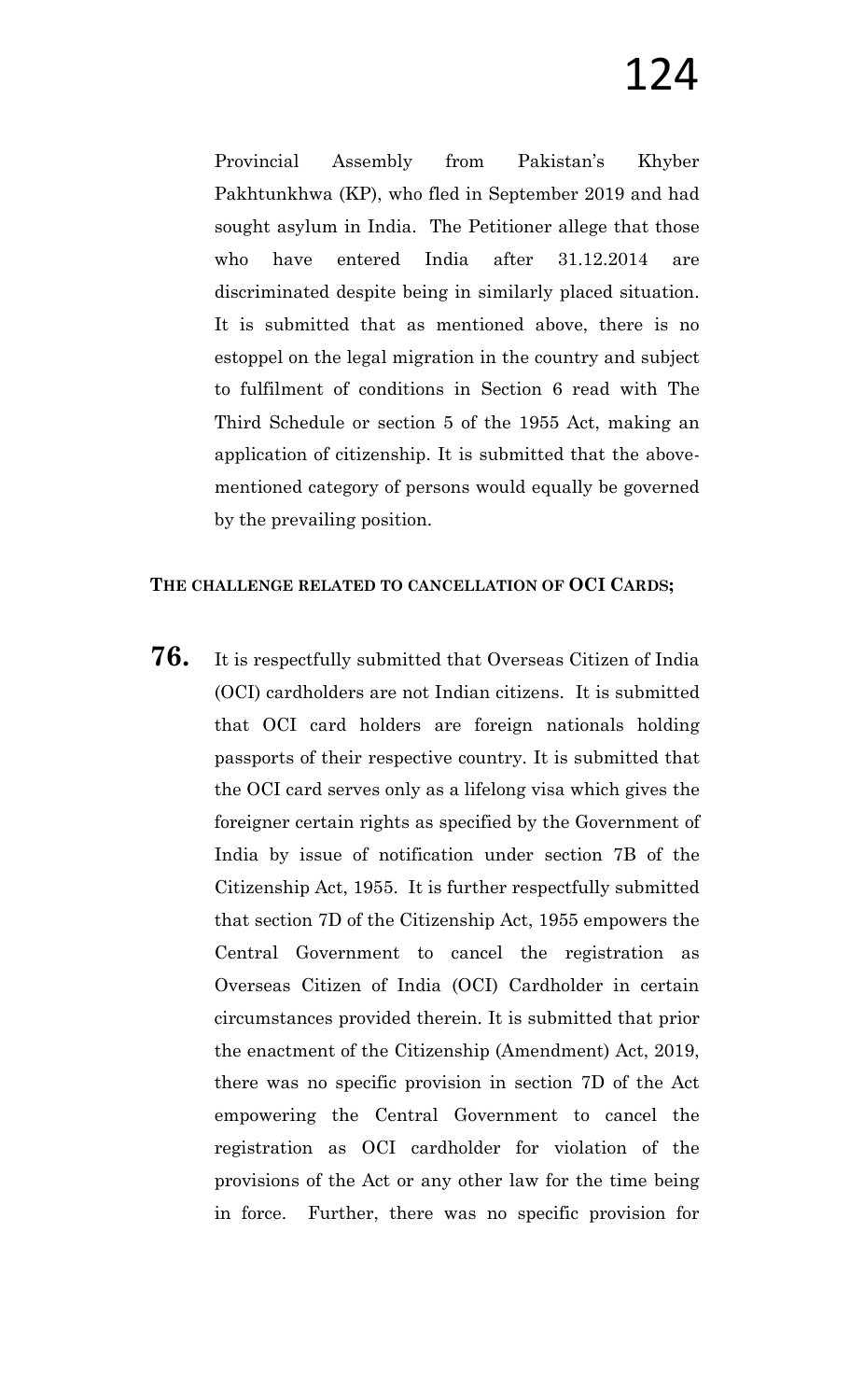Provincial Assembly from Pakistan's Khyber Pakhtunkhwa (KP), who fled in September 2019 and had sought asylum in India. The Petitioner allege that those who have entered India after 31.12.2014 are discriminated despite being in similarly placed situation. It is submitted that as mentioned above, there is no estoppel on the legal migration in the country and subject to fulfilment of conditions in Section 6 read with The Third Schedule or section 5 of the 1955 Act, making an application of citizenship. It is submitted that the above-mentioned category of persons would equally be governed by the prevailing position.

**THE CHALLENGE RELATED TO CANCELLATION OF OCI CARDS;**

**76.** It is respectfully submitted that Overseas Citizen of India (OCI) cardholders are not Indian citizens. It is submitted that OCI card holders are foreign nationals holding passports of their respective country. It is submitted that the OCI card serves only as a lifelong visa which gives the foreigner certain rights as specified by the Government of India by issue of notification under section 7B of the Citizenship Act, 1955. It is further respectfully submitted that section 7D of the Citizenship Act, 1955 empowers the Central Government to cancel the registration as Overseas Citizen of India (OCI) Cardholder in certain circumstances provided therein. It is submitted that prior the enactment of the Citizenship (Amendment) Act, 2019, there was no specific provision in section 7D of the Act empowering the Central Government to cancel the registration as OCI cardholder for violation of the provisions of the Act or any other law for the time being in force. Further, there was no specific provision for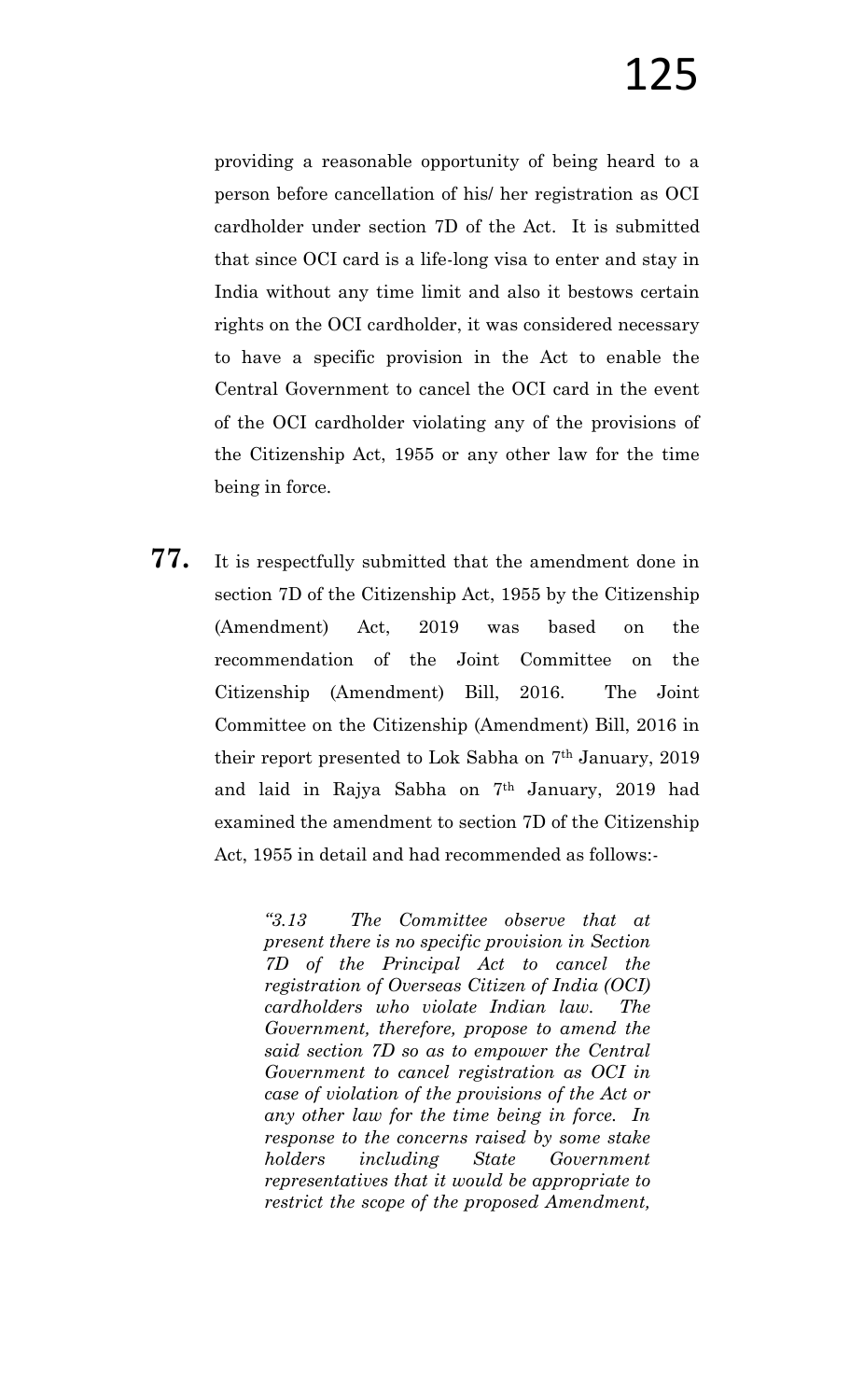providing a reasonable opportunity of being heard to a person before cancellation of his/ her registration as OCI cardholder under section 7D of the Act. It is submitted that since OCI card is a life-long visa to enter and stay in India without any time limit and also it bestows certain rights on the OCI cardholder, it was considered necessary to have a specific provision in the Act to enable the Central Government to cancel the OCI card in the event of the OCI cardholder violating any of the provisions of the Citizenship Act, 1955 or any other law for the time being in force.

**77.** It is respectfully submitted that the amendment done in section 7D of the Citizenship Act, 1955 by the Citizenship (Amendment) Act, 2019 was based on the recommendation of the Joint Committee on the Citizenship (Amendment) Bill, 2016. The Joint Committee on the Citizenship (Amendment) Bill, 2016 in their report presented to Lok Sabha on 7th January, 2019 and laid in Rajya Sabha on 7th January, 2019 had examined the amendment to section 7D of the Citizenship Act, 1955 in detail and had recommended as follows:-

> *"3.13 The Committee observe that at present there is no specific provision in Section 7D of the Principal Act to cancel the registration of Overseas Citizen of India (OCI) cardholders who violate Indian law. The Government, therefore, propose to amend the said section 7D so as to empower the Central Government to cancel registration as OCI in case of violation of the provisions of the Act or any other law for the time being in force. In response to the concerns raised by some stake holders including State Government representatives that it would be appropriate to restrict the scope of the proposed Amendment,*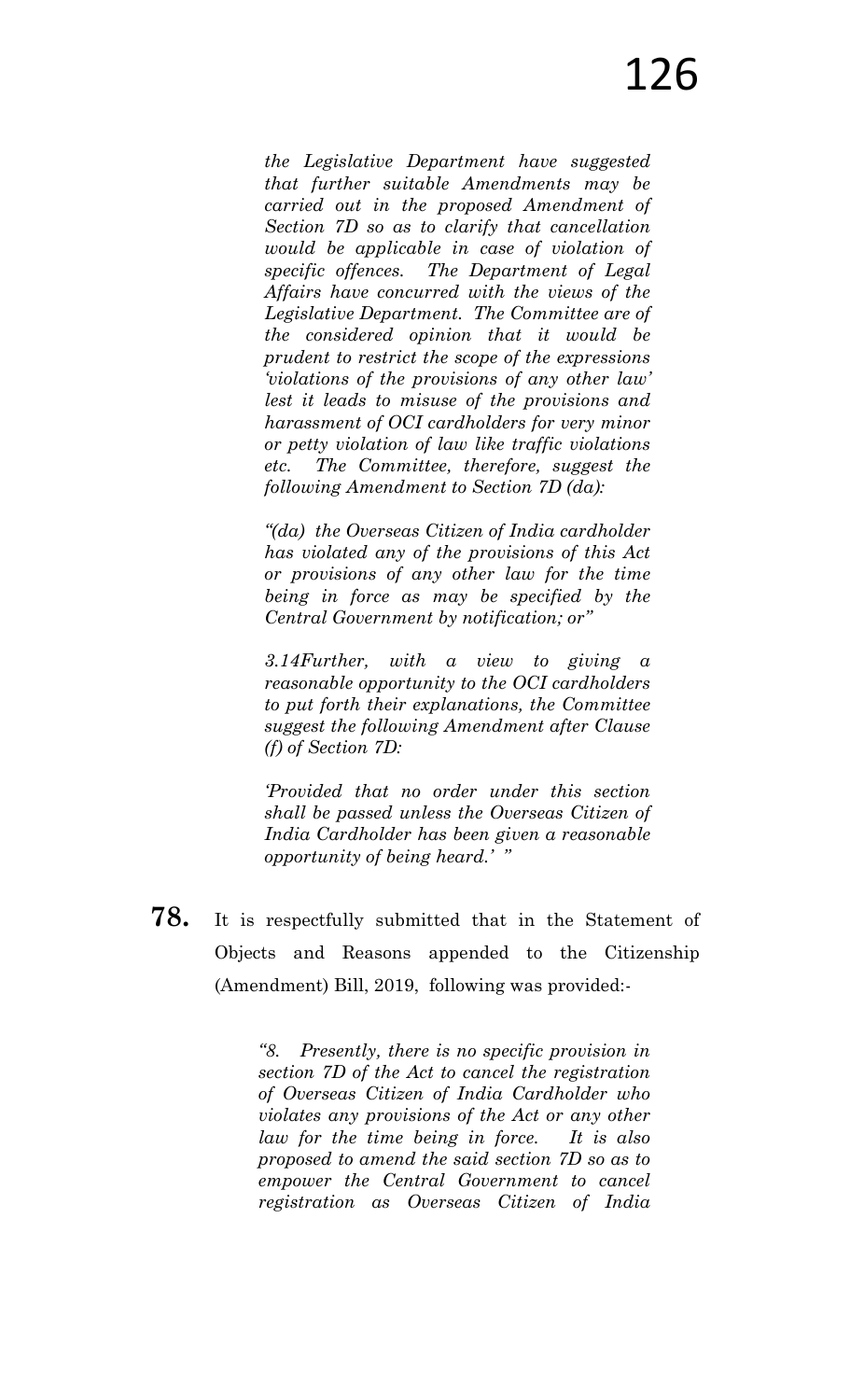*the Legislative Department have suggested that further suitable Amendments may be carried out in the proposed Amendment of Section 7D so as to clarify that cancellation would be applicable in case of violation of specific offences. The Department of Legal Affairs have concurred with the views of the Legislative Department. The Committee are of the considered opinion that it would be prudent to restrict the scope of the expressions 'violations of the provisions of any other law' lest it leads to misuse of the provisions and harassment of OCI cardholders for very minor or petty violation of law like traffic violations etc. The Committee, therefore, suggest the following Amendment to Section 7D (da):*

*"(da) the Overseas Citizen of India cardholder has violated any of the provisions of this Act or provisions of any other law for the time being in force as may be specified by the Central Government by notification; or"*

*3.14Further, with a view to giving a reasonable opportunity to the OCI cardholders to put forth their explanations, the Committee suggest the following Amendment after Clause (f) of Section 7D:*

*'Provided that no order under this section shall be passed unless the Overseas Citizen of India Cardholder has been given a reasonable opportunity of being heard.' "*

**78.** It is respectfully submitted that in the Statement of Objects and Reasons appended to the Citizenship (Amendment) Bill, 2019, following was provided:-

*"8. Presently, there is no specific provision in section 7D of the Act to cancel the registration of Overseas Citizen of India Cardholder who violates any provisions of the Act or any other law for the time being in force. It is also proposed to amend the said section 7D so as to empower the Central Government to cancel registration as Overseas Citizen of India*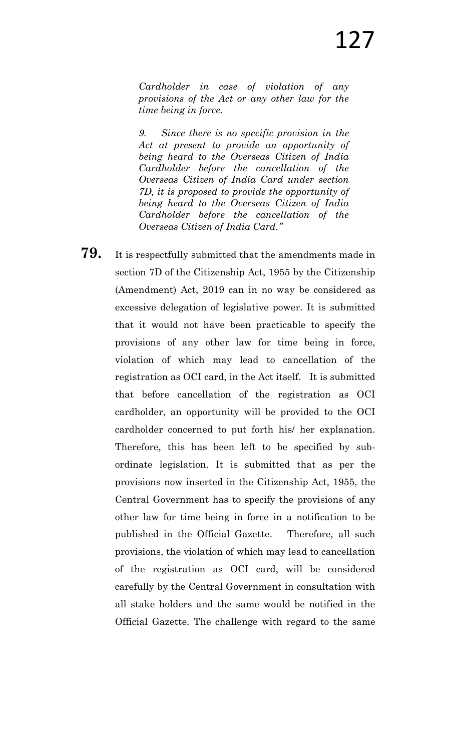*Cardholder in case of violation of any provisions of the Act or any other law for the time being in force.*

*9. Since there is no specific provision in the Act at present to provide an opportunity of being heard to the Overseas Citizen of India Cardholder before the cancellation of the Overseas Citizen of India Card under section 7D, it is proposed to provide the opportunity of being heard to the Overseas Citizen of India Cardholder before the cancellation of the Overseas Citizen of India Card."*

**79.** It is respectfully submitted that the amendments made in section 7D of the Citizenship Act, 1955 by the Citizenship (Amendment) Act, 2019 can in no way be considered as excessive delegation of legislative power. It is submitted that it would not have been practicable to specify the provisions of any other law for time being in force, violation of which may lead to cancellation of the registration as OCI card, in the Act itself. It is submitted that before cancellation of the registration as OCI cardholder, an opportunity will be provided to the OCI cardholder concerned to put forth his/ her explanation. Therefore, this has been left to be specified by sub-ordinate legislation. It is submitted that as per the provisions now inserted in the Citizenship Act, 1955, the Central Government has to specify the provisions of any other law for time being in force in a notification to be published in the Official Gazette. Therefore, all such provisions, the violation of which may lead to cancellation of the registration as OCI card, will be considered carefully by the Central Government in consultation with all stake holders and the same would be notified in the Official Gazette. The challenge with regard to the same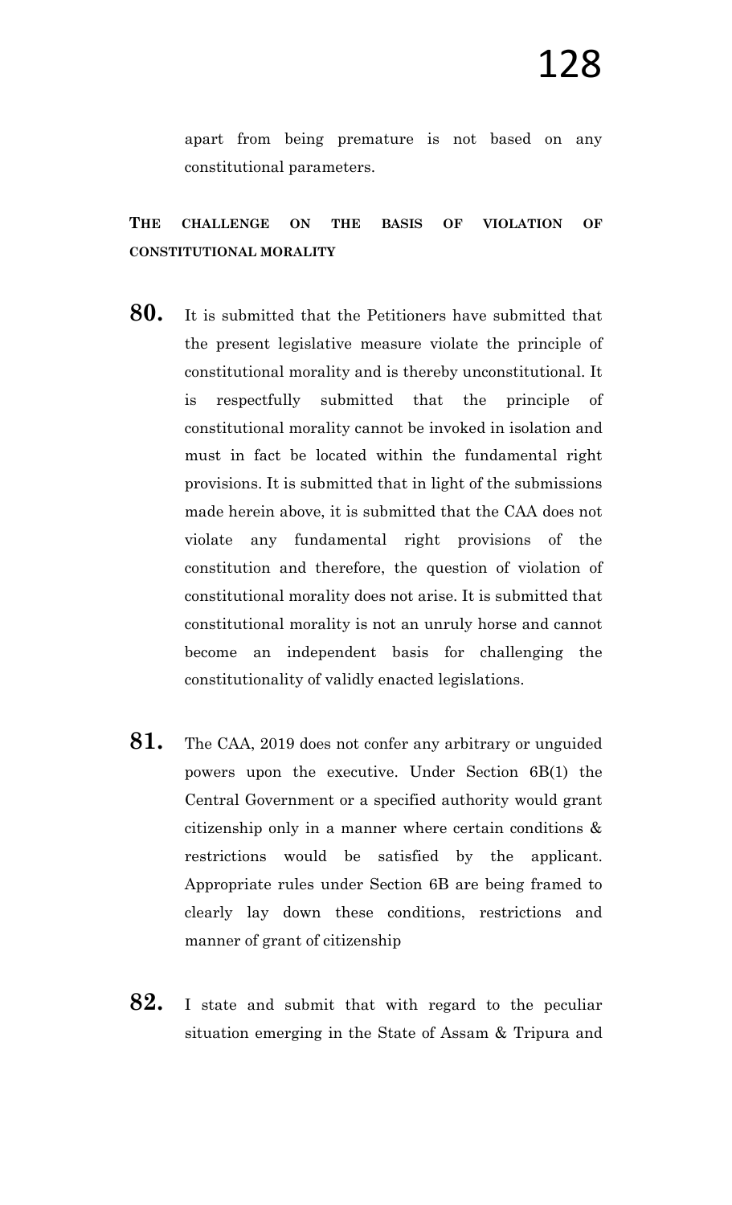apart from being premature is not based on any constitutional parameters.

**THE CHALLENGE ON THE BASIS OF VIOLATION OF CONSTITUTIONAL MORALITY**

**80.** It is submitted that the Petitioners have submitted that the present legislative measure violate the principle of constitutional morality and is thereby unconstitutional. It is respectfully submitted that the principle of constitutional morality cannot be invoked in isolation and must in fact be located within the fundamental right provisions. It is submitted that in light of the submissions made herein above, it is submitted that the CAA does not violate any fundamental right provisions of the constitution and therefore, the question of violation of constitutional morality does not arise. It is submitted that constitutional morality is not an unruly horse and cannot become an independent basis for challenging the constitutionality of validly enacted legislations.

**81.** The CAA, 2019 does not confer any arbitrary or unguided powers upon the executive. Under Section 6B(1) the Central Government or a specified authority would grant citizenship only in a manner where certain conditions & restrictions would be satisfied by the applicant. Appropriate rules under Section 6B are being framed to clearly lay down these conditions, restrictions and manner of grant of citizenship

**82.** I state and submit that with regard to the peculiar situation emerging in the State of Assam & Tripura and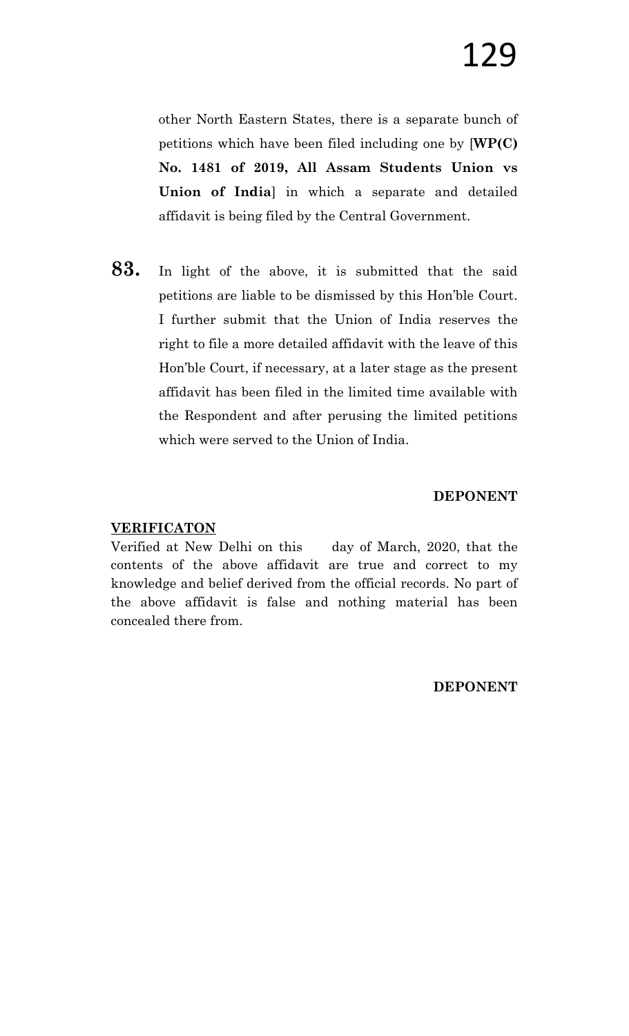other North Eastern States, there is a separate bunch of petitions which have been filed including one by [**WP(C) No. 1481 of 2019, All Assam Students Union vs Union of India**] in which a separate and detailed affidavit is being filed by the Central Government.

**83.** In light of the above, it is submitted that the said petitions are liable to be dismissed by this Hon'ble Court. I further submit that the Union of India reserves the right to file a more detailed affidavit with the leave of this Hon'ble Court, if necessary, at a later stage as the present affidavit has been filed in the limited time available with the Respondent and after perusing the limited petitions which were served to the Union of India.

**DEPONENT**

**VERIFICATON**

Verified at New Delhi on this      day of March, 2020, that the contents of the above affidavit are true and correct to my knowledge and belief derived from the official records. No part of the above affidavit is false and nothing material has been concealed there from.

**DEPONENT**